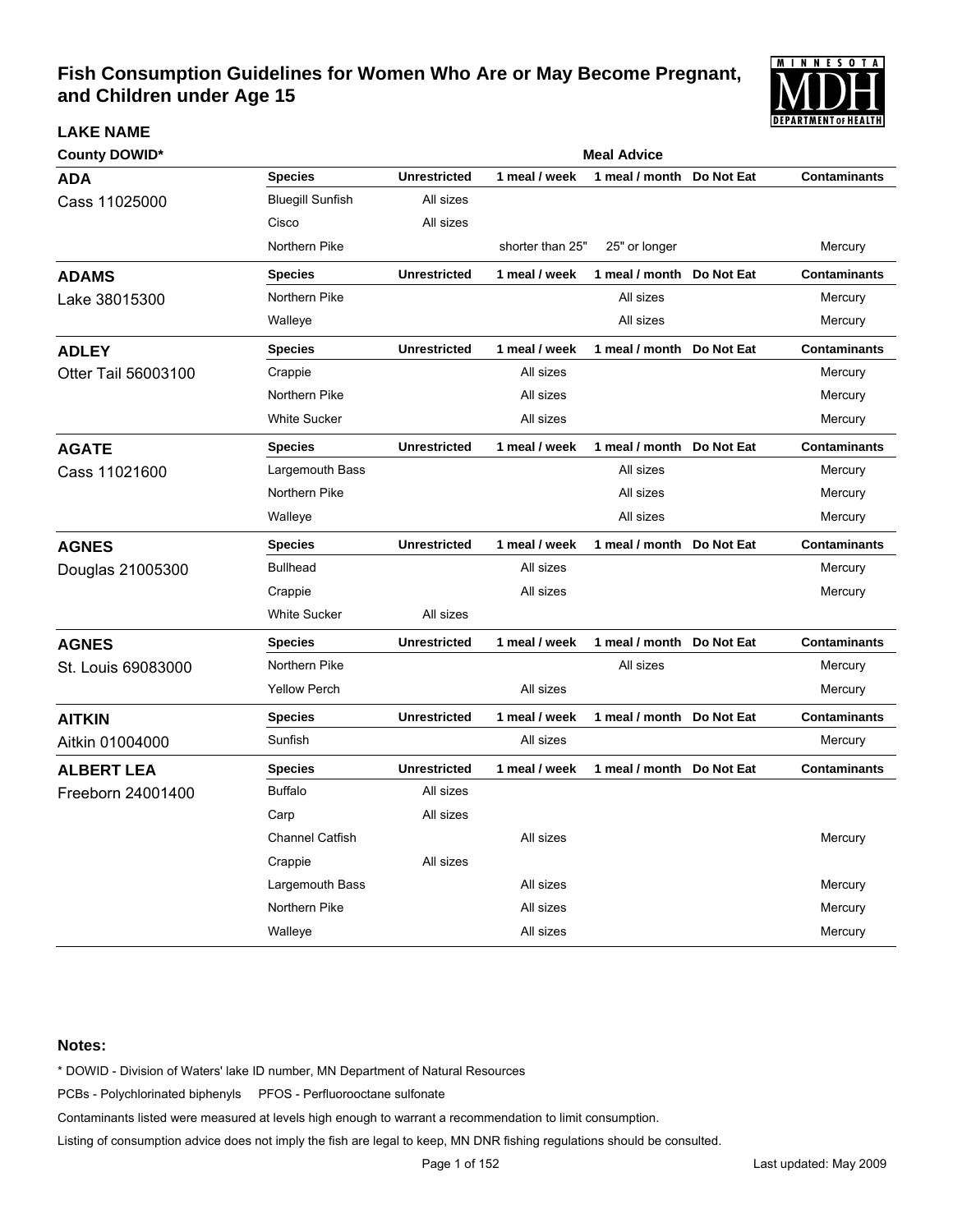# Fish Consumption Guidelines for Women Who Are or May Become Pregnant, and Children under Age 15

| LAKE NAME<br>County DOWID* | Species | Unrestricted | 1 meal / week | 1 meal / month | Do Not Eat | Contaminants |
|---|---|---|---|---|---|---|
| | | | Meal Advice | | | |
| **ADA**<br>Cass 11025000 | Bluegill Sunfish | All sizes | | | | |
| | Cisco | All sizes | | | | |
| | Northern Pike | | shorter than 25" | 25" or longer | | Mercury |
| **ADAMS**<br>Lake 38015300 | Northern Pike | | | All sizes | | Mercury |
| | Walleye | | | All sizes | | Mercury |
| **ADLEY**<br>Otter Tail 56003100 | Crappie | | All sizes | | | Mercury |
| | Northern Pike | | All sizes | | | Mercury |
| | White Sucker | | All sizes | | | Mercury |
| **AGATE**<br>Cass 11021600 | Largemouth Bass | | | All sizes | | Mercury |
| | Northern Pike | | | All sizes | | Mercury |
| | Walleye | | | All sizes | | Mercury |
| **AGNES**<br>Douglas 21005300 | Bullhead | | All sizes | | | Mercury |
| | Crappie | | All sizes | | | Mercury |
| | White Sucker | All sizes | | | | |
| **AGNES**<br>St. Louis 69083000 | Northern Pike | | | All sizes | | Mercury |
| | Yellow Perch | | All sizes | | | Mercury |
| **AITKIN**<br>Aitkin 01004000 | Sunfish | | All sizes | | | Mercury |
| **ALBERT LEA**<br>Freeborn 24001400 | Buffalo | All sizes | | | | |
| | Carp | All sizes | | | | |
| | Channel Catfish | | All sizes | | | Mercury |
| | Crappie | All sizes | | | | |
| | Largemouth Bass | | All sizes | | | Mercury |
| | Northern Pike | | All sizes | | | Mercury |
| | Walleye | | All sizes | | | Mercury |

**Notes:**

* DOWID - Division of Waters' lake ID number, MN Department of Natural Resources

PCBs - Polychlorinated biphenyls    PFOS - Perfluorooctane sulfonate

Contaminants listed were measured at levels high enough to warrant a recommendation to limit consumption.

Listing of consumption advice does not imply the fish are legal to keep, MN DNR fishing regulations should be consulted.

Last updated: May 2009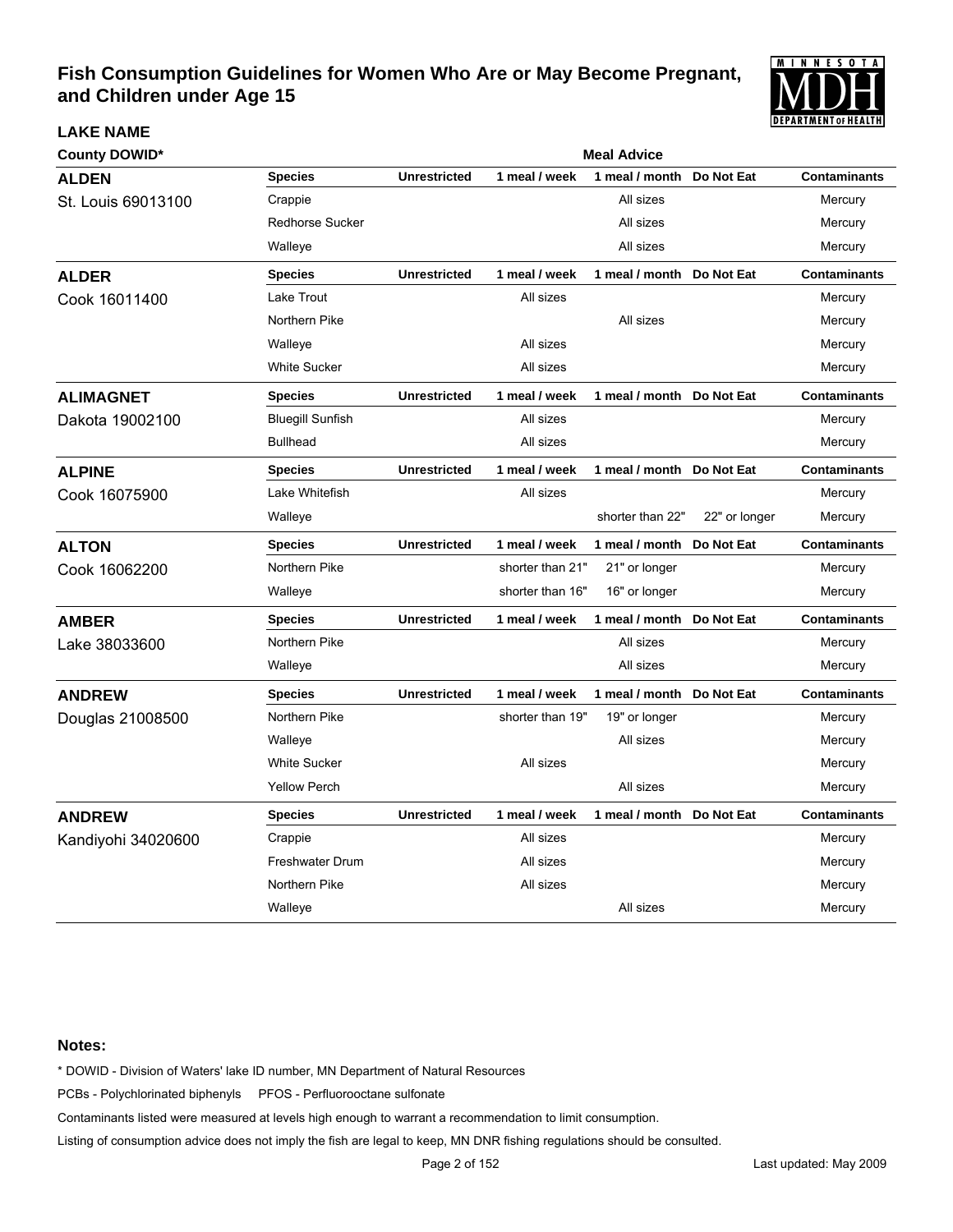# Fish Consumption Guidelines for Women Who Are or May Become Pregnant, and Children under Age 15

**LAKE NAME**

| County DOWID* | Species | Unrestricted | 1 meal / week | 1 meal / month | Do Not Eat | Contaminants |
|---|---|---|---|---|---|---|
| **ALDEN** St. Louis 69013100 | Crappie | | | All sizes | | Mercury |
| | Redhorse Sucker | | | All sizes | | Mercury |
| | Walleye | | | All sizes | | Mercury |
| **ALDER** Cook 16011400 | Lake Trout | | All sizes | | | Mercury |
| | Northern Pike | | | All sizes | | Mercury |
| | Walleye | | All sizes | | | Mercury |
| | White Sucker | | All sizes | | | Mercury |
| **ALIMAGNET** Dakota 19002100 | Bluegill Sunfish | | All sizes | | | Mercury |
| | Bullhead | | All sizes | | | Mercury |
| **ALPINE** Cook 16075900 | Lake Whitefish | | All sizes | | | Mercury |
| | Walleye | | | shorter than 22" | 22" or longer | Mercury |
| **ALTON** Cook 16062200 | Northern Pike | | shorter than 21" | 21" or longer | | Mercury |
| | Walleye | | shorter than 16" | 16" or longer | | Mercury |
| **AMBER** Lake 38033600 | Northern Pike | | | All sizes | | Mercury |
| | Walleye | | | All sizes | | Mercury |
| **ANDREW** Douglas 21008500 | Northern Pike | | shorter than 19" | 19" or longer | | Mercury |
| | Walleye | | | All sizes | | Mercury |
| | White Sucker | | All sizes | | | Mercury |
| | Yellow Perch | | | All sizes | | Mercury |
| **ANDREW** Kandiyohi 34020600 | Crappie | | All sizes | | | Mercury |
| | Freshwater Drum | | All sizes | | | Mercury |
| | Northern Pike | | All sizes | | | Mercury |
| | Walleye | | | All sizes | | Mercury |

**Notes:**

\* DOWID - Division of Waters' lake ID number, MN Department of Natural Resources

PCBs - Polychlorinated biphenyls     PFOS - Perfluorooctane sulfonate

Contaminants listed were measured at levels high enough to warrant a recommendation to limit consumption.

Listing of consumption advice does not imply the fish are legal to keep, MN DNR fishing regulations should be consulted.

Last updated: May 2009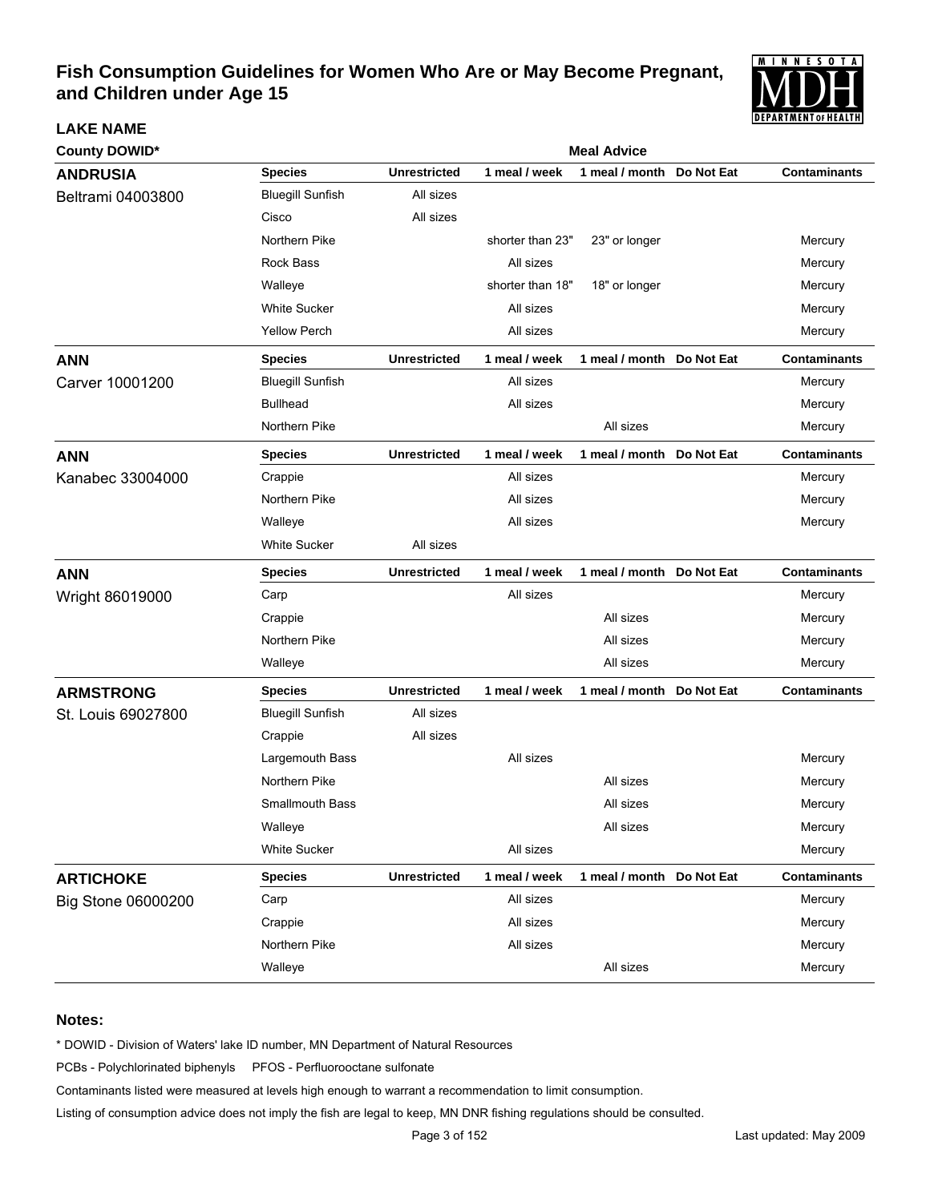# Fish Consumption Guidelines for Women Who Are or May Become Pregnant, and Children under Age 15

**LAKE NAME**

**County DOWID***

**Meal Advice**

## ANDRUSIA
Beltrami 04003800

| Species | Unrestricted | 1 meal / week | 1 meal / month | Do Not Eat | Contaminants |
|---|---|---|---|---|---|
| Bluegill Sunfish | All sizes | | | | |
| Cisco | All sizes | | | | |
| Northern Pike | | shorter than 23" | 23" or longer | | Mercury |
| Rock Bass | | All sizes | | | Mercury |
| Walleye | | shorter than 18" | 18" or longer | | Mercury |
| White Sucker | | All sizes | | | Mercury |
| Yellow Perch | | All sizes | | | Mercury |

## ANN
Carver 10001200

| Species | Unrestricted | 1 meal / week | 1 meal / month | Do Not Eat | Contaminants |
|---|---|---|---|---|---|
| Bluegill Sunfish | | All sizes | | | Mercury |
| Bullhead | | All sizes | | | Mercury |
| Northern Pike | | | All sizes | | Mercury |

## ANN
Kanabec 33004000

| Species | Unrestricted | 1 meal / week | 1 meal / month | Do Not Eat | Contaminants |
|---|---|---|---|---|---|
| Crappie | | All sizes | | | Mercury |
| Northern Pike | | All sizes | | | Mercury |
| Walleye | | All sizes | | | Mercury |
| White Sucker | All sizes | | | | |

## ANN
Wright 86019000

| Species | Unrestricted | 1 meal / week | 1 meal / month | Do Not Eat | Contaminants |
|---|---|---|---|---|---|
| Carp | | All sizes | | | Mercury |
| Crappie | | | All sizes | | Mercury |
| Northern Pike | | | All sizes | | Mercury |
| Walleye | | | All sizes | | Mercury |

## ARMSTRONG
St. Louis 69027800

| Species | Unrestricted | 1 meal / week | 1 meal / month | Do Not Eat | Contaminants |
|---|---|---|---|---|---|
| Bluegill Sunfish | All sizes | | | | |
| Crappie | All sizes | | | | |
| Largemouth Bass | | All sizes | | | Mercury |
| Northern Pike | | | All sizes | | Mercury |
| Smallmouth Bass | | | All sizes | | Mercury |
| Walleye | | | All sizes | | Mercury |
| White Sucker | | All sizes | | | Mercury |

## ARTICHOKE
Big Stone 06000200

| Species | Unrestricted | 1 meal / week | 1 meal / month | Do Not Eat | Contaminants |
|---|---|---|---|---|---|
| Carp | | All sizes | | | Mercury |
| Crappie | | All sizes | | | Mercury |
| Northern Pike | | All sizes | | | Mercury |
| Walleye | | | All sizes | | Mercury |

**Notes:**

* DOWID - Division of Waters' lake ID number, MN Department of Natural Resources

PCBs - Polychlorinated biphenyls    PFOS - Perfluorooctane sulfonate

Contaminants listed were measured at levels high enough to warrant a recommendation to limit consumption.

Listing of consumption advice does not imply the fish are legal to keep, MN DNR fishing regulations should be consulted.

Last updated: May 2009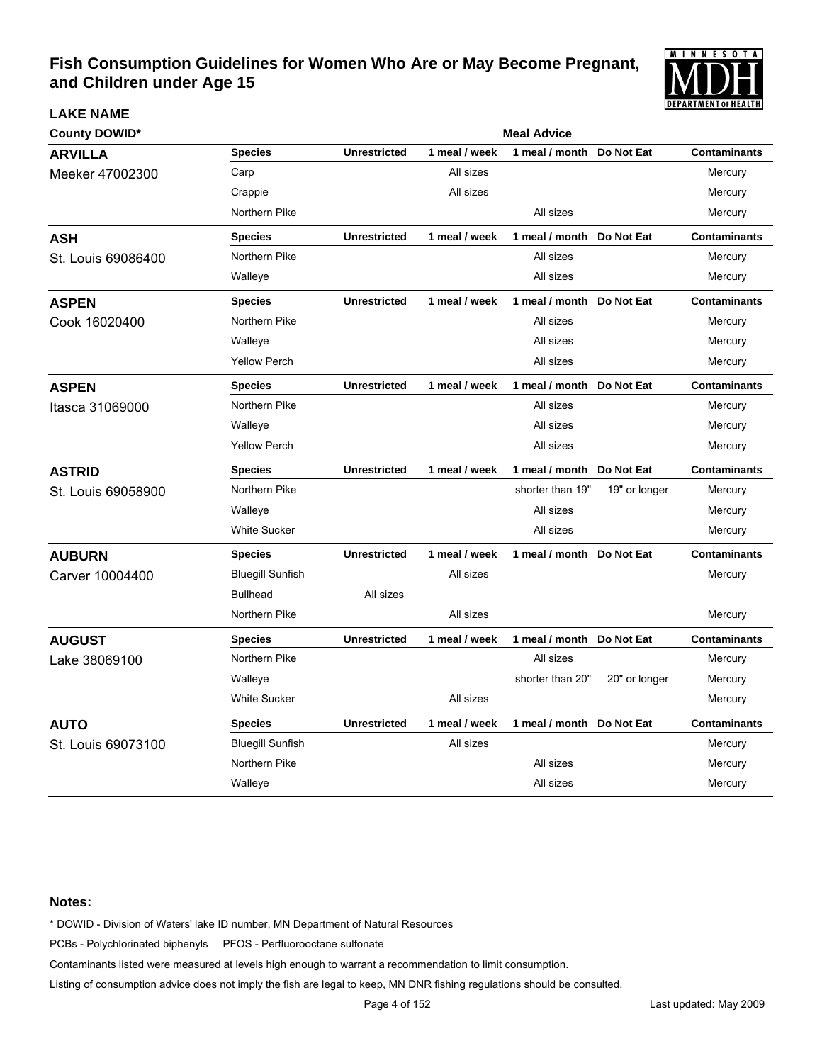# Fish Consumption Guidelines for Women Who Are or May Become Pregnant, and Children under Age 15

| LAKE NAME<br>County DOWID* | Species | Unrestricted | 1 meal / week | 1 meal / month | Do Not Eat | Contaminants |
|---|---|---|---|---|---|---|
| **ARVILLA**<br>Meeker 47002300 | Carp | | All sizes | | | Mercury |
| | Crappie | | All sizes | | | Mercury |
| | Northern Pike | | | All sizes | | Mercury |
| **ASH**<br>St. Louis 69086400 | Northern Pike | | | All sizes | | Mercury |
| | Walleye | | | All sizes | | Mercury |
| **ASPEN**<br>Cook 16020400 | Northern Pike | | | All sizes | | Mercury |
| | Walleye | | | All sizes | | Mercury |
| | Yellow Perch | | | All sizes | | Mercury |
| **ASPEN**<br>Itasca 31069000 | Northern Pike | | | All sizes | | Mercury |
| | Walleye | | | All sizes | | Mercury |
| | Yellow Perch | | | All sizes | | Mercury |
| **ASTRID**<br>St. Louis 69058900 | Northern Pike | | | shorter than 19" | 19" or longer | Mercury |
| | Walleye | | | All sizes | | Mercury |
| | White Sucker | | | All sizes | | Mercury |
| **AUBURN**<br>Carver 10004400 | Bluegill Sunfish | | All sizes | | | Mercury |
| | Bullhead | All sizes | | | | |
| | Northern Pike | | All sizes | | | Mercury |
| **AUGUST**<br>Lake 38069100 | Northern Pike | | | All sizes | | Mercury |
| | Walleye | | | shorter than 20" | 20" or longer | Mercury |
| | White Sucker | | All sizes | | | Mercury |
| **AUTO**<br>St. Louis 69073100 | Bluegill Sunfish | | All sizes | | | Mercury |
| | Northern Pike | | | All sizes | | Mercury |
| | Walleye | | | All sizes | | Mercury |

**Notes:**

* DOWID - Division of Waters' lake ID number, MN Department of Natural Resources

PCBs - Polychlorinated biphenyls PFOS - Perfluorooctane sulfonate

Contaminants listed were measured at levels high enough to warrant a recommendation to limit consumption.

Listing of consumption advice does not imply the fish are legal to keep, MN DNR fishing regulations should be consulted.

Last updated: May 2009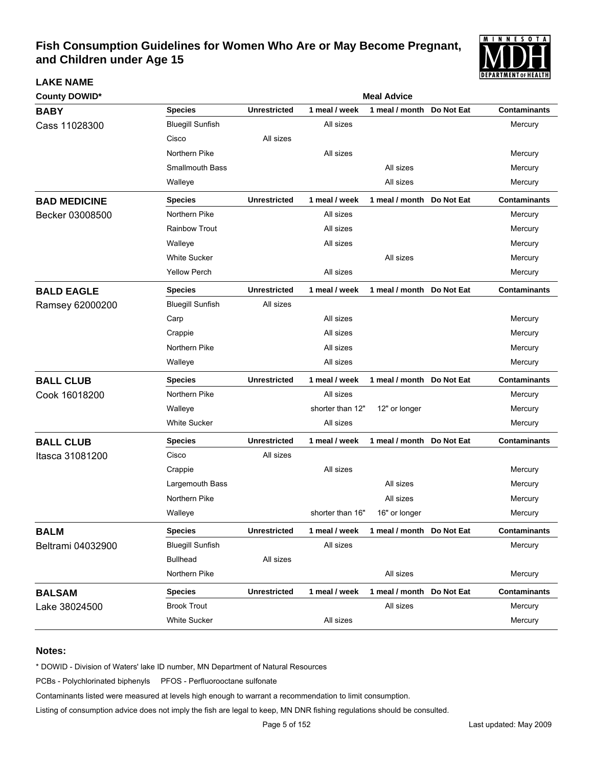# Fish Consumption Guidelines for Women Who Are or May Become Pregnant, and Children under Age 15

**LAKE NAME**

**County DOWID***

| Lake | Species | Unrestricted | 1 meal / week | 1 meal / month | Do Not Eat | Contaminants |
|---|---|---|---|---|---|---|
| **BABY** Cass 11028300 | Bluegill Sunfish | | All sizes | | | Mercury |
| | Cisco | All sizes | | | | |
| | Northern Pike | | All sizes | | | Mercury |
| | Smallmouth Bass | | | All sizes | | Mercury |
| | Walleye | | | All sizes | | Mercury |
| **BAD MEDICINE** Becker 03008500 | Northern Pike | | All sizes | | | Mercury |
| | Rainbow Trout | | All sizes | | | Mercury |
| | Walleye | | All sizes | | | Mercury |
| | White Sucker | | | All sizes | | Mercury |
| | Yellow Perch | | All sizes | | | Mercury |
| **BALD EAGLE** Ramsey 62000200 | Bluegill Sunfish | All sizes | | | | |
| | Carp | | All sizes | | | Mercury |
| | Crappie | | All sizes | | | Mercury |
| | Northern Pike | | All sizes | | | Mercury |
| | Walleye | | All sizes | | | Mercury |
| **BALL CLUB** Cook 16018200 | Northern Pike | | All sizes | | | Mercury |
| | Walleye | | shorter than 12" | 12" or longer | | Mercury |
| | White Sucker | | All sizes | | | Mercury |
| **BALL CLUB** Itasca 31081200 | Cisco | All sizes | | | | |
| | Crappie | | All sizes | | | Mercury |
| | Largemouth Bass | | | All sizes | | Mercury |
| | Northern Pike | | | All sizes | | Mercury |
| | Walleye | | shorter than 16" | 16" or longer | | Mercury |
| **BALM** Beltrami 04032900 | Bluegill Sunfish | | All sizes | | | Mercury |
| | Bullhead | All sizes | | | | |
| | Northern Pike | | | All sizes | | Mercury |
| **BALSAM** Lake 38024500 | Brook Trout | | | All sizes | | Mercury |
| | White Sucker | | All sizes | | | Mercury |

## Notes:

* DOWID - Division of Waters' lake ID number, MN Department of Natural Resources

PCBs - Polychlorinated biphenyls PFOS - Perfluorooctane sulfonate

Contaminants listed were measured at levels high enough to warrant a recommendation to limit consumption.

Listing of consumption advice does not imply the fish are legal to keep, MN DNR fishing regulations should be consulted.

Last updated: May 2009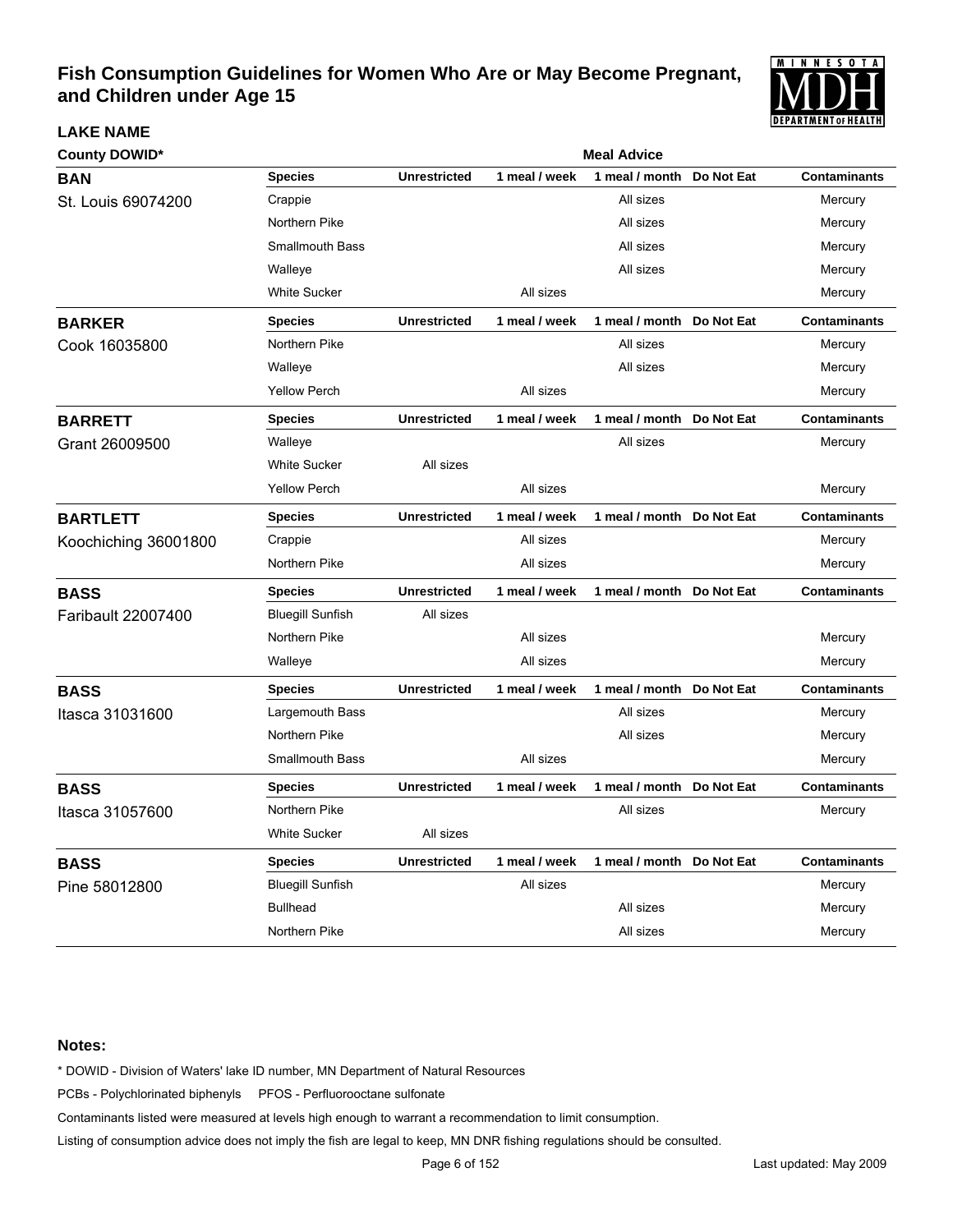# Fish Consumption Guidelines for Women Who Are or May Become Pregnant, and Children under Age 15

| LAKE NAME<br>County DOWID* | Species | Unrestricted | 1 meal / week | 1 meal / month | Do Not Eat | Contaminants |
|---|---|---|---|---|---|---|
| **BAN**<br>St. Louis 69074200 | Crappie | | | All sizes | | Mercury |
| | Northern Pike | | | All sizes | | Mercury |
| | Smallmouth Bass | | | All sizes | | Mercury |
| | Walleye | | | All sizes | | Mercury |
| | White Sucker | | All sizes | | | Mercury |
| **BARKER**<br>Cook 16035800 | Northern Pike | | | All sizes | | Mercury |
| | Walleye | | | All sizes | | Mercury |
| | Yellow Perch | | All sizes | | | Mercury |
| **BARRETT**<br>Grant 26009500 | Walleye | | | All sizes | | Mercury |
| | White Sucker | All sizes | | | | |
| | Yellow Perch | | All sizes | | | Mercury |
| **BARTLETT**<br>Koochiching 36001800 | Crappie | | All sizes | | | Mercury |
| | Northern Pike | | All sizes | | | Mercury |
| **BASS**<br>Faribault 22007400 | Bluegill Sunfish | All sizes | | | | |
| | Northern Pike | | All sizes | | | Mercury |
| | Walleye | | All sizes | | | Mercury |
| **BASS**<br>Itasca 31031600 | Largemouth Bass | | | All sizes | | Mercury |
| | Northern Pike | | | All sizes | | Mercury |
| | Smallmouth Bass | | All sizes | | | Mercury |
| **BASS**<br>Itasca 31057600 | Northern Pike | | | All sizes | | Mercury |
| | White Sucker | All sizes | | | | |
| **BASS**<br>Pine 58012800 | Bluegill Sunfish | | All sizes | | | Mercury |
| | Bullhead | | | All sizes | | Mercury |
| | Northern Pike | | | All sizes | | Mercury |

**Notes:**

* DOWID - Division of Waters' lake ID number, MN Department of Natural Resources

PCBs - Polychlorinated biphenyls PFOS - Perfluorooctane sulfonate

Contaminants listed were measured at levels high enough to warrant a recommendation to limit consumption.

Listing of consumption advice does not imply the fish are legal to keep, MN DNR fishing regulations should be consulted.

Last updated: May 2009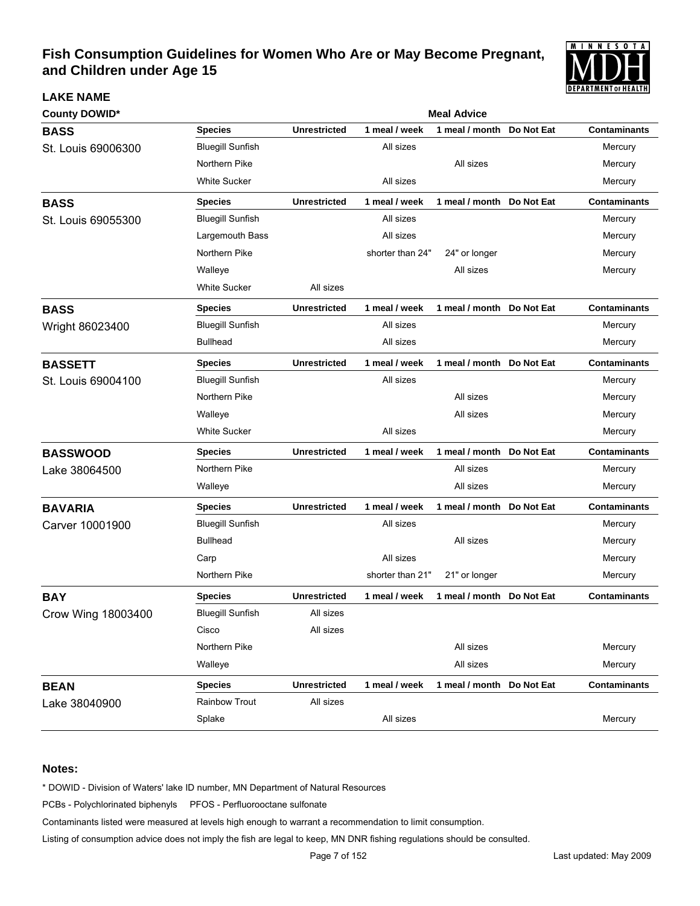# Fish Consumption Guidelines for Women Who Are or May Become Pregnant, and Children under Age 15

**LAKE NAME**

**County DOWID***

| Lake | Species | Unrestricted | 1 meal / week | 1 meal / month | Do Not Eat | Contaminants |
|---|---|---|---|---|---|---|
| **BASS** St. Louis 69006300 | Bluegill Sunfish | | All sizes | | | Mercury |
| | Northern Pike | | | All sizes | | Mercury |
| | White Sucker | | All sizes | | | Mercury |
| **BASS** St. Louis 69055300 | Bluegill Sunfish | | All sizes | | | Mercury |
| | Largemouth Bass | | All sizes | | | Mercury |
| | Northern Pike | | shorter than 24" | 24" or longer | | Mercury |
| | Walleye | | | All sizes | | Mercury |
| | White Sucker | All sizes | | | | |
| **BASS** Wright 86023400 | Bluegill Sunfish | | All sizes | | | Mercury |
| | Bullhead | | All sizes | | | Mercury |
| **BASSETT** St. Louis 69004100 | Bluegill Sunfish | | All sizes | | | Mercury |
| | Northern Pike | | | All sizes | | Mercury |
| | Walleye | | | All sizes | | Mercury |
| | White Sucker | | All sizes | | | Mercury |
| **BASSWOOD** Lake 38064500 | Northern Pike | | | All sizes | | Mercury |
| | Walleye | | | All sizes | | Mercury |
| **BAVARIA** Carver 10001900 | Bluegill Sunfish | | All sizes | | | Mercury |
| | Bullhead | | | All sizes | | Mercury |
| | Carp | | All sizes | | | Mercury |
| | Northern Pike | | shorter than 21" | 21" or longer | | Mercury |
| **BAY** Crow Wing 18003400 | Bluegill Sunfish | All sizes | | | | |
| | Cisco | All sizes | | | | |
| | Northern Pike | | | All sizes | | Mercury |
| | Walleye | | | All sizes | | Mercury |
| **BEAN** Lake 38040900 | Rainbow Trout | All sizes | | | | |
| | Splake | | All sizes | | | Mercury |

**Notes:**

* DOWID - Division of Waters' lake ID number, MN Department of Natural Resources

PCBs - Polychlorinated biphenyls PFOS - Perfluorooctane sulfonate

Contaminants listed were measured at levels high enough to warrant a recommendation to limit consumption.

Listing of consumption advice does not imply the fish are legal to keep, MN DNR fishing regulations should be consulted.

Last updated: May 2009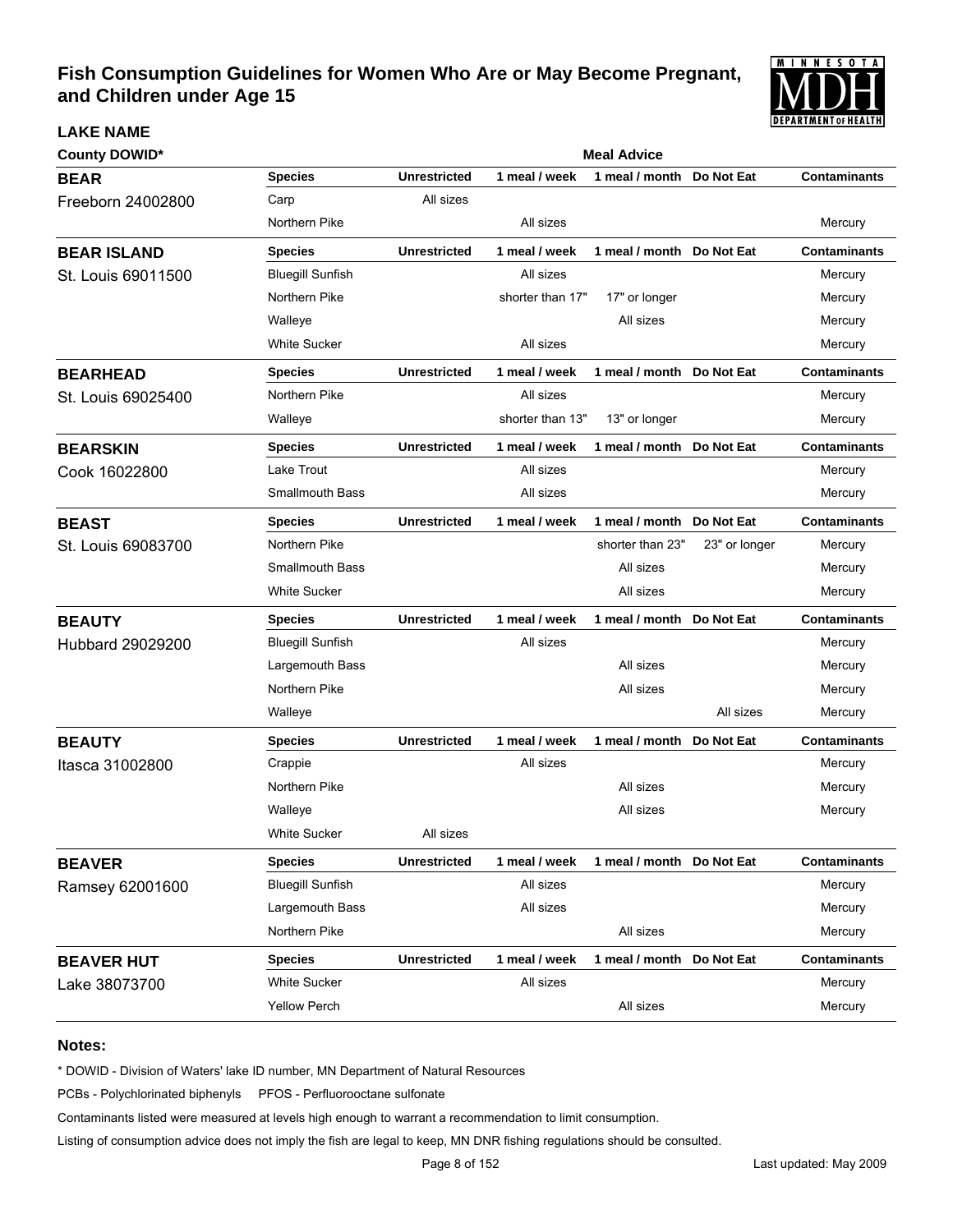# Fish Consumption Guidelines for Women Who Are or May Become Pregnant, and Children under Age 15

| LAKE NAME<br>County DOWID* | Species | Unrestricted | 1 meal / week | 1 meal / month | Do Not Eat | Contaminants |
|---|---|---|---|---|---|---|
| **BEAR**<br>Freeborn 24002800 | Carp | All sizes | | | | |
| | Northern Pike | | All sizes | | | Mercury |
| **BEAR ISLAND**<br>St. Louis 69011500 | Bluegill Sunfish | | All sizes | | | Mercury |
| | Northern Pike | | shorter than 17" | 17" or longer | | Mercury |
| | Walleye | | | All sizes | | Mercury |
| | White Sucker | | All sizes | | | Mercury |
| **BEARHEAD**<br>St. Louis 69025400 | Northern Pike | | All sizes | | | Mercury |
| | Walleye | | shorter than 13" | 13" or longer | | Mercury |
| **BEARSKIN**<br>Cook 16022800 | Lake Trout | | All sizes | | | Mercury |
| | Smallmouth Bass | | All sizes | | | Mercury |
| **BEAST**<br>St. Louis 69083700 | Northern Pike | | | shorter than 23" | 23" or longer | Mercury |
| | Smallmouth Bass | | | All sizes | | Mercury |
| | White Sucker | | | All sizes | | Mercury |
| **BEAUTY**<br>Hubbard 29029200 | Bluegill Sunfish | | All sizes | | | Mercury |
| | Largemouth Bass | | | All sizes | | Mercury |
| | Northern Pike | | | All sizes | | Mercury |
| | Walleye | | | | All sizes | Mercury |
| **BEAUTY**<br>Itasca 31002800 | Crappie | | All sizes | | | Mercury |
| | Northern Pike | | | All sizes | | Mercury |
| | Walleye | | | All sizes | | Mercury |
| | White Sucker | All sizes | | | | |
| **BEAVER**<br>Ramsey 62001600 | Bluegill Sunfish | | All sizes | | | Mercury |
| | Largemouth Bass | | All sizes | | | Mercury |
| | Northern Pike | | | All sizes | | Mercury |
| **BEAVER HUT**<br>Lake 38073700 | White Sucker | | All sizes | | | Mercury |
| | Yellow Perch | | | All sizes | | Mercury |

## Notes:

\* DOWID - Division of Waters' lake ID number, MN Department of Natural Resources

PCBs - Polychlorinated biphenyls PFOS - Perfluorooctane sulfonate

Contaminants listed were measured at levels high enough to warrant a recommendation to limit consumption.

Listing of consumption advice does not imply the fish are legal to keep, MN DNR fishing regulations should be consulted.

Last updated: May 2009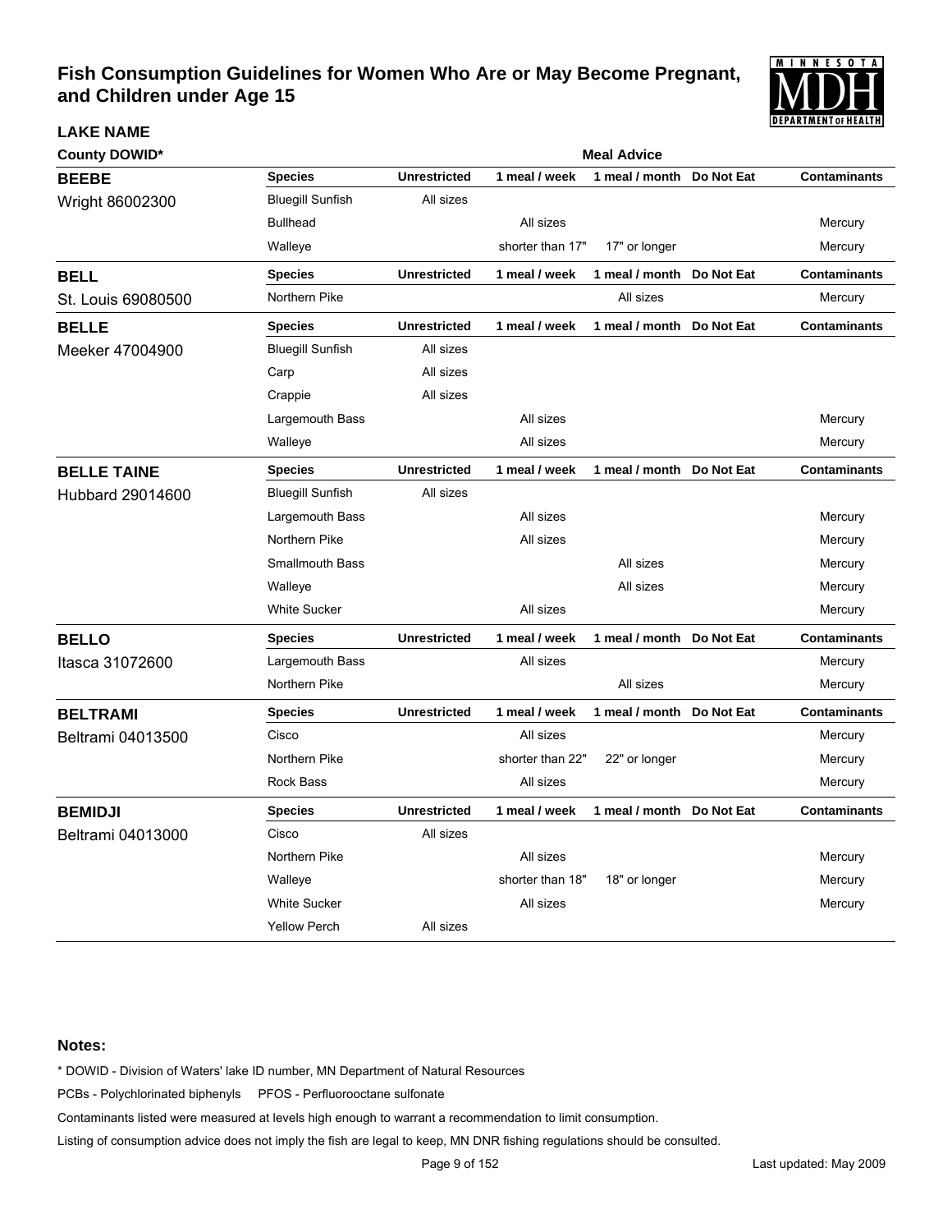# Fish Consumption Guidelines for Women Who Are or May Become Pregnant, and Children under Age 15

| LAKE NAME<br>County DOWID* | Species | Unrestricted | 1 meal / week | 1 meal / month | Do Not Eat | Contaminants |
|---|---|---|---|---|---|---|
| **BEEBE**<br>Wright 86002300 | Bluegill Sunfish | All sizes | | | | |
| | Bullhead | | All sizes | | | Mercury |
| | Walleye | | shorter than 17" | 17" or longer | | Mercury |
| **BELL**<br>St. Louis 69080500 | Northern Pike | | | All sizes | | Mercury |
| **BELLE**<br>Meeker 47004900 | Bluegill Sunfish | All sizes | | | | |
| | Carp | All sizes | | | | |
| | Crappie | All sizes | | | | |
| | Largemouth Bass | | All sizes | | | Mercury |
| | Walleye | | All sizes | | | Mercury |
| **BELLE TAINE**<br>Hubbard 29014600 | Bluegill Sunfish | All sizes | | | | |
| | Largemouth Bass | | All sizes | | | Mercury |
| | Northern Pike | | All sizes | | | Mercury |
| | Smallmouth Bass | | | All sizes | | Mercury |
| | Walleye | | | All sizes | | Mercury |
| | White Sucker | | All sizes | | | Mercury |
| **BELLO**<br>Itasca 31072600 | Largemouth Bass | | All sizes | | | Mercury |
| | Northern Pike | | | All sizes | | Mercury |
| **BELTRAMI**<br>Beltrami 04013500 | Cisco | | All sizes | | | Mercury |
| | Northern Pike | | shorter than 22" | 22" or longer | | Mercury |
| | Rock Bass | | All sizes | | | Mercury |
| **BEMIDJI**<br>Beltrami 04013000 | Cisco | All sizes | | | | |
| | Northern Pike | | All sizes | | | Mercury |
| | Walleye | | shorter than 18" | 18" or longer | | Mercury |
| | White Sucker | | All sizes | | | Mercury |
| | Yellow Perch | All sizes | | | | |

**Notes:**

* DOWID - Division of Waters' lake ID number, MN Department of Natural Resources

PCBs - Polychlorinated biphenyls PFOS - Perfluorooctane sulfonate

Contaminants listed were measured at levels high enough to warrant a recommendation to limit consumption.

Listing of consumption advice does not imply the fish are legal to keep, MN DNR fishing regulations should be consulted.

Last updated: May 2009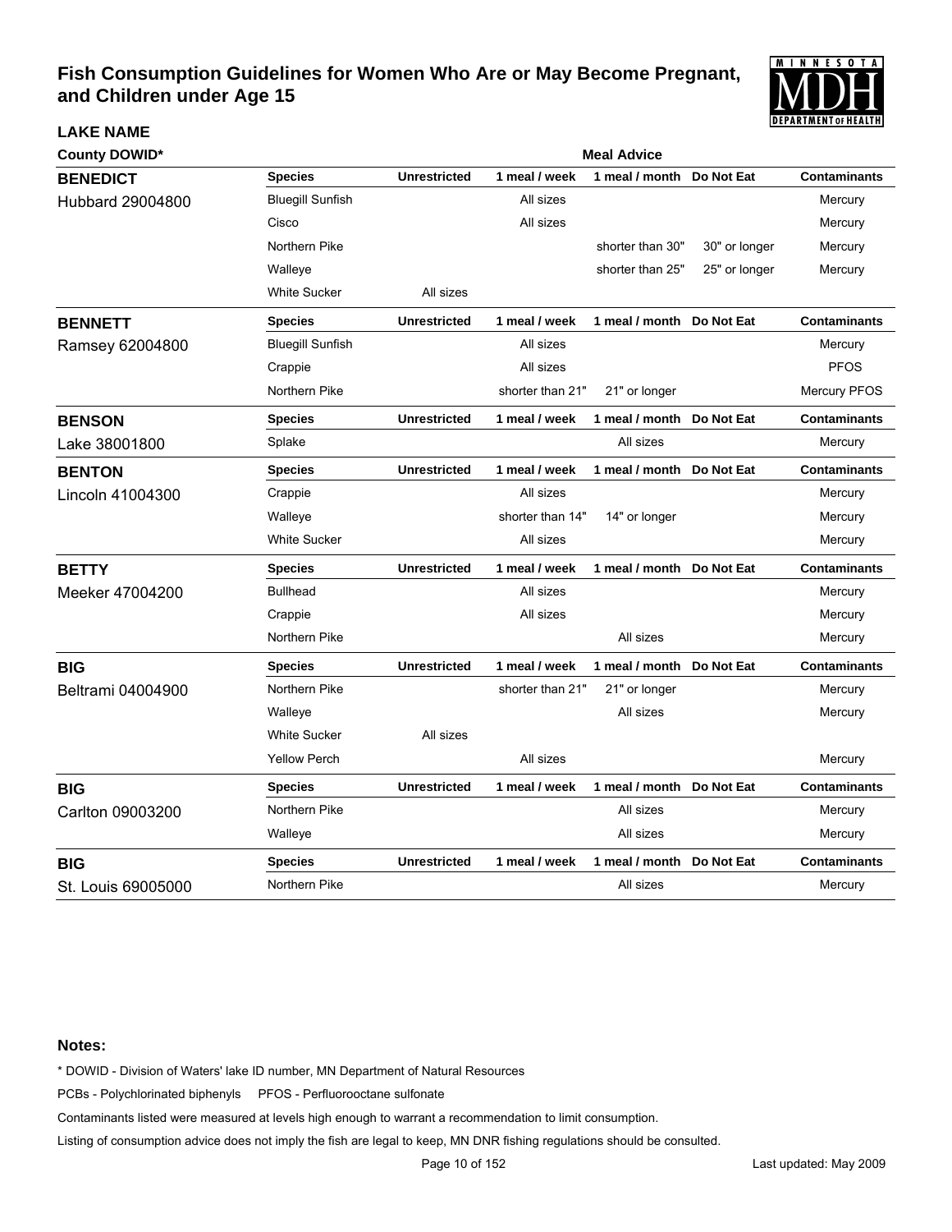# Fish Consumption Guidelines for Women Who Are or May Become Pregnant, and Children under Age 15

| LAKE NAME / County DOWID* | Species | Unrestricted | 1 meal / week | 1 meal / month | Do Not Eat | Contaminants |
|---|---|---|---|---|---|---|
| **BENEDICT** Hubbard 29004800 | Bluegill Sunfish | | All sizes | | | Mercury |
| | Cisco | | All sizes | | | Mercury |
| | Northern Pike | | | shorter than 30" | 30" or longer | Mercury |
| | Walleye | | | shorter than 25" | 25" or longer | Mercury |
| | White Sucker | All sizes | | | | |
| **BENNETT** Ramsey 62004800 | Bluegill Sunfish | | All sizes | | | Mercury |
| | Crappie | | All sizes | | | PFOS |
| | Northern Pike | | shorter than 21" | 21" or longer | | Mercury PFOS |
| **BENSON** Lake 38001800 | Splake | | | All sizes | | Mercury |
| **BENTON** Lincoln 41004300 | Crappie | | All sizes | | | Mercury |
| | Walleye | | shorter than 14" | 14" or longer | | Mercury |
| | White Sucker | | All sizes | | | Mercury |
| **BETTY** Meeker 47004200 | Bullhead | | All sizes | | | Mercury |
| | Crappie | | All sizes | | | Mercury |
| | Northern Pike | | | All sizes | | Mercury |
| **BIG** Beltrami 04004900 | Northern Pike | | shorter than 21" | 21" or longer | | Mercury |
| | Walleye | | | All sizes | | Mercury |
| | White Sucker | All sizes | | | | |
| | Yellow Perch | | All sizes | | | Mercury |
| **BIG** Carlton 09003200 | Northern Pike | | | All sizes | | Mercury |
| | Walleye | | | All sizes | | Mercury |
| **BIG** St. Louis 69005000 | Northern Pike | | | All sizes | | Mercury |

**Notes:**

* DOWID - Division of Waters' lake ID number, MN Department of Natural Resources

PCBs - Polychlorinated biphenyls PFOS - Perfluorooctane sulfonate

Contaminants listed were measured at levels high enough to warrant a recommendation to limit consumption.

Listing of consumption advice does not imply the fish are legal to keep, MN DNR fishing regulations should be consulted.

Last updated: May 2009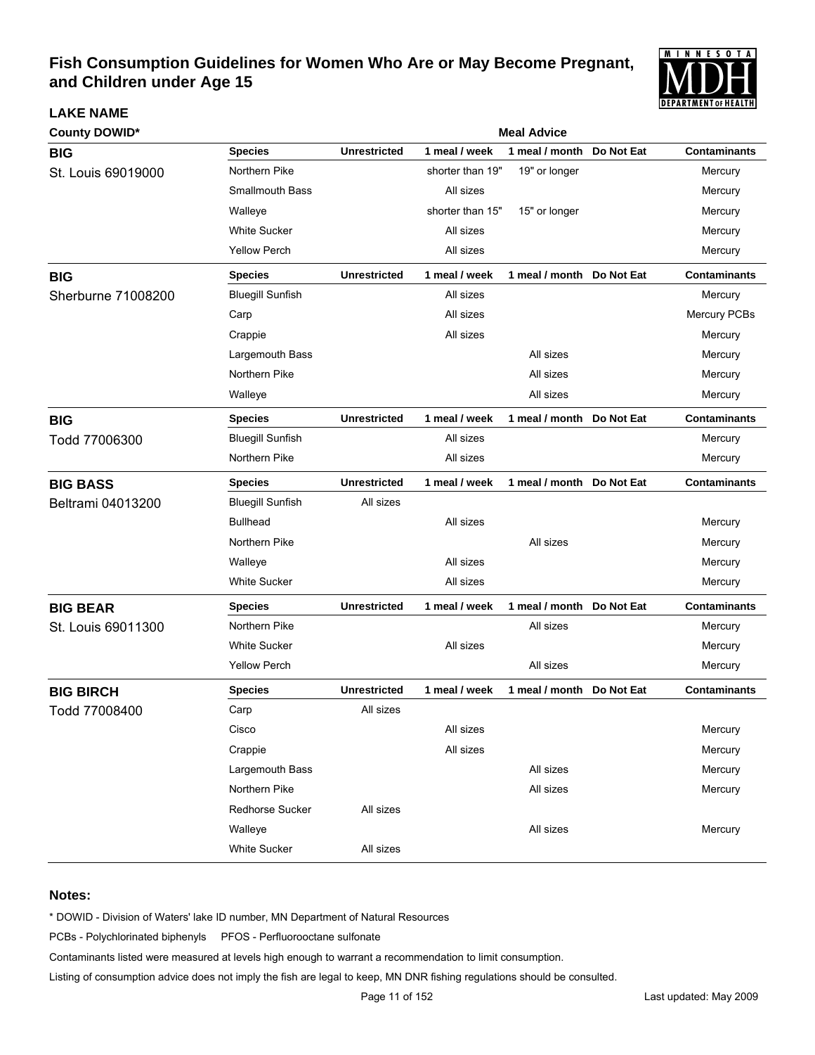# Fish Consumption Guidelines for Women Who Are or May Become Pregnant, and Children under Age 15

**LAKE NAME**

**County DOWID***

| Lake / County DOWID | Species | Unrestricted | 1 meal / week | 1 meal / month | Do Not Eat | Contaminants |
|---|---|---|---|---|---|---|
| **BIG** St. Louis 69019000 | Northern Pike | | shorter than 19" | 19" or longer | | Mercury |
| | Smallmouth Bass | | All sizes | | | Mercury |
| | Walleye | | shorter than 15" | 15" or longer | | Mercury |
| | White Sucker | | All sizes | | | Mercury |
| | Yellow Perch | | All sizes | | | Mercury |
| **BIG** Sherburne 71008200 | Bluegill Sunfish | | All sizes | | | Mercury |
| | Carp | | All sizes | | | Mercury PCBs |
| | Crappie | | All sizes | | | Mercury |
| | Largemouth Bass | | | All sizes | | Mercury |
| | Northern Pike | | | All sizes | | Mercury |
| | Walleye | | | All sizes | | Mercury |
| **BIG** Todd 77006300 | Bluegill Sunfish | | All sizes | | | Mercury |
| | Northern Pike | | All sizes | | | Mercury |
| **BIG BASS** Beltrami 04013200 | Bluegill Sunfish | All sizes | | | | |
| | Bullhead | | All sizes | | | Mercury |
| | Northern Pike | | | All sizes | | Mercury |
| | Walleye | | All sizes | | | Mercury |
| | White Sucker | | All sizes | | | Mercury |
| **BIG BEAR** St. Louis 69011300 | Northern Pike | | | All sizes | | Mercury |
| | White Sucker | | All sizes | | | Mercury |
| | Yellow Perch | | | All sizes | | Mercury |
| **BIG BIRCH** Todd 77008400 | Carp | All sizes | | | | |
| | Cisco | | All sizes | | | Mercury |
| | Crappie | | All sizes | | | Mercury |
| | Largemouth Bass | | | All sizes | | Mercury |
| | Northern Pike | | | All sizes | | Mercury |
| | Redhorse Sucker | All sizes | | | | |
| | Walleye | | | All sizes | | Mercury |
| | White Sucker | All sizes | | | | |

**Notes:**

* DOWID - Division of Waters' lake ID number, MN Department of Natural Resources

PCBs - Polychlorinated biphenyls PFOS - Perfluorooctane sulfonate

Contaminants listed were measured at levels high enough to warrant a recommendation to limit consumption.

Listing of consumption advice does not imply the fish are legal to keep, MN DNR fishing regulations should be consulted.

Last updated: May 2009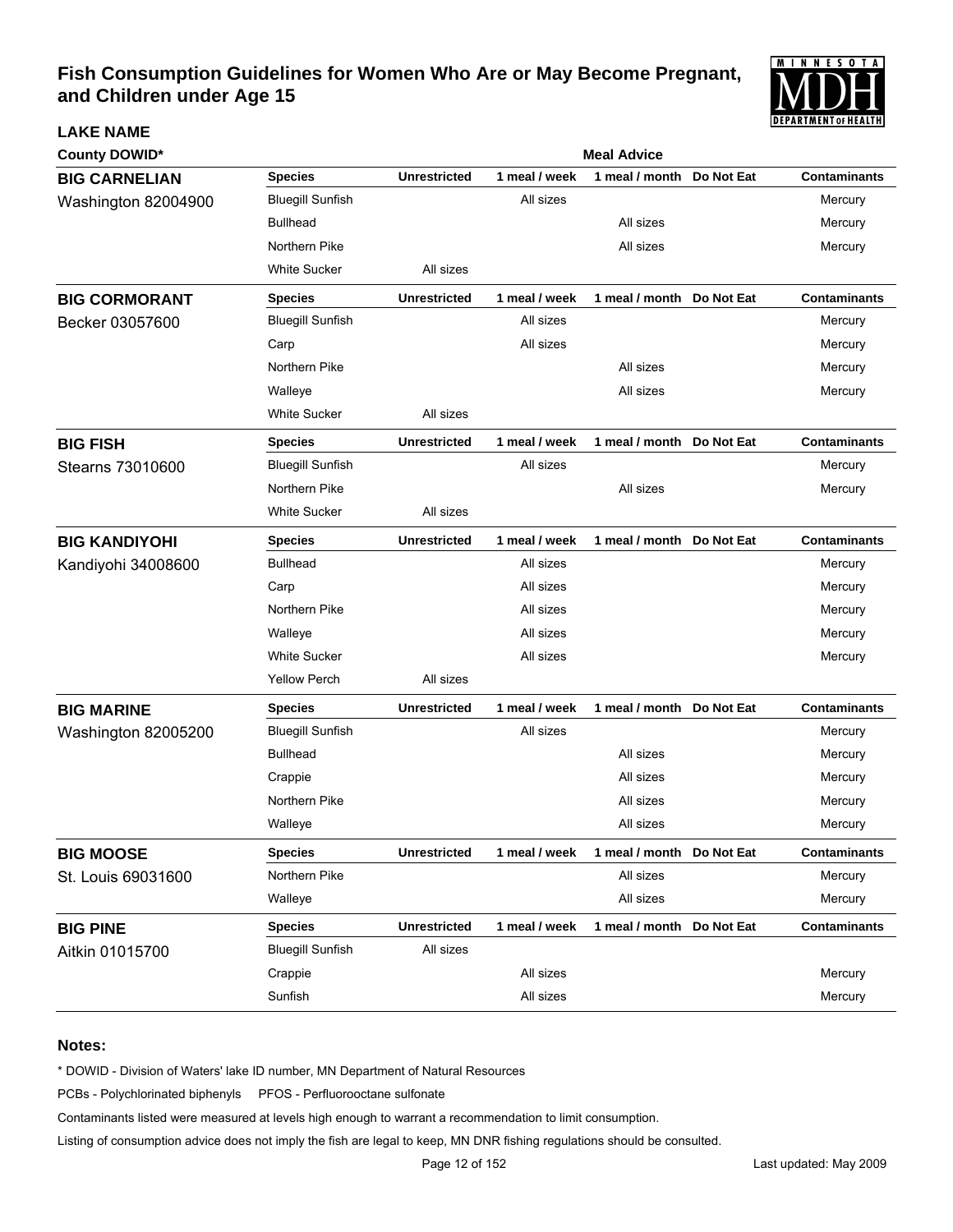# Fish Consumption Guidelines for Women Who Are or May Become Pregnant, and Children under Age 15

| LAKE NAME<br>County DOWID* | Species | Unrestricted | 1 meal / week | 1 meal / month | Do Not Eat | Contaminants |
|---|---|---|---|---|---|---|
| **BIG CARNELIAN** | **Species** | **Unrestricted** | **1 meal / week** | **1 meal / month** | **Do Not Eat** | **Contaminants** |
| Washington 82004900 | Bluegill Sunfish | | All sizes | | | Mercury |
| | Bullhead | | | All sizes | | Mercury |
| | Northern Pike | | | All sizes | | Mercury |
| | White Sucker | All sizes | | | | |
| **BIG CORMORANT** | **Species** | **Unrestricted** | **1 meal / week** | **1 meal / month** | **Do Not Eat** | **Contaminants** |
| Becker 03057600 | Bluegill Sunfish | | All sizes | | | Mercury |
| | Carp | | All sizes | | | Mercury |
| | Northern Pike | | | All sizes | | Mercury |
| | Walleye | | | All sizes | | Mercury |
| | White Sucker | All sizes | | | | |
| **BIG FISH** | **Species** | **Unrestricted** | **1 meal / week** | **1 meal / month** | **Do Not Eat** | **Contaminants** |
| Stearns 73010600 | Bluegill Sunfish | | All sizes | | | Mercury |
| | Northern Pike | | | All sizes | | Mercury |
| | White Sucker | All sizes | | | | |
| **BIG KANDIYOHI** | **Species** | **Unrestricted** | **1 meal / week** | **1 meal / month** | **Do Not Eat** | **Contaminants** |
| Kandiyohi 34008600 | Bullhead | | All sizes | | | Mercury |
| | Carp | | All sizes | | | Mercury |
| | Northern Pike | | All sizes | | | Mercury |
| | Walleye | | All sizes | | | Mercury |
| | White Sucker | | All sizes | | | Mercury |
| | Yellow Perch | All sizes | | | | |
| **BIG MARINE** | **Species** | **Unrestricted** | **1 meal / week** | **1 meal / month** | **Do Not Eat** | **Contaminants** |
| Washington 82005200 | Bluegill Sunfish | | All sizes | | | Mercury |
| | Bullhead | | | All sizes | | Mercury |
| | Crappie | | | All sizes | | Mercury |
| | Northern Pike | | | All sizes | | Mercury |
| | Walleye | | | All sizes | | Mercury |
| **BIG MOOSE** | **Species** | **Unrestricted** | **1 meal / week** | **1 meal / month** | **Do Not Eat** | **Contaminants** |
| St. Louis 69031600 | Northern Pike | | | All sizes | | Mercury |
| | Walleye | | | All sizes | | Mercury |
| **BIG PINE** | **Species** | **Unrestricted** | **1 meal / week** | **1 meal / month** | **Do Not Eat** | **Contaminants** |
| Aitkin 01015700 | Bluegill Sunfish | All sizes | | | | |
| | Crappie | | All sizes | | | Mercury |
| | Sunfish | | All sizes | | | Mercury |

## Notes:

* DOWID - Division of Waters' lake ID number, MN Department of Natural Resources

PCBs - Polychlorinated biphenyls PFOS - Perfluorooctane sulfonate

Contaminants listed were measured at levels high enough to warrant a recommendation to limit consumption.

Listing of consumption advice does not imply the fish are legal to keep, MN DNR fishing regulations should be consulted.

Last updated: May 2009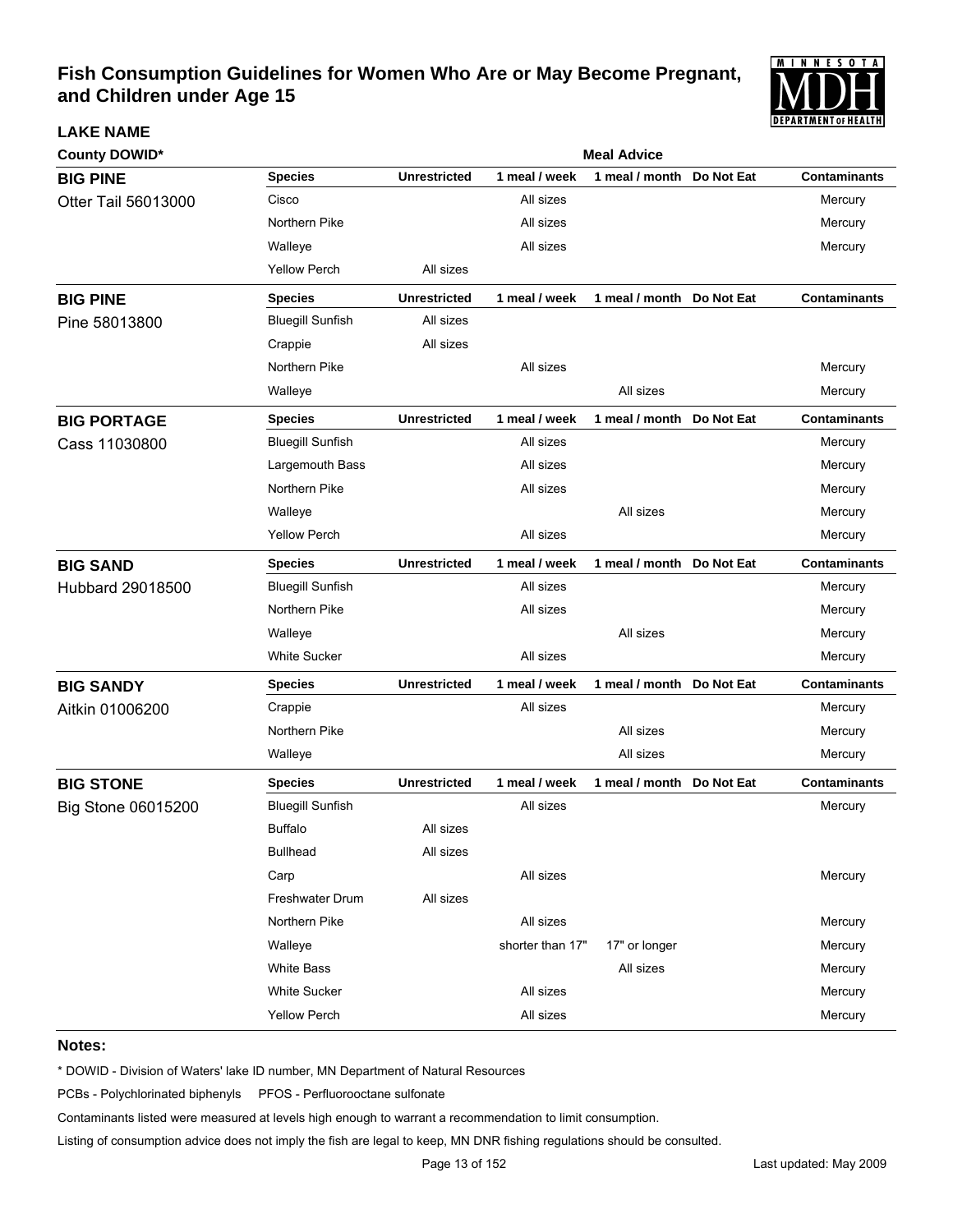# Fish Consumption Guidelines for Women Who Are or May Become Pregnant, and Children under Age 15

**LAKE NAME**

**County DOWID***

| Lake | Species | Unrestricted | 1 meal / week | 1 meal / month | Do Not Eat | Contaminants |
|---|---|---|---|---|---|---|
| **BIG PINE** Otter Tail 56013000 | Cisco | | All sizes | | | Mercury |
| | Northern Pike | | All sizes | | | Mercury |
| | Walleye | | All sizes | | | Mercury |
| | Yellow Perch | All sizes | | | | |
| **BIG PINE** Pine 58013800 | Bluegill Sunfish | All sizes | | | | |
| | Crappie | All sizes | | | | |
| | Northern Pike | | All sizes | | | Mercury |
| | Walleye | | | All sizes | | Mercury |
| **BIG PORTAGE** Cass 11030800 | Bluegill Sunfish | | All sizes | | | Mercury |
| | Largemouth Bass | | All sizes | | | Mercury |
| | Northern Pike | | All sizes | | | Mercury |
| | Walleye | | | All sizes | | Mercury |
| | Yellow Perch | | All sizes | | | Mercury |
| **BIG SAND** Hubbard 29018500 | Bluegill Sunfish | | All sizes | | | Mercury |
| | Northern Pike | | All sizes | | | Mercury |
| | Walleye | | | All sizes | | Mercury |
| | White Sucker | | All sizes | | | Mercury |
| **BIG SANDY** Aitkin 01006200 | Crappie | | All sizes | | | Mercury |
| | Northern Pike | | | All sizes | | Mercury |
| | Walleye | | | All sizes | | Mercury |
| **BIG STONE** Big Stone 06015200 | Bluegill Sunfish | | All sizes | | | Mercury |
| | Buffalo | All sizes | | | | |
| | Bullhead | All sizes | | | | |
| | Carp | | All sizes | | | Mercury |
| | Freshwater Drum | All sizes | | | | |
| | Northern Pike | | All sizes | | | Mercury |
| | Walleye | | shorter than 17" | 17" or longer | | Mercury |
| | White Bass | | | All sizes | | Mercury |
| | White Sucker | | All sizes | | | Mercury |
| | Yellow Perch | | All sizes | | | Mercury |

**Notes:**

* DOWID - Division of Waters' lake ID number, MN Department of Natural Resources

PCBs - Polychlorinated biphenyls   PFOS - Perfluorooctane sulfonate

Contaminants listed were measured at levels high enough to warrant a recommendation to limit consumption.

Listing of consumption advice does not imply the fish are legal to keep, MN DNR fishing regulations should be consulted.

Last updated: May 2009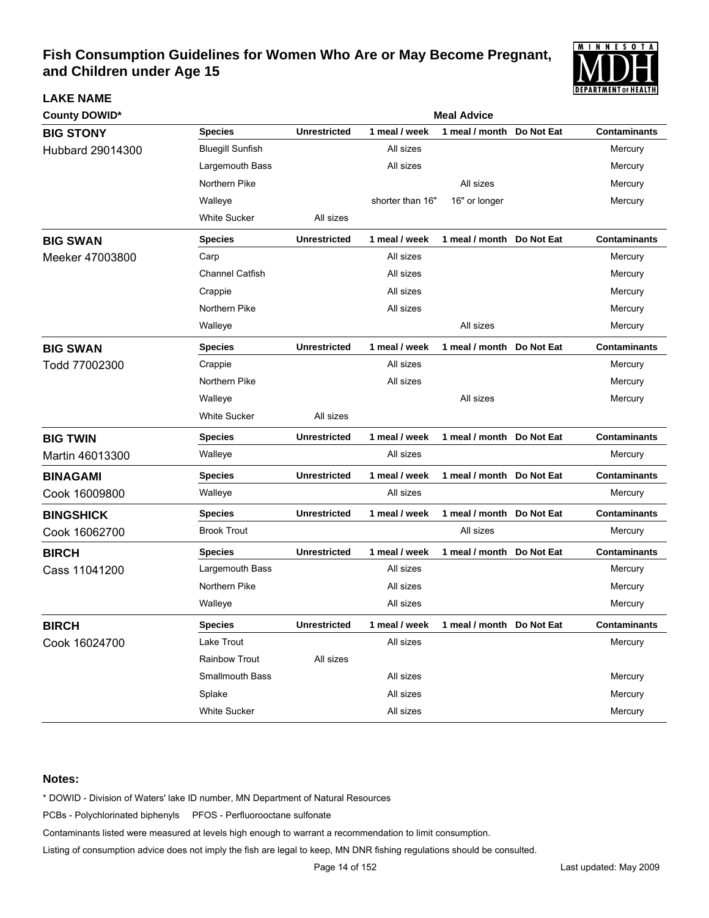# Fish Consumption Guidelines for Women Who Are or May Become Pregnant, and Children under Age 15

| LAKE NAME County DOWID* | Species | Unrestricted | 1 meal / week | 1 meal / month | Do Not Eat | Contaminants |
|---|---|---|---|---|---|---|
| **BIG STONY** Hubbard 29014300 | Bluegill Sunfish | | All sizes | | | Mercury |
| | Largemouth Bass | | All sizes | | | Mercury |
| | Northern Pike | | | All sizes | | Mercury |
| | Walleye | | shorter than 16" | 16" or longer | | Mercury |
| | White Sucker | All sizes | | | | |
| **BIG SWAN** Meeker 47003800 | Carp | | All sizes | | | Mercury |
| | Channel Catfish | | All sizes | | | Mercury |
| | Crappie | | All sizes | | | Mercury |
| | Northern Pike | | All sizes | | | Mercury |
| | Walleye | | | All sizes | | Mercury |
| **BIG SWAN** Todd 77002300 | Crappie | | All sizes | | | Mercury |
| | Northern Pike | | All sizes | | | Mercury |
| | Walleye | | | All sizes | | Mercury |
| | White Sucker | All sizes | | | | |
| **BIG TWIN** Martin 46013300 | Walleye | | All sizes | | | Mercury |
| **BINAGAMI** Cook 16009800 | Walleye | | All sizes | | | Mercury |
| **BINGSHICK** Cook 16062700 | Brook Trout | | | All sizes | | Mercury |
| **BIRCH** Cass 11041200 | Largemouth Bass | | All sizes | | | Mercury |
| | Northern Pike | | All sizes | | | Mercury |
| | Walleye | | All sizes | | | Mercury |
| **BIRCH** Cook 16024700 | Lake Trout | | All sizes | | | Mercury |
| | Rainbow Trout | All sizes | | | | |
| | Smallmouth Bass | | All sizes | | | Mercury |
| | Splake | | All sizes | | | Mercury |
| | White Sucker | | All sizes | | | Mercury |

**Notes:**

* DOWID - Division of Waters' lake ID number, MN Department of Natural Resources

PCBs - Polychlorinated biphenyls PFOS - Perfluorooctane sulfonate

Contaminants listed were measured at levels high enough to warrant a recommendation to limit consumption.

Listing of consumption advice does not imply the fish are legal to keep, MN DNR fishing regulations should be consulted.

Last updated: May 2009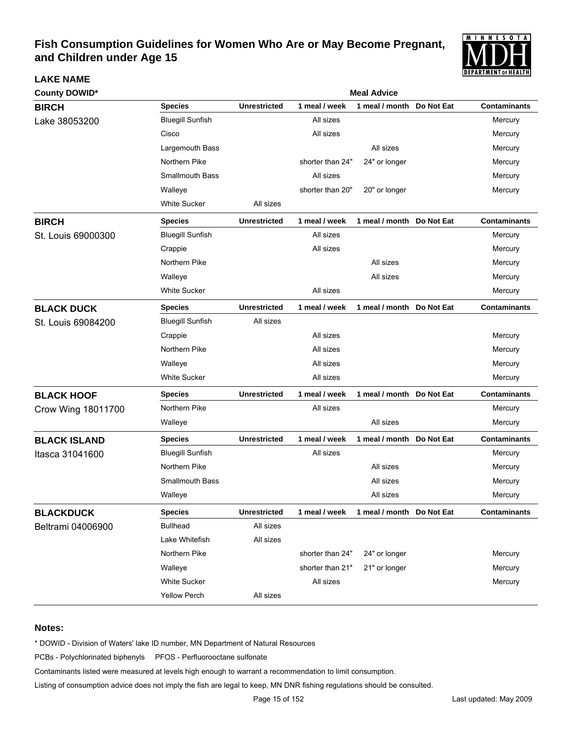# Fish Consumption Guidelines for Women Who Are or May Become Pregnant, and Children under Age 15

**LAKE NAME**

**County DOWID***

**Meal Advice**

| Lake | Species | Unrestricted | 1 meal / week | 1 meal / month | Do Not Eat | Contaminants |
|---|---|---|---|---|---|---|
| **BIRCH** Lake 38053200 | Bluegill Sunfish | | All sizes | | | Mercury |
| | Cisco | | All sizes | | | Mercury |
| | Largemouth Bass | | | All sizes | | Mercury |
| | Northern Pike | | shorter than 24" | 24" or longer | | Mercury |
| | Smallmouth Bass | | All sizes | | | Mercury |
| | Walleye | | shorter than 20" | 20" or longer | | Mercury |
| | White Sucker | All sizes | | | | |

| Lake | Species | Unrestricted | 1 meal / week | 1 meal / month | Do Not Eat | Contaminants |
|---|---|---|---|---|---|---|
| **BIRCH** St. Louis 69000300 | Bluegill Sunfish | | All sizes | | | Mercury |
| | Crappie | | All sizes | | | Mercury |
| | Northern Pike | | | All sizes | | Mercury |
| | Walleye | | | All sizes | | Mercury |
| | White Sucker | | All sizes | | | Mercury |

| Lake | Species | Unrestricted | 1 meal / week | 1 meal / month | Do Not Eat | Contaminants |
|---|---|---|---|---|---|---|
| **BLACK DUCK** St. Louis 69084200 | Bluegill Sunfish | All sizes | | | | |
| | Crappie | | All sizes | | | Mercury |
| | Northern Pike | | All sizes | | | Mercury |
| | Walleye | | All sizes | | | Mercury |
| | White Sucker | | All sizes | | | Mercury |

| Lake | Species | Unrestricted | 1 meal / week | 1 meal / month | Do Not Eat | Contaminants |
|---|---|---|---|---|---|---|
| **BLACK HOOF** Crow Wing 18011700 | Northern Pike | | All sizes | | | Mercury |
| | Walleye | | | All sizes | | Mercury |

| Lake | Species | Unrestricted | 1 meal / week | 1 meal / month | Do Not Eat | Contaminants |
|---|---|---|---|---|---|---|
| **BLACK ISLAND** Itasca 31041600 | Bluegill Sunfish | | All sizes | | | Mercury |
| | Northern Pike | | | All sizes | | Mercury |
| | Smallmouth Bass | | | All sizes | | Mercury |
| | Walleye | | | All sizes | | Mercury |

| Lake | Species | Unrestricted | 1 meal / week | 1 meal / month | Do Not Eat | Contaminants |
|---|---|---|---|---|---|---|
| **BLACKDUCK** Beltrami 04006900 | Bullhead | All sizes | | | | |
| | Lake Whitefish | All sizes | | | | |
| | Northern Pike | | shorter than 24" | 24" or longer | | Mercury |
| | Walleye | | shorter than 21" | 21" or longer | | Mercury |
| | White Sucker | | All sizes | | | Mercury |
| | Yellow Perch | All sizes | | | | |

**Notes:**

* DOWID - Division of Waters' lake ID number, MN Department of Natural Resources

PCBs - Polychlorinated biphenyls PFOS - Perfluorooctane sulfonate

Contaminants listed were measured at levels high enough to warrant a recommendation to limit consumption.

Listing of consumption advice does not imply the fish are legal to keep, MN DNR fishing regulations should be consulted.

Last updated: May 2009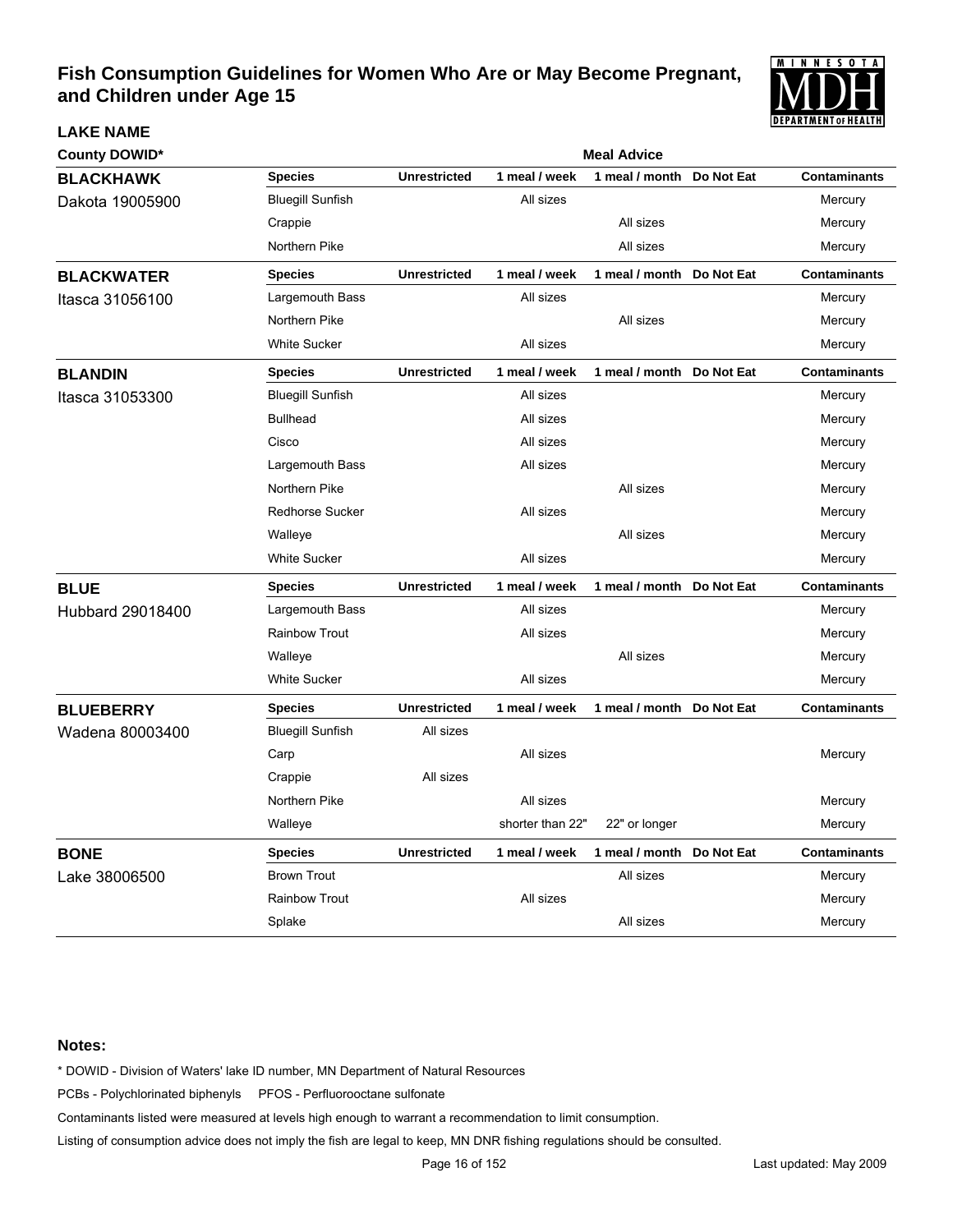# Fish Consumption Guidelines for Women Who Are or May Become Pregnant, and Children under Age 15

**LAKE NAME**

**County DOWID***

| Lake | Species | Unrestricted | 1 meal / week | 1 meal / month | Do Not Eat | Contaminants |
|---|---|---|---|---|---|---|
| **BLACKHAWK** Dakota 19005900 | Bluegill Sunfish | | All sizes | | | Mercury |
| | Crappie | | | All sizes | | Mercury |
| | Northern Pike | | | All sizes | | Mercury |
| **BLACKWATER** Itasca 31056100 | Largemouth Bass | | All sizes | | | Mercury |
| | Northern Pike | | | All sizes | | Mercury |
| | White Sucker | | All sizes | | | Mercury |
| **BLANDIN** Itasca 31053300 | Bluegill Sunfish | | All sizes | | | Mercury |
| | Bullhead | | All sizes | | | Mercury |
| | Cisco | | All sizes | | | Mercury |
| | Largemouth Bass | | All sizes | | | Mercury |
| | Northern Pike | | | All sizes | | Mercury |
| | Redhorse Sucker | | All sizes | | | Mercury |
| | Walleye | | | All sizes | | Mercury |
| | White Sucker | | All sizes | | | Mercury |
| **BLUE** Hubbard 29018400 | Largemouth Bass | | All sizes | | | Mercury |
| | Rainbow Trout | | All sizes | | | Mercury |
| | Walleye | | | All sizes | | Mercury |
| | White Sucker | | All sizes | | | Mercury |
| **BLUEBERRY** Wadena 80003400 | Bluegill Sunfish | All sizes | | | | |
| | Carp | | All sizes | | | Mercury |
| | Crappie | All sizes | | | | |
| | Northern Pike | | All sizes | | | Mercury |
| | Walleye | | shorter than 22" | 22" or longer | | Mercury |
| **BONE** Lake 38006500 | Brown Trout | | | All sizes | | Mercury |
| | Rainbow Trout | | All sizes | | | Mercury |
| | Splake | | | All sizes | | Mercury |

**Notes:**

* DOWID - Division of Waters' lake ID number, MN Department of Natural Resources

PCBs - Polychlorinated biphenyls PFOS - Perfluorooctane sulfonate

Contaminants listed were measured at levels high enough to warrant a recommendation to limit consumption.

Listing of consumption advice does not imply the fish are legal to keep, MN DNR fishing regulations should be consulted.

Last updated: May 2009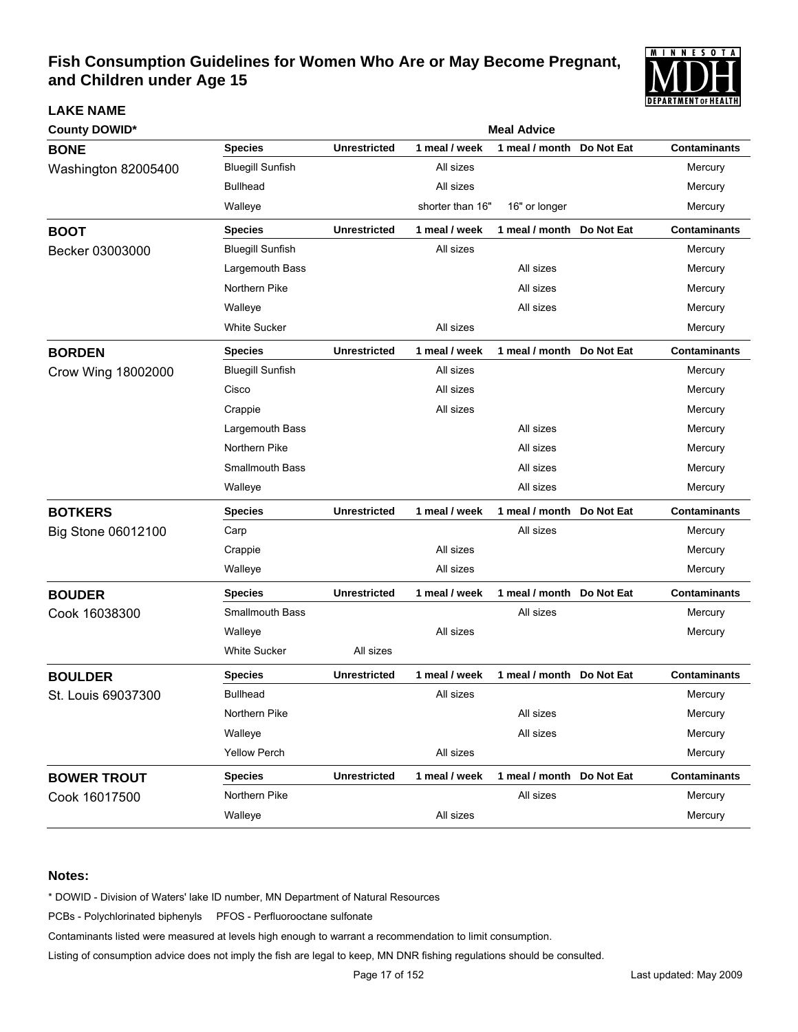# Fish Consumption Guidelines for Women Who Are or May Become Pregnant, and Children under Age 15

| LAKE NAME<br>County DOWID* | Species | Unrestricted | 1 meal / week | 1 meal / month | Do Not Eat | Contaminants |
|---|---|---|---|---|---|---|
| **BONE**<br>Washington 82005400 | Bluegill Sunfish | | All sizes | | | Mercury |
| | Bullhead | | All sizes | | | Mercury |
| | Walleye | | shorter than 16" | 16" or longer | | Mercury |
| **BOOT**<br>Becker 03003000 | Bluegill Sunfish | | All sizes | | | Mercury |
| | Largemouth Bass | | | All sizes | | Mercury |
| | Northern Pike | | | All sizes | | Mercury |
| | Walleye | | | All sizes | | Mercury |
| | White Sucker | | All sizes | | | Mercury |
| **BORDEN**<br>Crow Wing 18002000 | Bluegill Sunfish | | All sizes | | | Mercury |
| | Cisco | | All sizes | | | Mercury |
| | Crappie | | All sizes | | | Mercury |
| | Largemouth Bass | | | All sizes | | Mercury |
| | Northern Pike | | | All sizes | | Mercury |
| | Smallmouth Bass | | | All sizes | | Mercury |
| | Walleye | | | All sizes | | Mercury |
| **BOTKERS**<br>Big Stone 06012100 | Carp | | | All sizes | | Mercury |
| | Crappie | | All sizes | | | Mercury |
| | Walleye | | All sizes | | | Mercury |
| **BOUDER**<br>Cook 16038300 | Smallmouth Bass | | | All sizes | | Mercury |
| | Walleye | | All sizes | | | Mercury |
| | White Sucker | All sizes | | | | |
| **BOULDER**<br>St. Louis 69037300 | Bullhead | | All sizes | | | Mercury |
| | Northern Pike | | | All sizes | | Mercury |
| | Walleye | | | All sizes | | Mercury |
| | Yellow Perch | | All sizes | | | Mercury |
| **BOWER TROUT**<br>Cook 16017500 | Northern Pike | | | All sizes | | Mercury |
| | Walleye | | All sizes | | | Mercury |

**Notes:**

* DOWID - Division of Waters' lake ID number, MN Department of Natural Resources

PCBs - Polychlorinated biphenyls PFOS - Perfluorooctane sulfonate

Contaminants listed were measured at levels high enough to warrant a recommendation to limit consumption.

Listing of consumption advice does not imply the fish are legal to keep, MN DNR fishing regulations should be consulted.

Last updated: May 2009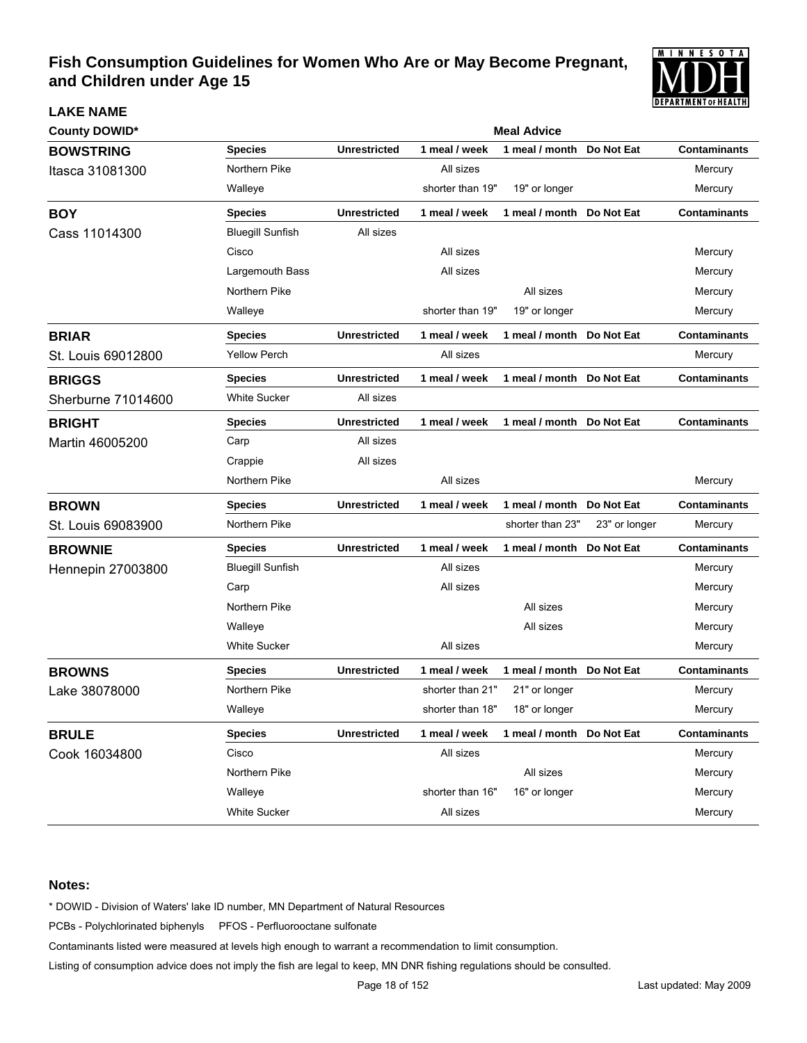# Fish Consumption Guidelines for Women Who Are or May Become Pregnant, and Children under Age 15

**LAKE NAME**

**County DOWID***

**Meal Advice**

| LAKE NAME / County DOWID* | Species | Unrestricted | 1 meal / week | 1 meal / month | Do Not Eat | Contaminants |
|---|---|---|---|---|---|---|
| **BOWSTRING** | **Species** | **Unrestricted** | **1 meal / week** | **1 meal / month** | **Do Not Eat** | **Contaminants** |
| Itasca 31081300 | Northern Pike | | All sizes | | | Mercury |
| | Walleye | | shorter than 19" | 19" or longer | | Mercury |
| **BOY** | **Species** | **Unrestricted** | **1 meal / week** | **1 meal / month** | **Do Not Eat** | **Contaminants** |
| Cass 11014300 | Bluegill Sunfish | All sizes | | | | |
| | Cisco | | All sizes | | | Mercury |
| | Largemouth Bass | | All sizes | | | Mercury |
| | Northern Pike | | | All sizes | | Mercury |
| | Walleye | | shorter than 19" | 19" or longer | | Mercury |
| **BRIAR** | **Species** | **Unrestricted** | **1 meal / week** | **1 meal / month** | **Do Not Eat** | **Contaminants** |
| St. Louis 69012800 | Yellow Perch | | All sizes | | | Mercury |
| **BRIGGS** | **Species** | **Unrestricted** | **1 meal / week** | **1 meal / month** | **Do Not Eat** | **Contaminants** |
| Sherburne 71014600 | White Sucker | All sizes | | | | |
| **BRIGHT** | **Species** | **Unrestricted** | **1 meal / week** | **1 meal / month** | **Do Not Eat** | **Contaminants** |
| Martin 46005200 | Carp | All sizes | | | | |
| | Crappie | All sizes | | | | |
| | Northern Pike | | All sizes | | | Mercury |
| **BROWN** | **Species** | **Unrestricted** | **1 meal / week** | **1 meal / month** | **Do Not Eat** | **Contaminants** |
| St. Louis 69083900 | Northern Pike | | | shorter than 23" | 23" or longer | Mercury |
| **BROWNIE** | **Species** | **Unrestricted** | **1 meal / week** | **1 meal / month** | **Do Not Eat** | **Contaminants** |
| Hennepin 27003800 | Bluegill Sunfish | | All sizes | | | Mercury |
| | Carp | | All sizes | | | Mercury |
| | Northern Pike | | | All sizes | | Mercury |
| | Walleye | | | All sizes | | Mercury |
| | White Sucker | | All sizes | | | Mercury |
| **BROWNS** | **Species** | **Unrestricted** | **1 meal / week** | **1 meal / month** | **Do Not Eat** | **Contaminants** |
| Lake 38078000 | Northern Pike | | shorter than 21" | 21" or longer | | Mercury |
| | Walleye | | shorter than 18" | 18" or longer | | Mercury |
| **BRULE** | **Species** | **Unrestricted** | **1 meal / week** | **1 meal / month** | **Do Not Eat** | **Contaminants** |
| Cook 16034800 | Cisco | | All sizes | | | Mercury |
| | Northern Pike | | | All sizes | | Mercury |
| | Walleye | | shorter than 16" | 16" or longer | | Mercury |
| | White Sucker | | All sizes | | | Mercury |

**Notes:**

* DOWID - Division of Waters' lake ID number, MN Department of Natural Resources

PCBs - Polychlorinated biphenyls PFOS - Perfluorooctane sulfonate

Contaminants listed were measured at levels high enough to warrant a recommendation to limit consumption.

Listing of consumption advice does not imply the fish are legal to keep, MN DNR fishing regulations should be consulted.

Last updated: May 2009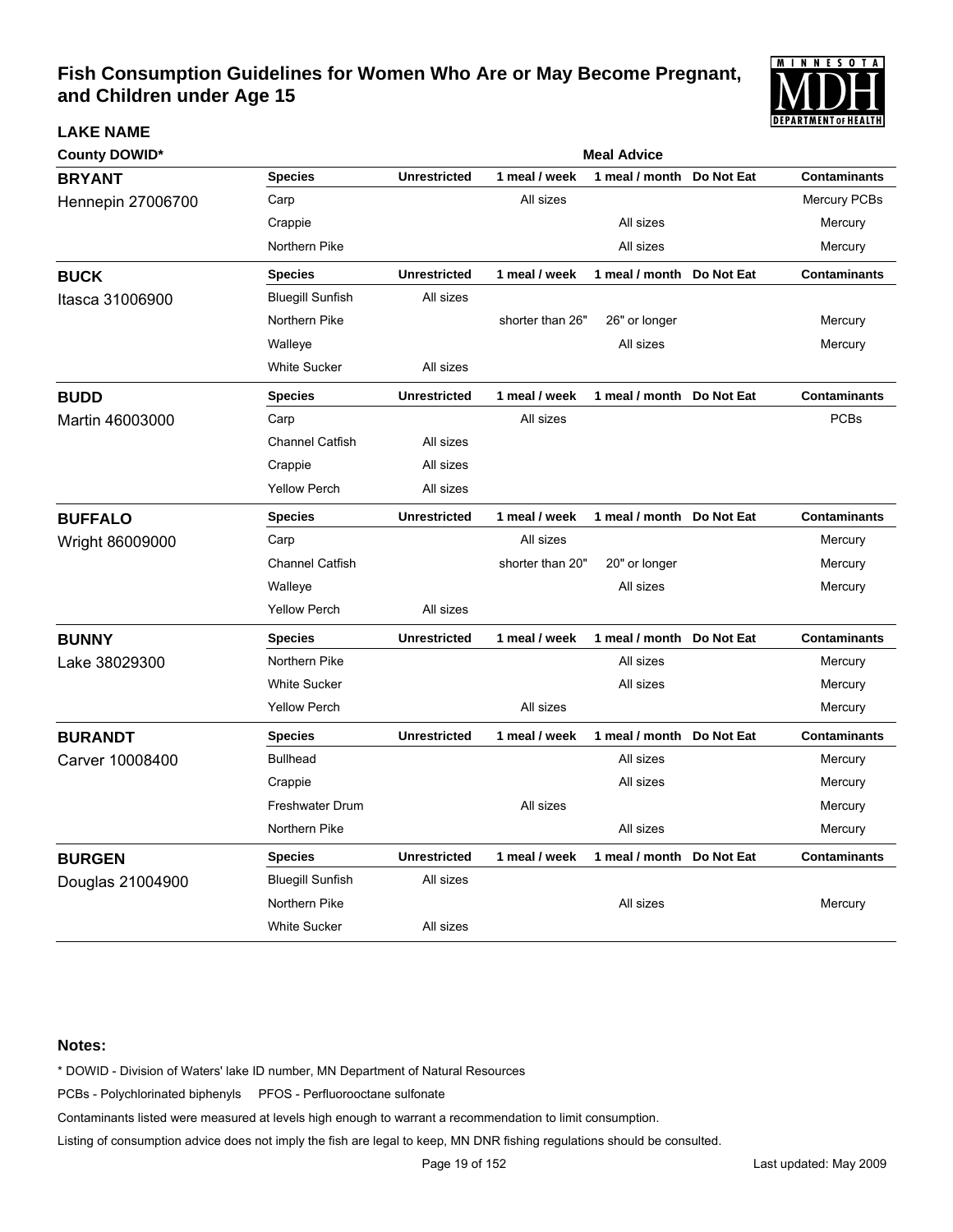# Fish Consumption Guidelines for Women Who Are or May Become Pregnant, and Children under Age 15

| LAKE NAME<br>County DOWID* | Species | Unrestricted | 1 meal / week | 1 meal / month | Do Not Eat | Contaminants |
|---|---|---|---|---|---|---|
| **BRYANT**<br>Hennepin 27006700 | Carp | | All sizes | | | Mercury PCBs |
| | Crappie | | | All sizes | | Mercury |
| | Northern Pike | | | All sizes | | Mercury |
| **BUCK**<br>Itasca 31006900 | Bluegill Sunfish | All sizes | | | | |
| | Northern Pike | | shorter than 26" | 26" or longer | | Mercury |
| | Walleye | | | All sizes | | Mercury |
| | White Sucker | All sizes | | | | |
| **BUDD**<br>Martin 46003000 | Carp | | All sizes | | | PCBs |
| | Channel Catfish | All sizes | | | | |
| | Crappie | All sizes | | | | |
| | Yellow Perch | All sizes | | | | |
| **BUFFALO**<br>Wright 86009000 | Carp | | All sizes | | | Mercury |
| | Channel Catfish | | shorter than 20" | 20" or longer | | Mercury |
| | Walleye | | | All sizes | | Mercury |
| | Yellow Perch | All sizes | | | | |
| **BUNNY**<br>Lake 38029300 | Northern Pike | | | All sizes | | Mercury |
| | White Sucker | | | All sizes | | Mercury |
| | Yellow Perch | | All sizes | | | Mercury |
| **BURANDT**<br>Carver 10008400 | Bullhead | | | All sizes | | Mercury |
| | Crappie | | | All sizes | | Mercury |
| | Freshwater Drum | | All sizes | | | Mercury |
| | Northern Pike | | | All sizes | | Mercury |
| **BURGEN**<br>Douglas 21004900 | Bluegill Sunfish | All sizes | | | | |
| | Northern Pike | | | All sizes | | Mercury |
| | White Sucker | All sizes | | | | |

**Notes:**

* DOWID - Division of Waters' lake ID number, MN Department of Natural Resources

PCBs - Polychlorinated biphenyls PFOS - Perfluorooctane sulfonate

Contaminants listed were measured at levels high enough to warrant a recommendation to limit consumption.

Listing of consumption advice does not imply the fish are legal to keep, MN DNR fishing regulations should be consulted.

Last updated: May 2009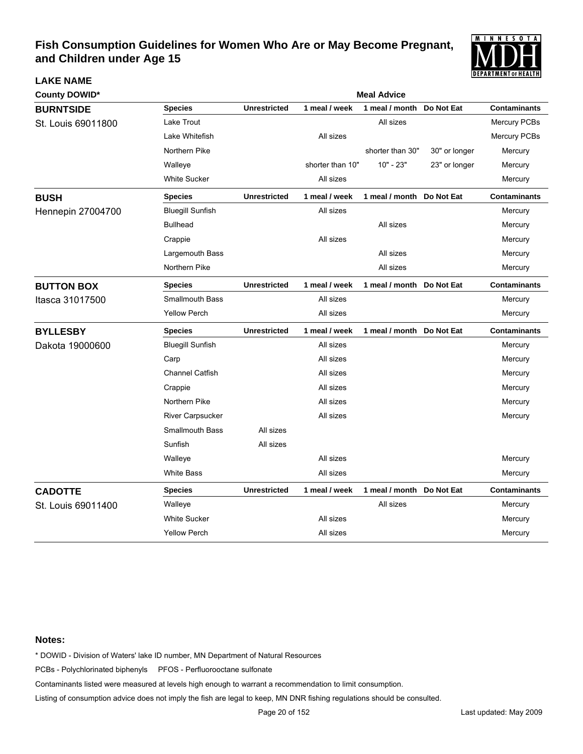# Fish Consumption Guidelines for Women Who Are or May Become Pregnant, and Children under Age 15

**LAKE NAME**

**County DOWID***

**Meal Advice**

| LAKE NAME / County DOWID | Species | Unrestricted | 1 meal / week | 1 meal / month | Do Not Eat | Contaminants |
|---|---|---|---|---|---|---|
| **BURNTSIDE** St. Louis 69011800 | Lake Trout | | | All sizes | | Mercury PCBs |
| | Lake Whitefish | | All sizes | | | Mercury PCBs |
| | Northern Pike | | | shorter than 30" | 30" or longer | Mercury |
| | Walleye | | shorter than 10" | 10" - 23" | 23" or longer | Mercury |
| | White Sucker | | All sizes | | | Mercury |
| **BUSH** Hennepin 27004700 | Bluegill Sunfish | | All sizes | | | Mercury |
| | Bullhead | | | All sizes | | Mercury |
| | Crappie | | All sizes | | | Mercury |
| | Largemouth Bass | | | All sizes | | Mercury |
| | Northern Pike | | | All sizes | | Mercury |
| **BUTTON BOX** Itasca 31017500 | Smallmouth Bass | | All sizes | | | Mercury |
| | Yellow Perch | | All sizes | | | Mercury |
| **BYLLESBY** Dakota 19000600 | Bluegill Sunfish | | All sizes | | | Mercury |
| | Carp | | All sizes | | | Mercury |
| | Channel Catfish | | All sizes | | | Mercury |
| | Crappie | | All sizes | | | Mercury |
| | Northern Pike | | All sizes | | | Mercury |
| | River Carpsucker | | All sizes | | | Mercury |
| | Smallmouth Bass | All sizes | | | | |
| | Sunfish | All sizes | | | | |
| | Walleye | | All sizes | | | Mercury |
| | White Bass | | All sizes | | | Mercury |
| **CADOTTE** St. Louis 69011400 | Walleye | | | All sizes | | Mercury |
| | White Sucker | | All sizes | | | Mercury |
| | Yellow Perch | | All sizes | | | Mercury |

**Notes:**

* DOWID - Division of Waters' lake ID number, MN Department of Natural Resources

PCBs - Polychlorinated biphenyls PFOS - Perfluorooctane sulfonate

Contaminants listed were measured at levels high enough to warrant a recommendation to limit consumption.

Listing of consumption advice does not imply the fish are legal to keep, MN DNR fishing regulations should be consulted.

Last updated: May 2009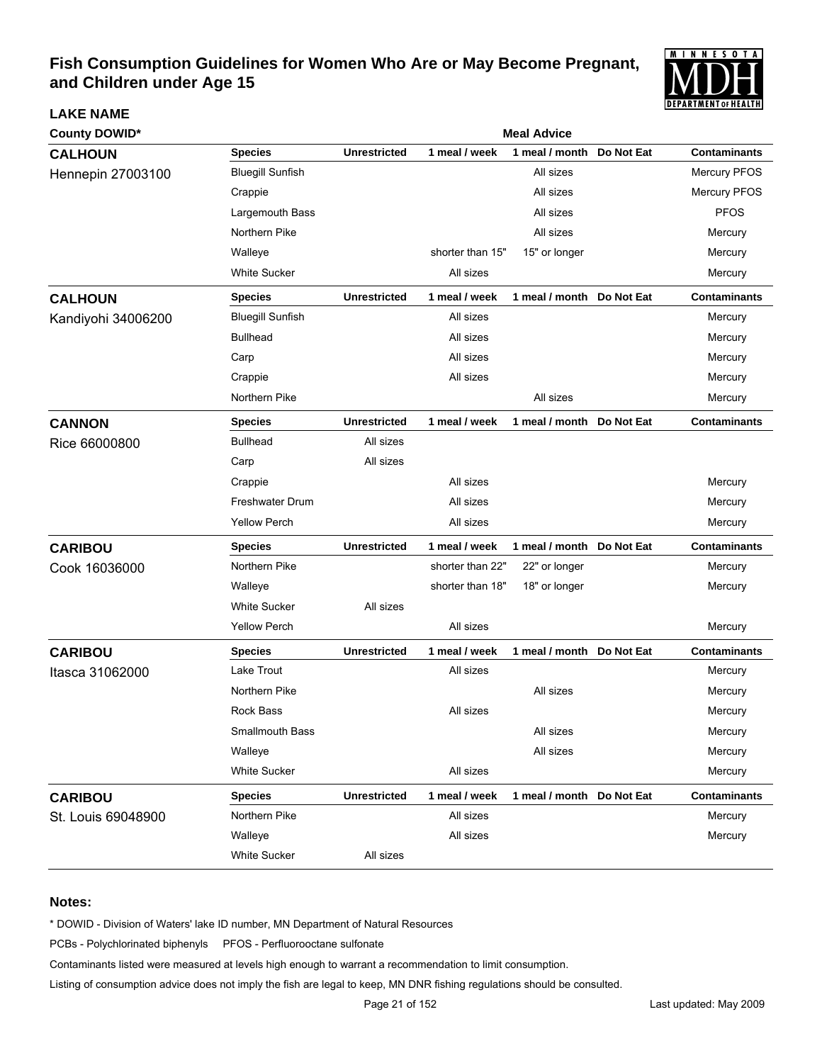# Fish Consumption Guidelines for Women Who Are or May Become Pregnant, and Children under Age 15

**LAKE NAME**

**County DOWID***

**Meal Advice**

## CALHOUN
Hennepin 27003100

| Species | Unrestricted | 1 meal / week | 1 meal / month | Do Not Eat | Contaminants |
|---|---|---|---|---|---|
| Bluegill Sunfish | | | All sizes | | Mercury PFOS |
| Crappie | | | All sizes | | Mercury PFOS |
| Largemouth Bass | | | All sizes | | PFOS |
| Northern Pike | | | All sizes | | Mercury |
| Walleye | | shorter than 15" | 15" or longer | | Mercury |
| White Sucker | | All sizes | | | Mercury |

## CALHOUN
Kandiyohi 34006200

| Species | Unrestricted | 1 meal / week | 1 meal / month | Do Not Eat | Contaminants |
|---|---|---|---|---|---|
| Bluegill Sunfish | | All sizes | | | Mercury |
| Bullhead | | All sizes | | | Mercury |
| Carp | | All sizes | | | Mercury |
| Crappie | | All sizes | | | Mercury |
| Northern Pike | | | All sizes | | Mercury |

## CANNON
Rice 66000800

| Species | Unrestricted | 1 meal / week | 1 meal / month | Do Not Eat | Contaminants |
|---|---|---|---|---|---|
| Bullhead | All sizes | | | | |
| Carp | All sizes | | | | |
| Crappie | | All sizes | | | Mercury |
| Freshwater Drum | | All sizes | | | Mercury |
| Yellow Perch | | All sizes | | | Mercury |

## CARIBOU
Cook 16036000

| Species | Unrestricted | 1 meal / week | 1 meal / month | Do Not Eat | Contaminants |
|---|---|---|---|---|---|
| Northern Pike | | shorter than 22" | 22" or longer | | Mercury |
| Walleye | | shorter than 18" | 18" or longer | | Mercury |
| White Sucker | All sizes | | | | |
| Yellow Perch | | All sizes | | | Mercury |

## CARIBOU
Itasca 31062000

| Species | Unrestricted | 1 meal / week | 1 meal / month | Do Not Eat | Contaminants |
|---|---|---|---|---|---|
| Lake Trout | | All sizes | | | Mercury |
| Northern Pike | | | All sizes | | Mercury |
| Rock Bass | | All sizes | | | Mercury |
| Smallmouth Bass | | | All sizes | | Mercury |
| Walleye | | | All sizes | | Mercury |
| White Sucker | | All sizes | | | Mercury |

## CARIBOU
St. Louis 69048900

| Species | Unrestricted | 1 meal / week | 1 meal / month | Do Not Eat | Contaminants |
|---|---|---|---|---|---|
| Northern Pike | | All sizes | | | Mercury |
| Walleye | | All sizes | | | Mercury |
| White Sucker | All sizes | | | | |

### Notes:

* DOWID - Division of Waters' lake ID number, MN Department of Natural Resources

PCBs - Polychlorinated biphenyls PFOS - Perfluorooctane sulfonate

Contaminants listed were measured at levels high enough to warrant a recommendation to limit consumption.

Listing of consumption advice does not imply the fish are legal to keep, MN DNR fishing regulations should be consulted.

Last updated: May 2009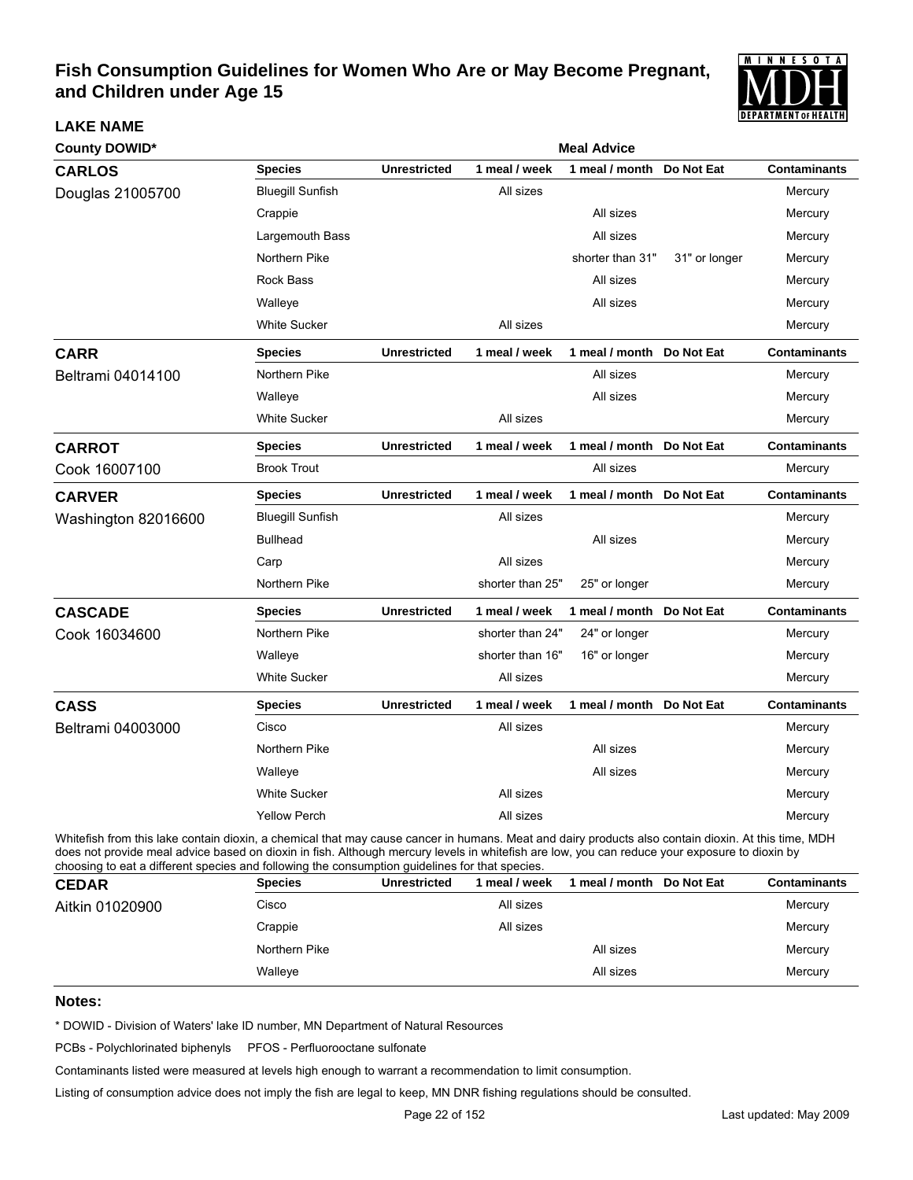# Fish Consumption Guidelines for Women Who Are or May Become Pregnant, and Children under Age 15

**LAKE NAME**

**County DOWID***

**Meal Advice**

| Lake | Species | Unrestricted | 1 meal / week | 1 meal / month | Do Not Eat | Contaminants |
|---|---|---|---|---|---|---|
| **CARLOS** Douglas 21005700 | Bluegill Sunfish | | All sizes | | | Mercury |
| | Crappie | | | All sizes | | Mercury |
| | Largemouth Bass | | | All sizes | | Mercury |
| | Northern Pike | | | shorter than 31" | 31" or longer | Mercury |
| | Rock Bass | | | All sizes | | Mercury |
| | Walleye | | | All sizes | | Mercury |
| | White Sucker | | All sizes | | | Mercury |

| Lake | Species | Unrestricted | 1 meal / week | 1 meal / month | Do Not Eat | Contaminants |
|---|---|---|---|---|---|---|
| **CARR** Beltrami 04014100 | Northern Pike | | | All sizes | | Mercury |
| | Walleye | | | All sizes | | Mercury |
| | White Sucker | | All sizes | | | Mercury |

| Lake | Species | Unrestricted | 1 meal / week | 1 meal / month | Do Not Eat | Contaminants |
|---|---|---|---|---|---|---|
| **CARROT** Cook 16007100 | Brook Trout | | | All sizes | | Mercury |

| Lake | Species | Unrestricted | 1 meal / week | 1 meal / month | Do Not Eat | Contaminants |
|---|---|---|---|---|---|---|
| **CARVER** Washington 82016600 | Bluegill Sunfish | | All sizes | | | Mercury |
| | Bullhead | | | All sizes | | Mercury |
| | Carp | | All sizes | | | Mercury |
| | Northern Pike | | shorter than 25" | 25" or longer | | Mercury |

| Lake | Species | Unrestricted | 1 meal / week | 1 meal / month | Do Not Eat | Contaminants |
|---|---|---|---|---|---|---|
| **CASCADE** Cook 16034600 | Northern Pike | | shorter than 24" | 24" or longer | | Mercury |
| | Walleye | | shorter than 16" | 16" or longer | | Mercury |
| | White Sucker | | All sizes | | | Mercury |

| Lake | Species | Unrestricted | 1 meal / week | 1 meal / month | Do Not Eat | Contaminants |
|---|---|---|---|---|---|---|
| **CASS** Beltrami 04003000 | Cisco | | All sizes | | | Mercury |
| | Northern Pike | | | All sizes | | Mercury |
| | Walleye | | | All sizes | | Mercury |
| | White Sucker | | All sizes | | | Mercury |
| | Yellow Perch | | All sizes | | | Mercury |

Whitefish from this lake contain dioxin, a chemical that may cause cancer in humans. Meat and dairy products also contain dioxin. At this time, MDH does not provide meal advice based on dioxin in fish. Although mercury levels in whitefish are low, you can reduce your exposure to dioxin by choosing to eat a different species and following the consumption guidelines for that species.

| Lake | Species | Unrestricted | 1 meal / week | 1 meal / month | Do Not Eat | Contaminants |
|---|---|---|---|---|---|---|
| **CEDAR** Aitkin 01020900 | Cisco | | All sizes | | | Mercury |
| | Crappie | | All sizes | | | Mercury |
| | Northern Pike | | | All sizes | | Mercury |
| | Walleye | | | All sizes | | Mercury |

**Notes:**

* DOWID - Division of Waters' lake ID number, MN Department of Natural Resources

PCBs - Polychlorinated biphenyls PFOS - Perfluorooctane sulfonate

Contaminants listed were measured at levels high enough to warrant a recommendation to limit consumption.

Listing of consumption advice does not imply the fish are legal to keep, MN DNR fishing regulations should be consulted.

Last updated: May 2009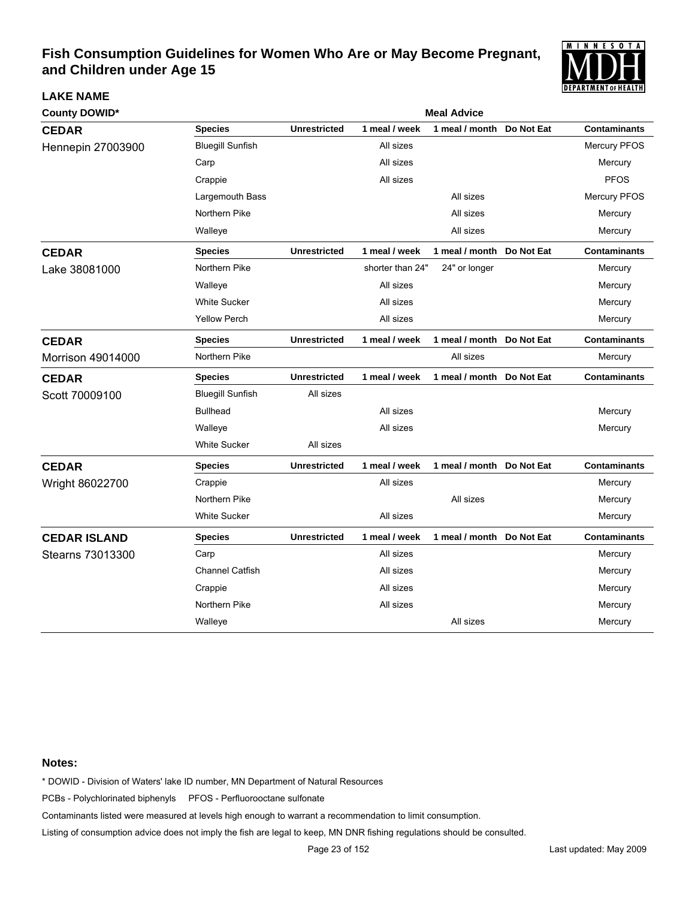# Fish Consumption Guidelines for Women Who Are or May Become Pregnant, and Children under Age 15

**LAKE NAME**

**County DOWID***

| Lake | Species | Unrestricted | 1 meal / week | 1 meal / month | Do Not Eat | Contaminants |
|---|---|---|---|---|---|---|
| **CEDAR** Hennepin 27003900 | Bluegill Sunfish | | All sizes | | | Mercury PFOS |
| | Carp | | All sizes | | | Mercury |
| | Crappie | | All sizes | | | PFOS |
| | Largemouth Bass | | | All sizes | | Mercury PFOS |
| | Northern Pike | | | All sizes | | Mercury |
| | Walleye | | | All sizes | | Mercury |
| **CEDAR** Lake 38081000 | Northern Pike | | shorter than 24" | 24" or longer | | Mercury |
| | Walleye | | All sizes | | | Mercury |
| | White Sucker | | All sizes | | | Mercury |
| | Yellow Perch | | All sizes | | | Mercury |
| **CEDAR** Morrison 49014000 | Northern Pike | | | All sizes | | Mercury |
| **CEDAR** Scott 70009100 | Bluegill Sunfish | All sizes | | | | |
| | Bullhead | | All sizes | | | Mercury |
| | Walleye | | All sizes | | | Mercury |
| | White Sucker | All sizes | | | | |
| **CEDAR** Wright 86022700 | Crappie | | All sizes | | | Mercury |
| | Northern Pike | | | All sizes | | Mercury |
| | White Sucker | | All sizes | | | Mercury |
| **CEDAR ISLAND** Stearns 73013300 | Carp | | All sizes | | | Mercury |
| | Channel Catfish | | All sizes | | | Mercury |
| | Crappie | | All sizes | | | Mercury |
| | Northern Pike | | All sizes | | | Mercury |
| | Walleye | | | All sizes | | Mercury |

**Notes:**

* DOWID - Division of Waters' lake ID number, MN Department of Natural Resources

PCBs - Polychlorinated biphenyls  PFOS - Perfluorooctane sulfonate

Contaminants listed were measured at levels high enough to warrant a recommendation to limit consumption.

Listing of consumption advice does not imply the fish are legal to keep, MN DNR fishing regulations should be consulted.

Last updated: May 2009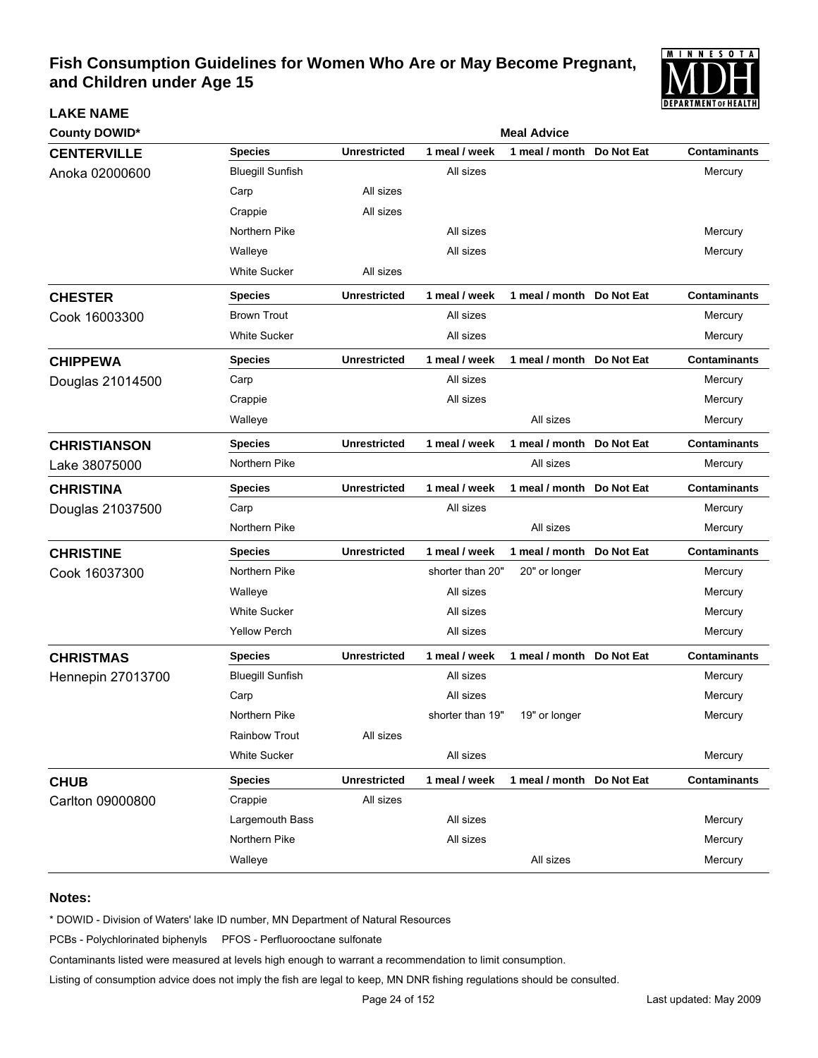# Fish Consumption Guidelines for Women Who Are or May Become Pregnant, and Children under Age 15

**LAKE NAME**

**County DOWID***

| Lake | Species | Unrestricted | 1 meal / week | 1 meal / month | Do Not Eat | Contaminants |
|---|---|---|---|---|---|---|
| **CENTERVILLE** Anoka 02000600 | Bluegill Sunfish | | All sizes | | | Mercury |
| | Carp | All sizes | | | | |
| | Crappie | All sizes | | | | |
| | Northern Pike | | All sizes | | | Mercury |
| | Walleye | | All sizes | | | Mercury |
| | White Sucker | All sizes | | | | |
| **CHESTER** Cook 16003300 | Brown Trout | | All sizes | | | Mercury |
| | White Sucker | | All sizes | | | Mercury |
| **CHIPPEWA** Douglas 21014500 | Carp | | All sizes | | | Mercury |
| | Crappie | | All sizes | | | Mercury |
| | Walleye | | | All sizes | | Mercury |
| **CHRISTIANSON** Lake 38075000 | Northern Pike | | | All sizes | | Mercury |
| **CHRISTINA** Douglas 21037500 | Carp | | All sizes | | | Mercury |
| | Northern Pike | | | All sizes | | Mercury |
| **CHRISTINE** Cook 16037300 | Northern Pike | | shorter than 20" | 20" or longer | | Mercury |
| | Walleye | | All sizes | | | Mercury |
| | White Sucker | | All sizes | | | Mercury |
| | Yellow Perch | | All sizes | | | Mercury |
| **CHRISTMAS** Hennepin 27013700 | Bluegill Sunfish | | All sizes | | | Mercury |
| | Carp | | All sizes | | | Mercury |
| | Northern Pike | | shorter than 19" | 19" or longer | | Mercury |
| | Rainbow Trout | All sizes | | | | |
| | White Sucker | | All sizes | | | Mercury |
| **CHUB** Carlton 09000800 | Crappie | All sizes | | | | |
| | Largemouth Bass | | All sizes | | | Mercury |
| | Northern Pike | | All sizes | | | Mercury |
| | Walleye | | | All sizes | | Mercury |

## Notes:

* DOWID - Division of Waters' lake ID number, MN Department of Natural Resources

PCBs - Polychlorinated biphenyls PFOS - Perfluorooctane sulfonate

Contaminants listed were measured at levels high enough to warrant a recommendation to limit consumption.

Listing of consumption advice does not imply the fish are legal to keep, MN DNR fishing regulations should be consulted.

Last updated: May 2009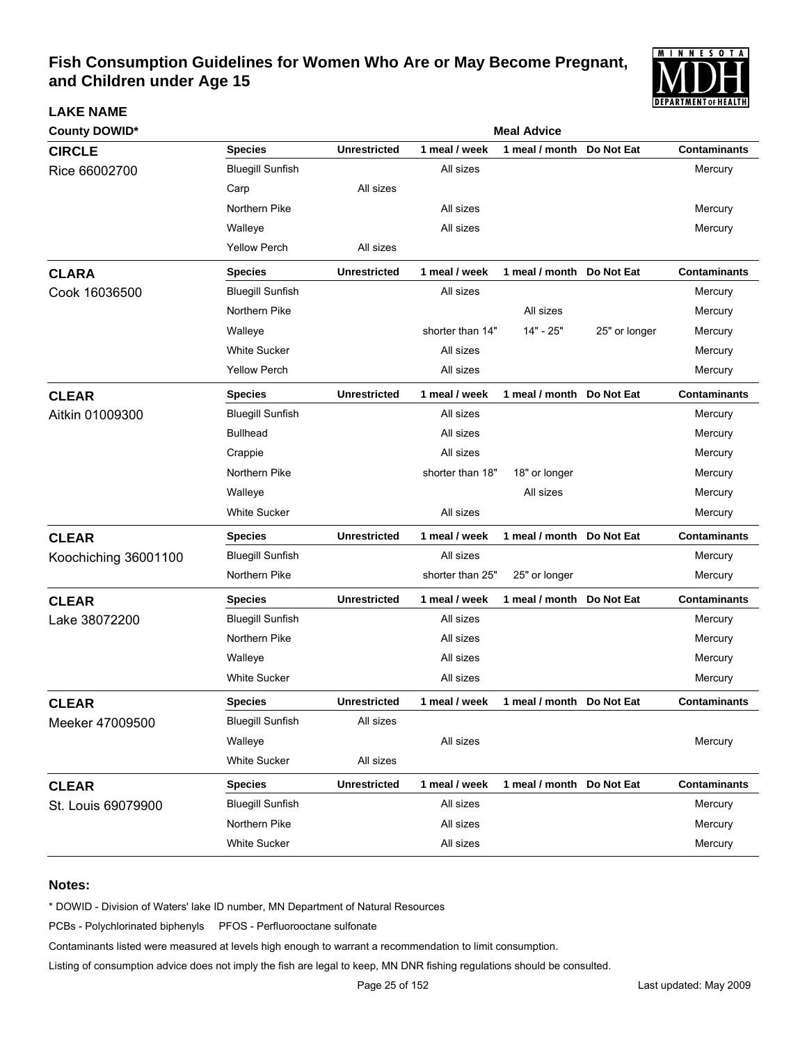# Fish Consumption Guidelines for Women Who Are or May Become Pregnant, and Children under Age 15

| LAKE NAME<br>County DOWID* | Species | Unrestricted | 1 meal / week | 1 meal / month | Do Not Eat | Contaminants |
|---|---|---|---|---|---|---|
| **CIRCLE**<br>Rice 66002700 | Bluegill Sunfish | | All sizes | | | Mercury |
| | Carp | All sizes | | | | |
| | Northern Pike | | All sizes | | | Mercury |
| | Walleye | | All sizes | | | Mercury |
| | Yellow Perch | All sizes | | | | |
| **CLARA**<br>Cook 16036500 | Bluegill Sunfish | | All sizes | | | Mercury |
| | Northern Pike | | | All sizes | | Mercury |
| | Walleye | | shorter than 14" | 14" - 25" | 25" or longer | Mercury |
| | White Sucker | | All sizes | | | Mercury |
| | Yellow Perch | | All sizes | | | Mercury |
| **CLEAR**<br>Aitkin 01009300 | Bluegill Sunfish | | All sizes | | | Mercury |
| | Bullhead | | All sizes | | | Mercury |
| | Crappie | | All sizes | | | Mercury |
| | Northern Pike | | shorter than 18" | 18" or longer | | Mercury |
| | Walleye | | | All sizes | | Mercury |
| | White Sucker | | All sizes | | | Mercury |
| **CLEAR**<br>Koochiching 36001100 | Bluegill Sunfish | | All sizes | | | Mercury |
| | Northern Pike | | shorter than 25" | 25" or longer | | Mercury |
| **CLEAR**<br>Lake 38072200 | Bluegill Sunfish | | All sizes | | | Mercury |
| | Northern Pike | | All sizes | | | Mercury |
| | Walleye | | All sizes | | | Mercury |
| | White Sucker | | All sizes | | | Mercury |
| **CLEAR**<br>Meeker 47009500 | Bluegill Sunfish | All sizes | | | | |
| | Walleye | | All sizes | | | Mercury |
| | White Sucker | All sizes | | | | |
| **CLEAR**<br>St. Louis 69079900 | Bluegill Sunfish | | All sizes | | | Mercury |
| | Northern Pike | | All sizes | | | Mercury |
| | White Sucker | | All sizes | | | Mercury |

## Notes:

* DOWID - Division of Waters' lake ID number, MN Department of Natural Resources

PCBs - Polychlorinated biphenyls  PFOS - Perfluorooctane sulfonate

Contaminants listed were measured at levels high enough to warrant a recommendation to limit consumption.

Listing of consumption advice does not imply the fish are legal to keep, MN DNR fishing regulations should be consulted.

Last updated: May 2009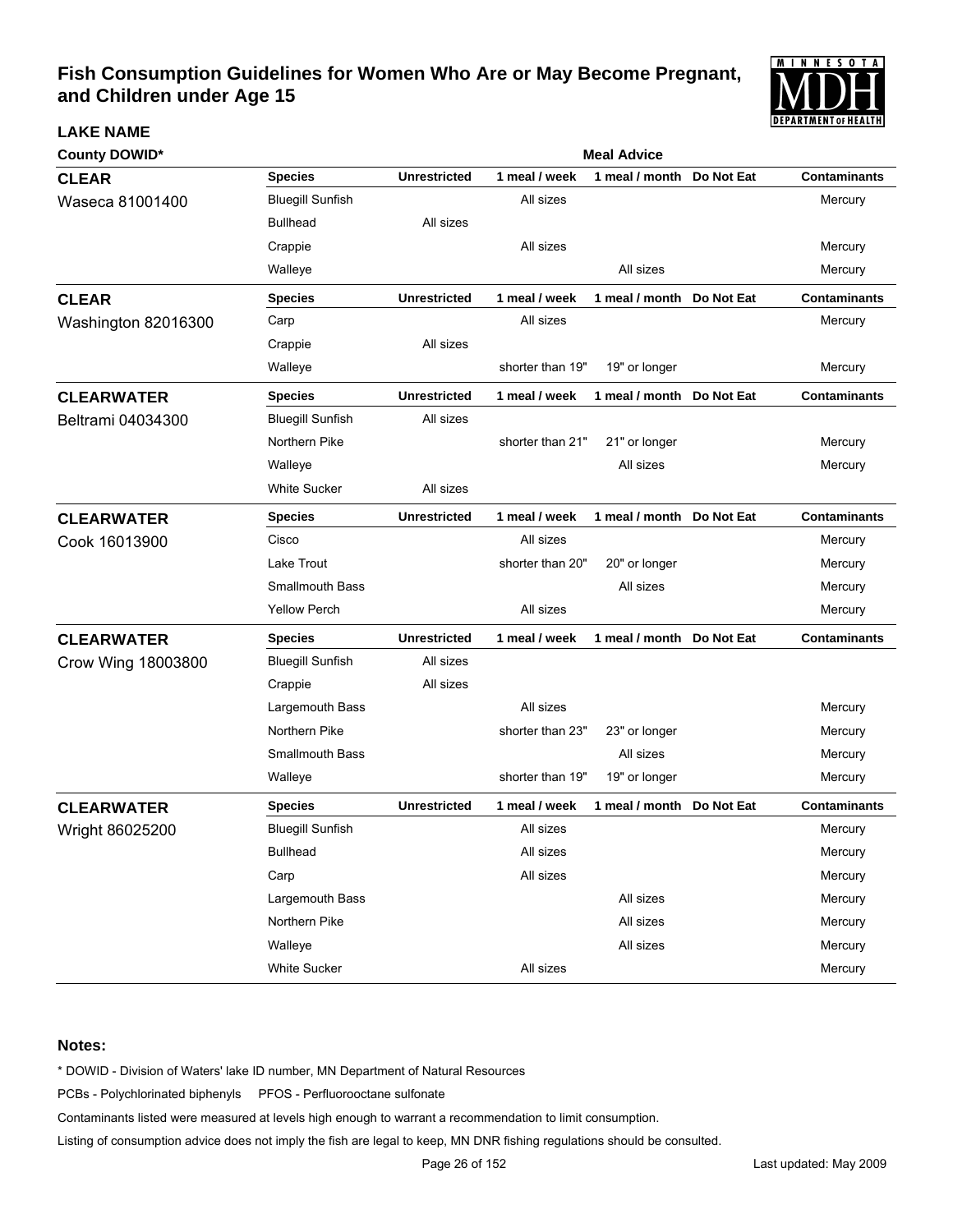# Fish Consumption Guidelines for Women Who Are or May Become Pregnant, and Children under Age 15

**LAKE NAME**

**County DOWID***

**Meal Advice**

| LAKE NAME / County DOWID | Species | Unrestricted | 1 meal / week | 1 meal / month | Do Not Eat | Contaminants |
|---|---|---|---|---|---|---|
| **CLEAR** Waseca 81001400 | Bluegill Sunfish | | All sizes | | | Mercury |
| | Bullhead | All sizes | | | | |
| | Crappie | | All sizes | | | Mercury |
| | Walleye | | | All sizes | | Mercury |
| **CLEAR** Washington 82016300 | Carp | | All sizes | | | Mercury |
| | Crappie | All sizes | | | | |
| | Walleye | | shorter than 19" | 19" or longer | | Mercury |
| **CLEARWATER** Beltrami 04034300 | Bluegill Sunfish | All sizes | | | | |
| | Northern Pike | | shorter than 21" | 21" or longer | | Mercury |
| | Walleye | | | All sizes | | Mercury |
| | White Sucker | All sizes | | | | |
| **CLEARWATER** Cook 16013900 | Cisco | | All sizes | | | Mercury |
| | Lake Trout | | shorter than 20" | 20" or longer | | Mercury |
| | Smallmouth Bass | | | All sizes | | Mercury |
| | Yellow Perch | | All sizes | | | Mercury |
| **CLEARWATER** Crow Wing 18003800 | Bluegill Sunfish | All sizes | | | | |
| | Crappie | All sizes | | | | |
| | Largemouth Bass | | All sizes | | | Mercury |
| | Northern Pike | | shorter than 23" | 23" or longer | | Mercury |
| | Smallmouth Bass | | | All sizes | | Mercury |
| | Walleye | | shorter than 19" | 19" or longer | | Mercury |
| **CLEARWATER** Wright 86025200 | Bluegill Sunfish | | All sizes | | | Mercury |
| | Bullhead | | All sizes | | | Mercury |
| | Carp | | All sizes | | | Mercury |
| | Largemouth Bass | | | All sizes | | Mercury |
| | Northern Pike | | | All sizes | | Mercury |
| | Walleye | | | All sizes | | Mercury |
| | White Sucker | | All sizes | | | Mercury |

**Notes:**

* DOWID - Division of Waters' lake ID number, MN Department of Natural Resources

PCBs - Polychlorinated biphenyls PFOS - Perfluorooctane sulfonate

Contaminants listed were measured at levels high enough to warrant a recommendation to limit consumption.

Listing of consumption advice does not imply the fish are legal to keep, MN DNR fishing regulations should be consulted.

Last updated: May 2009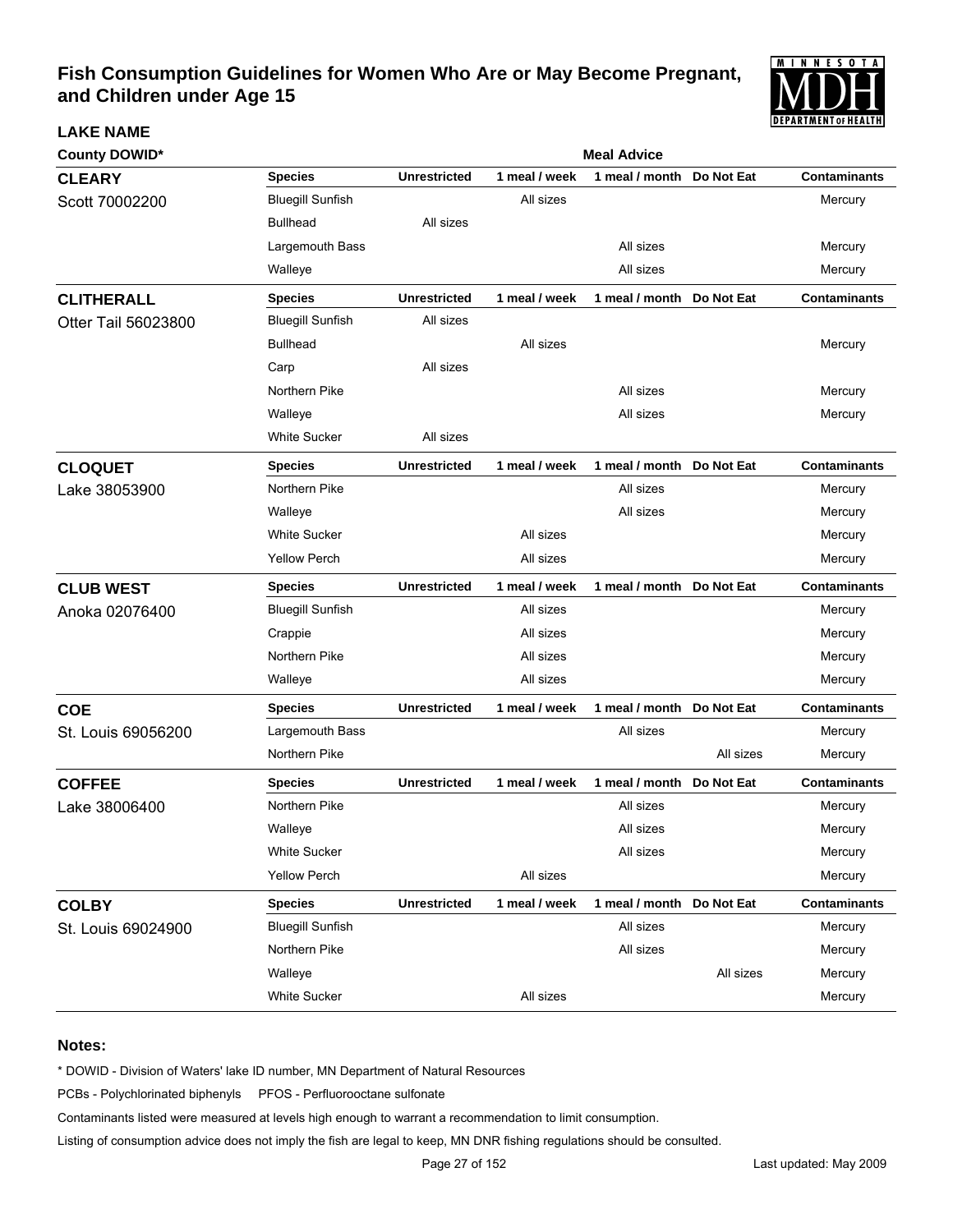# Fish Consumption Guidelines for Women Who Are or May Become Pregnant, and Children under Age 15

| LAKE NAME<br>County DOWID* | Species | Unrestricted | 1 meal / week | 1 meal / month | Do Not Eat | Contaminants |
|---|---|---|---|---|---|---|
| **CLEARY**<br>Scott 70002200 | Bluegill Sunfish | | All sizes | | | Mercury |
| | Bullhead | All sizes | | | | |
| | Largemouth Bass | | | All sizes | | Mercury |
| | Walleye | | | All sizes | | Mercury |
| **CLITHERALL**<br>Otter Tail 56023800 | Bluegill Sunfish | All sizes | | | | |
| | Bullhead | | All sizes | | | Mercury |
| | Carp | All sizes | | | | |
| | Northern Pike | | | All sizes | | Mercury |
| | Walleye | | | All sizes | | Mercury |
| | White Sucker | All sizes | | | | |
| **CLOQUET**<br>Lake 38053900 | Northern Pike | | | All sizes | | Mercury |
| | Walleye | | | All sizes | | Mercury |
| | White Sucker | | All sizes | | | Mercury |
| | Yellow Perch | | All sizes | | | Mercury |
| **CLUB WEST**<br>Anoka 02076400 | Bluegill Sunfish | | All sizes | | | Mercury |
| | Crappie | | All sizes | | | Mercury |
| | Northern Pike | | All sizes | | | Mercury |
| | Walleye | | All sizes | | | Mercury |
| **COE**<br>St. Louis 69056200 | Largemouth Bass | | | All sizes | | Mercury |
| | Northern Pike | | | | All sizes | Mercury |
| **COFFEE**<br>Lake 38006400 | Northern Pike | | | All sizes | | Mercury |
| | Walleye | | | All sizes | | Mercury |
| | White Sucker | | | All sizes | | Mercury |
| | Yellow Perch | | All sizes | | | Mercury |
| **COLBY**<br>St. Louis 69024900 | Bluegill Sunfish | | | All sizes | | Mercury |
| | Northern Pike | | | All sizes | | Mercury |
| | Walleye | | | | All sizes | Mercury |
| | White Sucker | | All sizes | | | Mercury |

### Notes:

* DOWID - Division of Waters' lake ID number, MN Department of Natural Resources

PCBs - Polychlorinated biphenyls PFOS - Perfluorooctane sulfonate

Contaminants listed were measured at levels high enough to warrant a recommendation to limit consumption.

Listing of consumption advice does not imply the fish are legal to keep, MN DNR fishing regulations should be consulted.

Last updated: May 2009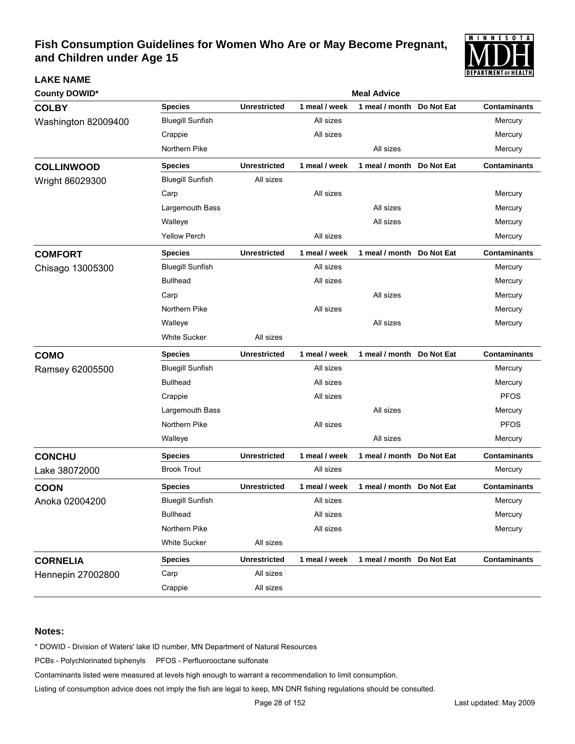# Fish Consumption Guidelines for Women Who Are or May Become Pregnant, and Children under Age 15

**LAKE NAME**

**County DOWID***

| Lake | Species | Unrestricted | 1 meal / week | 1 meal / month | Do Not Eat | Contaminants |
|---|---|---|---|---|---|---|
| **COLBY** Washington 82009400 | Bluegill Sunfish | | All sizes | | | Mercury |
| | Crappie | | All sizes | | | Mercury |
| | Northern Pike | | | All sizes | | Mercury |
| **COLLINWOOD** Wright 86029300 | Bluegill Sunfish | All sizes | | | | |
| | Carp | | All sizes | | | Mercury |
| | Largemouth Bass | | | All sizes | | Mercury |
| | Walleye | | | All sizes | | Mercury |
| | Yellow Perch | | All sizes | | | Mercury |
| **COMFORT** Chisago 13005300 | Bluegill Sunfish | | All sizes | | | Mercury |
| | Bullhead | | All sizes | | | Mercury |
| | Carp | | | All sizes | | Mercury |
| | Northern Pike | | All sizes | | | Mercury |
| | Walleye | | | All sizes | | Mercury |
| | White Sucker | All sizes | | | | |
| **COMO** Ramsey 62005500 | Bluegill Sunfish | | All sizes | | | Mercury |
| | Bullhead | | All sizes | | | Mercury |
| | Crappie | | All sizes | | | PFOS |
| | Largemouth Bass | | | All sizes | | Mercury |
| | Northern Pike | | All sizes | | | PFOS |
| | Walleye | | | All sizes | | Mercury |
| **CONCHU** Lake 38072000 | Brook Trout | | All sizes | | | Mercury |
| **COON** Anoka 02004200 | Bluegill Sunfish | | All sizes | | | Mercury |
| | Bullhead | | All sizes | | | Mercury |
| | Northern Pike | | All sizes | | | Mercury |
| | White Sucker | All sizes | | | | |
| **CORNELIA** Hennepin 27002800 | Carp | All sizes | | | | |
| | Crappie | All sizes | | | | |

**Notes:**

* DOWID - Division of Waters' lake ID number, MN Department of Natural Resources

PCBs - Polychlorinated biphenyls PFOS - Perfluorooctane sulfonate

Contaminants listed were measured at levels high enough to warrant a recommendation to limit consumption.

Listing of consumption advice does not imply the fish are legal to keep, MN DNR fishing regulations should be consulted.

Last updated: May 2009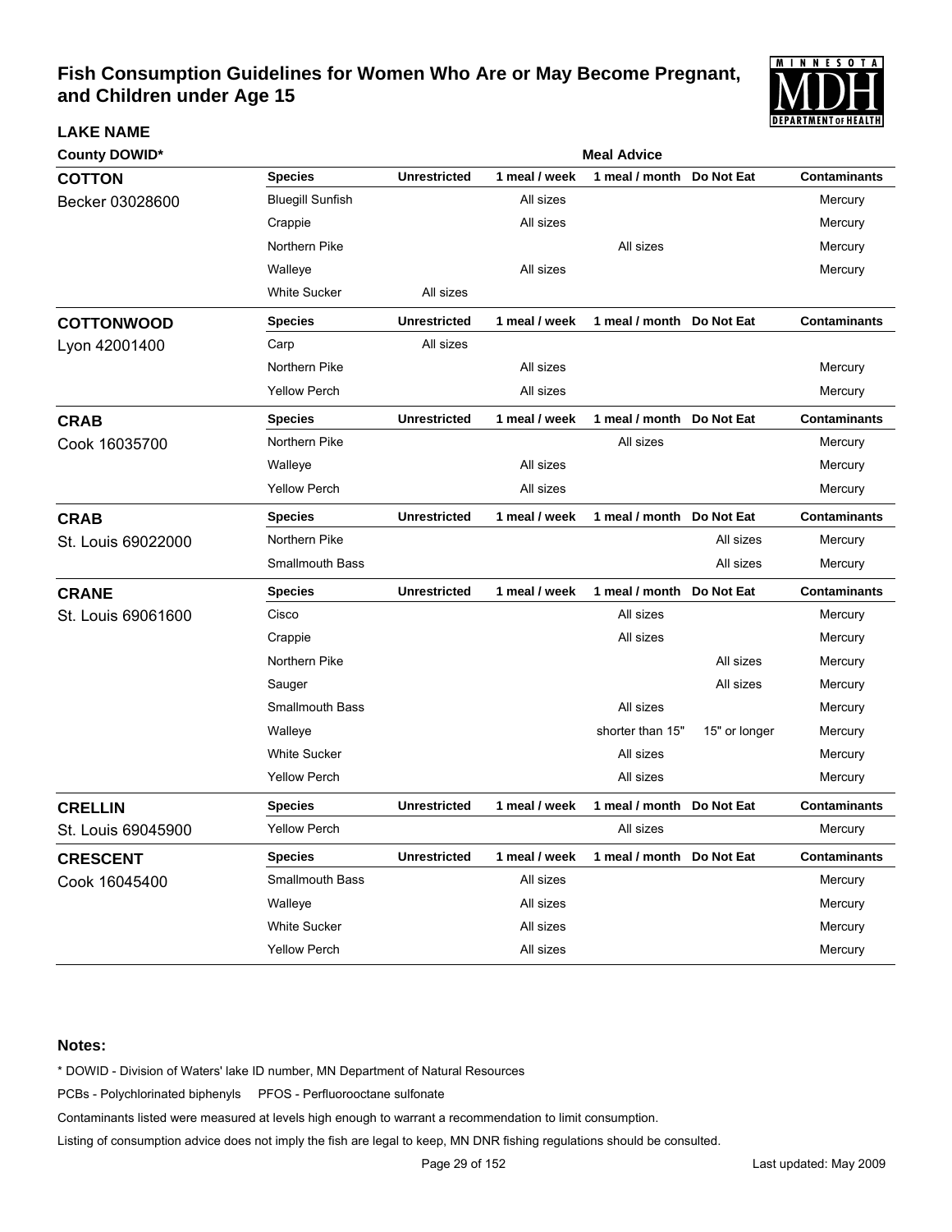# Fish Consumption Guidelines for Women Who Are or May Become Pregnant, and Children under Age 15

**LAKE NAME**

**County DOWID***

| Lake | Species | Unrestricted | 1 meal / week | 1 meal / month | Do Not Eat | Contaminants |
|---|---|---|---|---|---|---|
| **COTTON** Becker 03028600 | Bluegill Sunfish | | All sizes | | | Mercury |
| | Crappie | | All sizes | | | Mercury |
| | Northern Pike | | | All sizes | | Mercury |
| | Walleye | | All sizes | | | Mercury |
| | White Sucker | All sizes | | | | |
| **COTTONWOOD** Lyon 42001400 | Carp | All sizes | | | | |
| | Northern Pike | | All sizes | | | Mercury |
| | Yellow Perch | | All sizes | | | Mercury |
| **CRAB** Cook 16035700 | Northern Pike | | | All sizes | | Mercury |
| | Walleye | | All sizes | | | Mercury |
| | Yellow Perch | | All sizes | | | Mercury |
| **CRAB** St. Louis 69022000 | Northern Pike | | | | All sizes | Mercury |
| | Smallmouth Bass | | | | All sizes | Mercury |
| **CRANE** St. Louis 69061600 | Cisco | | | All sizes | | Mercury |
| | Crappie | | | All sizes | | Mercury |
| | Northern Pike | | | | All sizes | Mercury |
| | Sauger | | | | All sizes | Mercury |
| | Smallmouth Bass | | | All sizes | | Mercury |
| | Walleye | | | shorter than 15" | 15" or longer | Mercury |
| | White Sucker | | | All sizes | | Mercury |
| | Yellow Perch | | | All sizes | | Mercury |
| **CRELLIN** St. Louis 69045900 | Yellow Perch | | | All sizes | | Mercury |
| **CRESCENT** Cook 16045400 | Smallmouth Bass | | All sizes | | | Mercury |
| | Walleye | | All sizes | | | Mercury |
| | White Sucker | | All sizes | | | Mercury |
| | Yellow Perch | | All sizes | | | Mercury |

**Notes:**

* DOWID - Division of Waters' lake ID number, MN Department of Natural Resources

PCBs - Polychlorinated biphenyls PFOS - Perfluorooctane sulfonate

Contaminants listed were measured at levels high enough to warrant a recommendation to limit consumption.

Listing of consumption advice does not imply the fish are legal to keep, MN DNR fishing regulations should be consulted.

Last updated: May 2009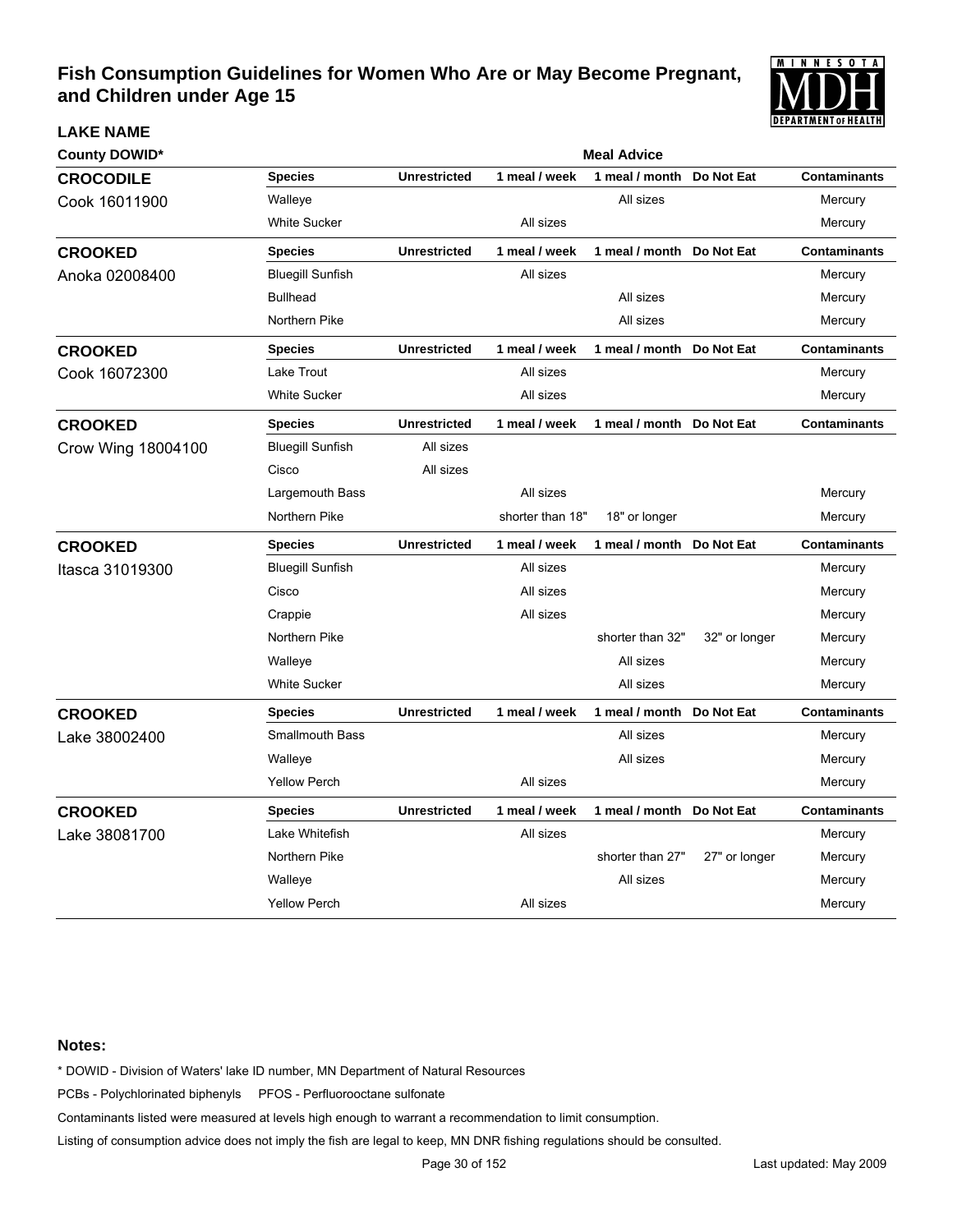# Fish Consumption Guidelines for Women Who Are or May Become Pregnant, and Children under Age 15

**LAKE NAME**

**County DOWID***

| Lake | Species | Unrestricted | 1 meal / week | 1 meal / month | Do Not Eat | Contaminants |
|---|---|---|---|---|---|---|
| **CROCODILE** Cook 16011900 | Walleye | | | All sizes | | Mercury |
| | White Sucker | | All sizes | | | Mercury |
| **CROOKED** Anoka 02008400 | Bluegill Sunfish | | All sizes | | | Mercury |
| | Bullhead | | | All sizes | | Mercury |
| | Northern Pike | | | All sizes | | Mercury |
| **CROOKED** Cook 16072300 | Lake Trout | | All sizes | | | Mercury |
| | White Sucker | | All sizes | | | Mercury |
| **CROOKED** Crow Wing 18004100 | Bluegill Sunfish | All sizes | | | | |
| | Cisco | All sizes | | | | |
| | Largemouth Bass | | All sizes | | | Mercury |
| | Northern Pike | | shorter than 18" | 18" or longer | | Mercury |
| **CROOKED** Itasca 31019300 | Bluegill Sunfish | | All sizes | | | Mercury |
| | Cisco | | All sizes | | | Mercury |
| | Crappie | | All sizes | | | Mercury |
| | Northern Pike | | | shorter than 32" | 32" or longer | Mercury |
| | Walleye | | | All sizes | | Mercury |
| | White Sucker | | | All sizes | | Mercury |
| **CROOKED** Lake 38002400 | Smallmouth Bass | | | All sizes | | Mercury |
| | Walleye | | | All sizes | | Mercury |
| | Yellow Perch | | All sizes | | | Mercury |
| **CROOKED** Lake 38081700 | Lake Whitefish | | All sizes | | | Mercury |
| | Northern Pike | | | shorter than 27" | 27" or longer | Mercury |
| | Walleye | | | All sizes | | Mercury |
| | Yellow Perch | | All sizes | | | Mercury |

**Notes:**

* DOWID - Division of Waters' lake ID number, MN Department of Natural Resources

PCBs - Polychlorinated biphenyls PFOS - Perfluorooctane sulfonate

Contaminants listed were measured at levels high enough to warrant a recommendation to limit consumption.

Listing of consumption advice does not imply the fish are legal to keep, MN DNR fishing regulations should be consulted.

Last updated: May 2009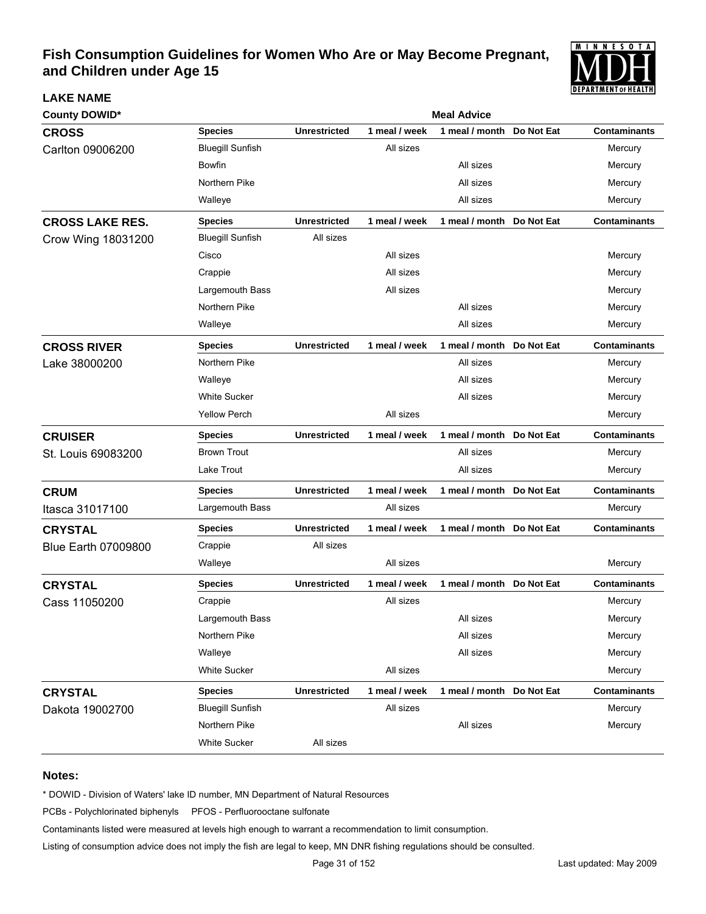# Fish Consumption Guidelines for Women Who Are or May Become Pregnant, and Children under Age 15

**LAKE NAME**

**County DOWID***

| Lake / County DOWID | Species | Unrestricted | 1 meal / week | 1 meal / month | Do Not Eat | Contaminants |
|---|---|---|---|---|---|---|
| **CROSS** Carlton 09006200 | Bluegill Sunfish | | All sizes | | | Mercury |
| | Bowfin | | | All sizes | | Mercury |
| | Northern Pike | | | All sizes | | Mercury |
| | Walleye | | | All sizes | | Mercury |
| **CROSS LAKE RES.** Crow Wing 18031200 | Bluegill Sunfish | All sizes | | | | |
| | Cisco | | All sizes | | | Mercury |
| | Crappie | | All sizes | | | Mercury |
| | Largemouth Bass | | All sizes | | | Mercury |
| | Northern Pike | | | All sizes | | Mercury |
| | Walleye | | | All sizes | | Mercury |
| **CROSS RIVER** Lake 38000200 | Northern Pike | | | All sizes | | Mercury |
| | Walleye | | | All sizes | | Mercury |
| | White Sucker | | | All sizes | | Mercury |
| | Yellow Perch | | All sizes | | | Mercury |
| **CRUISER** St. Louis 69083200 | Brown Trout | | | All sizes | | Mercury |
| | Lake Trout | | | All sizes | | Mercury |
| **CRUM** Itasca 31017100 | Largemouth Bass | | All sizes | | | Mercury |
| **CRYSTAL** Blue Earth 07009800 | Crappie | All sizes | | | | |
| | Walleye | | All sizes | | | Mercury |
| **CRYSTAL** Cass 11050200 | Crappie | | All sizes | | | Mercury |
| | Largemouth Bass | | | All sizes | | Mercury |
| | Northern Pike | | | All sizes | | Mercury |
| | Walleye | | | All sizes | | Mercury |
| | White Sucker | | All sizes | | | Mercury |
| **CRYSTAL** Dakota 19002700 | Bluegill Sunfish | | All sizes | | | Mercury |
| | Northern Pike | | | All sizes | | Mercury |
| | White Sucker | All sizes | | | | |

**Notes:**

* DOWID - Division of Waters' lake ID number, MN Department of Natural Resources

PCBs - Polychlorinated biphenyls PFOS - Perfluorooctane sulfonate

Contaminants listed were measured at levels high enough to warrant a recommendation to limit consumption.

Listing of consumption advice does not imply the fish are legal to keep, MN DNR fishing regulations should be consulted.

Last updated: May 2009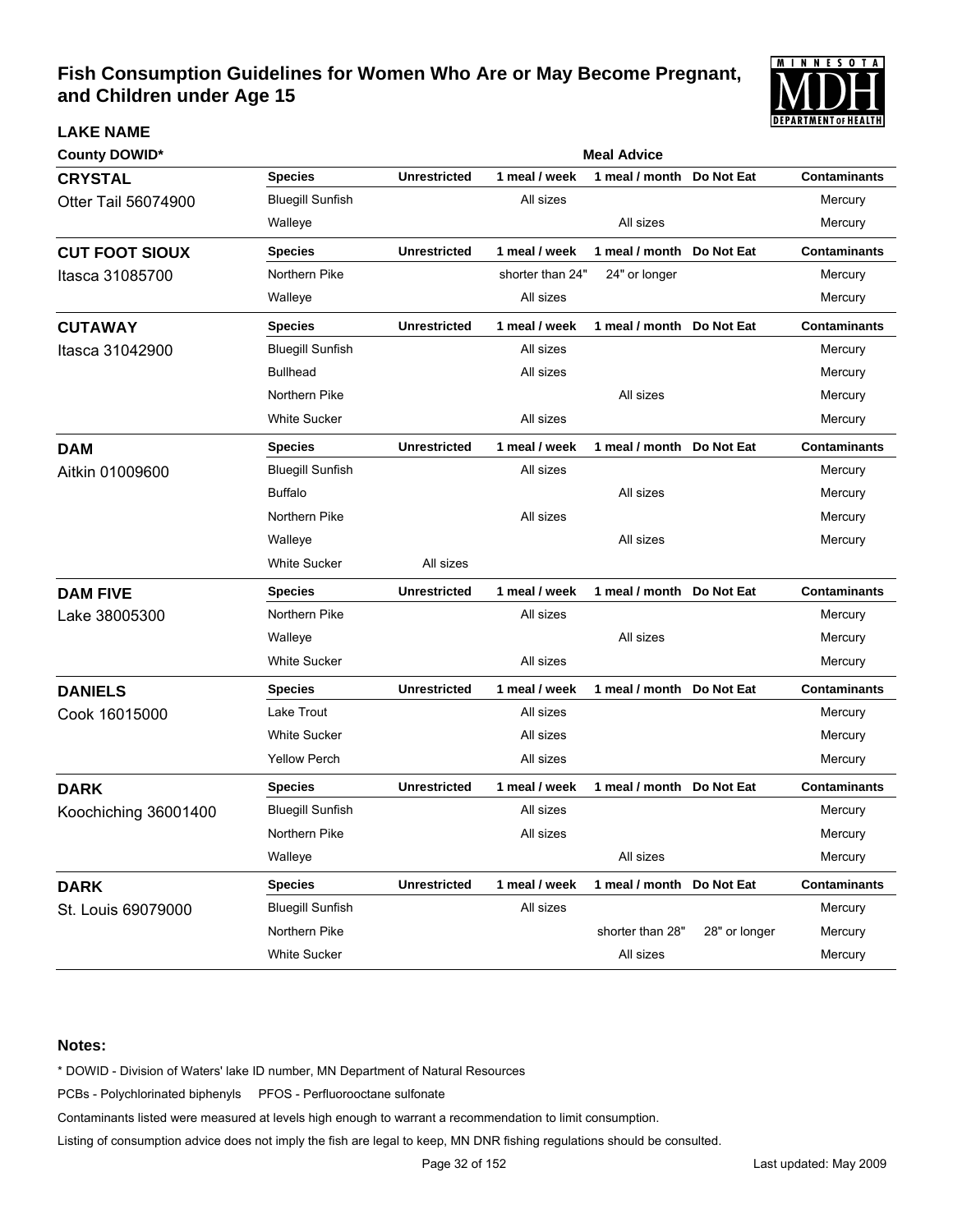# Fish Consumption Guidelines for Women Who Are or May Become Pregnant, and Children under Age 15

**LAKE NAME**

**County DOWID***

| Lake / County DOWID | Species | Unrestricted | 1 meal / week | 1 meal / month | Do Not Eat | Contaminants |
|---|---|---|---|---|---|---|
| **CRYSTAL** Otter Tail 56074900 | Bluegill Sunfish | | All sizes | | | Mercury |
| | Walleye | | | All sizes | | Mercury |
| **CUT FOOT SIOUX** Itasca 31085700 | Northern Pike | | shorter than 24" | 24" or longer | | Mercury |
| | Walleye | | All sizes | | | Mercury |
| **CUTAWAY** Itasca 31042900 | Bluegill Sunfish | | All sizes | | | Mercury |
| | Bullhead | | All sizes | | | Mercury |
| | Northern Pike | | | All sizes | | Mercury |
| | White Sucker | | All sizes | | | Mercury |
| **DAM** Aitkin 01009600 | Bluegill Sunfish | | All sizes | | | Mercury |
| | Buffalo | | | All sizes | | Mercury |
| | Northern Pike | | All sizes | | | Mercury |
| | Walleye | | | All sizes | | Mercury |
| | White Sucker | All sizes | | | | |
| **DAM FIVE** Lake 38005300 | Northern Pike | | All sizes | | | Mercury |
| | Walleye | | | All sizes | | Mercury |
| | White Sucker | | All sizes | | | Mercury |
| **DANIELS** Cook 16015000 | Lake Trout | | All sizes | | | Mercury |
| | White Sucker | | All sizes | | | Mercury |
| | Yellow Perch | | All sizes | | | Mercury |
| **DARK** Koochiching 36001400 | Bluegill Sunfish | | All sizes | | | Mercury |
| | Northern Pike | | All sizes | | | Mercury |
| | Walleye | | | All sizes | | Mercury |
| **DARK** St. Louis 69079000 | Bluegill Sunfish | | All sizes | | | Mercury |
| | Northern Pike | | | shorter than 28" | 28" or longer | Mercury |
| | White Sucker | | | All sizes | | Mercury |

**Notes:**

\* DOWID - Division of Waters' lake ID number, MN Department of Natural Resources

PCBs - Polychlorinated biphenyls PFOS - Perfluorooctane sulfonate

Contaminants listed were measured at levels high enough to warrant a recommendation to limit consumption.

Listing of consumption advice does not imply the fish are legal to keep, MN DNR fishing regulations should be consulted.

Last updated: May 2009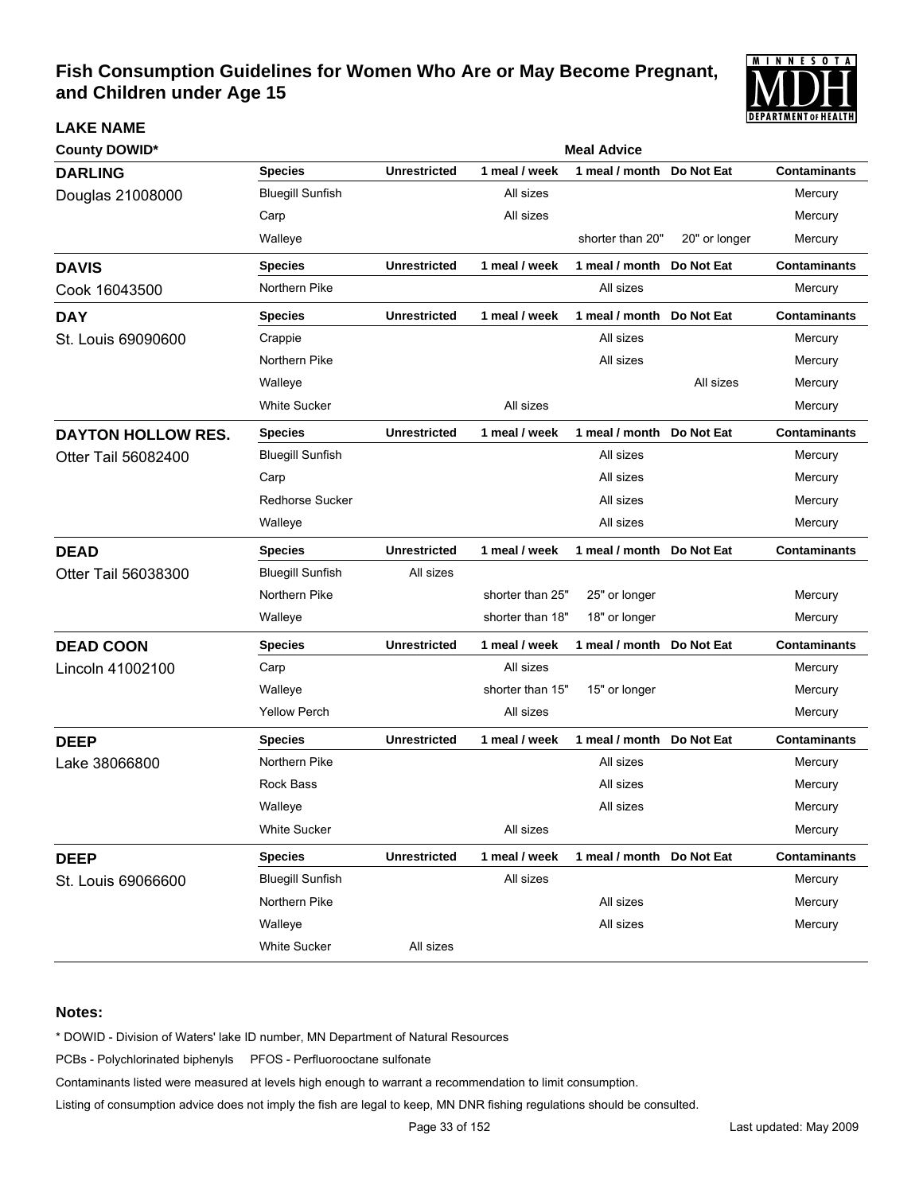# Fish Consumption Guidelines for Women Who Are or May Become Pregnant, and Children under Age 15

**LAKE NAME**

**County DOWID***

**Meal Advice**

## DARLING
Douglas 21008000

| Species | Unrestricted | 1 meal / week | 1 meal / month | Do Not Eat | Contaminants |
|---|---|---|---|---|---|
| Bluegill Sunfish | | All sizes | | | Mercury |
| Carp | | All sizes | | | Mercury |
| Walleye | | | shorter than 20" | 20" or longer | Mercury |

## DAVIS
Cook 16043500

| Species | Unrestricted | 1 meal / week | 1 meal / month | Do Not Eat | Contaminants |
|---|---|---|---|---|---|
| Northern Pike | | | All sizes | | Mercury |

## DAY
St. Louis 69090600

| Species | Unrestricted | 1 meal / week | 1 meal / month | Do Not Eat | Contaminants |
|---|---|---|---|---|---|
| Crappie | | | All sizes | | Mercury |
| Northern Pike | | | All sizes | | Mercury |
| Walleye | | | | All sizes | Mercury |
| White Sucker | | All sizes | | | Mercury |

## DAYTON HOLLOW RES.
Otter Tail 56082400

| Species | Unrestricted | 1 meal / week | 1 meal / month | Do Not Eat | Contaminants |
|---|---|---|---|---|---|
| Bluegill Sunfish | | | All sizes | | Mercury |
| Carp | | | All sizes | | Mercury |
| Redhorse Sucker | | | All sizes | | Mercury |
| Walleye | | | All sizes | | Mercury |

## DEAD
Otter Tail 56038300

| Species | Unrestricted | 1 meal / week | 1 meal / month | Do Not Eat | Contaminants |
|---|---|---|---|---|---|
| Bluegill Sunfish | All sizes | | | | |
| Northern Pike | | shorter than 25" | 25" or longer | | Mercury |
| Walleye | | shorter than 18" | 18" or longer | | Mercury |

## DEAD COON
Lincoln 41002100

| Species | Unrestricted | 1 meal / week | 1 meal / month | Do Not Eat | Contaminants |
|---|---|---|---|---|---|
| Carp | | All sizes | | | Mercury |
| Walleye | | shorter than 15" | 15" or longer | | Mercury |
| Yellow Perch | | All sizes | | | Mercury |

## DEEP
Lake 38066800

| Species | Unrestricted | 1 meal / week | 1 meal / month | Do Not Eat | Contaminants |
|---|---|---|---|---|---|
| Northern Pike | | | All sizes | | Mercury |
| Rock Bass | | | All sizes | | Mercury |
| Walleye | | | All sizes | | Mercury |
| White Sucker | | All sizes | | | Mercury |

## DEEP
St. Louis 69066600

| Species | Unrestricted | 1 meal / week | 1 meal / month | Do Not Eat | Contaminants |
|---|---|---|---|---|---|
| Bluegill Sunfish | | All sizes | | | Mercury |
| Northern Pike | | | All sizes | | Mercury |
| Walleye | | | All sizes | | Mercury |
| White Sucker | All sizes | | | | |

**Notes:**

* DOWID - Division of Waters' lake ID number, MN Department of Natural Resources

PCBs - Polychlorinated biphenyls PFOS - Perfluorooctane sulfonate

Contaminants listed were measured at levels high enough to warrant a recommendation to limit consumption.

Listing of consumption advice does not imply the fish are legal to keep, MN DNR fishing regulations should be consulted.

Last updated: May 2009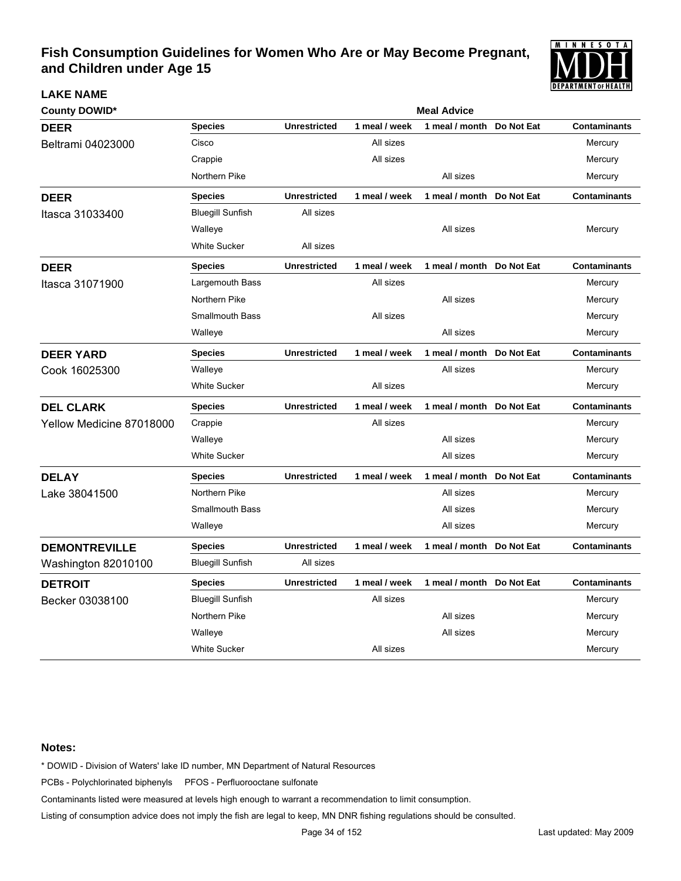# Fish Consumption Guidelines for Women Who Are or May Become Pregnant, and Children under Age 15

**LAKE NAME**

**County DOWID***

| Lake / County DOWID | Species | Unrestricted | 1 meal / week | 1 meal / month | Do Not Eat | Contaminants |
|---|---|---|---|---|---|---|
| **DEER** Beltrami 04023000 | Cisco | | All sizes | | | Mercury |
| | Crappie | | All sizes | | | Mercury |
| | Northern Pike | | | All sizes | | Mercury |
| **DEER** Itasca 31033400 | Bluegill Sunfish | All sizes | | | | |
| | Walleye | | | All sizes | | Mercury |
| | White Sucker | All sizes | | | | |
| **DEER** Itasca 31071900 | Largemouth Bass | | All sizes | | | Mercury |
| | Northern Pike | | | All sizes | | Mercury |
| | Smallmouth Bass | | All sizes | | | Mercury |
| | Walleye | | | All sizes | | Mercury |
| **DEER YARD** Cook 16025300 | Walleye | | | All sizes | | Mercury |
| | White Sucker | | All sizes | | | Mercury |
| **DEL CLARK** Yellow Medicine 87018000 | Crappie | | All sizes | | | Mercury |
| | Walleye | | | All sizes | | Mercury |
| | White Sucker | | | All sizes | | Mercury |
| **DELAY** Lake 38041500 | Northern Pike | | | All sizes | | Mercury |
| | Smallmouth Bass | | | All sizes | | Mercury |
| | Walleye | | | All sizes | | Mercury |
| **DEMONTREVILLE** Washington 82010100 | Bluegill Sunfish | All sizes | | | | |
| **DETROIT** Becker 03038100 | Bluegill Sunfish | | All sizes | | | Mercury |
| | Northern Pike | | | All sizes | | Mercury |
| | Walleye | | | All sizes | | Mercury |
| | White Sucker | | All sizes | | | Mercury |

**Notes:**

\* DOWID - Division of Waters' lake ID number, MN Department of Natural Resources

PCBs - Polychlorinated biphenyls    PFOS - Perfluorooctane sulfonate

Contaminants listed were measured at levels high enough to warrant a recommendation to limit consumption.

Listing of consumption advice does not imply the fish are legal to keep, MN DNR fishing regulations should be consulted.

Last updated: May 2009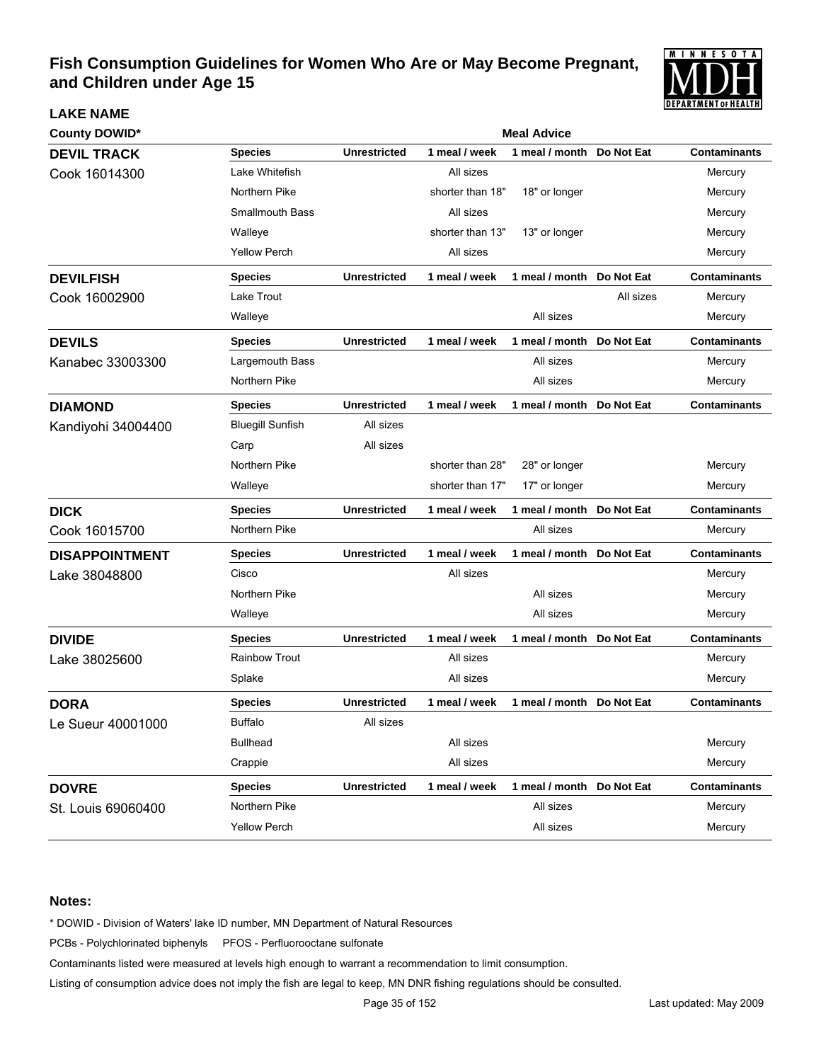# Fish Consumption Guidelines for Women Who Are or May Become Pregnant, and Children under Age 15

| LAKE NAME<br>County DOWID* | Species | Unrestricted | 1 meal / week | 1 meal / month | Do Not Eat | Contaminants |
|---|---|---|---|---|---|---|
| **DEVIL TRACK**<br>Cook 16014300 | Lake Whitefish | | All sizes | | | Mercury |
| | Northern Pike | | shorter than 18" | 18" or longer | | Mercury |
| | Smallmouth Bass | | All sizes | | | Mercury |
| | Walleye | | shorter than 13" | 13" or longer | | Mercury |
| | Yellow Perch | | All sizes | | | Mercury |
| **DEVILFISH**<br>Cook 16002900 | Lake Trout | | | | All sizes | Mercury |
| | Walleye | | | All sizes | | Mercury |
| **DEVILS**<br>Kanabec 33003300 | Largemouth Bass | | | All sizes | | Mercury |
| | Northern Pike | | | All sizes | | Mercury |
| **DIAMOND**<br>Kandiyohi 34004400 | Bluegill Sunfish | All sizes | | | | |
| | Carp | All sizes | | | | |
| | Northern Pike | | shorter than 28" | 28" or longer | | Mercury |
| | Walleye | | shorter than 17" | 17" or longer | | Mercury |
| **DICK**<br>Cook 16015700 | Northern Pike | | | All sizes | | Mercury |
| **DISAPPOINTMENT**<br>Lake 38048800 | Cisco | | All sizes | | | Mercury |
| | Northern Pike | | | All sizes | | Mercury |
| | Walleye | | | All sizes | | Mercury |
| **DIVIDE**<br>Lake 38025600 | Rainbow Trout | | All sizes | | | Mercury |
| | Splake | | All sizes | | | Mercury |
| **DORA**<br>Le Sueur 40001000 | Buffalo | All sizes | | | | |
| | Bullhead | | All sizes | | | Mercury |
| | Crappie | | All sizes | | | Mercury |
| **DOVRE**<br>St. Louis 69060400 | Northern Pike | | | All sizes | | Mercury |
| | Yellow Perch | | | All sizes | | Mercury |

**Notes:**

\* DOWID - Division of Waters' lake ID number, MN Department of Natural Resources

PCBs - Polychlorinated biphenyls PFOS - Perfluorooctane sulfonate

Contaminants listed were measured at levels high enough to warrant a recommendation to limit consumption.

Listing of consumption advice does not imply the fish are legal to keep, MN DNR fishing regulations should be consulted.

Last updated: May 2009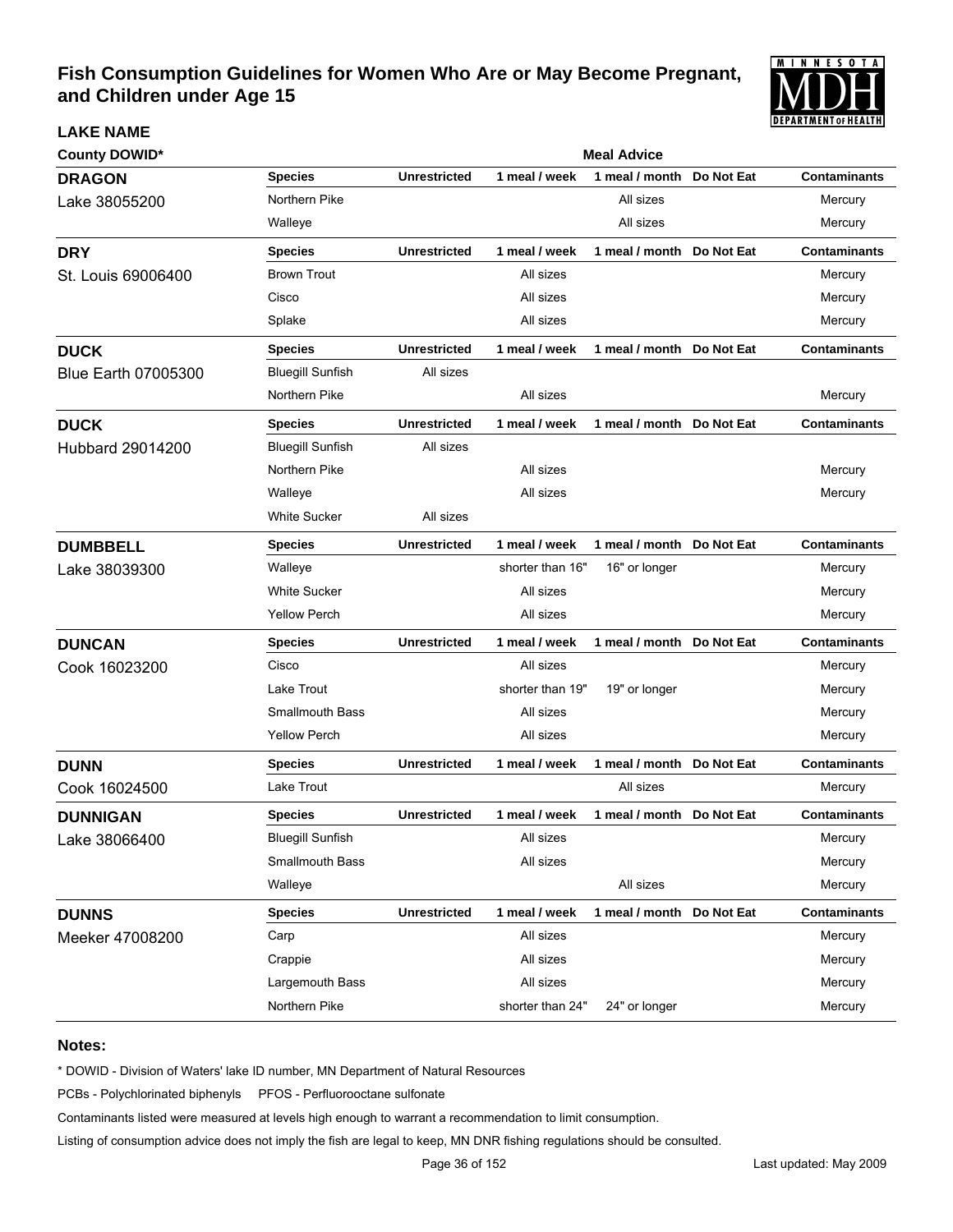# Fish Consumption Guidelines for Women Who Are or May Become Pregnant, and Children under Age 15

**LAKE NAME**

| County DOWID* | Species | Unrestricted | 1 meal / week | 1 meal / month | Do Not Eat | Contaminants |
|---|---|---|---|---|---|---|
| **DRAGON** Lake 38055200 | Northern Pike | | | All sizes | | Mercury |
| | Walleye | | | All sizes | | Mercury |
| **DRY** St. Louis 69006400 | Brown Trout | | All sizes | | | Mercury |
| | Cisco | | All sizes | | | Mercury |
| | Splake | | All sizes | | | Mercury |
| **DUCK** Blue Earth 07005300 | Bluegill Sunfish | All sizes | | | | |
| | Northern Pike | | All sizes | | | Mercury |
| **DUCK** Hubbard 29014200 | Bluegill Sunfish | All sizes | | | | |
| | Northern Pike | | All sizes | | | Mercury |
| | Walleye | | All sizes | | | Mercury |
| | White Sucker | All sizes | | | | |
| **DUMBBELL** Lake 38039300 | Walleye | | shorter than 16" | 16" or longer | | Mercury |
| | White Sucker | | All sizes | | | Mercury |
| | Yellow Perch | | All sizes | | | Mercury |
| **DUNCAN** Cook 16023200 | Cisco | | All sizes | | | Mercury |
| | Lake Trout | | shorter than 19" | 19" or longer | | Mercury |
| | Smallmouth Bass | | All sizes | | | Mercury |
| | Yellow Perch | | All sizes | | | Mercury |
| **DUNN** Cook 16024500 | Lake Trout | | | All sizes | | Mercury |
| **DUNNIGAN** Lake 38066400 | Bluegill Sunfish | | All sizes | | | Mercury |
| | Smallmouth Bass | | All sizes | | | Mercury |
| | Walleye | | | All sizes | | Mercury |
| **DUNNS** Meeker 47008200 | Carp | | All sizes | | | Mercury |
| | Crappie | | All sizes | | | Mercury |
| | Largemouth Bass | | All sizes | | | Mercury |
| | Northern Pike | | shorter than 24" | 24" or longer | | Mercury |

**Notes:**

* DOWID - Division of Waters' lake ID number, MN Department of Natural Resources

PCBs - Polychlorinated biphenyls PFOS - Perfluorooctane sulfonate

Contaminants listed were measured at levels high enough to warrant a recommendation to limit consumption.

Listing of consumption advice does not imply the fish are legal to keep, MN DNR fishing regulations should be consulted.

Last updated: May 2009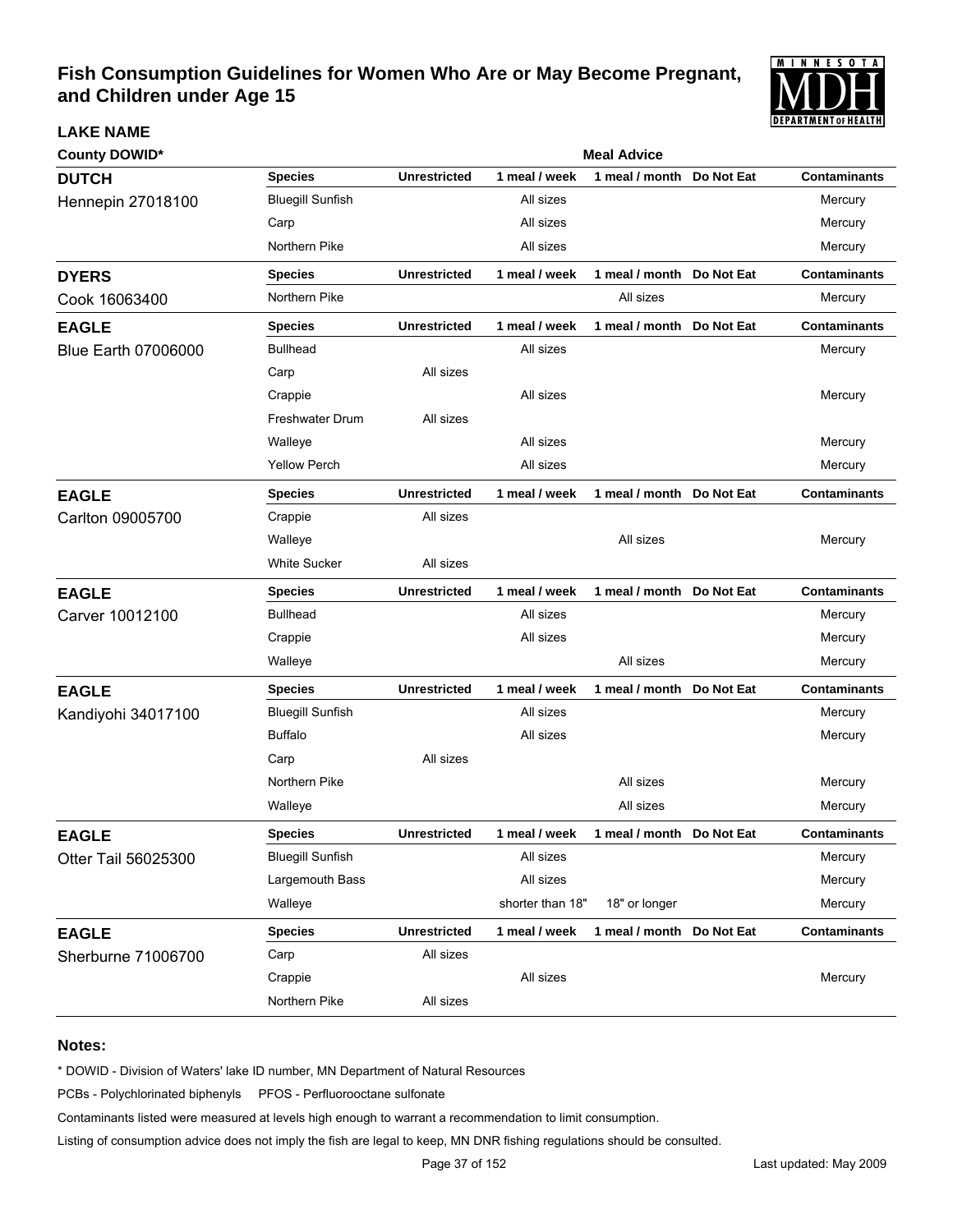# Fish Consumption Guidelines for Women Who Are or May Become Pregnant, and Children under Age 15

**LAKE NAME**

| County DOWID* | Species | Unrestricted | 1 meal / week | 1 meal / month | Do Not Eat | Contaminants |
|---|---|---|---|---|---|---|
| **DUTCH** Hennepin 27018100 | Bluegill Sunfish | | All sizes | | | Mercury |
| | Carp | | All sizes | | | Mercury |
| | Northern Pike | | All sizes | | | Mercury |
| **DYERS** Cook 16063400 | Northern Pike | | | All sizes | | Mercury |
| **EAGLE** Blue Earth 07006000 | Bullhead | | All sizes | | | Mercury |
| | Carp | All sizes | | | | |
| | Crappie | | All sizes | | | Mercury |
| | Freshwater Drum | All sizes | | | | |
| | Walleye | | All sizes | | | Mercury |
| | Yellow Perch | | All sizes | | | Mercury |
| **EAGLE** Carlton 09005700 | Crappie | All sizes | | | | |
| | Walleye | | | All sizes | | Mercury |
| | White Sucker | All sizes | | | | |
| **EAGLE** Carver 10012100 | Bullhead | | All sizes | | | Mercury |
| | Crappie | | All sizes | | | Mercury |
| | Walleye | | | All sizes | | Mercury |
| **EAGLE** Kandiyohi 34017100 | Bluegill Sunfish | | All sizes | | | Mercury |
| | Buffalo | | All sizes | | | Mercury |
| | Carp | All sizes | | | | |
| | Northern Pike | | | All sizes | | Mercury |
| | Walleye | | | All sizes | | Mercury |
| **EAGLE** Otter Tail 56025300 | Bluegill Sunfish | | All sizes | | | Mercury |
| | Largemouth Bass | | All sizes | | | Mercury |
| | Walleye | | shorter than 18" | 18" or longer | | Mercury |
| **EAGLE** Sherburne 71006700 | Carp | All sizes | | | | |
| | Crappie | | All sizes | | | Mercury |
| | Northern Pike | All sizes | | | | |

**Notes:**

* DOWID - Division of Waters' lake ID number, MN Department of Natural Resources

PCBs - Polychlorinated biphenyls PFOS - Perfluorooctane sulfonate

Contaminants listed were measured at levels high enough to warrant a recommendation to limit consumption.

Listing of consumption advice does not imply the fish are legal to keep, MN DNR fishing regulations should be consulted.

Last updated: May 2009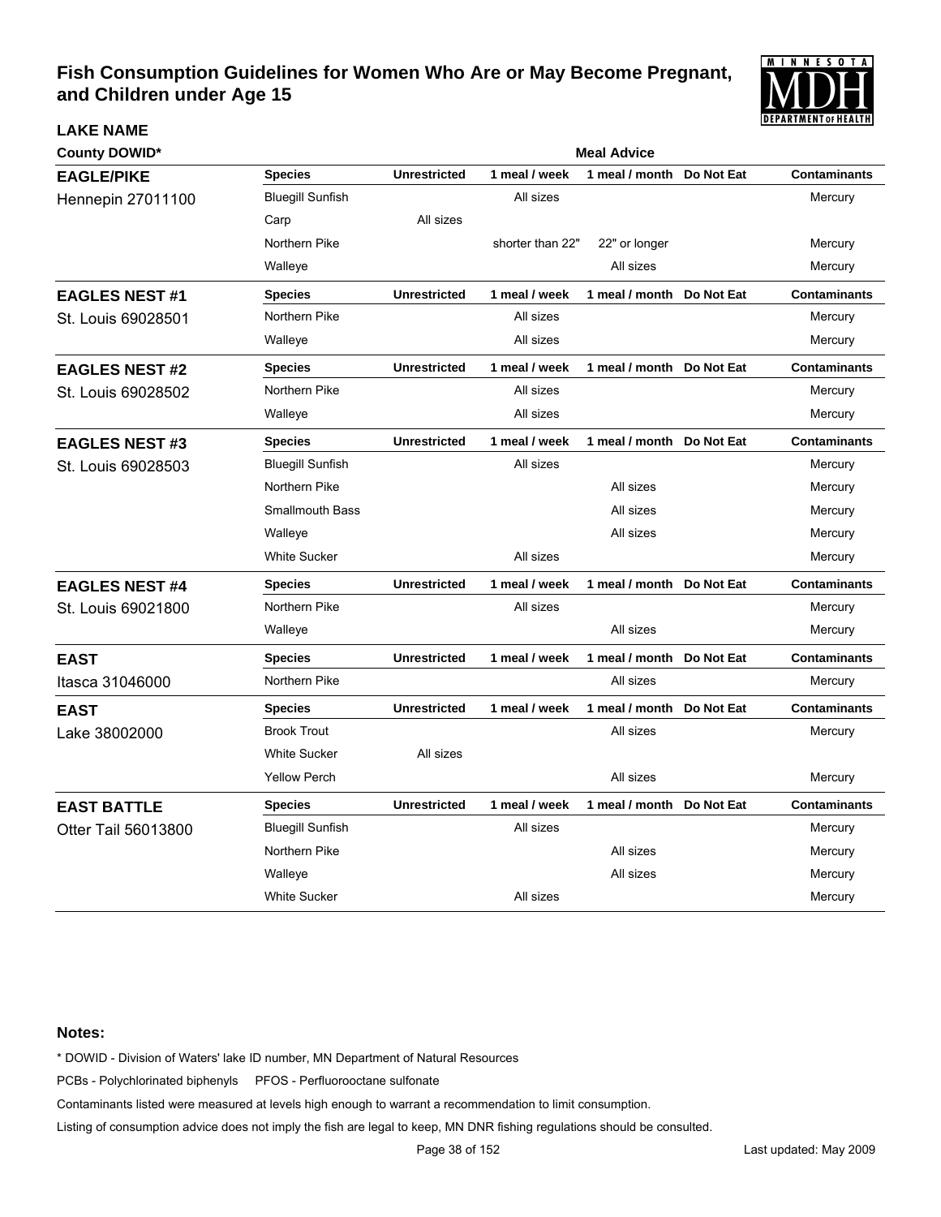# Fish Consumption Guidelines for Women Who Are or May Become Pregnant, and Children under Age 15

| LAKE NAME<br>County DOWID* | Species | Unrestricted | 1 meal / week | 1 meal / month | Do Not Eat | Contaminants |
|---|---|---|---|---|---|---|
| **EAGLE/PIKE**<br>Hennepin 27011100 | Bluegill Sunfish | | All sizes | | | Mercury |
| | Carp | All sizes | | | | |
| | Northern Pike | | shorter than 22" | 22" or longer | | Mercury |
| | Walleye | | | All sizes | | Mercury |
| **EAGLES NEST #1**<br>St. Louis 69028501 | Northern Pike | | All sizes | | | Mercury |
| | Walleye | | All sizes | | | Mercury |
| **EAGLES NEST #2**<br>St. Louis 69028502 | Northern Pike | | All sizes | | | Mercury |
| | Walleye | | All sizes | | | Mercury |
| **EAGLES NEST #3**<br>St. Louis 69028503 | Bluegill Sunfish | | All sizes | | | Mercury |
| | Northern Pike | | | All sizes | | Mercury |
| | Smallmouth Bass | | | All sizes | | Mercury |
| | Walleye | | | All sizes | | Mercury |
| | White Sucker | | All sizes | | | Mercury |
| **EAGLES NEST #4**<br>St. Louis 69021800 | Northern Pike | | All sizes | | | Mercury |
| | Walleye | | | All sizes | | Mercury |
| **EAST**<br>Itasca 31046000 | Northern Pike | | | All sizes | | Mercury |
| **EAST**<br>Lake 38002000 | Brook Trout | | | All sizes | | Mercury |
| | White Sucker | All sizes | | | | |
| | Yellow Perch | | | All sizes | | Mercury |
| **EAST BATTLE**<br>Otter Tail 56013800 | Bluegill Sunfish | | All sizes | | | Mercury |
| | Northern Pike | | | All sizes | | Mercury |
| | Walleye | | | All sizes | | Mercury |
| | White Sucker | | All sizes | | | Mercury |

**Notes:**

* DOWID - Division of Waters' lake ID number, MN Department of Natural Resources

PCBs - Polychlorinated biphenyls PFOS - Perfluorooctane sulfonate

Contaminants listed were measured at levels high enough to warrant a recommendation to limit consumption.

Listing of consumption advice does not imply the fish are legal to keep, MN DNR fishing regulations should be consulted.

Last updated: May 2009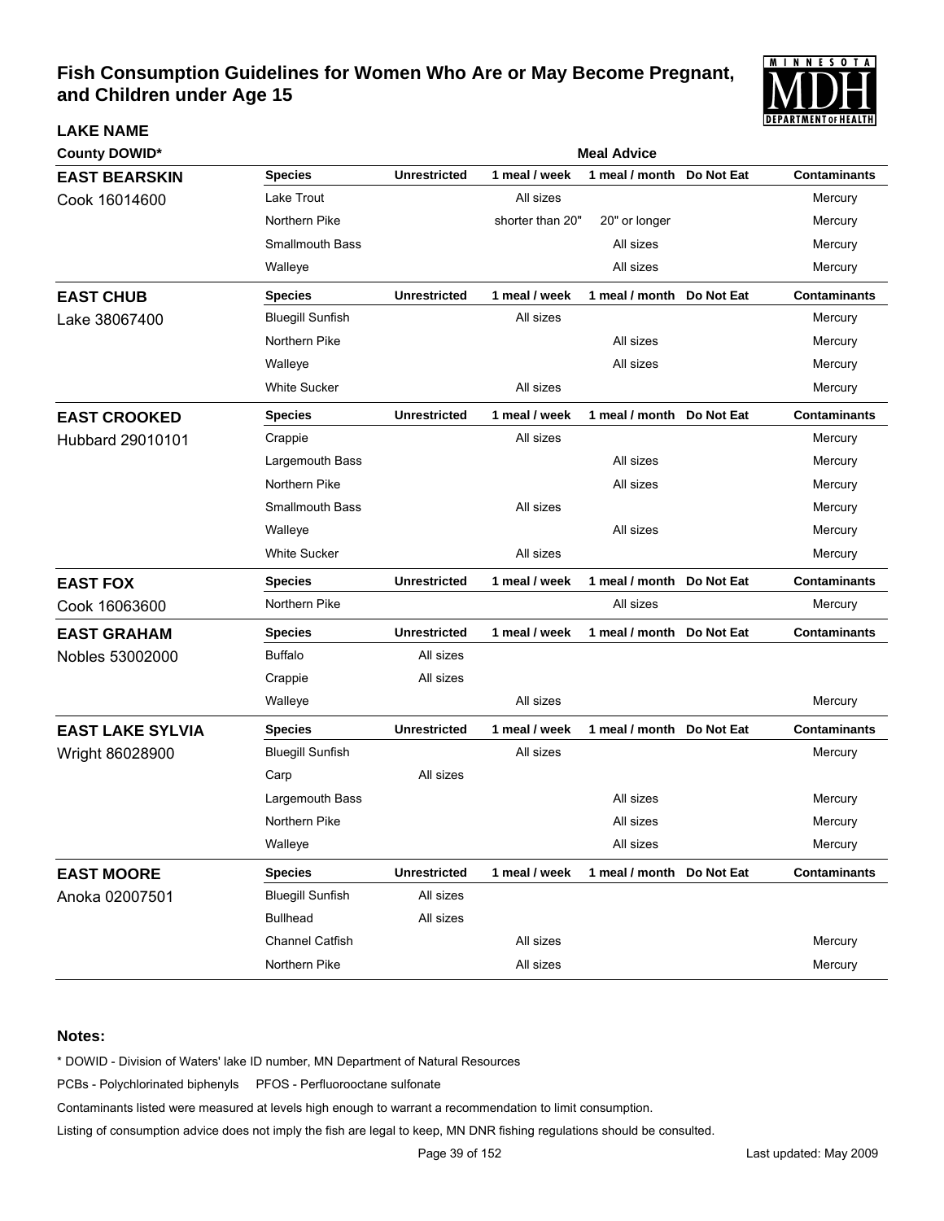# Fish Consumption Guidelines for Women Who Are or May Become Pregnant, and Children under Age 15

| LAKE NAME<br>County DOWID* | Species | Unrestricted | 1 meal / week | 1 meal / month | Do Not Eat | Contaminants |
|---|---|---|---|---|---|---|
| **EAST BEARSKIN**<br>Cook 16014600 | Lake Trout | | All sizes | | | Mercury |
| | Northern Pike | | shorter than 20" | 20" or longer | | Mercury |
| | Smallmouth Bass | | | All sizes | | Mercury |
| | Walleye | | | All sizes | | Mercury |
| **EAST CHUB**<br>Lake 38067400 | Bluegill Sunfish | | All sizes | | | Mercury |
| | Northern Pike | | | All sizes | | Mercury |
| | Walleye | | | All sizes | | Mercury |
| | White Sucker | | All sizes | | | Mercury |
| **EAST CROOKED**<br>Hubbard 29010101 | Crappie | | All sizes | | | Mercury |
| | Largemouth Bass | | | All sizes | | Mercury |
| | Northern Pike | | | All sizes | | Mercury |
| | Smallmouth Bass | | All sizes | | | Mercury |
| | Walleye | | | All sizes | | Mercury |
| | White Sucker | | All sizes | | | Mercury |
| **EAST FOX**<br>Cook 16063600 | Northern Pike | | | All sizes | | Mercury |
| **EAST GRAHAM**<br>Nobles 53002000 | Buffalo | All sizes | | | | |
| | Crappie | All sizes | | | | |
| | Walleye | | All sizes | | | Mercury |
| **EAST LAKE SYLVIA**<br>Wright 86028900 | Bluegill Sunfish | | All sizes | | | Mercury |
| | Carp | All sizes | | | | |
| | Largemouth Bass | | | All sizes | | Mercury |
| | Northern Pike | | | All sizes | | Mercury |
| | Walleye | | | All sizes | | Mercury |
| **EAST MOORE**<br>Anoka 02007501 | Bluegill Sunfish | All sizes | | | | |
| | Bullhead | All sizes | | | | |
| | Channel Catfish | | All sizes | | | Mercury |
| | Northern Pike | | All sizes | | | Mercury |

**Notes:**

* DOWID - Division of Waters' lake ID number, MN Department of Natural Resources

PCBs - Polychlorinated biphenyls PFOS - Perfluorooctane sulfonate

Contaminants listed were measured at levels high enough to warrant a recommendation to limit consumption.

Listing of consumption advice does not imply the fish are legal to keep, MN DNR fishing regulations should be consulted.

Last updated: May 2009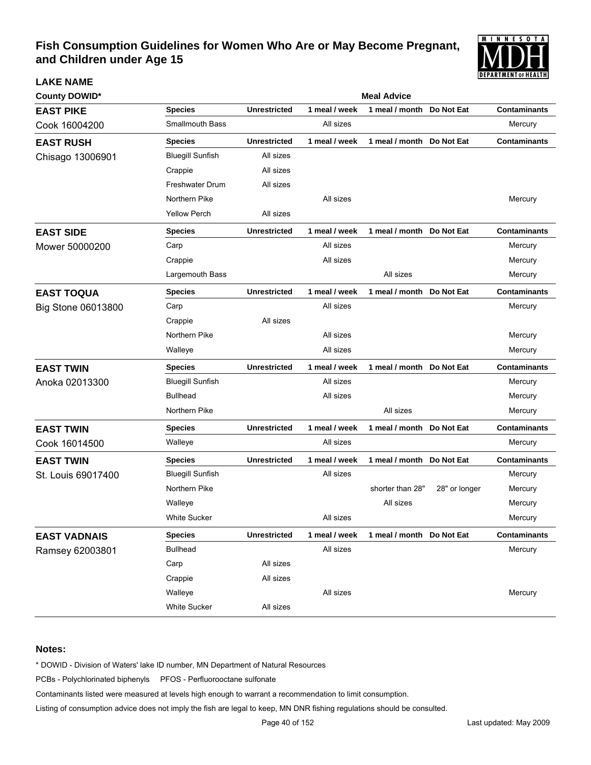# Fish Consumption Guidelines for Women Who Are or May Become Pregnant, and Children under Age 15

**LAKE NAME**

**County DOWID***

| Lake / County DOWID | Species | Unrestricted | 1 meal / week | 1 meal / month | Do Not Eat | Contaminants |
|---|---|---|---|---|---|---|
| **EAST PIKE** Cook 16004200 | Smallmouth Bass | | All sizes | | | Mercury |
| **EAST RUSH** Chisago 13006901 | Bluegill Sunfish | All sizes | | | | |
| | Crappie | All sizes | | | | |
| | Freshwater Drum | All sizes | | | | |
| | Northern Pike | | All sizes | | | Mercury |
| | Yellow Perch | All sizes | | | | |
| **EAST SIDE** Mower 50000200 | Carp | | All sizes | | | Mercury |
| | Crappie | | All sizes | | | Mercury |
| | Largemouth Bass | | | All sizes | | Mercury |
| **EAST TOQUA** Big Stone 06013800 | Carp | | All sizes | | | Mercury |
| | Crappie | All sizes | | | | |
| | Northern Pike | | All sizes | | | Mercury |
| | Walleye | | All sizes | | | Mercury |
| **EAST TWIN** Anoka 02013300 | Bluegill Sunfish | | All sizes | | | Mercury |
| | Bullhead | | All sizes | | | Mercury |
| | Northern Pike | | | All sizes | | Mercury |
| **EAST TWIN** Cook 16014500 | Walleye | | All sizes | | | Mercury |
| **EAST TWIN** St. Louis 69017400 | Bluegill Sunfish | | All sizes | | | Mercury |
| | Northern Pike | | | shorter than 28" | 28" or longer | Mercury |
| | Walleye | | | All sizes | | Mercury |
| | White Sucker | | All sizes | | | Mercury |
| **EAST VADNAIS** Ramsey 62003801 | Bullhead | | All sizes | | | Mercury |
| | Carp | All sizes | | | | |
| | Crappie | All sizes | | | | |
| | Walleye | | All sizes | | | Mercury |
| | White Sucker | All sizes | | | | |

**Notes:**

* DOWID - Division of Waters' lake ID number, MN Department of Natural Resources

PCBs - Polychlorinated biphenyls     PFOS - Perfluorooctane sulfonate

Contaminants listed were measured at levels high enough to warrant a recommendation to limit consumption.

Listing of consumption advice does not imply the fish are legal to keep, MN DNR fishing regulations should be consulted.

Last updated: May 2009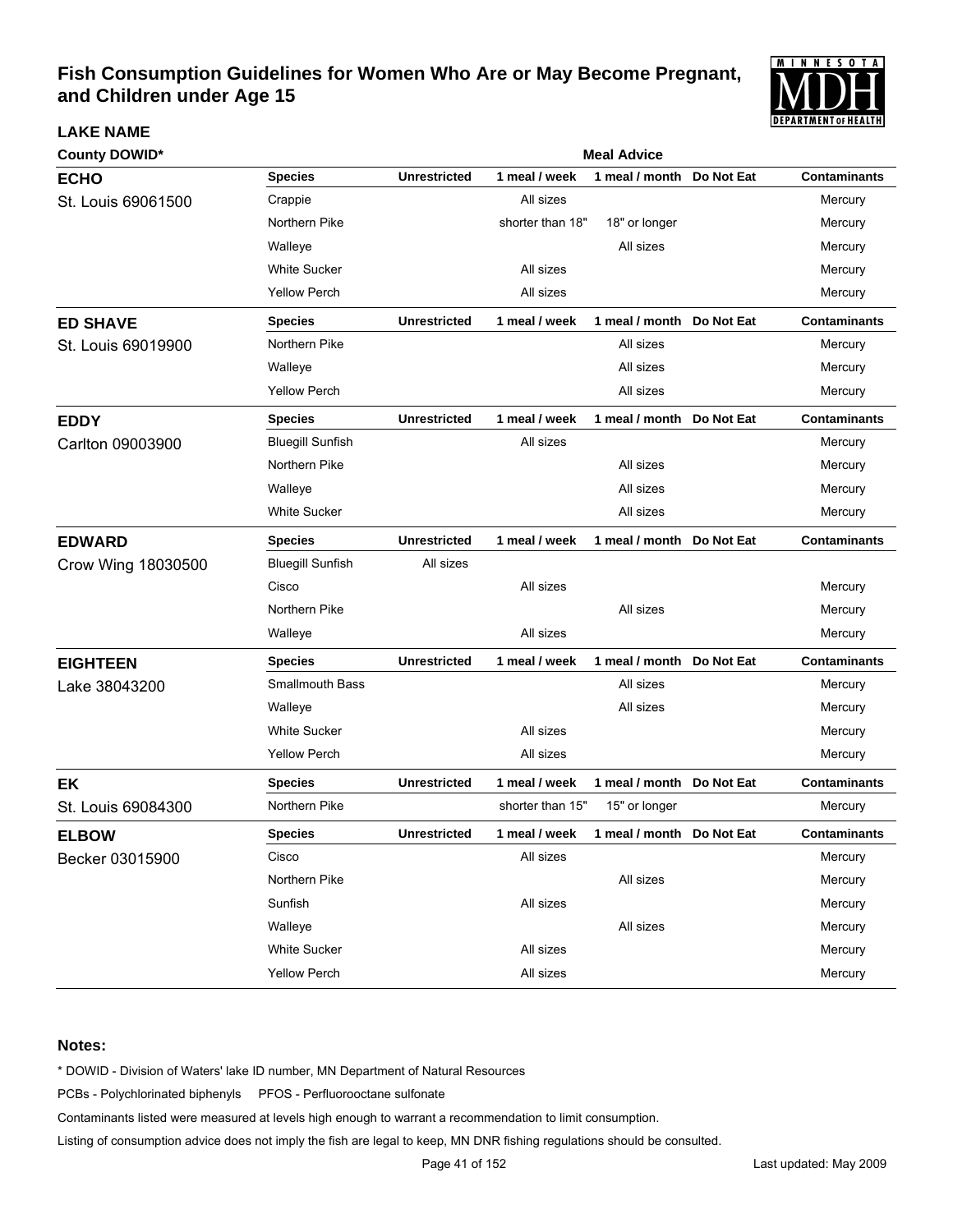# Fish Consumption Guidelines for Women Who Are or May Become Pregnant, and Children under Age 15

**LAKE NAME**

**County DOWID***

| Lake | Species | Unrestricted | 1 meal / week | 1 meal / month | Do Not Eat | Contaminants |
|---|---|---|---|---|---|---|
| **ECHO** St. Louis 69061500 | Crappie | | All sizes | | | Mercury |
| | Northern Pike | | shorter than 18" | 18" or longer | | Mercury |
| | Walleye | | | All sizes | | Mercury |
| | White Sucker | | All sizes | | | Mercury |
| | Yellow Perch | | All sizes | | | Mercury |
| **ED SHAVE** St. Louis 69019900 | Northern Pike | | | All sizes | | Mercury |
| | Walleye | | | All sizes | | Mercury |
| | Yellow Perch | | | All sizes | | Mercury |
| **EDDY** Carlton 09003900 | Bluegill Sunfish | | All sizes | | | Mercury |
| | Northern Pike | | | All sizes | | Mercury |
| | Walleye | | | All sizes | | Mercury |
| | White Sucker | | | All sizes | | Mercury |
| **EDWARD** Crow Wing 18030500 | Bluegill Sunfish | All sizes | | | | |
| | Cisco | | All sizes | | | Mercury |
| | Northern Pike | | | All sizes | | Mercury |
| | Walleye | | All sizes | | | Mercury |
| **EIGHTEEN** Lake 38043200 | Smallmouth Bass | | | All sizes | | Mercury |
| | Walleye | | | All sizes | | Mercury |
| | White Sucker | | All sizes | | | Mercury |
| | Yellow Perch | | All sizes | | | Mercury |
| **EK** St. Louis 69084300 | Northern Pike | | shorter than 15" | 15" or longer | | Mercury |
| **ELBOW** Becker 03015900 | Cisco | | All sizes | | | Mercury |
| | Northern Pike | | | All sizes | | Mercury |
| | Sunfish | | All sizes | | | Mercury |
| | Walleye | | | All sizes | | Mercury |
| | White Sucker | | All sizes | | | Mercury |
| | Yellow Perch | | All sizes | | | Mercury |

**Notes:**

* DOWID - Division of Waters' lake ID number, MN Department of Natural Resources

PCBs - Polychlorinated biphenyls PFOS - Perfluorooctane sulfonate

Contaminants listed were measured at levels high enough to warrant a recommendation to limit consumption.

Listing of consumption advice does not imply the fish are legal to keep, MN DNR fishing regulations should be consulted.

Last updated: May 2009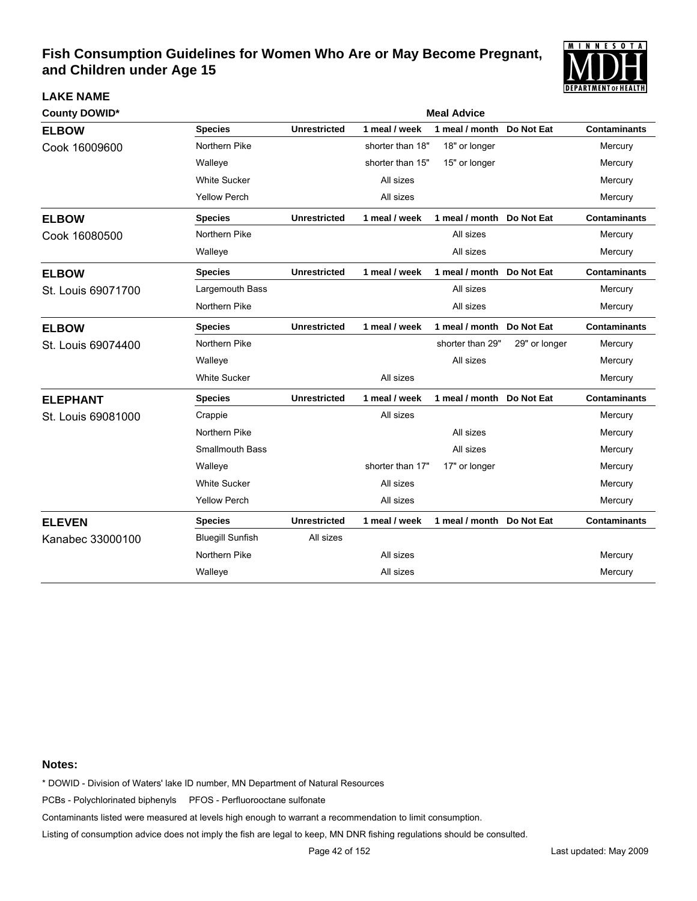# Fish Consumption Guidelines for Women Who Are or May Become Pregnant, and Children under Age 15

**LAKE NAME**

| County DOWID* | Species | Unrestricted | 1 meal / week | 1 meal / month | Do Not Eat | Contaminants |
|---|---|---|---|---|---|---|
| | | | **Meal Advice** | | | |
| **ELBOW** | **Species** | **Unrestricted** | **1 meal / week** | **1 meal / month** | **Do Not Eat** | **Contaminants** |
| Cook 16009600 | Northern Pike | | shorter than 18" | 18" or longer | | Mercury |
| | Walleye | | shorter than 15" | 15" or longer | | Mercury |
| | White Sucker | | All sizes | | | Mercury |
| | Yellow Perch | | All sizes | | | Mercury |
| **ELBOW** | **Species** | **Unrestricted** | **1 meal / week** | **1 meal / month** | **Do Not Eat** | **Contaminants** |
| Cook 16080500 | Northern Pike | | | All sizes | | Mercury |
| | Walleye | | | All sizes | | Mercury |
| **ELBOW** | **Species** | **Unrestricted** | **1 meal / week** | **1 meal / month** | **Do Not Eat** | **Contaminants** |
| St. Louis 69071700 | Largemouth Bass | | | All sizes | | Mercury |
| | Northern Pike | | | All sizes | | Mercury |
| **ELBOW** | **Species** | **Unrestricted** | **1 meal / week** | **1 meal / month** | **Do Not Eat** | **Contaminants** |
| St. Louis 69074400 | Northern Pike | | | shorter than 29" | 29" or longer | Mercury |
| | Walleye | | | All sizes | | Mercury |
| | White Sucker | | All sizes | | | Mercury |
| **ELEPHANT** | **Species** | **Unrestricted** | **1 meal / week** | **1 meal / month** | **Do Not Eat** | **Contaminants** |
| St. Louis 69081000 | Crappie | | All sizes | | | Mercury |
| | Northern Pike | | | All sizes | | Mercury |
| | Smallmouth Bass | | | All sizes | | Mercury |
| | Walleye | | shorter than 17" | 17" or longer | | Mercury |
| | White Sucker | | All sizes | | | Mercury |
| | Yellow Perch | | All sizes | | | Mercury |
| **ELEVEN** | **Species** | **Unrestricted** | **1 meal / week** | **1 meal / month** | **Do Not Eat** | **Contaminants** |
| Kanabec 33000100 | Bluegill Sunfish | All sizes | | | | |
| | Northern Pike | | All sizes | | | Mercury |
| | Walleye | | All sizes | | | Mercury |

**Notes:**

* DOWID - Division of Waters' lake ID number, MN Department of Natural Resources

PCBs - Polychlorinated biphenyls PFOS - Perfluorooctane sulfonate

Contaminants listed were measured at levels high enough to warrant a recommendation to limit consumption.

Listing of consumption advice does not imply the fish are legal to keep, MN DNR fishing regulations should be consulted.

Last updated: May 2009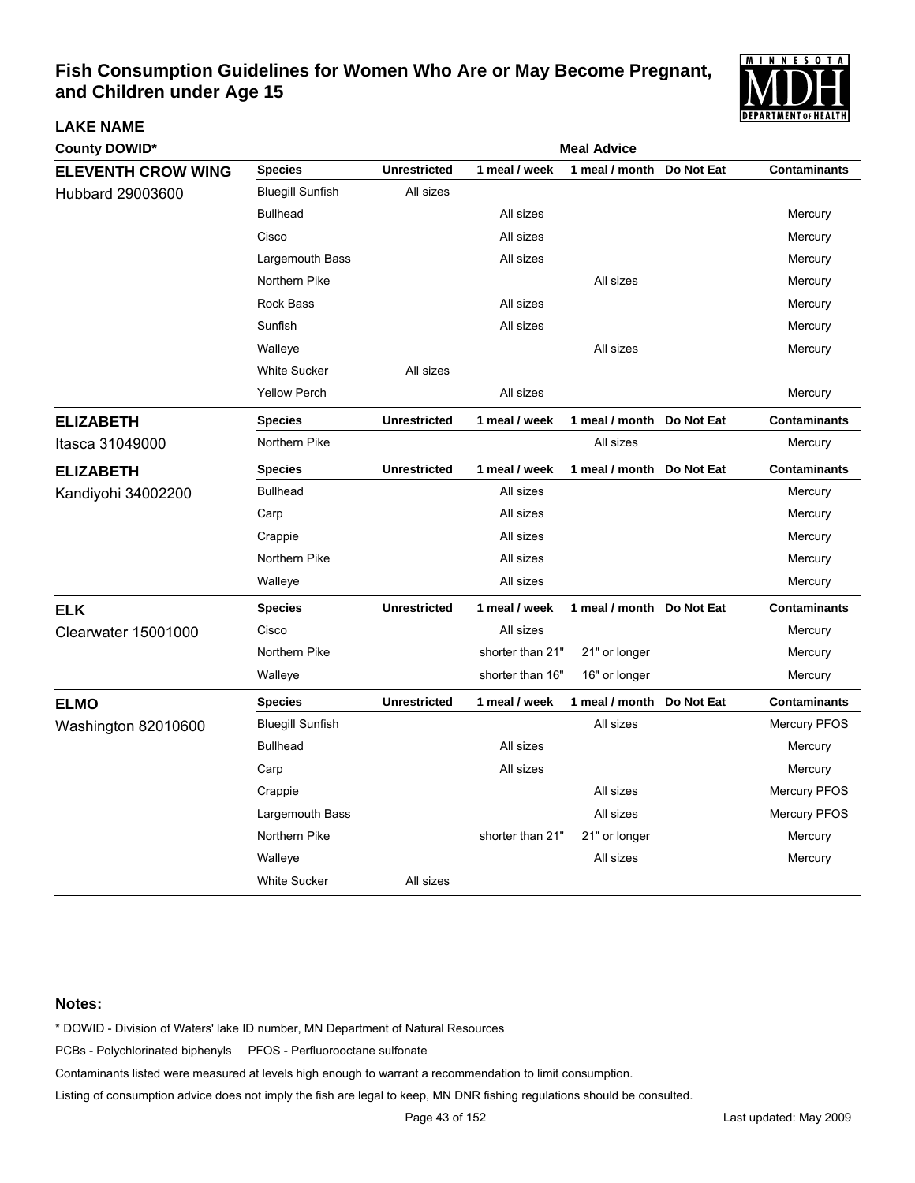# Fish Consumption Guidelines for Women Who Are or May Become Pregnant, and Children under Age 15

**LAKE NAME**

**County DOWID***

| Lake / County DOWID | Species | Unrestricted | 1 meal / week | 1 meal / month | Do Not Eat | Contaminants |
|---|---|---|---|---|---|---|
| **ELEVENTH CROW WING** Hubbard 29003600 | Bluegill Sunfish | All sizes | | | | |
| | Bullhead | | All sizes | | | Mercury |
| | Cisco | | All sizes | | | Mercury |
| | Largemouth Bass | | All sizes | | | Mercury |
| | Northern Pike | | | All sizes | | Mercury |
| | Rock Bass | | All sizes | | | Mercury |
| | Sunfish | | All sizes | | | Mercury |
| | Walleye | | | All sizes | | Mercury |
| | White Sucker | All sizes | | | | |
| | Yellow Perch | | All sizes | | | Mercury |
| **ELIZABETH** Itasca 31049000 | Northern Pike | | | All sizes | | Mercury |
| **ELIZABETH** Kandiyohi 34002200 | Bullhead | | All sizes | | | Mercury |
| | Carp | | All sizes | | | Mercury |
| | Crappie | | All sizes | | | Mercury |
| | Northern Pike | | All sizes | | | Mercury |
| | Walleye | | All sizes | | | Mercury |
| **ELK** Clearwater 15001000 | Cisco | | All sizes | | | Mercury |
| | Northern Pike | | shorter than 21" | 21" or longer | | Mercury |
| | Walleye | | shorter than 16" | 16" or longer | | Mercury |
| **ELMO** Washington 82010600 | Bluegill Sunfish | | | All sizes | | Mercury PFOS |
| | Bullhead | | All sizes | | | Mercury |
| | Carp | | All sizes | | | Mercury |
| | Crappie | | | All sizes | | Mercury PFOS |
| | Largemouth Bass | | | All sizes | | Mercury PFOS |
| | Northern Pike | | shorter than 21" | 21" or longer | | Mercury |
| | Walleye | | | All sizes | | Mercury |
| | White Sucker | All sizes | | | | |

**Notes:**

* DOWID - Division of Waters' lake ID number, MN Department of Natural Resources

PCBs - Polychlorinated biphenyls PFOS - Perfluorooctane sulfonate

Contaminants listed were measured at levels high enough to warrant a recommendation to limit consumption.

Listing of consumption advice does not imply the fish are legal to keep, MN DNR fishing regulations should be consulted.

Last updated: May 2009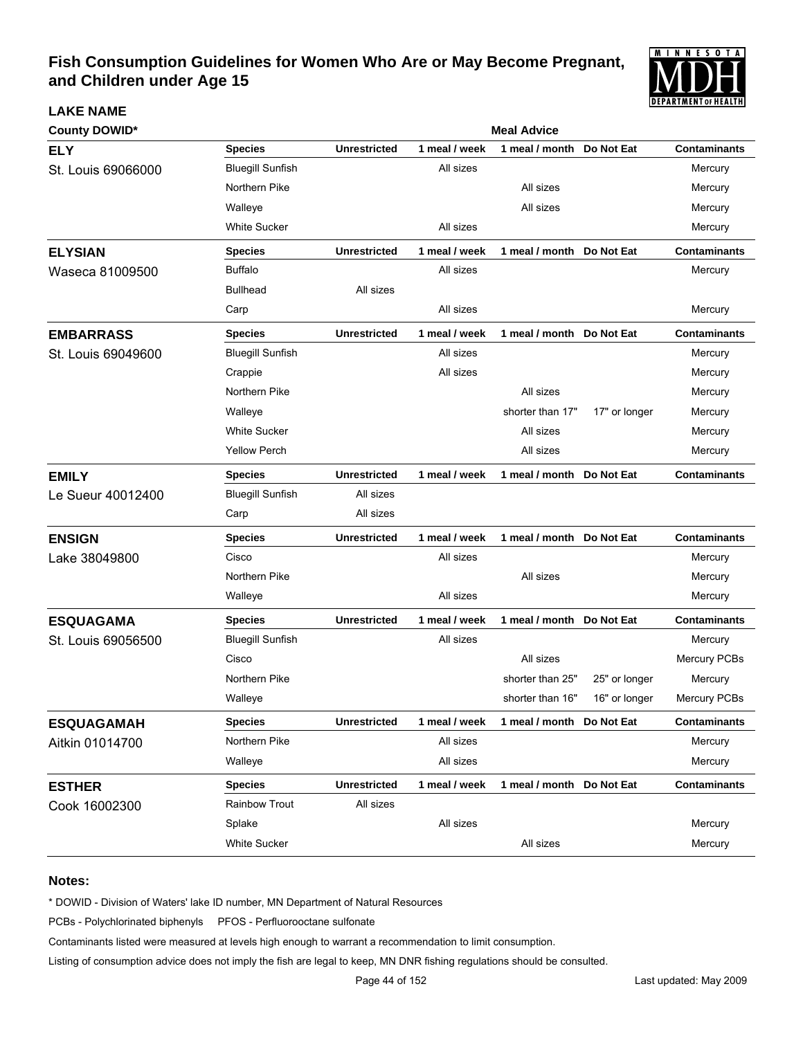# Fish Consumption Guidelines for Women Who Are or May Become Pregnant, and Children under Age 15

**LAKE NAME**

**County DOWID***

| Lake | Species | Unrestricted | 1 meal / week | 1 meal / month | Do Not Eat | Contaminants |
|---|---|---|---|---|---|---|
| **ELY** St. Louis 69066000 | Bluegill Sunfish | | All sizes | | | Mercury |
| | Northern Pike | | | All sizes | | Mercury |
| | Walleye | | | All sizes | | Mercury |
| | White Sucker | | All sizes | | | Mercury |
| **ELYSIAN** Waseca 81009500 | Buffalo | | All sizes | | | Mercury |
| | Bullhead | All sizes | | | | |
| | Carp | | All sizes | | | Mercury |
| **EMBARRASS** St. Louis 69049600 | Bluegill Sunfish | | All sizes | | | Mercury |
| | Crappie | | All sizes | | | Mercury |
| | Northern Pike | | | All sizes | | Mercury |
| | Walleye | | | shorter than 17" | 17" or longer | Mercury |
| | White Sucker | | | All sizes | | Mercury |
| | Yellow Perch | | | All sizes | | Mercury |
| **EMILY** Le Sueur 40012400 | Bluegill Sunfish | All sizes | | | | |
| | Carp | All sizes | | | | |
| **ENSIGN** Lake 38049800 | Cisco | | All sizes | | | Mercury |
| | Northern Pike | | | All sizes | | Mercury |
| | Walleye | | All sizes | | | Mercury |
| **ESQUAGAMA** St. Louis 69056500 | Bluegill Sunfish | | All sizes | | | Mercury |
| | Cisco | | | All sizes | | Mercury PCBs |
| | Northern Pike | | | shorter than 25" | 25" or longer | Mercury |
| | Walleye | | | shorter than 16" | 16" or longer | Mercury PCBs |
| **ESQUAGAMAH** Aitkin 01014700 | Northern Pike | | All sizes | | | Mercury |
| | Walleye | | All sizes | | | Mercury |
| **ESTHER** Cook 16002300 | Rainbow Trout | All sizes | | | | |
| | Splake | | All sizes | | | Mercury |
| | White Sucker | | | All sizes | | Mercury |

## Notes:

* DOWID - Division of Waters' lake ID number, MN Department of Natural Resources

PCBs - Polychlorinated biphenyls PFOS - Perfluorooctane sulfonate

Contaminants listed were measured at levels high enough to warrant a recommendation to limit consumption.

Listing of consumption advice does not imply the fish are legal to keep, MN DNR fishing regulations should be consulted.

Last updated: May 2009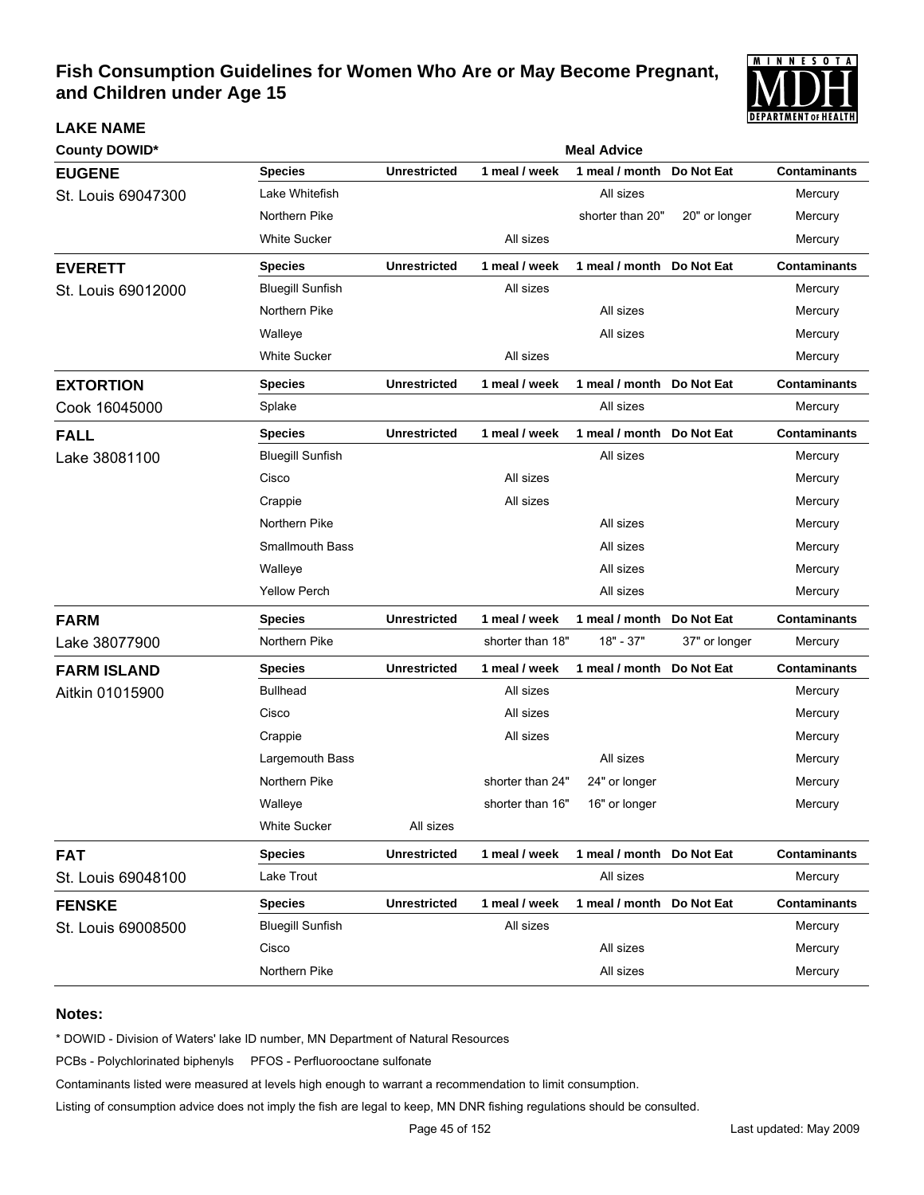# Fish Consumption Guidelines for Women Who Are or May Become Pregnant, and Children under Age 15

**LAKE NAME**

**County DOWID***

**Meal Advice**

| LAKE NAME / County DOWID* | Species | Unrestricted | 1 meal / week | 1 meal / month | Do Not Eat | Contaminants |
|---|---|---|---|---|---|---|
| **EUGENE** St. Louis 69047300 | Lake Whitefish | | | All sizes | | Mercury |
| | Northern Pike | | | shorter than 20" | 20" or longer | Mercury |
| | White Sucker | | All sizes | | | Mercury |
| **EVERETT** St. Louis 69012000 | Bluegill Sunfish | | All sizes | | | Mercury |
| | Northern Pike | | | All sizes | | Mercury |
| | Walleye | | | All sizes | | Mercury |
| | White Sucker | | All sizes | | | Mercury |
| **EXTORTION** Cook 16045000 | Splake | | | All sizes | | Mercury |
| **FALL** Lake 38081100 | Bluegill Sunfish | | | All sizes | | Mercury |
| | Cisco | | All sizes | | | Mercury |
| | Crappie | | All sizes | | | Mercury |
| | Northern Pike | | | All sizes | | Mercury |
| | Smallmouth Bass | | | All sizes | | Mercury |
| | Walleye | | | All sizes | | Mercury |
| | Yellow Perch | | | All sizes | | Mercury |
| **FARM** Lake 38077900 | Northern Pike | | shorter than 18" | 18" - 37" | 37" or longer | Mercury |
| **FARM ISLAND** Aitkin 01015900 | Bullhead | | All sizes | | | Mercury |
| | Cisco | | All sizes | | | Mercury |
| | Crappie | | All sizes | | | Mercury |
| | Largemouth Bass | | | All sizes | | Mercury |
| | Northern Pike | | shorter than 24" | 24" or longer | | Mercury |
| | Walleye | | shorter than 16" | 16" or longer | | Mercury |
| | White Sucker | All sizes | | | | |
| **FAT** St. Louis 69048100 | Lake Trout | | | All sizes | | Mercury |
| **FENSKE** St. Louis 69008500 | Bluegill Sunfish | | All sizes | | | Mercury |
| | Cisco | | | All sizes | | Mercury |
| | Northern Pike | | | All sizes | | Mercury |

**Notes:**

\* DOWID - Division of Waters' lake ID number, MN Department of Natural Resources

PCBs - Polychlorinated biphenyls     PFOS - Perfluorooctane sulfonate

Contaminants listed were measured at levels high enough to warrant a recommendation to limit consumption.

Listing of consumption advice does not imply the fish are legal to keep, MN DNR fishing regulations should be consulted.

Last updated: May 2009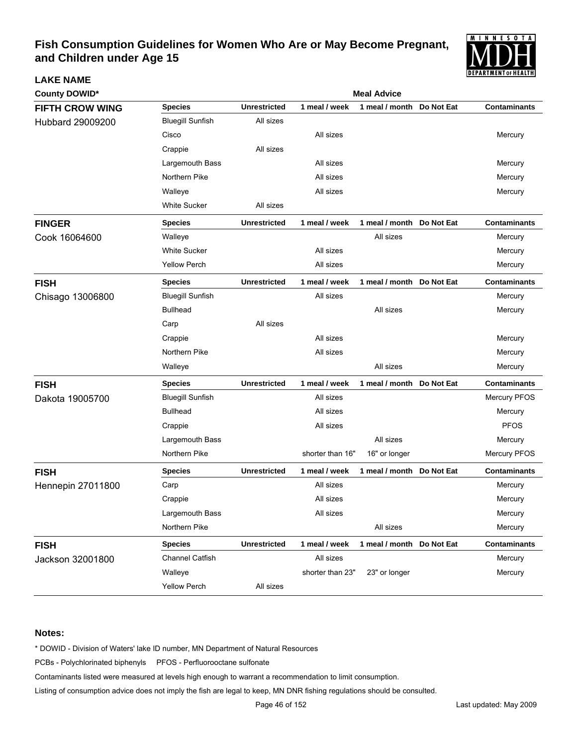# Fish Consumption Guidelines for Women Who Are or May Become Pregnant, and Children under Age 15

| LAKE NAME / County DOWID* | Species | Unrestricted | 1 meal / week | 1 meal / month | Do Not Eat | Contaminants |
|---|---|---|---|---|---|---|
| **FIFTH CROW WING** Hubbard 29009200 | Bluegill Sunfish | All sizes | | | | |
| | Cisco | | All sizes | | | Mercury |
| | Crappie | All sizes | | | | |
| | Largemouth Bass | | All sizes | | | Mercury |
| | Northern Pike | | All sizes | | | Mercury |
| | Walleye | | All sizes | | | Mercury |
| | White Sucker | All sizes | | | | |
| **FINGER** Cook 16064600 | Walleye | | | All sizes | | Mercury |
| | White Sucker | | All sizes | | | Mercury |
| | Yellow Perch | | All sizes | | | Mercury |
| **FISH** Chisago 13006800 | Bluegill Sunfish | | All sizes | | | Mercury |
| | Bullhead | | | All sizes | | Mercury |
| | Carp | All sizes | | | | |
| | Crappie | | All sizes | | | Mercury |
| | Northern Pike | | All sizes | | | Mercury |
| | Walleye | | | All sizes | | Mercury |
| **FISH** Dakota 19005700 | Bluegill Sunfish | | All sizes | | | Mercury PFOS |
| | Bullhead | | All sizes | | | Mercury |
| | Crappie | | All sizes | | | PFOS |
| | Largemouth Bass | | | All sizes | | Mercury |
| | Northern Pike | | shorter than 16" | 16" or longer | | Mercury PFOS |
| **FISH** Hennepin 27011800 | Carp | | All sizes | | | Mercury |
| | Crappie | | All sizes | | | Mercury |
| | Largemouth Bass | | All sizes | | | Mercury |
| | Northern Pike | | | All sizes | | Mercury |
| **FISH** Jackson 32001800 | Channel Catfish | | All sizes | | | Mercury |
| | Walleye | | shorter than 23" | 23" or longer | | Mercury |
| | Yellow Perch | All sizes | | | | |

**Notes:**

* DOWID - Division of Waters' lake ID number, MN Department of Natural Resources

PCBs - Polychlorinated biphenyls PFOS - Perfluorooctane sulfonate

Contaminants listed were measured at levels high enough to warrant a recommendation to limit consumption.

Listing of consumption advice does not imply the fish are legal to keep, MN DNR fishing regulations should be consulted.

Last updated: May 2009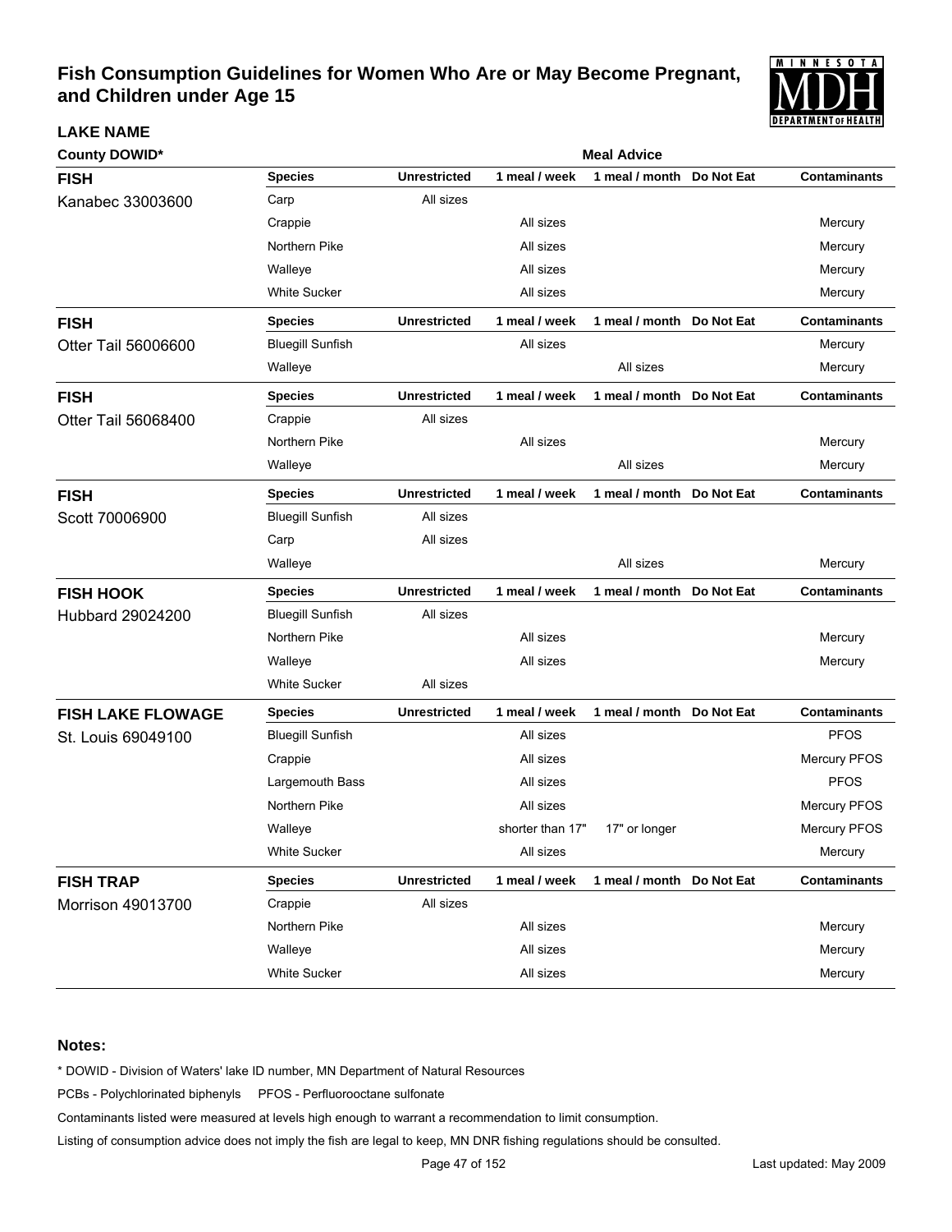# Fish Consumption Guidelines for Women Who Are or May Become Pregnant, and Children under Age 15

**LAKE NAME**

**County DOWID***

| Lake | Species | Unrestricted | 1 meal / week | 1 meal / month | Do Not Eat | Contaminants |
|---|---|---|---|---|---|---|
| **FISH** Kanabec 33003600 | Carp | All sizes | | | | |
| | Crappie | | All sizes | | | Mercury |
| | Northern Pike | | All sizes | | | Mercury |
| | Walleye | | All sizes | | | Mercury |
| | White Sucker | | All sizes | | | Mercury |
| **FISH** Otter Tail 56006600 | Bluegill Sunfish | | All sizes | | | Mercury |
| | Walleye | | | All sizes | | Mercury |
| **FISH** Otter Tail 56068400 | Crappie | All sizes | | | | |
| | Northern Pike | | All sizes | | | Mercury |
| | Walleye | | | All sizes | | Mercury |
| **FISH** Scott 70006900 | Bluegill Sunfish | All sizes | | | | |
| | Carp | All sizes | | | | |
| | Walleye | | | All sizes | | Mercury |
| **FISH HOOK** Hubbard 29024200 | Bluegill Sunfish | All sizes | | | | |
| | Northern Pike | | All sizes | | | Mercury |
| | Walleye | | All sizes | | | Mercury |
| | White Sucker | All sizes | | | | |
| **FISH LAKE FLOWAGE** St. Louis 69049100 | Bluegill Sunfish | | All sizes | | | PFOS |
| | Crappie | | All sizes | | | Mercury PFOS |
| | Largemouth Bass | | All sizes | | | PFOS |
| | Northern Pike | | All sizes | | | Mercury PFOS |
| | Walleye | | shorter than 17" | 17" or longer | | Mercury PFOS |
| | White Sucker | | All sizes | | | Mercury |
| **FISH TRAP** Morrison 49013700 | Crappie | All sizes | | | | |
| | Northern Pike | | All sizes | | | Mercury |
| | Walleye | | All sizes | | | Mercury |
| | White Sucker | | All sizes | | | Mercury |

**Notes:**

* DOWID - Division of Waters' lake ID number, MN Department of Natural Resources

PCBs - Polychlorinated biphenyls PFOS - Perfluorooctane sulfonate

Contaminants listed were measured at levels high enough to warrant a recommendation to limit consumption.

Listing of consumption advice does not imply the fish are legal to keep, MN DNR fishing regulations should be consulted.

Last updated: May 2009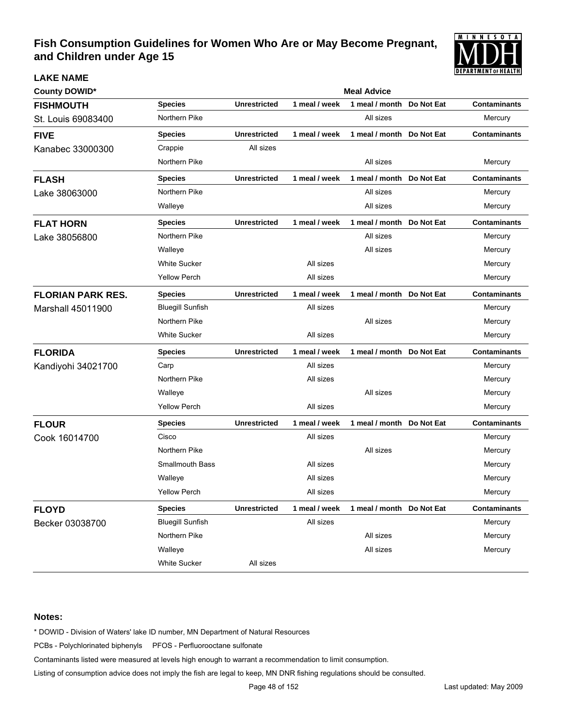# Fish Consumption Guidelines for Women Who Are or May Become Pregnant, and Children under Age 15

**LAKE NAME**

| County DOWID* | Species | Unrestricted | 1 meal / week | 1 meal / month | Do Not Eat | Contaminants |
|---|---|---|---|---|---|---|
| | | **Meal Advice** | | | | |
| **FISHMOUTH** | **Species** | **Unrestricted** | **1 meal / week** | **1 meal / month** | **Do Not Eat** | **Contaminants** |
| St. Louis 69083400 | Northern Pike | | | All sizes | | Mercury |
| **FIVE** | **Species** | **Unrestricted** | **1 meal / week** | **1 meal / month** | **Do Not Eat** | **Contaminants** |
| Kanabec 33000300 | Crappie | All sizes | | | | |
| | Northern Pike | | | All sizes | | Mercury |
| **FLASH** | **Species** | **Unrestricted** | **1 meal / week** | **1 meal / month** | **Do Not Eat** | **Contaminants** |
| Lake 38063000 | Northern Pike | | | All sizes | | Mercury |
| | Walleye | | | All sizes | | Mercury |
| **FLAT HORN** | **Species** | **Unrestricted** | **1 meal / week** | **1 meal / month** | **Do Not Eat** | **Contaminants** |
| Lake 38056800 | Northern Pike | | | All sizes | | Mercury |
| | Walleye | | | All sizes | | Mercury |
| | White Sucker | | All sizes | | | Mercury |
| | Yellow Perch | | All sizes | | | Mercury |
| **FLORIAN PARK RES.** | **Species** | **Unrestricted** | **1 meal / week** | **1 meal / month** | **Do Not Eat** | **Contaminants** |
| Marshall 45011900 | Bluegill Sunfish | | All sizes | | | Mercury |
| | Northern Pike | | | All sizes | | Mercury |
| | White Sucker | | All sizes | | | Mercury |
| **FLORIDA** | **Species** | **Unrestricted** | **1 meal / week** | **1 meal / month** | **Do Not Eat** | **Contaminants** |
| Kandiyohi 34021700 | Carp | | All sizes | | | Mercury |
| | Northern Pike | | All sizes | | | Mercury |
| | Walleye | | | All sizes | | Mercury |
| | Yellow Perch | | All sizes | | | Mercury |
| **FLOUR** | **Species** | **Unrestricted** | **1 meal / week** | **1 meal / month** | **Do Not Eat** | **Contaminants** |
| Cook 16014700 | Cisco | | All sizes | | | Mercury |
| | Northern Pike | | | All sizes | | Mercury |
| | Smallmouth Bass | | All sizes | | | Mercury |
| | Walleye | | All sizes | | | Mercury |
| | Yellow Perch | | All sizes | | | Mercury |
| **FLOYD** | **Species** | **Unrestricted** | **1 meal / week** | **1 meal / month** | **Do Not Eat** | **Contaminants** |
| Becker 03038700 | Bluegill Sunfish | | All sizes | | | Mercury |
| | Northern Pike | | | All sizes | | Mercury |
| | Walleye | | | All sizes | | Mercury |
| | White Sucker | All sizes | | | | |

**Notes:**

* DOWID - Division of Waters' lake ID number, MN Department of Natural Resources

PCBs - Polychlorinated biphenyls PFOS - Perfluorooctane sulfonate

Contaminants listed were measured at levels high enough to warrant a recommendation to limit consumption.

Listing of consumption advice does not imply the fish are legal to keep, MN DNR fishing regulations should be consulted.

Last updated: May 2009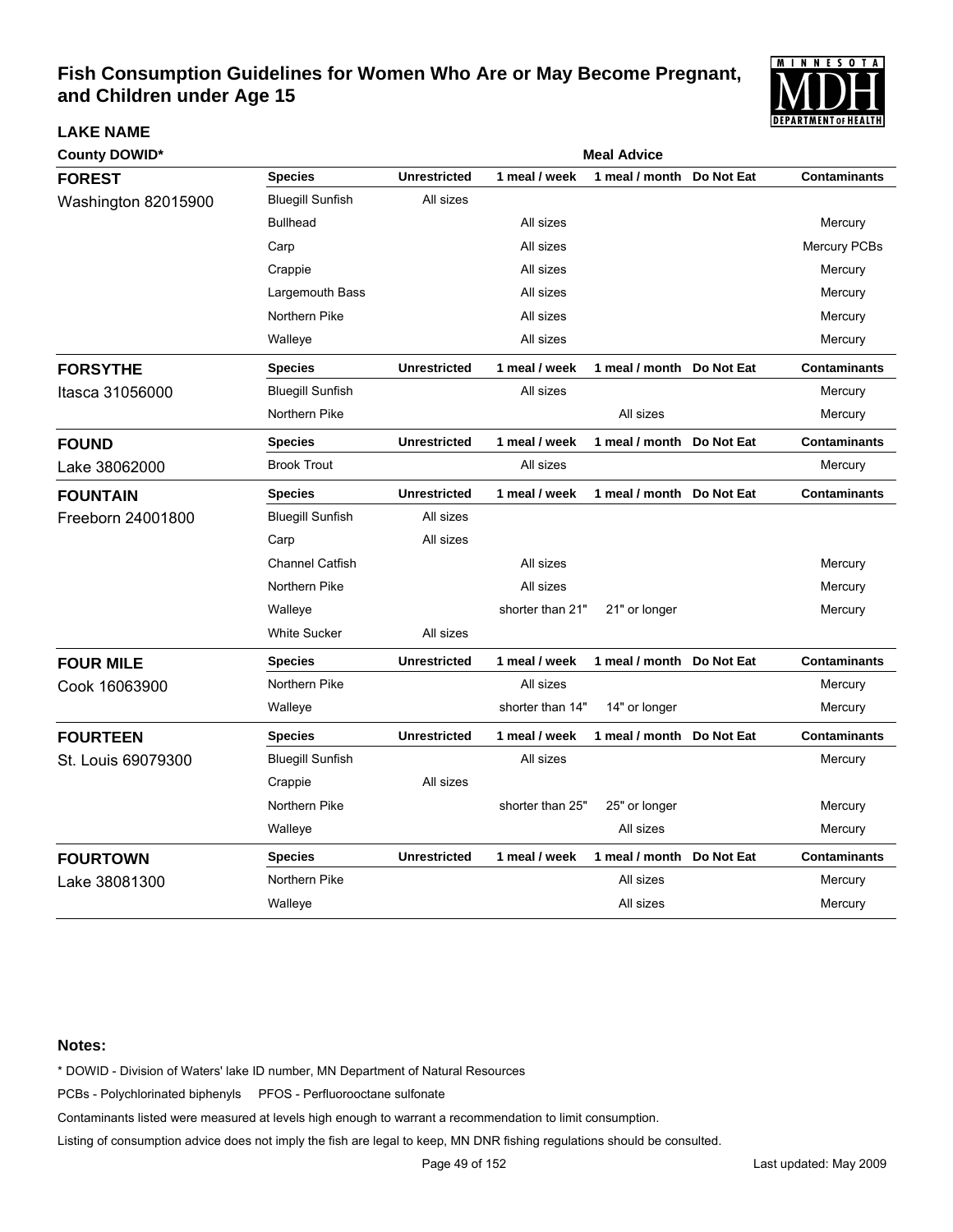# Fish Consumption Guidelines for Women Who Are or May Become Pregnant, and Children under Age 15

**LAKE NAME**

**County DOWID***

| Lake | Species | Unrestricted | 1 meal / week | 1 meal / month | Do Not Eat | Contaminants |
|---|---|---|---|---|---|---|
| **FOREST** Washington 82015900 | Bluegill Sunfish | All sizes | | | | |
| | Bullhead | | All sizes | | | Mercury |
| | Carp | | All sizes | | | Mercury PCBs |
| | Crappie | | All sizes | | | Mercury |
| | Largemouth Bass | | All sizes | | | Mercury |
| | Northern Pike | | All sizes | | | Mercury |
| | Walleye | | All sizes | | | Mercury |
| **FORSYTHE** Itasca 31056000 | Bluegill Sunfish | | All sizes | | | Mercury |
| | Northern Pike | | | All sizes | | Mercury |
| **FOUND** Lake 38062000 | Brook Trout | | All sizes | | | Mercury |
| **FOUNTAIN** Freeborn 24001800 | Bluegill Sunfish | All sizes | | | | |
| | Carp | All sizes | | | | |
| | Channel Catfish | | All sizes | | | Mercury |
| | Northern Pike | | All sizes | | | Mercury |
| | Walleye | | shorter than 21" | 21" or longer | | Mercury |
| | White Sucker | All sizes | | | | |
| **FOUR MILE** Cook 16063900 | Northern Pike | | All sizes | | | Mercury |
| | Walleye | | shorter than 14" | 14" or longer | | Mercury |
| **FOURTEEN** St. Louis 69079300 | Bluegill Sunfish | | All sizes | | | Mercury |
| | Crappie | All sizes | | | | |
| | Northern Pike | | shorter than 25" | 25" or longer | | Mercury |
| | Walleye | | | All sizes | | Mercury |
| **FOURTOWN** Lake 38081300 | Northern Pike | | | All sizes | | Mercury |
| | Walleye | | | All sizes | | Mercury |

**Notes:**

* DOWID - Division of Waters' lake ID number, MN Department of Natural Resources

PCBs - Polychlorinated biphenyls  PFOS - Perfluorooctane sulfonate

Contaminants listed were measured at levels high enough to warrant a recommendation to limit consumption.

Listing of consumption advice does not imply the fish are legal to keep, MN DNR fishing regulations should be consulted.

Last updated: May 2009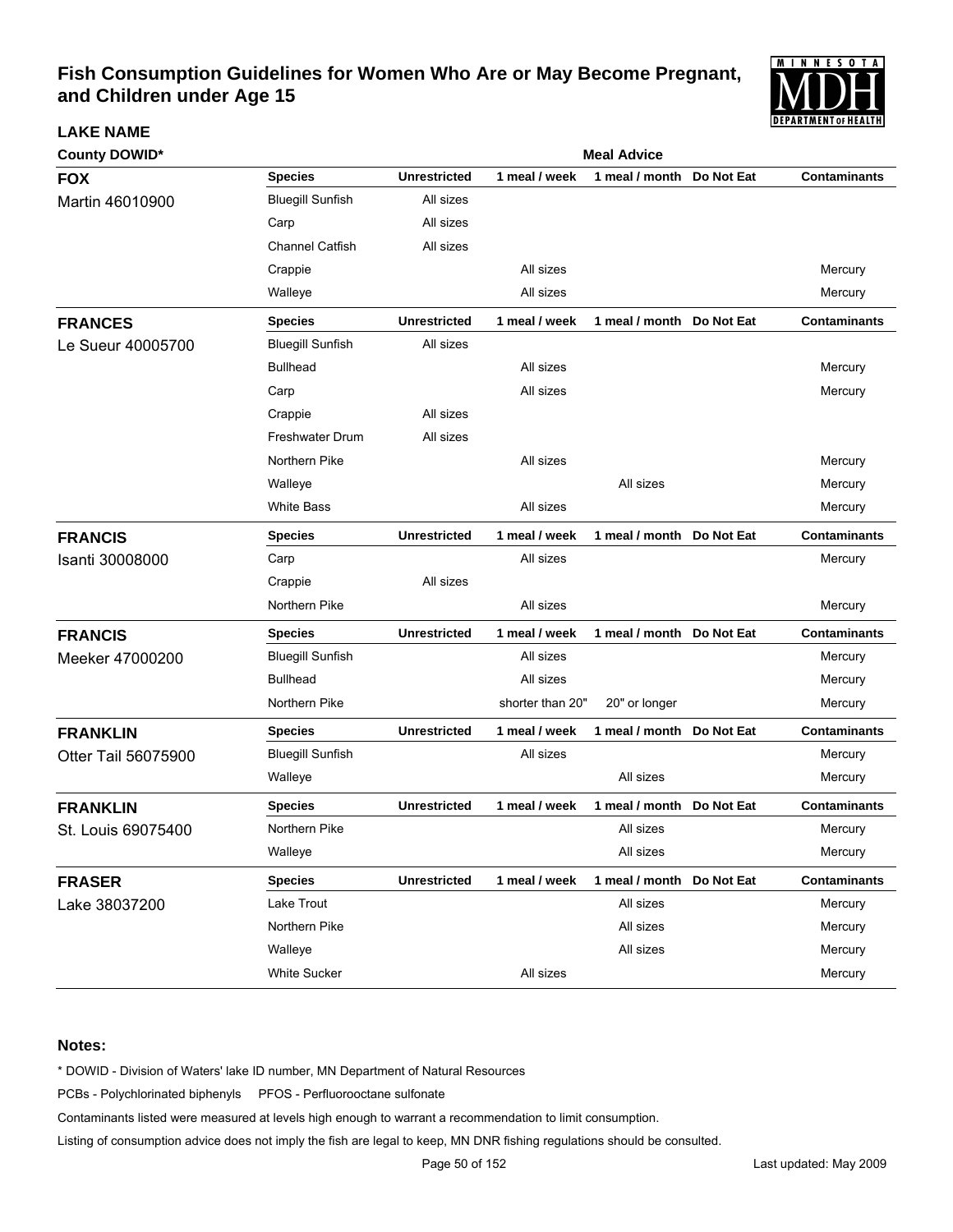# Fish Consumption Guidelines for Women Who Are or May Become Pregnant, and Children under Age 15

**LAKE NAME**

**County DOWID***

| Lake | Species | Unrestricted | 1 meal / week | 1 meal / month | Do Not Eat | Contaminants |
|---|---|---|---|---|---|---|
| **FOX** Martin 46010900 | Bluegill Sunfish | All sizes | | | | |
| | Carp | All sizes | | | | |
| | Channel Catfish | All sizes | | | | |
| | Crappie | | All sizes | | | Mercury |
| | Walleye | | All sizes | | | Mercury |
| **FRANCES** Le Sueur 40005700 | Bluegill Sunfish | All sizes | | | | |
| | Bullhead | | All sizes | | | Mercury |
| | Carp | | All sizes | | | Mercury |
| | Crappie | All sizes | | | | |
| | Freshwater Drum | All sizes | | | | |
| | Northern Pike | | All sizes | | | Mercury |
| | Walleye | | | All sizes | | Mercury |
| | White Bass | | All sizes | | | Mercury |
| **FRANCIS** Isanti 30008000 | Carp | | All sizes | | | Mercury |
| | Crappie | All sizes | | | | |
| | Northern Pike | | All sizes | | | Mercury |
| **FRANCIS** Meeker 47000200 | Bluegill Sunfish | | All sizes | | | Mercury |
| | Bullhead | | All sizes | | | Mercury |
| | Northern Pike | | shorter than 20" | 20" or longer | | Mercury |
| **FRANKLIN** Otter Tail 56075900 | Bluegill Sunfish | | All sizes | | | Mercury |
| | Walleye | | | All sizes | | Mercury |
| **FRANKLIN** St. Louis 69075400 | Northern Pike | | | All sizes | | Mercury |
| | Walleye | | | All sizes | | Mercury |
| **FRASER** Lake 38037200 | Lake Trout | | | All sizes | | Mercury |
| | Northern Pike | | | All sizes | | Mercury |
| | Walleye | | | All sizes | | Mercury |
| | White Sucker | | All sizes | | | Mercury |

**Notes:**

* DOWID - Division of Waters' lake ID number, MN Department of Natural Resources

PCBs - Polychlorinated biphenyls   PFOS - Perfluorooctane sulfonate

Contaminants listed were measured at levels high enough to warrant a recommendation to limit consumption.

Listing of consumption advice does not imply the fish are legal to keep, MN DNR fishing regulations should be consulted.

Last updated: May 2009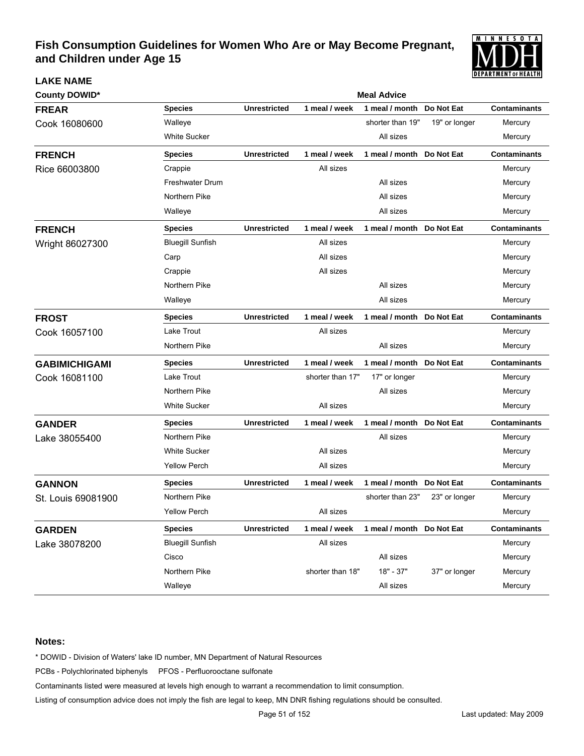# Fish Consumption Guidelines for Women Who Are or May Become Pregnant, and Children under Age 15

| LAKE NAME County DOWID* | Species | Unrestricted | 1 meal / week | 1 meal / month | Do Not Eat | Contaminants |
|---|---|---|---|---|---|---|
| **FREAR** Cook 16080600 | Walleye | | | shorter than 19" | 19" or longer | Mercury |
| | White Sucker | | | All sizes | | Mercury |
| **FRENCH** Rice 66003800 | Crappie | | All sizes | | | Mercury |
| | Freshwater Drum | | | All sizes | | Mercury |
| | Northern Pike | | | All sizes | | Mercury |
| | Walleye | | | All sizes | | Mercury |
| **FRENCH** Wright 86027300 | Bluegill Sunfish | | All sizes | | | Mercury |
| | Carp | | All sizes | | | Mercury |
| | Crappie | | All sizes | | | Mercury |
| | Northern Pike | | | All sizes | | Mercury |
| | Walleye | | | All sizes | | Mercury |
| **FROST** Cook 16057100 | Lake Trout | | All sizes | | | Mercury |
| | Northern Pike | | | All sizes | | Mercury |
| **GABIMICHIGAMI** Cook 16081100 | Lake Trout | | shorter than 17" | 17" or longer | | Mercury |
| | Northern Pike | | | All sizes | | Mercury |
| | White Sucker | | All sizes | | | Mercury |
| **GANDER** Lake 38055400 | Northern Pike | | | All sizes | | Mercury |
| | White Sucker | | All sizes | | | Mercury |
| | Yellow Perch | | All sizes | | | Mercury |
| **GANNON** St. Louis 69081900 | Northern Pike | | | shorter than 23" | 23" or longer | Mercury |
| | Yellow Perch | | All sizes | | | Mercury |
| **GARDEN** Lake 38078200 | Bluegill Sunfish | | All sizes | | | Mercury |
| | Cisco | | | All sizes | | Mercury |
| | Northern Pike | | shorter than 18" | 18" - 37" | 37" or longer | Mercury |
| | Walleye | | | All sizes | | Mercury |

**Notes:**

* DOWID - Division of Waters' lake ID number, MN Department of Natural Resources

PCBs - Polychlorinated biphenyls PFOS - Perfluorooctane sulfonate

Contaminants listed were measured at levels high enough to warrant a recommendation to limit consumption.

Listing of consumption advice does not imply the fish are legal to keep, MN DNR fishing regulations should be consulted.

Last updated: May 2009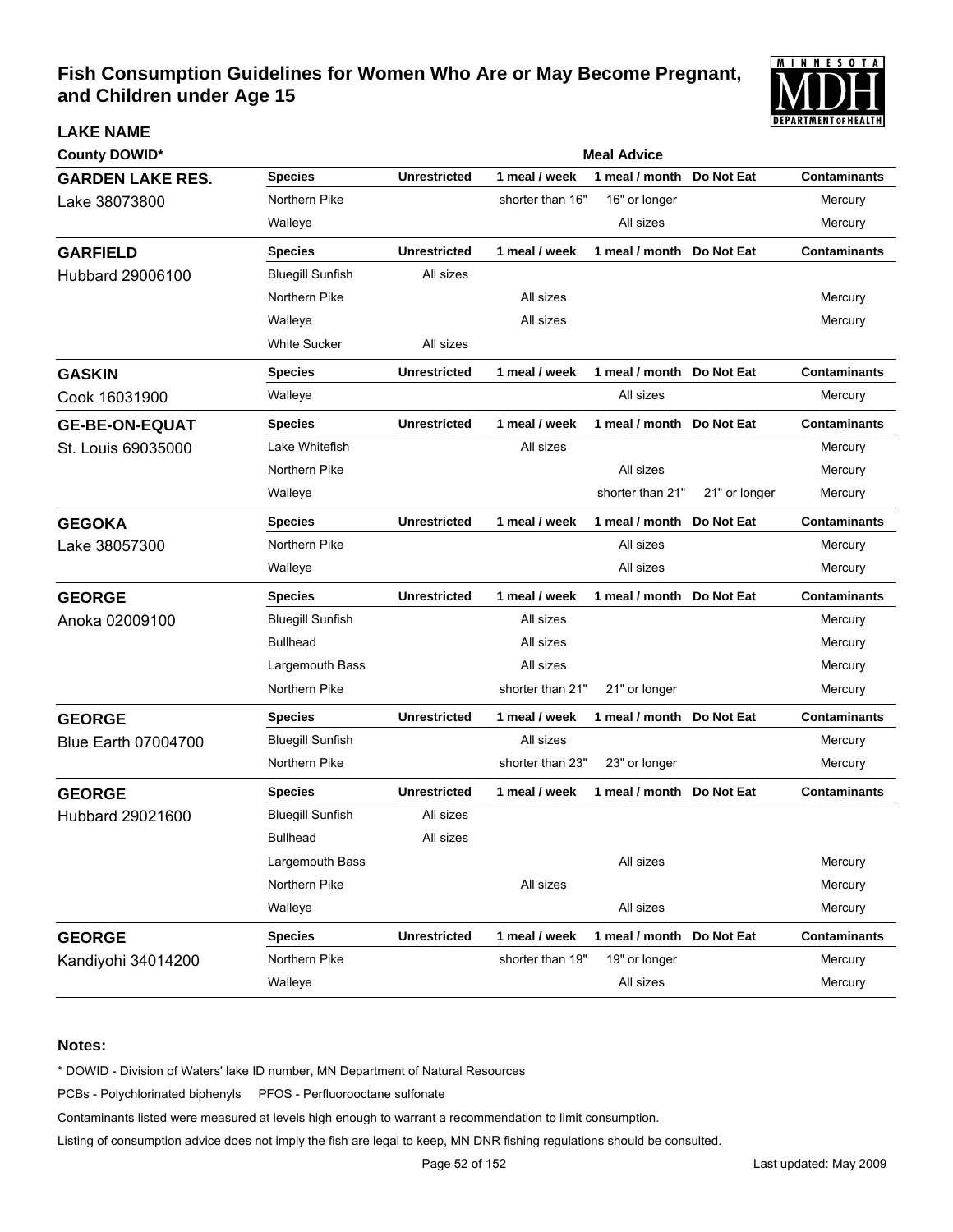# Fish Consumption Guidelines for Women Who Are or May Become Pregnant, and Children under Age 15

| LAKE NAME<br>County DOWID* | Species | Unrestricted | 1 meal / week | 1 meal / month | Do Not Eat | Contaminants |
|---|---|---|---|---|---|---|
| **GARDEN LAKE RES.**<br>Lake 38073800 | Northern Pike | | shorter than 16" | 16" or longer | | Mercury |
| | Walleye | | | All sizes | | Mercury |
| **GARFIELD**<br>Hubbard 29006100 | Bluegill Sunfish | All sizes | | | | |
| | Northern Pike | | All sizes | | | Mercury |
| | Walleye | | All sizes | | | Mercury |
| | White Sucker | All sizes | | | | |
| **GASKIN**<br>Cook 16031900 | Walleye | | | All sizes | | Mercury |
| **GE-BE-ON-EQUAT**<br>St. Louis 69035000 | Lake Whitefish | | All sizes | | | Mercury |
| | Northern Pike | | | All sizes | | Mercury |
| | Walleye | | | shorter than 21" | 21" or longer | Mercury |
| **GEGOKA**<br>Lake 38057300 | Northern Pike | | | All sizes | | Mercury |
| | Walleye | | | All sizes | | Mercury |
| **GEORGE**<br>Anoka 02009100 | Bluegill Sunfish | | All sizes | | | Mercury |
| | Bullhead | | All sizes | | | Mercury |
| | Largemouth Bass | | All sizes | | | Mercury |
| | Northern Pike | | shorter than 21" | 21" or longer | | Mercury |
| **GEORGE**<br>Blue Earth 07004700 | Bluegill Sunfish | | All sizes | | | Mercury |
| | Northern Pike | | shorter than 23" | 23" or longer | | Mercury |
| **GEORGE**<br>Hubbard 29021600 | Bluegill Sunfish | All sizes | | | | |
| | Bullhead | All sizes | | | | |
| | Largemouth Bass | | | All sizes | | Mercury |
| | Northern Pike | | All sizes | | | Mercury |
| | Walleye | | | All sizes | | Mercury |
| **GEORGE**<br>Kandiyohi 34014200 | Northern Pike | | shorter than 19" | 19" or longer | | Mercury |
| | Walleye | | | All sizes | | Mercury |

**Notes:**

* DOWID - Division of Waters' lake ID number, MN Department of Natural Resources

PCBs - Polychlorinated biphenyls PFOS - Perfluorooctane sulfonate

Contaminants listed were measured at levels high enough to warrant a recommendation to limit consumption.

Listing of consumption advice does not imply the fish are legal to keep, MN DNR fishing regulations should be consulted.

Last updated: May 2009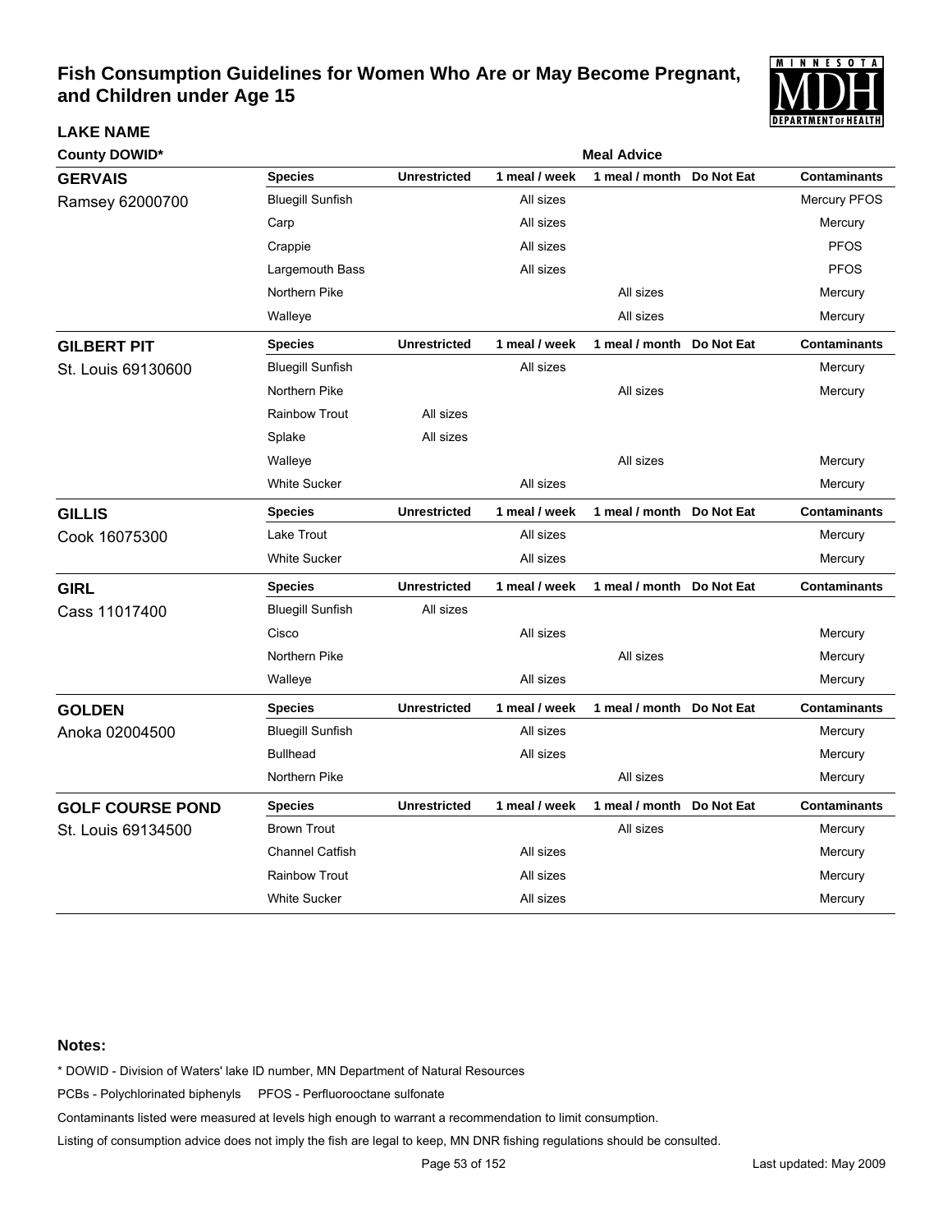# Fish Consumption Guidelines for Women Who Are or May Become Pregnant, and Children under Age 15

**LAKE NAME**

**County DOWID***

| Lake / County DOWID | Species | Unrestricted | 1 meal / week | 1 meal / month | Do Not Eat | Contaminants |
|---|---|---|---|---|---|---|
| **GERVAIS** Ramsey 62000700 | Bluegill Sunfish | | All sizes | | | Mercury PFOS |
| | Carp | | All sizes | | | Mercury |
| | Crappie | | All sizes | | | PFOS |
| | Largemouth Bass | | All sizes | | | PFOS |
| | Northern Pike | | | All sizes | | Mercury |
| | Walleye | | | All sizes | | Mercury |
| **GILBERT PIT** St. Louis 69130600 | Bluegill Sunfish | | All sizes | | | Mercury |
| | Northern Pike | | | All sizes | | Mercury |
| | Rainbow Trout | All sizes | | | | |
| | Splake | All sizes | | | | |
| | Walleye | | | All sizes | | Mercury |
| | White Sucker | | All sizes | | | Mercury |
| **GILLIS** Cook 16075300 | Lake Trout | | All sizes | | | Mercury |
| | White Sucker | | All sizes | | | Mercury |
| **GIRL** Cass 11017400 | Bluegill Sunfish | All sizes | | | | |
| | Cisco | | All sizes | | | Mercury |
| | Northern Pike | | | All sizes | | Mercury |
| | Walleye | | All sizes | | | Mercury |
| **GOLDEN** Anoka 02004500 | Bluegill Sunfish | | All sizes | | | Mercury |
| | Bullhead | | All sizes | | | Mercury |
| | Northern Pike | | | All sizes | | Mercury |
| **GOLF COURSE POND** St. Louis 69134500 | Brown Trout | | | All sizes | | Mercury |
| | Channel Catfish | | All sizes | | | Mercury |
| | Rainbow Trout | | All sizes | | | Mercury |
| | White Sucker | | All sizes | | | Mercury |

**Notes:**

* DOWID - Division of Waters' lake ID number, MN Department of Natural Resources

PCBs - Polychlorinated biphenyls  PFOS - Perfluorooctane sulfonate

Contaminants listed were measured at levels high enough to warrant a recommendation to limit consumption.

Listing of consumption advice does not imply the fish are legal to keep, MN DNR fishing regulations should be consulted.

Last updated: May 2009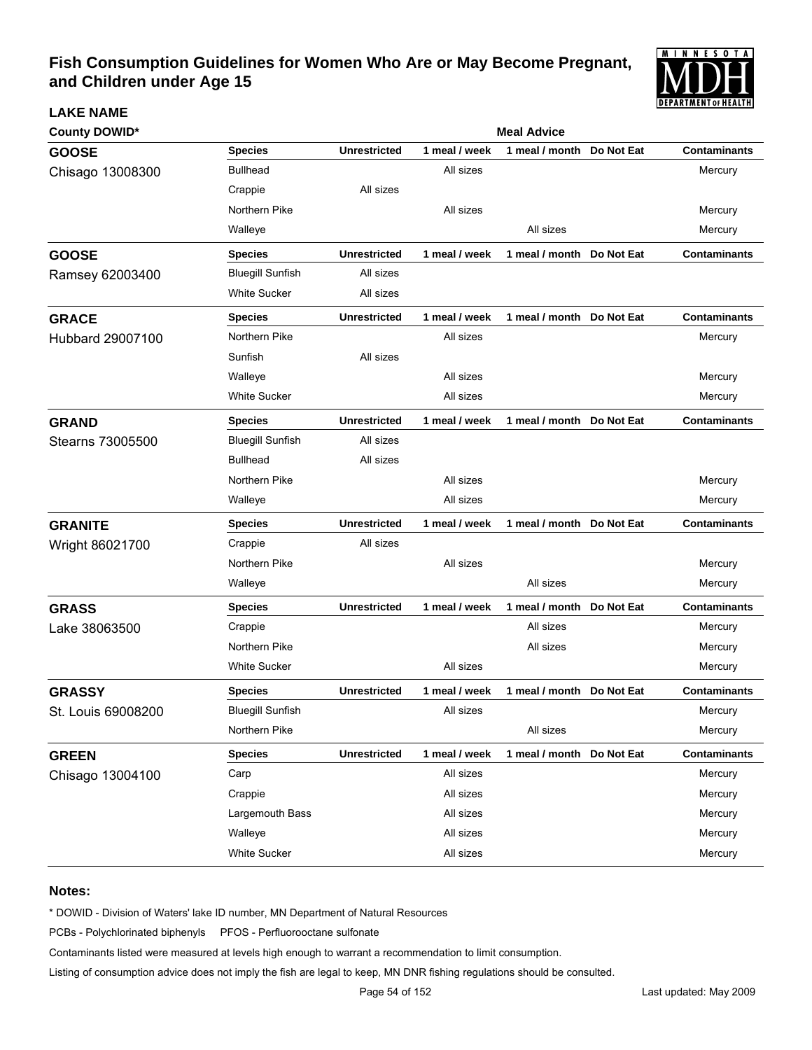# Fish Consumption Guidelines for Women Who Are or May Become Pregnant, and Children under Age 15

**LAKE NAME**

**County DOWID***

| Lake / County DOWID | Species | Unrestricted | 1 meal / week | 1 meal / month | Do Not Eat | Contaminants |
|---|---|---|---|---|---|---|
| **GOOSE** Chisago 13008300 | Bullhead | | All sizes | | | Mercury |
| | Crappie | All sizes | | | | |
| | Northern Pike | | All sizes | | | Mercury |
| | Walleye | | | All sizes | | Mercury |
| **GOOSE** Ramsey 62003400 | Bluegill Sunfish | All sizes | | | | |
| | White Sucker | All sizes | | | | |
| **GRACE** Hubbard 29007100 | Northern Pike | | All sizes | | | Mercury |
| | Sunfish | All sizes | | | | |
| | Walleye | | All sizes | | | Mercury |
| | White Sucker | | All sizes | | | Mercury |
| **GRAND** Stearns 73005500 | Bluegill Sunfish | All sizes | | | | |
| | Bullhead | All sizes | | | | |
| | Northern Pike | | All sizes | | | Mercury |
| | Walleye | | All sizes | | | Mercury |
| **GRANITE** Wright 86021700 | Crappie | All sizes | | | | |
| | Northern Pike | | All sizes | | | Mercury |
| | Walleye | | | All sizes | | Mercury |
| **GRASS** Lake 38063500 | Crappie | | | All sizes | | Mercury |
| | Northern Pike | | | All sizes | | Mercury |
| | White Sucker | | All sizes | | | Mercury |
| **GRASSY** St. Louis 69008200 | Bluegill Sunfish | | All sizes | | | Mercury |
| | Northern Pike | | | All sizes | | Mercury |
| **GREEN** Chisago 13004100 | Carp | | All sizes | | | Mercury |
| | Crappie | | All sizes | | | Mercury |
| | Largemouth Bass | | All sizes | | | Mercury |
| | Walleye | | All sizes | | | Mercury |
| | White Sucker | | All sizes | | | Mercury |

**Notes:**

* DOWID - Division of Waters' lake ID number, MN Department of Natural Resources

PCBs - Polychlorinated biphenyls    PFOS - Perfluorooctane sulfonate

Contaminants listed were measured at levels high enough to warrant a recommendation to limit consumption.

Listing of consumption advice does not imply the fish are legal to keep, MN DNR fishing regulations should be consulted.

Last updated: May 2009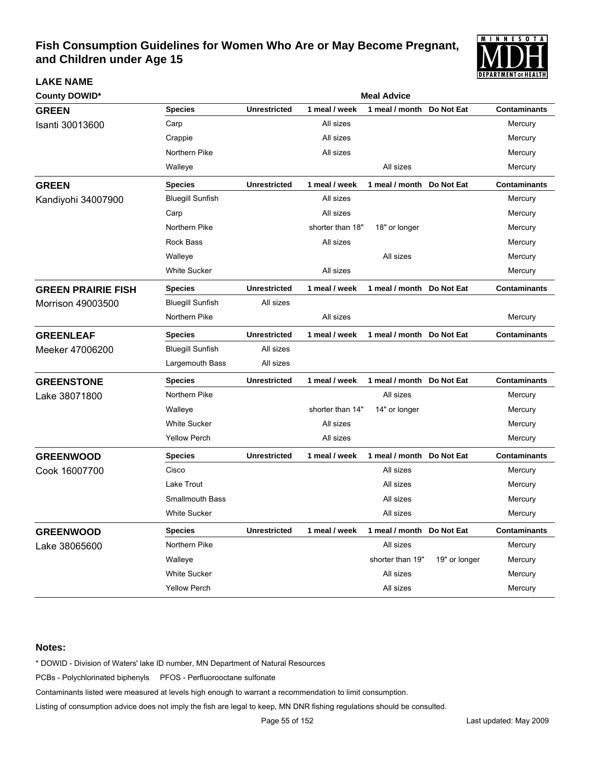# Fish Consumption Guidelines for Women Who Are or May Become Pregnant, and Children under Age 15

**LAKE NAME**

| County DOWID* | Species | Unrestricted | 1 meal / week | 1 meal / month | Do Not Eat | Contaminants |
|---|---|---|---|---|---|---|
| **GREEN** Isanti 30013600 | Carp | | All sizes | | | Mercury |
| | Crappie | | All sizes | | | Mercury |
| | Northern Pike | | All sizes | | | Mercury |
| | Walleye | | | All sizes | | Mercury |
| **GREEN** Kandiyohi 34007900 | Bluegill Sunfish | | All sizes | | | Mercury |
| | Carp | | All sizes | | | Mercury |
| | Northern Pike | | shorter than 18" | 18" or longer | | Mercury |
| | Rock Bass | | All sizes | | | Mercury |
| | Walleye | | | All sizes | | Mercury |
| | White Sucker | | All sizes | | | Mercury |
| **GREEN PRAIRIE FISH** Morrison 49003500 | Bluegill Sunfish | All sizes | | | | |
| | Northern Pike | | All sizes | | | Mercury |
| **GREENLEAF** Meeker 47006200 | Bluegill Sunfish | All sizes | | | | |
| | Largemouth Bass | All sizes | | | | |
| **GREENSTONE** Lake 38071800 | Northern Pike | | | All sizes | | Mercury |
| | Walleye | | shorter than 14" | 14" or longer | | Mercury |
| | White Sucker | | All sizes | | | Mercury |
| | Yellow Perch | | All sizes | | | Mercury |
| **GREENWOOD** Cook 16007700 | Cisco | | | All sizes | | Mercury |
| | Lake Trout | | | All sizes | | Mercury |
| | Smallmouth Bass | | | All sizes | | Mercury |
| | White Sucker | | | All sizes | | Mercury |
| **GREENWOOD** Lake 38065600 | Northern Pike | | | All sizes | | Mercury |
| | Walleye | | | shorter than 19" | 19" or longer | Mercury |
| | White Sucker | | | All sizes | | Mercury |
| | Yellow Perch | | | All sizes | | Mercury |

**Notes:**

* DOWID - Division of Waters' lake ID number, MN Department of Natural Resources

PCBs - Polychlorinated biphenyls    PFOS - Perfluorooctane sulfonate

Contaminants listed were measured at levels high enough to warrant a recommendation to limit consumption.

Listing of consumption advice does not imply the fish are legal to keep, MN DNR fishing regulations should be consulted.

Last updated: May 2009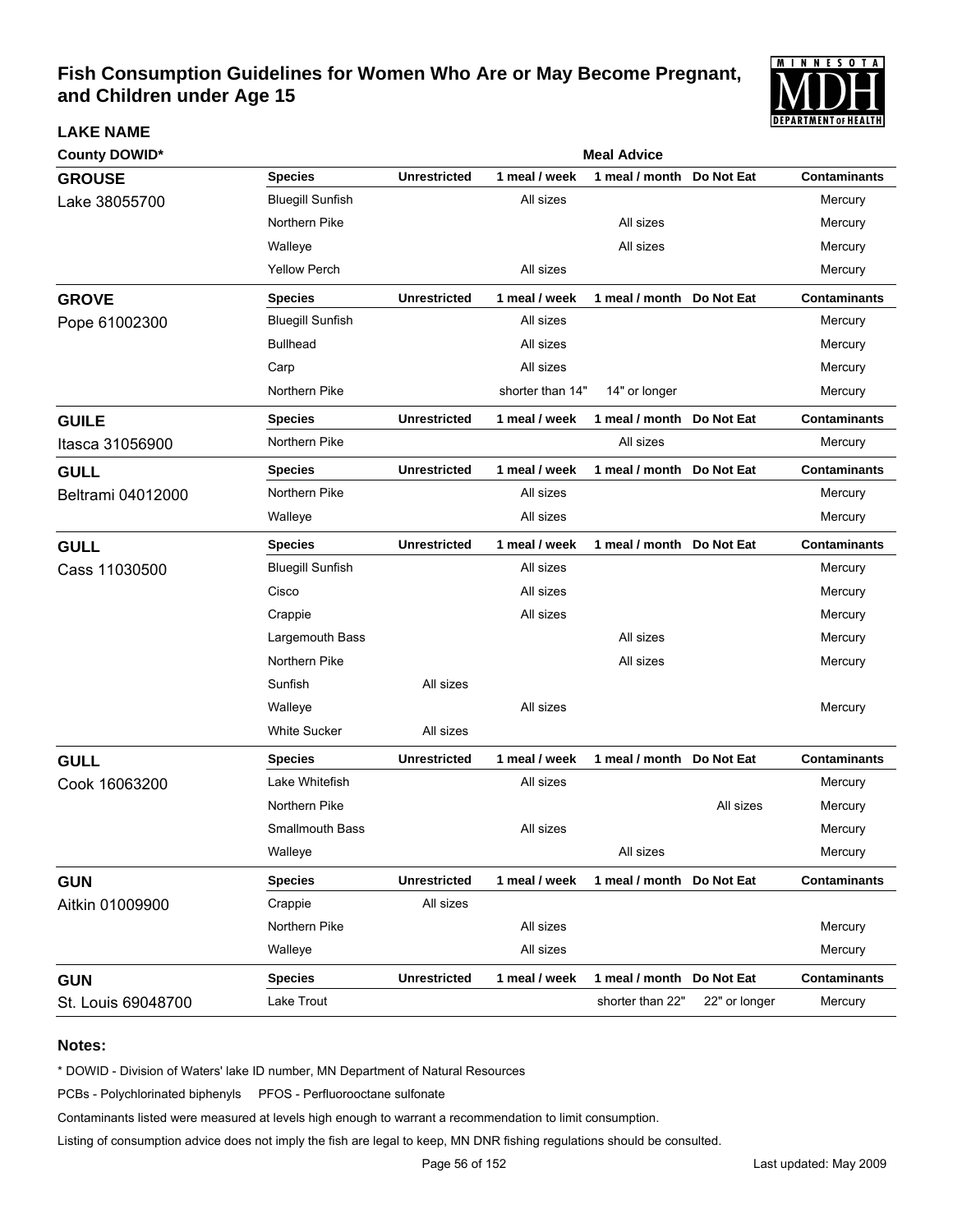# Fish Consumption Guidelines for Women Who Are or May Become Pregnant, and Children under Age 15

**LAKE NAME**

**County DOWID***

**Meal Advice**

| Lake | Species | Unrestricted | 1 meal / week | 1 meal / month | Do Not Eat | Contaminants |
|---|---|---|---|---|---|---|
| **GROUSE** Lake 38055700 | Bluegill Sunfish | | All sizes | | | Mercury |
| | Northern Pike | | | All sizes | | Mercury |
| | Walleye | | | All sizes | | Mercury |
| | Yellow Perch | | All sizes | | | Mercury |
| **GROVE** Pope 61002300 | Bluegill Sunfish | | All sizes | | | Mercury |
| | Bullhead | | All sizes | | | Mercury |
| | Carp | | All sizes | | | Mercury |
| | Northern Pike | | shorter than 14" | 14" or longer | | Mercury |
| **GUILE** Itasca 31056900 | Northern Pike | | | All sizes | | Mercury |
| **GULL** Beltrami 04012000 | Northern Pike | | All sizes | | | Mercury |
| | Walleye | | All sizes | | | Mercury |
| **GULL** Cass 11030500 | Bluegill Sunfish | | All sizes | | | Mercury |
| | Cisco | | All sizes | | | Mercury |
| | Crappie | | All sizes | | | Mercury |
| | Largemouth Bass | | | All sizes | | Mercury |
| | Northern Pike | | | All sizes | | Mercury |
| | Sunfish | All sizes | | | | |
| | Walleye | | All sizes | | | Mercury |
| | White Sucker | All sizes | | | | |
| **GULL** Cook 16063200 | Lake Whitefish | | All sizes | | | Mercury |
| | Northern Pike | | | | All sizes | Mercury |
| | Smallmouth Bass | | All sizes | | | Mercury |
| | Walleye | | | All sizes | | Mercury |
| **GUN** Aitkin 01009900 | Crappie | All sizes | | | | |
| | Northern Pike | | All sizes | | | Mercury |
| | Walleye | | All sizes | | | Mercury |
| **GUN** St. Louis 69048700 | Lake Trout | | | shorter than 22" | 22" or longer | Mercury |

**Notes:**

* DOWID - Division of Waters' lake ID number, MN Department of Natural Resources

PCBs - Polychlorinated biphenyls PFOS - Perfluorooctane sulfonate

Contaminants listed were measured at levels high enough to warrant a recommendation to limit consumption.

Listing of consumption advice does not imply the fish are legal to keep, MN DNR fishing regulations should be consulted.

Last updated: May 2009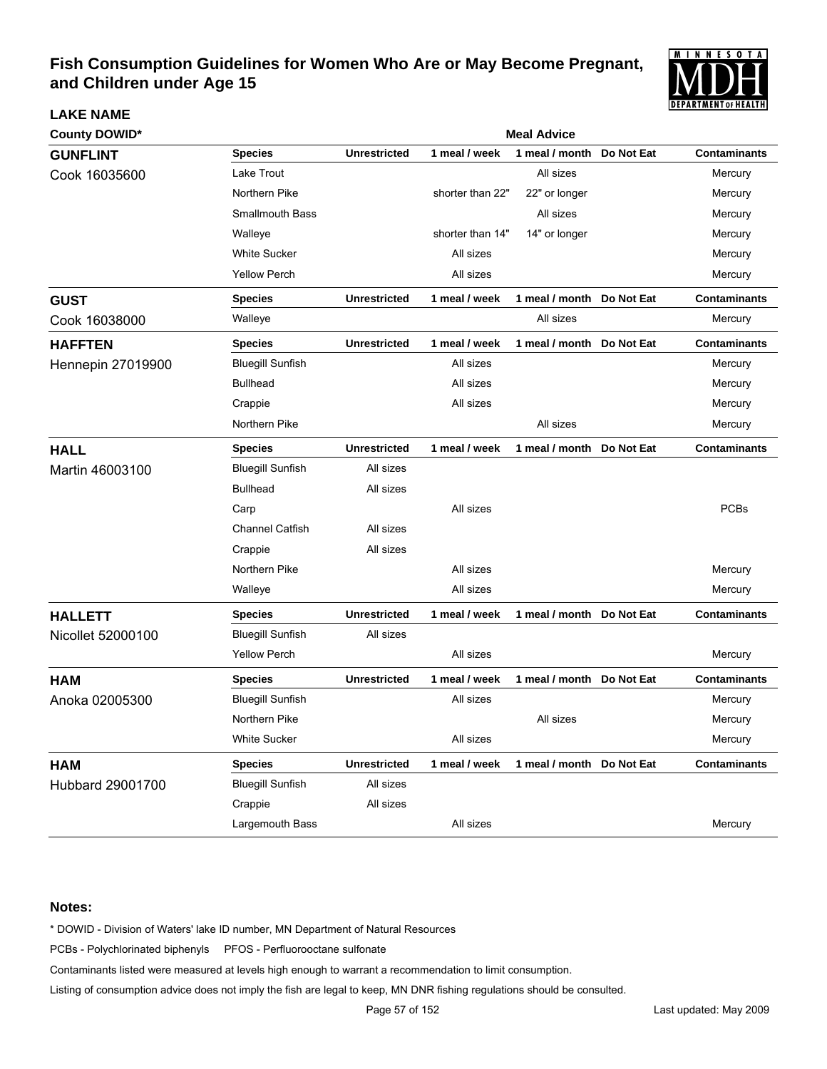# Fish Consumption Guidelines for Women Who Are or May Become Pregnant, and Children under Age 15

**LAKE NAME**

**County DOWID***

| Lake / County DOWID | Species | Unrestricted | 1 meal / week | 1 meal / month | Do Not Eat | Contaminants |
|---|---|---|---|---|---|---|
| **GUNFLINT** Cook 16035600 | Lake Trout | | | All sizes | | Mercury |
| | Northern Pike | | shorter than 22" | 22" or longer | | Mercury |
| | Smallmouth Bass | | | All sizes | | Mercury |
| | Walleye | | shorter than 14" | 14" or longer | | Mercury |
| | White Sucker | | All sizes | | | Mercury |
| | Yellow Perch | | All sizes | | | Mercury |
| **GUST** Cook 16038000 | Walleye | | | All sizes | | Mercury |
| **HAFFTEN** Hennepin 27019900 | Bluegill Sunfish | | All sizes | | | Mercury |
| | Bullhead | | All sizes | | | Mercury |
| | Crappie | | All sizes | | | Mercury |
| | Northern Pike | | | All sizes | | Mercury |
| **HALL** Martin 46003100 | Bluegill Sunfish | All sizes | | | | |
| | Bullhead | All sizes | | | | |
| | Carp | | All sizes | | | PCBs |
| | Channel Catfish | All sizes | | | | |
| | Crappie | All sizes | | | | |
| | Northern Pike | | All sizes | | | Mercury |
| | Walleye | | All sizes | | | Mercury |
| **HALLETT** Nicollet 52000100 | Bluegill Sunfish | All sizes | | | | |
| | Yellow Perch | | All sizes | | | Mercury |
| **HAM** Anoka 02005300 | Bluegill Sunfish | | All sizes | | | Mercury |
| | Northern Pike | | | All sizes | | Mercury |
| | White Sucker | | All sizes | | | Mercury |
| **HAM** Hubbard 29001700 | Bluegill Sunfish | All sizes | | | | |
| | Crappie | All sizes | | | | |
| | Largemouth Bass | | All sizes | | | Mercury |

**Notes:**

* DOWID - Division of Waters' lake ID number, MN Department of Natural Resources

PCBs - Polychlorinated biphenyls PFOS - Perfluorooctane sulfonate

Contaminants listed were measured at levels high enough to warrant a recommendation to limit consumption.

Listing of consumption advice does not imply the fish are legal to keep, MN DNR fishing regulations should be consulted.

Last updated: May 2009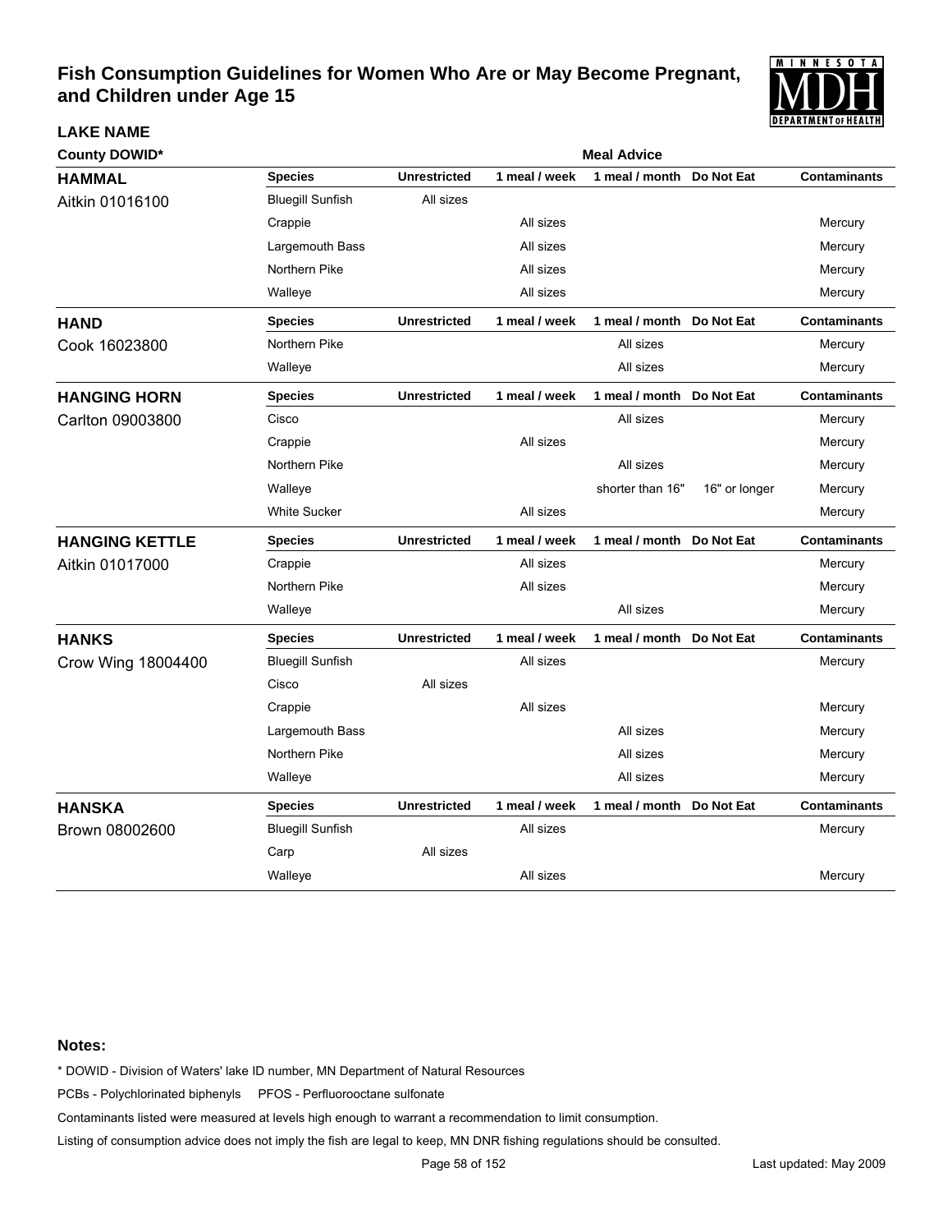# Fish Consumption Guidelines for Women Who Are or May Become Pregnant, and Children under Age 15

| LAKE NAME County DOWID* | Species | Unrestricted | 1 meal / week | 1 meal / month | Do Not Eat | Contaminants |
|---|---|---|---|---|---|---|
| **HAMMAL** Aitkin 01016100 | Bluegill Sunfish | All sizes | | | | |
| | Crappie | | All sizes | | | Mercury |
| | Largemouth Bass | | All sizes | | | Mercury |
| | Northern Pike | | All sizes | | | Mercury |
| | Walleye | | All sizes | | | Mercury |
| **HAND** Cook 16023800 | Northern Pike | | | All sizes | | Mercury |
| | Walleye | | | All sizes | | Mercury |
| **HANGING HORN** Carlton 09003800 | Cisco | | | All sizes | | Mercury |
| | Crappie | | All sizes | | | Mercury |
| | Northern Pike | | | All sizes | | Mercury |
| | Walleye | | | shorter than 16" | 16" or longer | Mercury |
| | White Sucker | | All sizes | | | Mercury |
| **HANGING KETTLE** Aitkin 01017000 | Crappie | | All sizes | | | Mercury |
| | Northern Pike | | All sizes | | | Mercury |
| | Walleye | | | All sizes | | Mercury |
| **HANKS** Crow Wing 18004400 | Bluegill Sunfish | | All sizes | | | Mercury |
| | Cisco | All sizes | | | | |
| | Crappie | | All sizes | | | Mercury |
| | Largemouth Bass | | | All sizes | | Mercury |
| | Northern Pike | | | All sizes | | Mercury |
| | Walleye | | | All sizes | | Mercury |
| **HANSKA** Brown 08002600 | Bluegill Sunfish | | All sizes | | | Mercury |
| | Carp | All sizes | | | | |
| | Walleye | | All sizes | | | Mercury |

**Notes:**

\* DOWID - Division of Waters' lake ID number, MN Department of Natural Resources

PCBs - Polychlorinated biphenyls PFOS - Perfluorooctane sulfonate

Contaminants listed were measured at levels high enough to warrant a recommendation to limit consumption.

Listing of consumption advice does not imply the fish are legal to keep, MN DNR fishing regulations should be consulted.

Last updated: May 2009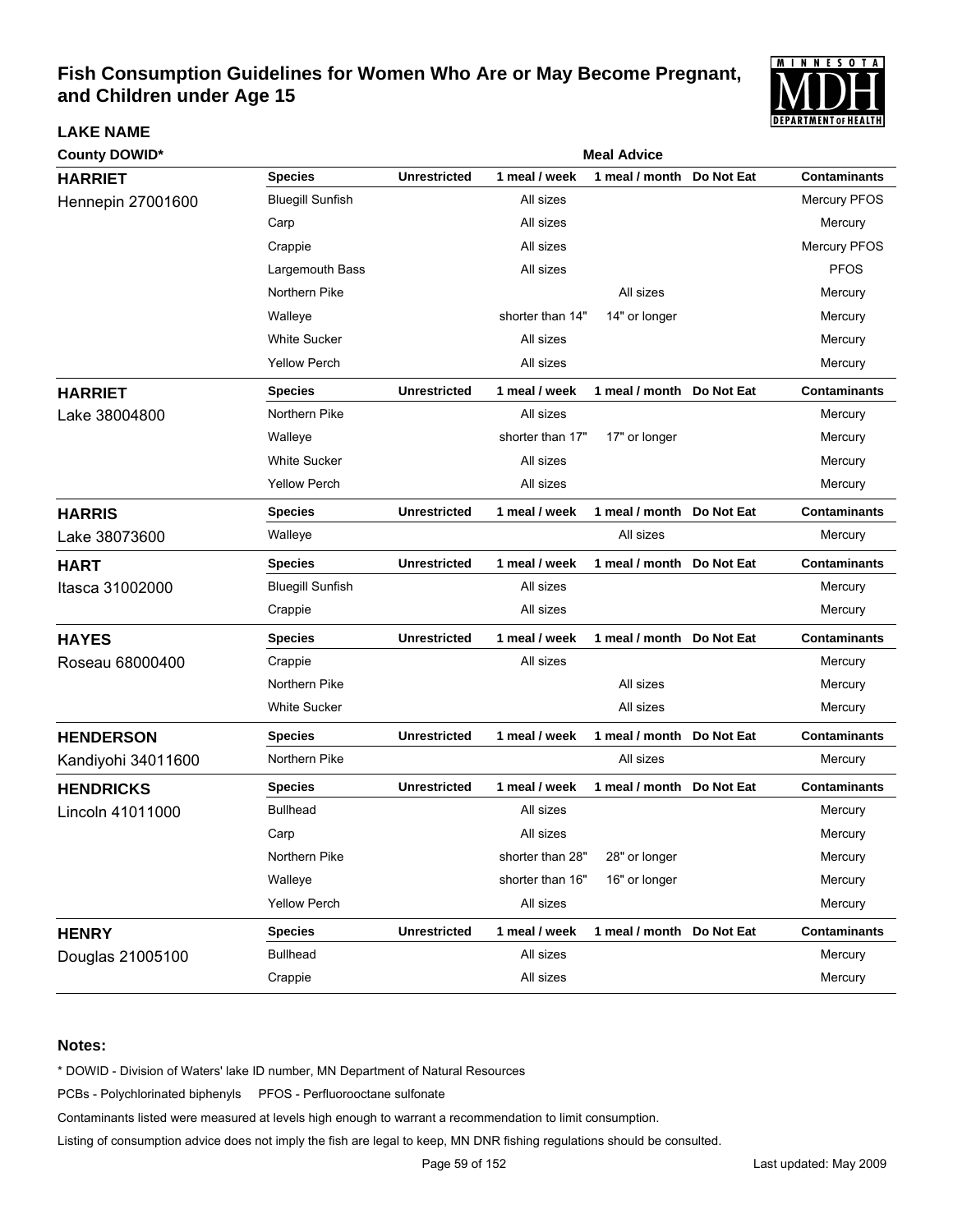# Fish Consumption Guidelines for Women Who Are or May Become Pregnant, and Children under Age 15

**LAKE NAME**

**County DOWID***

| LAKE NAME / County DOWID* | Species | Unrestricted | 1 meal / week | 1 meal / month | Do Not Eat | Contaminants |
|---|---|---|---|---|---|---|
| **HARRIET** Hennepin 27001600 | Bluegill Sunfish | | All sizes | | | Mercury PFOS |
| | Carp | | All sizes | | | Mercury |
| | Crappie | | All sizes | | | Mercury PFOS |
| | Largemouth Bass | | All sizes | | | PFOS |
| | Northern Pike | | | All sizes | | Mercury |
| | Walleye | | shorter than 14" | 14" or longer | | Mercury |
| | White Sucker | | All sizes | | | Mercury |
| | Yellow Perch | | All sizes | | | Mercury |
| **HARRIET** Lake 38004800 | Northern Pike | | All sizes | | | Mercury |
| | Walleye | | shorter than 17" | 17" or longer | | Mercury |
| | White Sucker | | All sizes | | | Mercury |
| | Yellow Perch | | All sizes | | | Mercury |
| **HARRIS** Lake 38073600 | Walleye | | | All sizes | | Mercury |
| **HART** Itasca 31002000 | Bluegill Sunfish | | All sizes | | | Mercury |
| | Crappie | | All sizes | | | Mercury |
| **HAYES** Roseau 68000400 | Crappie | | All sizes | | | Mercury |
| | Northern Pike | | | All sizes | | Mercury |
| | White Sucker | | | All sizes | | Mercury |
| **HENDERSON** Kandiyohi 34011600 | Northern Pike | | | All sizes | | Mercury |
| **HENDRICKS** Lincoln 41011000 | Bullhead | | All sizes | | | Mercury |
| | Carp | | All sizes | | | Mercury |
| | Northern Pike | | shorter than 28" | 28" or longer | | Mercury |
| | Walleye | | shorter than 16" | 16" or longer | | Mercury |
| | Yellow Perch | | All sizes | | | Mercury |
| **HENRY** Douglas 21005100 | Bullhead | | All sizes | | | Mercury |
| | Crappie | | All sizes | | | Mercury |

**Notes:**

* DOWID - Division of Waters' lake ID number, MN Department of Natural Resources

PCBs - Polychlorinated biphenyls PFOS - Perfluorooctane sulfonate

Contaminants listed were measured at levels high enough to warrant a recommendation to limit consumption.

Listing of consumption advice does not imply the fish are legal to keep, MN DNR fishing regulations should be consulted.

Last updated: May 2009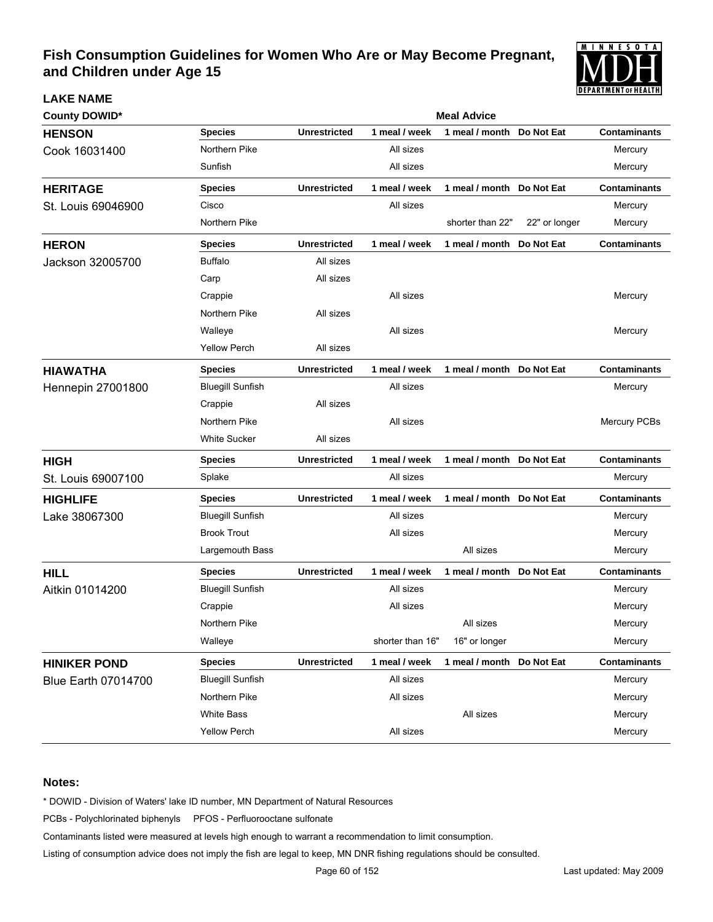# Fish Consumption Guidelines for Women Who Are or May Become Pregnant, and Children under Age 15

| LAKE NAME<br>County DOWID* | Species | Unrestricted | 1 meal / week | 1 meal / month | Do Not Eat | Contaminants |
|---|---|---|---|---|---|---|
| **HENSON**<br>Cook 16031400 | Northern Pike | | All sizes | | | Mercury |
| | Sunfish | | All sizes | | | Mercury |
| **HERITAGE**<br>St. Louis 69046900 | Cisco | | All sizes | | | Mercury |
| | Northern Pike | | | shorter than 22" | 22" or longer | Mercury |
| **HERON**<br>Jackson 32005700 | Buffalo | All sizes | | | | |
| | Carp | All sizes | | | | |
| | Crappie | | All sizes | | | Mercury |
| | Northern Pike | All sizes | | | | |
| | Walleye | | All sizes | | | Mercury |
| | Yellow Perch | All sizes | | | | |
| **HIAWATHA**<br>Hennepin 27001800 | Bluegill Sunfish | | All sizes | | | Mercury |
| | Crappie | All sizes | | | | |
| | Northern Pike | | All sizes | | | Mercury PCBs |
| | White Sucker | All sizes | | | | |
| **HIGH**<br>St. Louis 69007100 | Splake | | All sizes | | | Mercury |
| **HIGHLIFE**<br>Lake 38067300 | Bluegill Sunfish | | All sizes | | | Mercury |
| | Brook Trout | | All sizes | | | Mercury |
| | Largemouth Bass | | | All sizes | | Mercury |
| **HILL**<br>Aitkin 01014200 | Bluegill Sunfish | | All sizes | | | Mercury |
| | Crappie | | All sizes | | | Mercury |
| | Northern Pike | | | All sizes | | Mercury |
| | Walleye | | shorter than 16" | 16" or longer | | Mercury |
| **HINIKER POND**<br>Blue Earth 07014700 | Bluegill Sunfish | | All sizes | | | Mercury |
| | Northern Pike | | All sizes | | | Mercury |
| | White Bass | | | All sizes | | Mercury |
| | Yellow Perch | | All sizes | | | Mercury |

## Notes:

* DOWID - Division of Waters' lake ID number, MN Department of Natural Resources

PCBs - Polychlorinated biphenyls PFOS - Perfluorooctane sulfonate

Contaminants listed were measured at levels high enough to warrant a recommendation to limit consumption.

Listing of consumption advice does not imply the fish are legal to keep, MN DNR fishing regulations should be consulted.

Last updated: May 2009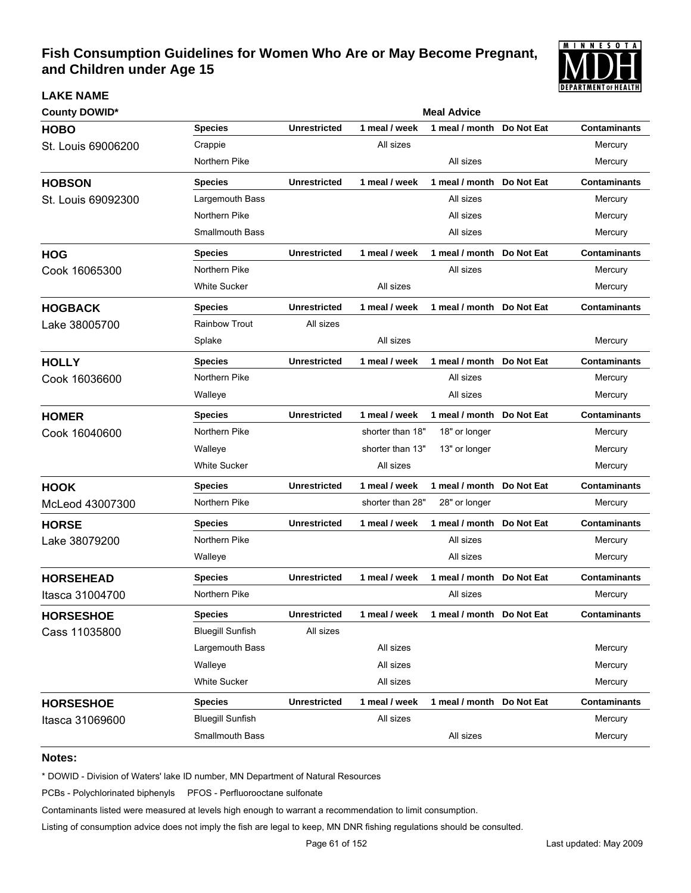# Fish Consumption Guidelines for Women Who Are or May Become Pregnant, and Children under Age 15

| LAKE NAME<br>County DOWID* | Species | Unrestricted | 1 meal / week | 1 meal / month | Do Not Eat | Contaminants |
|---|---|---|---|---|---|---|
| **HOBO**<br>St. Louis 69006200 | Crappie | | All sizes | | | Mercury |
| | Northern Pike | | | All sizes | | Mercury |
| **HOBSON**<br>St. Louis 69092300 | Largemouth Bass | | | All sizes | | Mercury |
| | Northern Pike | | | All sizes | | Mercury |
| | Smallmouth Bass | | | All sizes | | Mercury |
| **HOG**<br>Cook 16065300 | Northern Pike | | | All sizes | | Mercury |
| | White Sucker | | All sizes | | | Mercury |
| **HOGBACK**<br>Lake 38005700 | Rainbow Trout | All sizes | | | | |
| | Splake | | All sizes | | | Mercury |
| **HOLLY**<br>Cook 16036600 | Northern Pike | | | All sizes | | Mercury |
| | Walleye | | | All sizes | | Mercury |
| **HOMER**<br>Cook 16040600 | Northern Pike | | shorter than 18" | 18" or longer | | Mercury |
| | Walleye | | shorter than 13" | 13" or longer | | Mercury |
| | White Sucker | | All sizes | | | Mercury |
| **HOOK**<br>McLeod 43007300 | Northern Pike | | shorter than 28" | 28" or longer | | Mercury |
| **HORSE**<br>Lake 38079200 | Northern Pike | | | All sizes | | Mercury |
| | Walleye | | | All sizes | | Mercury |
| **HORSEHEAD**<br>Itasca 31004700 | Northern Pike | | | All sizes | | Mercury |
| **HORSESHOE**<br>Cass 11035800 | Bluegill Sunfish | All sizes | | | | |
| | Largemouth Bass | | All sizes | | | Mercury |
| | Walleye | | All sizes | | | Mercury |
| | White Sucker | | All sizes | | | Mercury |
| **HORSESHOE**<br>Itasca 31069600 | Bluegill Sunfish | | All sizes | | | Mercury |
| | Smallmouth Bass | | | All sizes | | Mercury |

**Notes:**

* DOWID - Division of Waters' lake ID number, MN Department of Natural Resources

PCBs - Polychlorinated biphenyls PFOS - Perfluorooctane sulfonate

Contaminants listed were measured at levels high enough to warrant a recommendation to limit consumption.

Listing of consumption advice does not imply the fish are legal to keep, MN DNR fishing regulations should be consulted.

Last updated: May 2009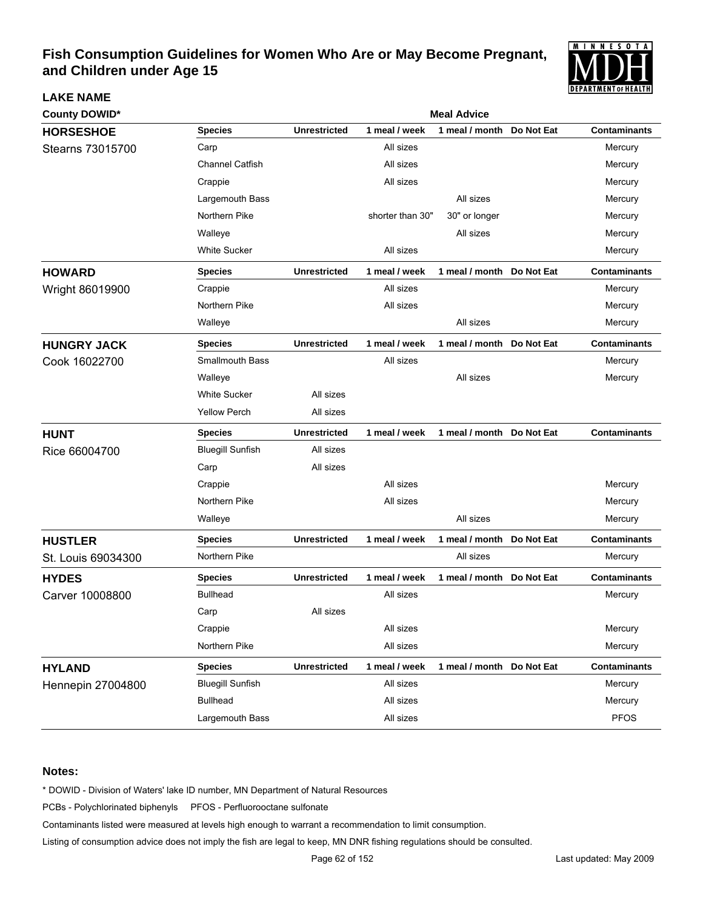# Fish Consumption Guidelines for Women Who Are or May Become Pregnant, and Children under Age 15

**LAKE NAME**

**County DOWID***

**Meal Advice**

| Lake | Species | Unrestricted | 1 meal / week | 1 meal / month | Do Not Eat | Contaminants |
|---|---|---|---|---|---|---|
| **HORSESHOE** Stearns 73015700 | Carp | | All sizes | | | Mercury |
| | Channel Catfish | | All sizes | | | Mercury |
| | Crappie | | All sizes | | | Mercury |
| | Largemouth Bass | | | All sizes | | Mercury |
| | Northern Pike | | shorter than 30" | 30" or longer | | Mercury |
| | Walleye | | | All sizes | | Mercury |
| | White Sucker | | All sizes | | | Mercury |
| **HOWARD** Wright 86019900 | Crappie | | All sizes | | | Mercury |
| | Northern Pike | | All sizes | | | Mercury |
| | Walleye | | | All sizes | | Mercury |
| **HUNGRY JACK** Cook 16022700 | Smallmouth Bass | | All sizes | | | Mercury |
| | Walleye | | | All sizes | | Mercury |
| | White Sucker | All sizes | | | | |
| | Yellow Perch | All sizes | | | | |
| **HUNT** Rice 66004700 | Bluegill Sunfish | All sizes | | | | |
| | Carp | All sizes | | | | |
| | Crappie | | All sizes | | | Mercury |
| | Northern Pike | | All sizes | | | Mercury |
| | Walleye | | | All sizes | | Mercury |
| **HUSTLER** St. Louis 69034300 | Northern Pike | | | All sizes | | Mercury |
| **HYDES** Carver 10008800 | Bullhead | | All sizes | | | Mercury |
| | Carp | All sizes | | | | |
| | Crappie | | All sizes | | | Mercury |
| | Northern Pike | | All sizes | | | Mercury |
| **HYLAND** Hennepin 27004800 | Bluegill Sunfish | | All sizes | | | Mercury |
| | Bullhead | | All sizes | | | Mercury |
| | Largemouth Bass | | All sizes | | | PFOS |

**Notes:**

* DOWID - Division of Waters' lake ID number, MN Department of Natural Resources

PCBs - Polychlorinated biphenyls PFOS - Perfluorooctane sulfonate

Contaminants listed were measured at levels high enough to warrant a recommendation to limit consumption.

Listing of consumption advice does not imply the fish are legal to keep, MN DNR fishing regulations should be consulted.

Last updated: May 2009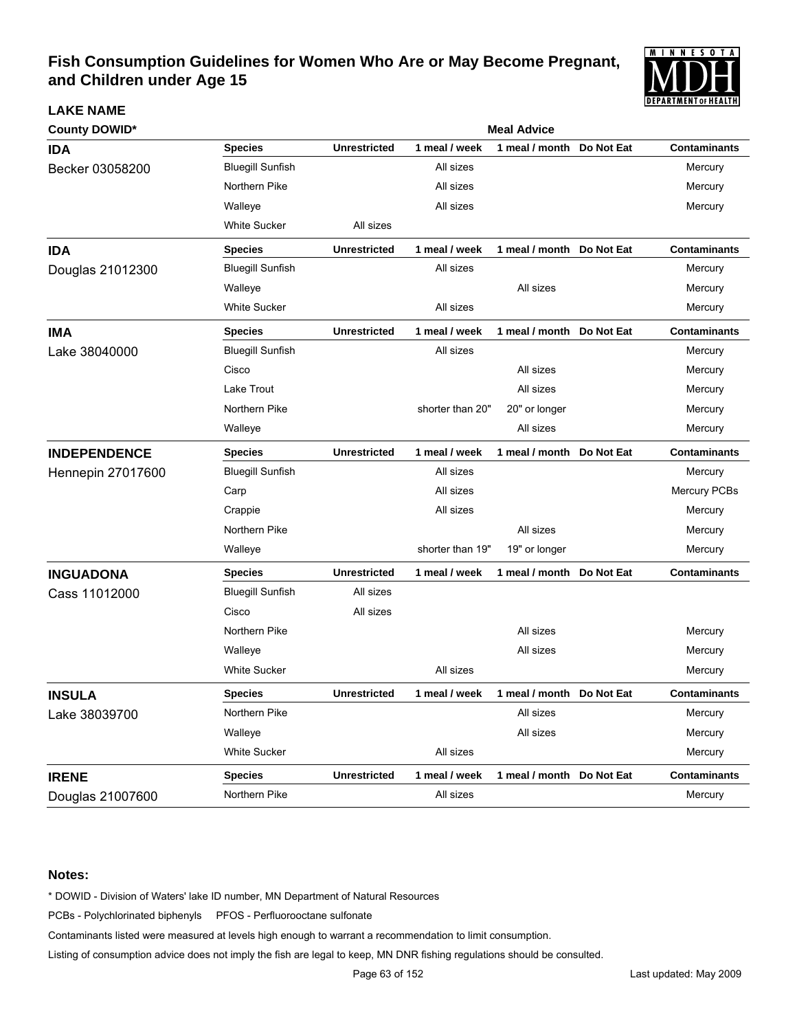# Fish Consumption Guidelines for Women Who Are or May Become Pregnant, and Children under Age 15

**LAKE NAME**

**County DOWID***

| Lake | Species | Unrestricted | 1 meal / week | 1 meal / month | Do Not Eat | Contaminants |
|---|---|---|---|---|---|---|
| **IDA** Becker 03058200 | Bluegill Sunfish | | All sizes | | | Mercury |
| | Northern Pike | | All sizes | | | Mercury |
| | Walleye | | All sizes | | | Mercury |
| | White Sucker | All sizes | | | | |
| **IDA** Douglas 21012300 | Bluegill Sunfish | | All sizes | | | Mercury |
| | Walleye | | | All sizes | | Mercury |
| | White Sucker | | All sizes | | | Mercury |
| **IMA** Lake 38040000 | Bluegill Sunfish | | All sizes | | | Mercury |
| | Cisco | | | All sizes | | Mercury |
| | Lake Trout | | | All sizes | | Mercury |
| | Northern Pike | | shorter than 20" | 20" or longer | | Mercury |
| | Walleye | | | All sizes | | Mercury |
| **INDEPENDENCE** Hennepin 27017600 | Bluegill Sunfish | | All sizes | | | Mercury |
| | Carp | | All sizes | | | Mercury PCBs |
| | Crappie | | All sizes | | | Mercury |
| | Northern Pike | | | All sizes | | Mercury |
| | Walleye | | shorter than 19" | 19" or longer | | Mercury |
| **INGUADONA** Cass 11012000 | Bluegill Sunfish | All sizes | | | | |
| | Cisco | All sizes | | | | |
| | Northern Pike | | | All sizes | | Mercury |
| | Walleye | | | All sizes | | Mercury |
| | White Sucker | | All sizes | | | Mercury |
| **INSULA** Lake 38039700 | Northern Pike | | | All sizes | | Mercury |
| | Walleye | | | All sizes | | Mercury |
| | White Sucker | | All sizes | | | Mercury |
| **IRENE** Douglas 21007600 | Northern Pike | | All sizes | | | Mercury |

**Notes:**

* DOWID - Division of Waters' lake ID number, MN Department of Natural Resources

PCBs - Polychlorinated biphenyls  PFOS - Perfluorooctane sulfonate

Contaminants listed were measured at levels high enough to warrant a recommendation to limit consumption.

Listing of consumption advice does not imply the fish are legal to keep, MN DNR fishing regulations should be consulted.

Last updated: May 2009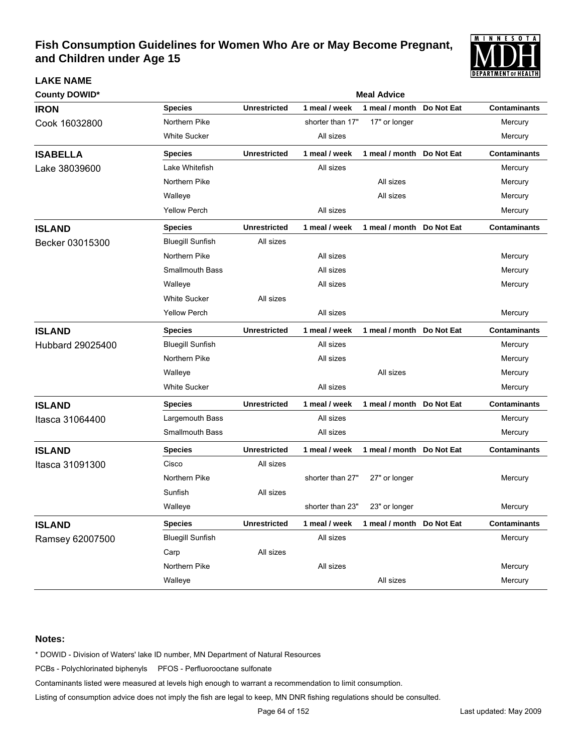# Fish Consumption Guidelines for Women Who Are or May Become Pregnant, and Children under Age 15

**LAKE NAME**

**County DOWID***

**Meal Advice**

| LAKE NAME / County DOWID | Species | Unrestricted | 1 meal / week | 1 meal / month | Do Not Eat | Contaminants |
|---|---|---|---|---|---|---|
| **IRON** | **Species** | **Unrestricted** | **1 meal / week** | **1 meal / month** | **Do Not Eat** | **Contaminants** |
| Cook 16032800 | Northern Pike | | shorter than 17" | 17" or longer | | Mercury |
| | White Sucker | | All sizes | | | Mercury |
| **ISABELLA** | **Species** | **Unrestricted** | **1 meal / week** | **1 meal / month** | **Do Not Eat** | **Contaminants** |
| Lake 38039600 | Lake Whitefish | | All sizes | | | Mercury |
| | Northern Pike | | | All sizes | | Mercury |
| | Walleye | | | All sizes | | Mercury |
| | Yellow Perch | | All sizes | | | Mercury |
| **ISLAND** | **Species** | **Unrestricted** | **1 meal / week** | **1 meal / month** | **Do Not Eat** | **Contaminants** |
| Becker 03015300 | Bluegill Sunfish | All sizes | | | | |
| | Northern Pike | | All sizes | | | Mercury |
| | Smallmouth Bass | | All sizes | | | Mercury |
| | Walleye | | All sizes | | | Mercury |
| | White Sucker | All sizes | | | | |
| | Yellow Perch | | All sizes | | | Mercury |
| **ISLAND** | **Species** | **Unrestricted** | **1 meal / week** | **1 meal / month** | **Do Not Eat** | **Contaminants** |
| Hubbard 29025400 | Bluegill Sunfish | | All sizes | | | Mercury |
| | Northern Pike | | All sizes | | | Mercury |
| | Walleye | | | All sizes | | Mercury |
| | White Sucker | | All sizes | | | Mercury |
| **ISLAND** | **Species** | **Unrestricted** | **1 meal / week** | **1 meal / month** | **Do Not Eat** | **Contaminants** |
| Itasca 31064400 | Largemouth Bass | | All sizes | | | Mercury |
| | Smallmouth Bass | | All sizes | | | Mercury |
| **ISLAND** | **Species** | **Unrestricted** | **1 meal / week** | **1 meal / month** | **Do Not Eat** | **Contaminants** |
| Itasca 31091300 | Cisco | All sizes | | | | |
| | Northern Pike | | shorter than 27" | 27" or longer | | Mercury |
| | Sunfish | All sizes | | | | |
| | Walleye | | shorter than 23" | 23" or longer | | Mercury |
| **ISLAND** | **Species** | **Unrestricted** | **1 meal / week** | **1 meal / month** | **Do Not Eat** | **Contaminants** |
| Ramsey 62007500 | Bluegill Sunfish | | All sizes | | | Mercury |
| | Carp | All sizes | | | | |
| | Northern Pike | | All sizes | | | Mercury |
| | Walleye | | | All sizes | | Mercury |

**Notes:**

* DOWID - Division of Waters' lake ID number, MN Department of Natural Resources

PCBs - Polychlorinated biphenyls PFOS - Perfluorooctane sulfonate

Contaminants listed were measured at levels high enough to warrant a recommendation to limit consumption.

Listing of consumption advice does not imply the fish are legal to keep, MN DNR fishing regulations should be consulted.

Last updated: May 2009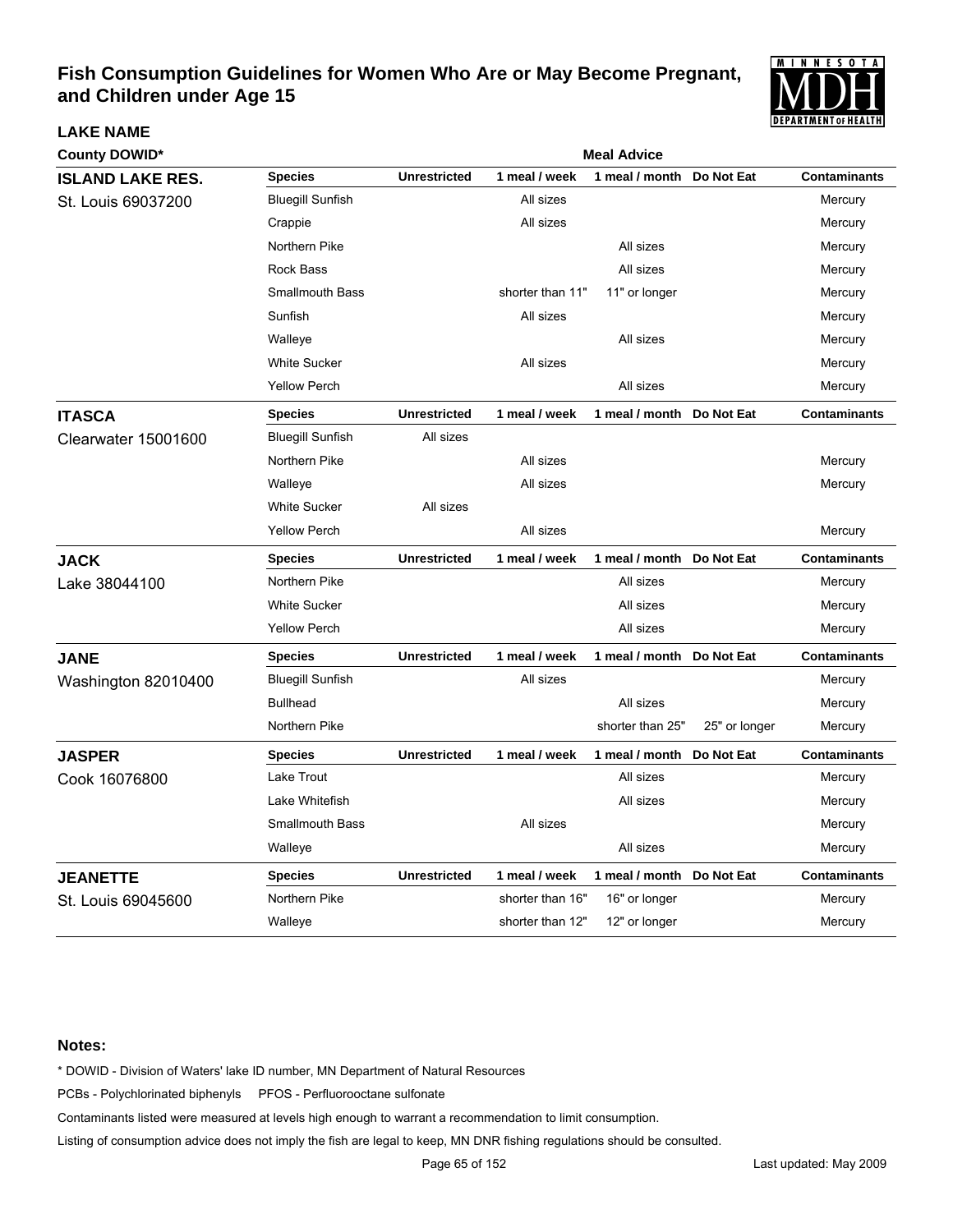# Fish Consumption Guidelines for Women Who Are or May Become Pregnant, and Children under Age 15

| LAKE NAME / County DOWID* | Species | Unrestricted | 1 meal / week | 1 meal / month | Do Not Eat | Contaminants |
|---|---|---|---|---|---|---|
| **ISLAND LAKE RES.** St. Louis 69037200 | Bluegill Sunfish | | All sizes | | | Mercury |
| | Crappie | | All sizes | | | Mercury |
| | Northern Pike | | | All sizes | | Mercury |
| | Rock Bass | | | All sizes | | Mercury |
| | Smallmouth Bass | | shorter than 11" | 11" or longer | | Mercury |
| | Sunfish | | All sizes | | | Mercury |
| | Walleye | | | All sizes | | Mercury |
| | White Sucker | | All sizes | | | Mercury |
| | Yellow Perch | | | All sizes | | Mercury |
| **ITASCA** Clearwater 15001600 | Bluegill Sunfish | All sizes | | | | |
| | Northern Pike | | All sizes | | | Mercury |
| | Walleye | | All sizes | | | Mercury |
| | White Sucker | All sizes | | | | |
| | Yellow Perch | | All sizes | | | Mercury |
| **JACK** Lake 38044100 | Northern Pike | | | All sizes | | Mercury |
| | White Sucker | | | All sizes | | Mercury |
| | Yellow Perch | | | All sizes | | Mercury |
| **JANE** Washington 82010400 | Bluegill Sunfish | | All sizes | | | Mercury |
| | Bullhead | | | All sizes | | Mercury |
| | Northern Pike | | | shorter than 25" | 25" or longer | Mercury |
| **JASPER** Cook 16076800 | Lake Trout | | | All sizes | | Mercury |
| | Lake Whitefish | | | All sizes | | Mercury |
| | Smallmouth Bass | | All sizes | | | Mercury |
| | Walleye | | | All sizes | | Mercury |
| **JEANETTE** St. Louis 69045600 | Northern Pike | | shorter than 16" | 16" or longer | | Mercury |
| | Walleye | | shorter than 12" | 12" or longer | | Mercury |

**Notes:**

* DOWID - Division of Waters' lake ID number, MN Department of Natural Resources

PCBs - Polychlorinated biphenyls PFOS - Perfluorooctane sulfonate

Contaminants listed were measured at levels high enough to warrant a recommendation to limit consumption.

Listing of consumption advice does not imply the fish are legal to keep, MN DNR fishing regulations should be consulted.

Last updated: May 2009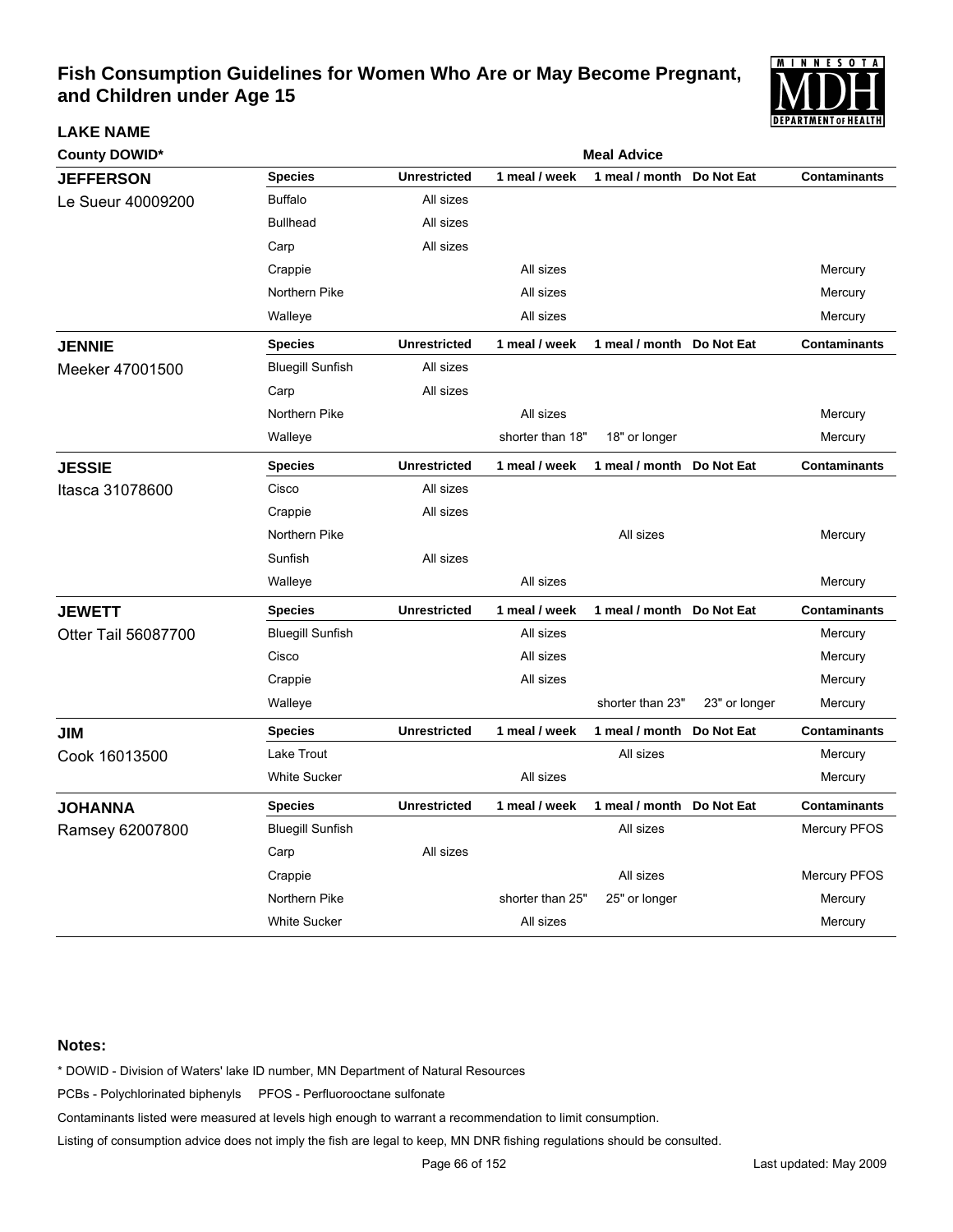# Fish Consumption Guidelines for Women Who Are or May Become Pregnant, and Children under Age 15

| LAKE NAME / County DOWID* | Species | Unrestricted | 1 meal / week | 1 meal / month | Do Not Eat | Contaminants |
|---|---|---|---|---|---|---|
| **JEFFERSON** Le Sueur 40009200 | Buffalo | All sizes | | | | |
| | Bullhead | All sizes | | | | |
| | Carp | All sizes | | | | |
| | Crappie | | All sizes | | | Mercury |
| | Northern Pike | | All sizes | | | Mercury |
| | Walleye | | All sizes | | | Mercury |
| **JENNIE** Meeker 47001500 | Bluegill Sunfish | All sizes | | | | |
| | Carp | All sizes | | | | |
| | Northern Pike | | All sizes | | | Mercury |
| | Walleye | | shorter than 18" | 18" or longer | | Mercury |
| **JESSIE** Itasca 31078600 | Cisco | All sizes | | | | |
| | Crappie | All sizes | | | | |
| | Northern Pike | | | All sizes | | Mercury |
| | Sunfish | All sizes | | | | |
| | Walleye | | All sizes | | | Mercury |
| **JEWETT** Otter Tail 56087700 | Bluegill Sunfish | | All sizes | | | Mercury |
| | Cisco | | All sizes | | | Mercury |
| | Crappie | | All sizes | | | Mercury |
| | Walleye | | | shorter than 23" | 23" or longer | Mercury |
| **JIM** Cook 16013500 | Lake Trout | | | All sizes | | Mercury |
| | White Sucker | | All sizes | | | Mercury |
| **JOHANNA** Ramsey 62007800 | Bluegill Sunfish | | | All sizes | | Mercury PFOS |
| | Carp | All sizes | | | | |
| | Crappie | | | All sizes | | Mercury PFOS |
| | Northern Pike | | shorter than 25" | 25" or longer | | Mercury |
| | White Sucker | | All sizes | | | Mercury |

**Notes:**

* DOWID - Division of Waters' lake ID number, MN Department of Natural Resources

PCBs - Polychlorinated biphenyls PFOS - Perfluorooctane sulfonate

Contaminants listed were measured at levels high enough to warrant a recommendation to limit consumption.

Listing of consumption advice does not imply the fish are legal to keep, MN DNR fishing regulations should be consulted.

Last updated: May 2009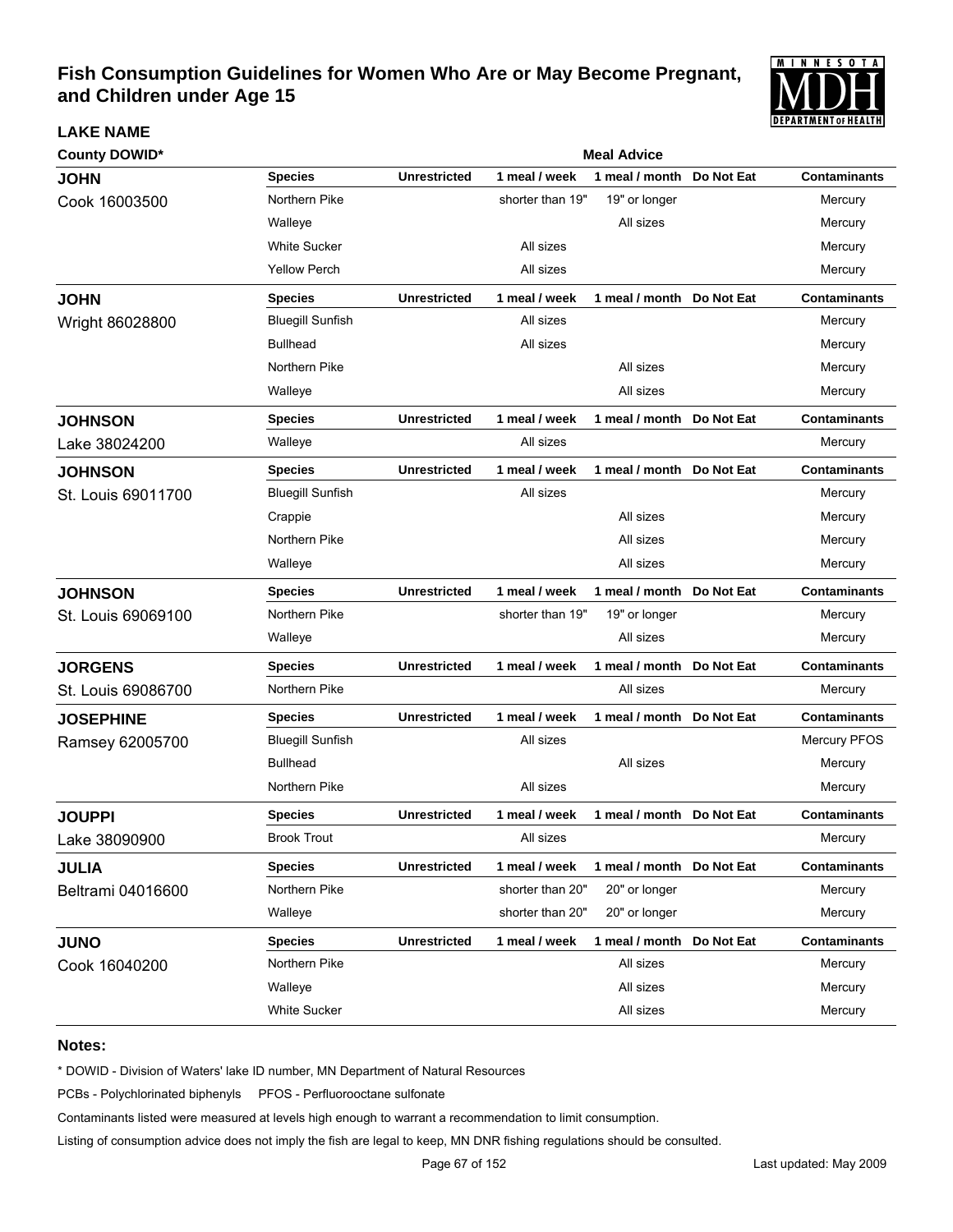# Fish Consumption Guidelines for Women Who Are or May Become Pregnant, and Children under Age 15

| LAKE NAME County DOWID* | Species | Unrestricted | 1 meal / week | 1 meal / month | Do Not Eat | Contaminants |
|---|---|---|---|---|---|---|
| **JOHN** Cook 16003500 | Northern Pike | | shorter than 19" | 19" or longer | | Mercury |
| | Walleye | | | All sizes | | Mercury |
| | White Sucker | | All sizes | | | Mercury |
| | Yellow Perch | | All sizes | | | Mercury |
| **JOHN** Wright 86028800 | Bluegill Sunfish | | All sizes | | | Mercury |
| | Bullhead | | All sizes | | | Mercury |
| | Northern Pike | | | All sizes | | Mercury |
| | Walleye | | | All sizes | | Mercury |
| **JOHNSON** Lake 38024200 | Walleye | | All sizes | | | Mercury |
| **JOHNSON** St. Louis 69011700 | Bluegill Sunfish | | All sizes | | | Mercury |
| | Crappie | | | All sizes | | Mercury |
| | Northern Pike | | | All sizes | | Mercury |
| | Walleye | | | All sizes | | Mercury |
| **JOHNSON** St. Louis 69069100 | Northern Pike | | shorter than 19" | 19" or longer | | Mercury |
| | Walleye | | | All sizes | | Mercury |
| **JORGENS** St. Louis 69086700 | Northern Pike | | | All sizes | | Mercury |
| **JOSEPHINE** Ramsey 62005700 | Bluegill Sunfish | | All sizes | | | Mercury PFOS |
| | Bullhead | | | All sizes | | Mercury |
| | Northern Pike | | All sizes | | | Mercury |
| **JOUPPI** Lake 38090900 | Brook Trout | | All sizes | | | Mercury |
| **JULIA** Beltrami 04016600 | Northern Pike | | shorter than 20" | 20" or longer | | Mercury |
| | Walleye | | shorter than 20" | 20" or longer | | Mercury |
| **JUNO** Cook 16040200 | Northern Pike | | | All sizes | | Mercury |
| | Walleye | | | All sizes | | Mercury |
| | White Sucker | | | All sizes | | Mercury |

**Notes:**

* DOWID - Division of Waters' lake ID number, MN Department of Natural Resources

PCBs - Polychlorinated biphenyls     PFOS - Perfluorooctane sulfonate

Contaminants listed were measured at levels high enough to warrant a recommendation to limit consumption.

Listing of consumption advice does not imply the fish are legal to keep, MN DNR fishing regulations should be consulted.

Last updated: May 2009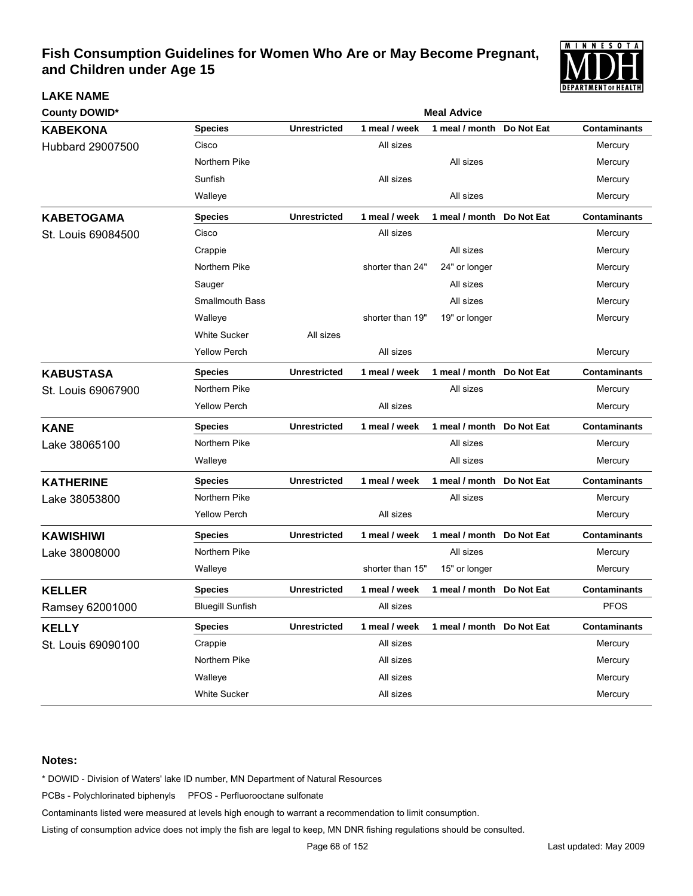# Fish Consumption Guidelines for Women Who Are or May Become Pregnant, and Children under Age 15

| LAKE NAME<br>County DOWID* | Species | Unrestricted | 1 meal / week | 1 meal / month | Do Not Eat | Contaminants |
|---|---|---|---|---|---|---|
| **KABEKONA**<br>Hubbard 29007500 | Cisco | | All sizes | | | Mercury |
| | Northern Pike | | | All sizes | | Mercury |
| | Sunfish | | All sizes | | | Mercury |
| | Walleye | | | All sizes | | Mercury |
| **KABETOGAMA**<br>St. Louis 69084500 | Cisco | | All sizes | | | Mercury |
| | Crappie | | | All sizes | | Mercury |
| | Northern Pike | | shorter than 24" | 24" or longer | | Mercury |
| | Sauger | | | All sizes | | Mercury |
| | Smallmouth Bass | | | All sizes | | Mercury |
| | Walleye | | shorter than 19" | 19" or longer | | Mercury |
| | White Sucker | All sizes | | | | |
| | Yellow Perch | | All sizes | | | Mercury |
| **KABUSTASA**<br>St. Louis 69067900 | Northern Pike | | | All sizes | | Mercury |
| | Yellow Perch | | All sizes | | | Mercury |
| **KANE**<br>Lake 38065100 | Northern Pike | | | All sizes | | Mercury |
| | Walleye | | | All sizes | | Mercury |
| **KATHERINE**<br>Lake 38053800 | Northern Pike | | | All sizes | | Mercury |
| | Yellow Perch | | All sizes | | | Mercury |
| **KAWISHIWI**<br>Lake 38008000 | Northern Pike | | | All sizes | | Mercury |
| | Walleye | | shorter than 15" | 15" or longer | | Mercury |
| **KELLER**<br>Ramsey 62001000 | Bluegill Sunfish | | All sizes | | | PFOS |
| **KELLY**<br>St. Louis 69090100 | Crappie | | All sizes | | | Mercury |
| | Northern Pike | | All sizes | | | Mercury |
| | Walleye | | All sizes | | | Mercury |
| | White Sucker | | All sizes | | | Mercury |

**Notes:**

\* DOWID - Division of Waters' lake ID number, MN Department of Natural Resources

PCBs - Polychlorinated biphenyls PFOS - Perfluorooctane sulfonate

Contaminants listed were measured at levels high enough to warrant a recommendation to limit consumption.

Listing of consumption advice does not imply the fish are legal to keep, MN DNR fishing regulations should be consulted.

Last updated: May 2009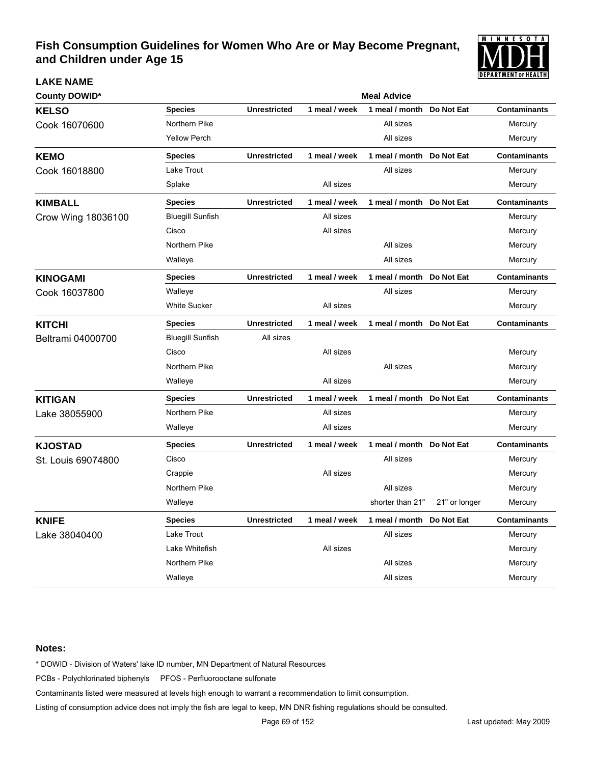# Fish Consumption Guidelines for Women Who Are or May Become Pregnant, and Children under Age 15

| LAKE NAME<br>County DOWID* | Species | Unrestricted | 1 meal / week | 1 meal / month | Do Not Eat | Contaminants |
|---|---|---|---|---|---|---|
| **KELSO**<br>Cook 16070600 | Northern Pike | | | All sizes | | Mercury |
| | Yellow Perch | | | All sizes | | Mercury |
| **KEMO**<br>Cook 16018800 | Lake Trout | | | All sizes | | Mercury |
| | Splake | | All sizes | | | Mercury |
| **KIMBALL**<br>Crow Wing 18036100 | Bluegill Sunfish | | All sizes | | | Mercury |
| | Cisco | | All sizes | | | Mercury |
| | Northern Pike | | | All sizes | | Mercury |
| | Walleye | | | All sizes | | Mercury |
| **KINOGAMI**<br>Cook 16037800 | Walleye | | | All sizes | | Mercury |
| | White Sucker | | All sizes | | | Mercury |
| **KITCHI**<br>Beltrami 04000700 | Bluegill Sunfish | All sizes | | | | |
| | Cisco | | All sizes | | | Mercury |
| | Northern Pike | | | All sizes | | Mercury |
| | Walleye | | All sizes | | | Mercury |
| **KITIGAN**<br>Lake 38055900 | Northern Pike | | All sizes | | | Mercury |
| | Walleye | | All sizes | | | Mercury |
| **KJOSTAD**<br>St. Louis 69074800 | Cisco | | | All sizes | | Mercury |
| | Crappie | | All sizes | | | Mercury |
| | Northern Pike | | | All sizes | | Mercury |
| | Walleye | | | shorter than 21" | 21" or longer | Mercury |
| **KNIFE**<br>Lake 38040400 | Lake Trout | | | All sizes | | Mercury |
| | Lake Whitefish | | All sizes | | | Mercury |
| | Northern Pike | | | All sizes | | Mercury |
| | Walleye | | | All sizes | | Mercury |

**Notes:**

\* DOWID - Division of Waters' lake ID number, MN Department of Natural Resources

PCBs - Polychlorinated biphenyls     PFOS - Perfluorooctane sulfonate

Contaminants listed were measured at levels high enough to warrant a recommendation to limit consumption.

Listing of consumption advice does not imply the fish are legal to keep, MN DNR fishing regulations should be consulted.

Last updated: May 2009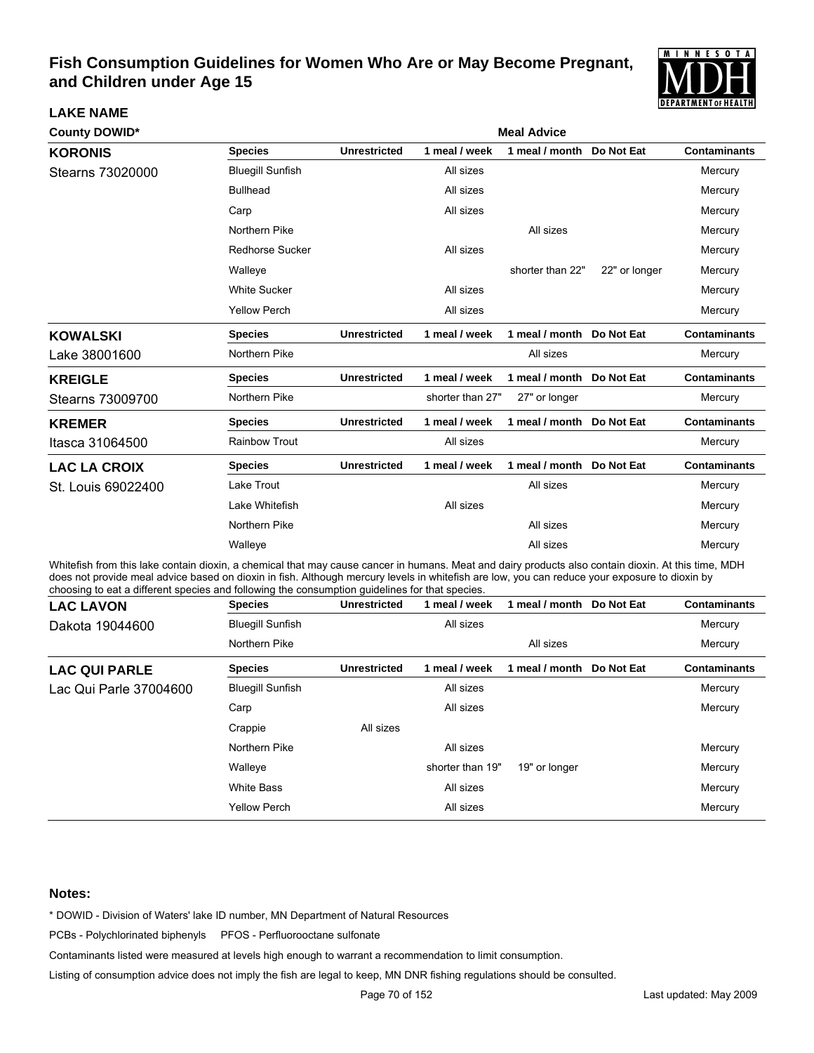# Fish Consumption Guidelines for Women Who Are or May Become Pregnant, and Children under Age 15

| LAKE NAME / County DOWID* | Species | Unrestricted | 1 meal / week | 1 meal / month | Do Not Eat | Contaminants |
|---|---|---|---|---|---|---|
| **KORONIS** | Bluegill Sunfish | | All sizes | | | Mercury |
| Stearns 73020000 | Bullhead | | All sizes | | | Mercury |
| | Carp | | All sizes | | | Mercury |
| | Northern Pike | | | All sizes | | Mercury |
| | Redhorse Sucker | | All sizes | | | Mercury |
| | Walleye | | | shorter than 22" | 22" or longer | Mercury |
| | White Sucker | | All sizes | | | Mercury |
| | Yellow Perch | | All sizes | | | Mercury |
| **KOWALSKI** | Northern Pike | | | All sizes | | Mercury |
| Lake 38001600 | | | | | | |
| **KREIGLE** | Northern Pike | | shorter than 27" | 27" or longer | | Mercury |
| Stearns 73009700 | | | | | | |
| **KREMER** | Rainbow Trout | | All sizes | | | Mercury |
| Itasca 31064500 | | | | | | |
| **LAC LA CROIX** | Lake Trout | | | All sizes | | Mercury |
| St. Louis 69022400 | Lake Whitefish | | All sizes | | | Mercury |
| | Northern Pike | | | All sizes | | Mercury |
| | Walleye | | | All sizes | | Mercury |

Whitefish from this lake contain dioxin, a chemical that may cause cancer in humans. Meat and dairy products also contain dioxin. At this time, MDH does not provide meal advice based on dioxin in fish. Although mercury levels in whitefish are low, you can reduce your exposure to dioxin by choosing to eat a different species and following the consumption guidelines for that species.

| LAKE NAME / County DOWID* | Species | Unrestricted | 1 meal / week | 1 meal / month | Do Not Eat | Contaminants |
|---|---|---|---|---|---|---|
| **LAC LAVON** | Bluegill Sunfish | | All sizes | | | Mercury |
| Dakota 19044600 | Northern Pike | | | All sizes | | Mercury |
| **LAC QUI PARLE** | Bluegill Sunfish | | All sizes | | | Mercury |
| Lac Qui Parle 37004600 | Carp | | All sizes | | | Mercury |
| | Crappie | All sizes | | | | |
| | Northern Pike | | All sizes | | | Mercury |
| | Walleye | | shorter than 19" | 19" or longer | | Mercury |
| | White Bass | | All sizes | | | Mercury |
| | Yellow Perch | | All sizes | | | Mercury |

**Notes:**

\* DOWID - Division of Waters' lake ID number, MN Department of Natural Resources

PCBs - Polychlorinated biphenyls    PFOS - Perfluorooctane sulfonate

Contaminants listed were measured at levels high enough to warrant a recommendation to limit consumption.

Listing of consumption advice does not imply the fish are legal to keep, MN DNR fishing regulations should be consulted.

Last updated: May 2009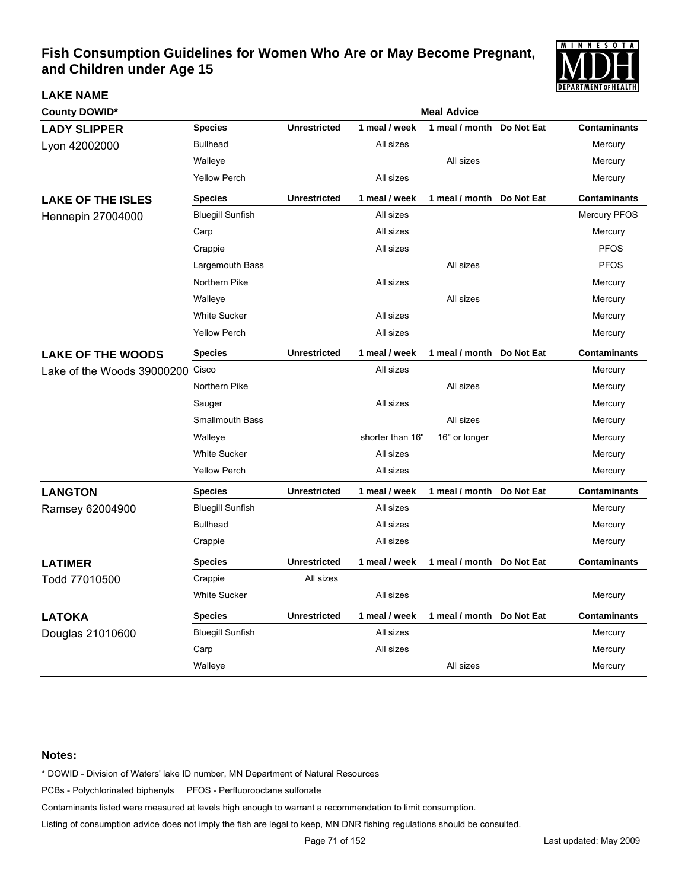# Fish Consumption Guidelines for Women Who Are or May Become Pregnant, and Children under Age 15

**LAKE NAME**

**County DOWID***

| | | Meal Advice | | | | |
|---|---|---|---|---|---|---|
| **LADY SLIPPER** | **Species** | **Unrestricted** | **1 meal / week** | **1 meal / month** | **Do Not Eat** | **Contaminants** |
| Lyon 42002000 | Bullhead | | All sizes | | | Mercury |
| | Walleye | | | All sizes | | Mercury |
| | Yellow Perch | | All sizes | | | Mercury |
| **LAKE OF THE ISLES** | **Species** | **Unrestricted** | **1 meal / week** | **1 meal / month** | **Do Not Eat** | **Contaminants** |
| Hennepin 27004000 | Bluegill Sunfish | | All sizes | | | Mercury PFOS |
| | Carp | | All sizes | | | Mercury |
| | Crappie | | All sizes | | | PFOS |
| | Largemouth Bass | | | All sizes | | PFOS |
| | Northern Pike | | All sizes | | | Mercury |
| | Walleye | | | All sizes | | Mercury |
| | White Sucker | | All sizes | | | Mercury |
| | Yellow Perch | | All sizes | | | Mercury |
| **LAKE OF THE WOODS** | **Species** | **Unrestricted** | **1 meal / week** | **1 meal / month** | **Do Not Eat** | **Contaminants** |
| Lake of the Woods 39000200 | Cisco | | All sizes | | | Mercury |
| | Northern Pike | | | All sizes | | Mercury |
| | Sauger | | All sizes | | | Mercury |
| | Smallmouth Bass | | | All sizes | | Mercury |
| | Walleye | | shorter than 16" | 16" or longer | | Mercury |
| | White Sucker | | All sizes | | | Mercury |
| | Yellow Perch | | All sizes | | | Mercury |
| **LANGTON** | **Species** | **Unrestricted** | **1 meal / week** | **1 meal / month** | **Do Not Eat** | **Contaminants** |
| Ramsey 62004900 | Bluegill Sunfish | | All sizes | | | Mercury |
| | Bullhead | | All sizes | | | Mercury |
| | Crappie | | All sizes | | | Mercury |
| **LATIMER** | **Species** | **Unrestricted** | **1 meal / week** | **1 meal / month** | **Do Not Eat** | **Contaminants** |
| Todd 77010500 | Crappie | All sizes | | | | |
| | White Sucker | | All sizes | | | Mercury |
| **LATOKA** | **Species** | **Unrestricted** | **1 meal / week** | **1 meal / month** | **Do Not Eat** | **Contaminants** |
| Douglas 21010600 | Bluegill Sunfish | | All sizes | | | Mercury |
| | Carp | | All sizes | | | Mercury |
| | Walleye | | | All sizes | | Mercury |

**Notes:**

* DOWID - Division of Waters' lake ID number, MN Department of Natural Resources

PCBs - Polychlorinated biphenyls PFOS - Perfluorooctane sulfonate

Contaminants listed were measured at levels high enough to warrant a recommendation to limit consumption.

Listing of consumption advice does not imply the fish are legal to keep, MN DNR fishing regulations should be consulted.

Last updated: May 2009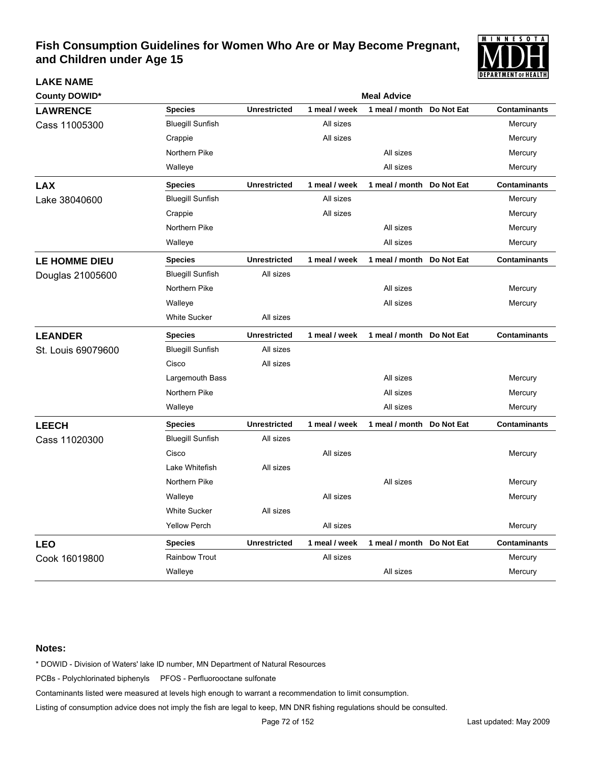# Fish Consumption Guidelines for Women Who Are or May Become Pregnant, and Children under Age 15

**LAKE NAME**

**County DOWID***

**Meal Advice**

| LAKE NAME / County DOWID* | Species | Unrestricted | 1 meal / week | 1 meal / month | Do Not Eat | Contaminants |
|---|---|---|---|---|---|---|
| **LAWRENCE** | Bluegill Sunfish | | All sizes | | | Mercury |
| Cass 11005300 | Crappie | | All sizes | | | Mercury |
| | Northern Pike | | | All sizes | | Mercury |
| | Walleye | | | All sizes | | Mercury |
| **LAX** | Bluegill Sunfish | | All sizes | | | Mercury |
| Lake 38040600 | Crappie | | All sizes | | | Mercury |
| | Northern Pike | | | All sizes | | Mercury |
| | Walleye | | | All sizes | | Mercury |
| **LE HOMME DIEU** | Bluegill Sunfish | All sizes | | | | |
| Douglas 21005600 | Northern Pike | | | All sizes | | Mercury |
| | Walleye | | | All sizes | | Mercury |
| | White Sucker | All sizes | | | | |
| **LEANDER** | Bluegill Sunfish | All sizes | | | | |
| St. Louis 69079600 | Cisco | All sizes | | | | |
| | Largemouth Bass | | | All sizes | | Mercury |
| | Northern Pike | | | All sizes | | Mercury |
| | Walleye | | | All sizes | | Mercury |
| **LEECH** | Bluegill Sunfish | All sizes | | | | |
| Cass 11020300 | Cisco | | All sizes | | | Mercury |
| | Lake Whitefish | All sizes | | | | |
| | Northern Pike | | | All sizes | | Mercury |
| | Walleye | | All sizes | | | Mercury |
| | White Sucker | All sizes | | | | |
| | Yellow Perch | | All sizes | | | Mercury |
| **LEO** | Rainbow Trout | | All sizes | | | Mercury |
| Cook 16019800 | Walleye | | | All sizes | | Mercury |

**Notes:**

* DOWID - Division of Waters' lake ID number, MN Department of Natural Resources

PCBs - Polychlorinated biphenyls PFOS - Perfluorooctane sulfonate

Contaminants listed were measured at levels high enough to warrant a recommendation to limit consumption.

Listing of consumption advice does not imply the fish are legal to keep, MN DNR fishing regulations should be consulted.

Last updated: May 2009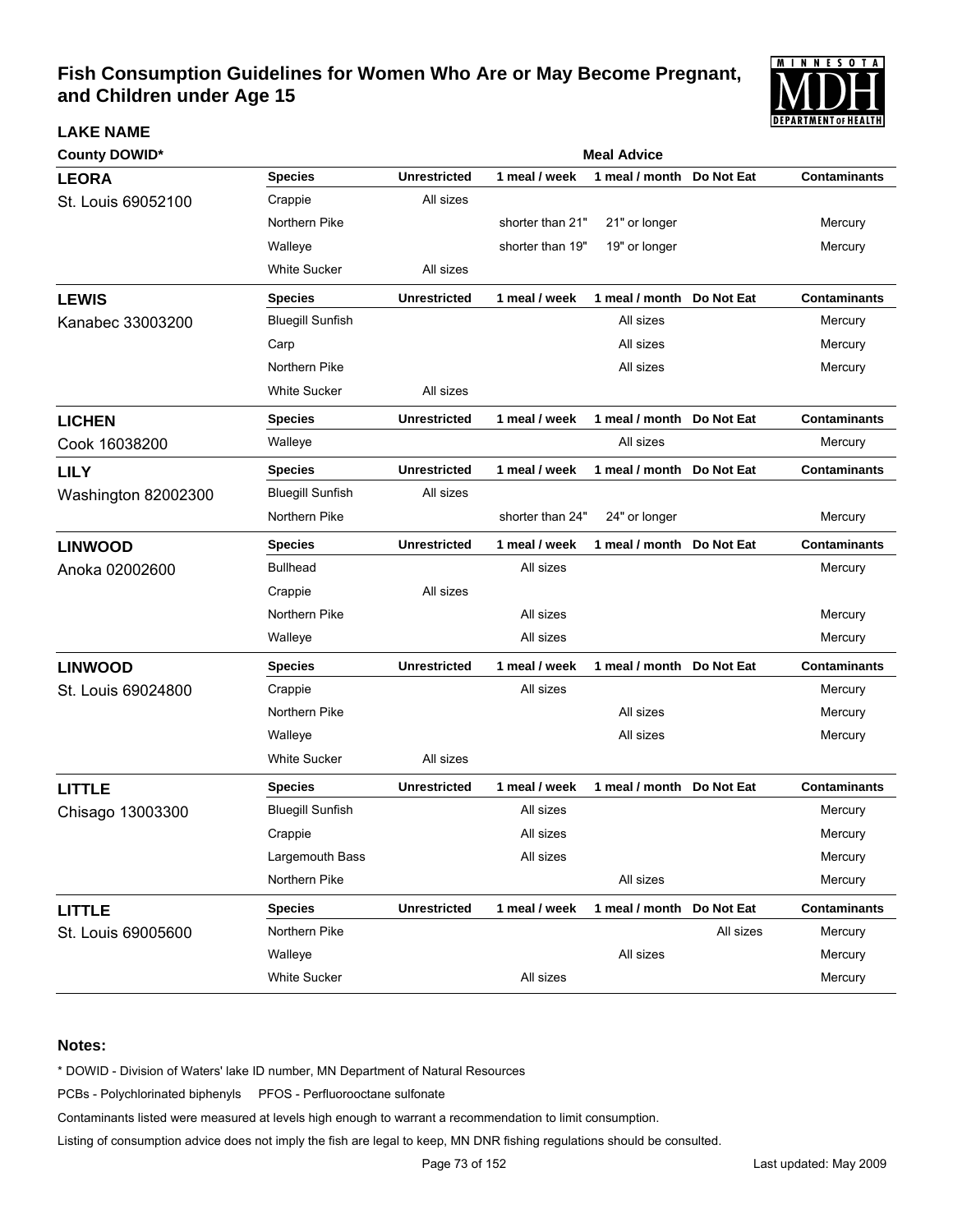# Fish Consumption Guidelines for Women Who Are or May Become Pregnant, and Children under Age 15

| LAKE NAME<br>County DOWID* | Species | Unrestricted | 1 meal / week | 1 meal / month | Do Not Eat | Contaminants |
|---|---|---|---|---|---|---|
| **LEORA**<br>St. Louis 69052100 | Crappie | All sizes | | | | |
| | Northern Pike | | shorter than 21" | 21" or longer | | Mercury |
| | Walleye | | shorter than 19" | 19" or longer | | Mercury |
| | White Sucker | All sizes | | | | |
| **LEWIS**<br>Kanabec 33003200 | Bluegill Sunfish | | | All sizes | | Mercury |
| | Carp | | | All sizes | | Mercury |
| | Northern Pike | | | All sizes | | Mercury |
| | White Sucker | All sizes | | | | |
| **LICHEN**<br>Cook 16038200 | Walleye | | | All sizes | | Mercury |
| **LILY**<br>Washington 82002300 | Bluegill Sunfish | All sizes | | | | |
| | Northern Pike | | shorter than 24" | 24" or longer | | Mercury |
| **LINWOOD**<br>Anoka 02002600 | Bullhead | | All sizes | | | Mercury |
| | Crappie | All sizes | | | | |
| | Northern Pike | | All sizes | | | Mercury |
| | Walleye | | All sizes | | | Mercury |
| **LINWOOD**<br>St. Louis 69024800 | Crappie | | All sizes | | | Mercury |
| | Northern Pike | | | All sizes | | Mercury |
| | Walleye | | | All sizes | | Mercury |
| | White Sucker | All sizes | | | | |
| **LITTLE**<br>Chisago 13003300 | Bluegill Sunfish | | All sizes | | | Mercury |
| | Crappie | | All sizes | | | Mercury |
| | Largemouth Bass | | All sizes | | | Mercury |
| | Northern Pike | | | All sizes | | Mercury |
| **LITTLE**<br>St. Louis 69005600 | Northern Pike | | | | All sizes | Mercury |
| | Walleye | | | All sizes | | Mercury |
| | White Sucker | | All sizes | | | Mercury |

**Notes:**

* DOWID - Division of Waters' lake ID number, MN Department of Natural Resources

PCBs - Polychlorinated biphenyls PFOS - Perfluorooctane sulfonate

Contaminants listed were measured at levels high enough to warrant a recommendation to limit consumption.

Listing of consumption advice does not imply the fish are legal to keep, MN DNR fishing regulations should be consulted.

Last updated: May 2009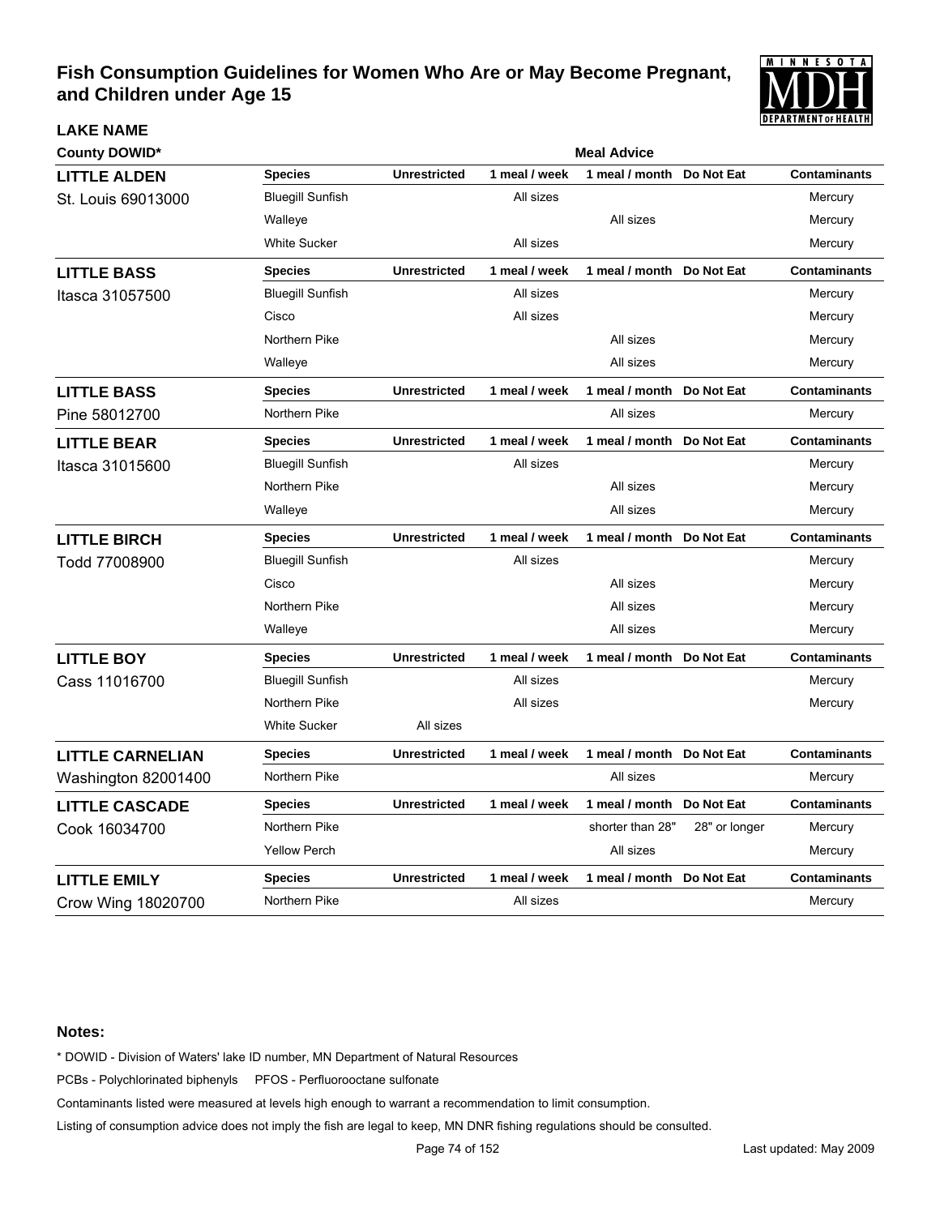# Fish Consumption Guidelines for Women Who Are or May Become Pregnant, and Children under Age 15

| LAKE NAME<br>County DOWID* | Species | Unrestricted | 1 meal / week | 1 meal / month | Do Not Eat | Contaminants |
|---|---|---|---|---|---|---|
| **LITTLE ALDEN**<br>St. Louis 69013000 | Bluegill Sunfish | | All sizes | | | Mercury |
| | Walleye | | | All sizes | | Mercury |
| | White Sucker | | All sizes | | | Mercury |
| **LITTLE BASS**<br>Itasca 31057500 | Bluegill Sunfish | | All sizes | | | Mercury |
| | Cisco | | All sizes | | | Mercury |
| | Northern Pike | | | All sizes | | Mercury |
| | Walleye | | | All sizes | | Mercury |
| **LITTLE BASS**<br>Pine 58012700 | Northern Pike | | | All sizes | | Mercury |
| **LITTLE BEAR**<br>Itasca 31015600 | Bluegill Sunfish | | All sizes | | | Mercury |
| | Northern Pike | | | All sizes | | Mercury |
| | Walleye | | | All sizes | | Mercury |
| **LITTLE BIRCH**<br>Todd 77008900 | Bluegill Sunfish | | All sizes | | | Mercury |
| | Cisco | | | All sizes | | Mercury |
| | Northern Pike | | | All sizes | | Mercury |
| | Walleye | | | All sizes | | Mercury |
| **LITTLE BOY**<br>Cass 11016700 | Bluegill Sunfish | | All sizes | | | Mercury |
| | Northern Pike | | All sizes | | | Mercury |
| | White Sucker | All sizes | | | | |
| **LITTLE CARNELIAN**<br>Washington 82001400 | Northern Pike | | | All sizes | | Mercury |
| **LITTLE CASCADE**<br>Cook 16034700 | Northern Pike | | | shorter than 28" | 28" or longer | Mercury |
| | Yellow Perch | | | All sizes | | Mercury |
| **LITTLE EMILY**<br>Crow Wing 18020700 | Northern Pike | | All sizes | | | Mercury |

**Notes:**

\* DOWID - Division of Waters' lake ID number, MN Department of Natural Resources

PCBs - Polychlorinated biphenyls PFOS - Perfluorooctane sulfonate

Contaminants listed were measured at levels high enough to warrant a recommendation to limit consumption.

Listing of consumption advice does not imply the fish are legal to keep, MN DNR fishing regulations should be consulted.

Last updated: May 2009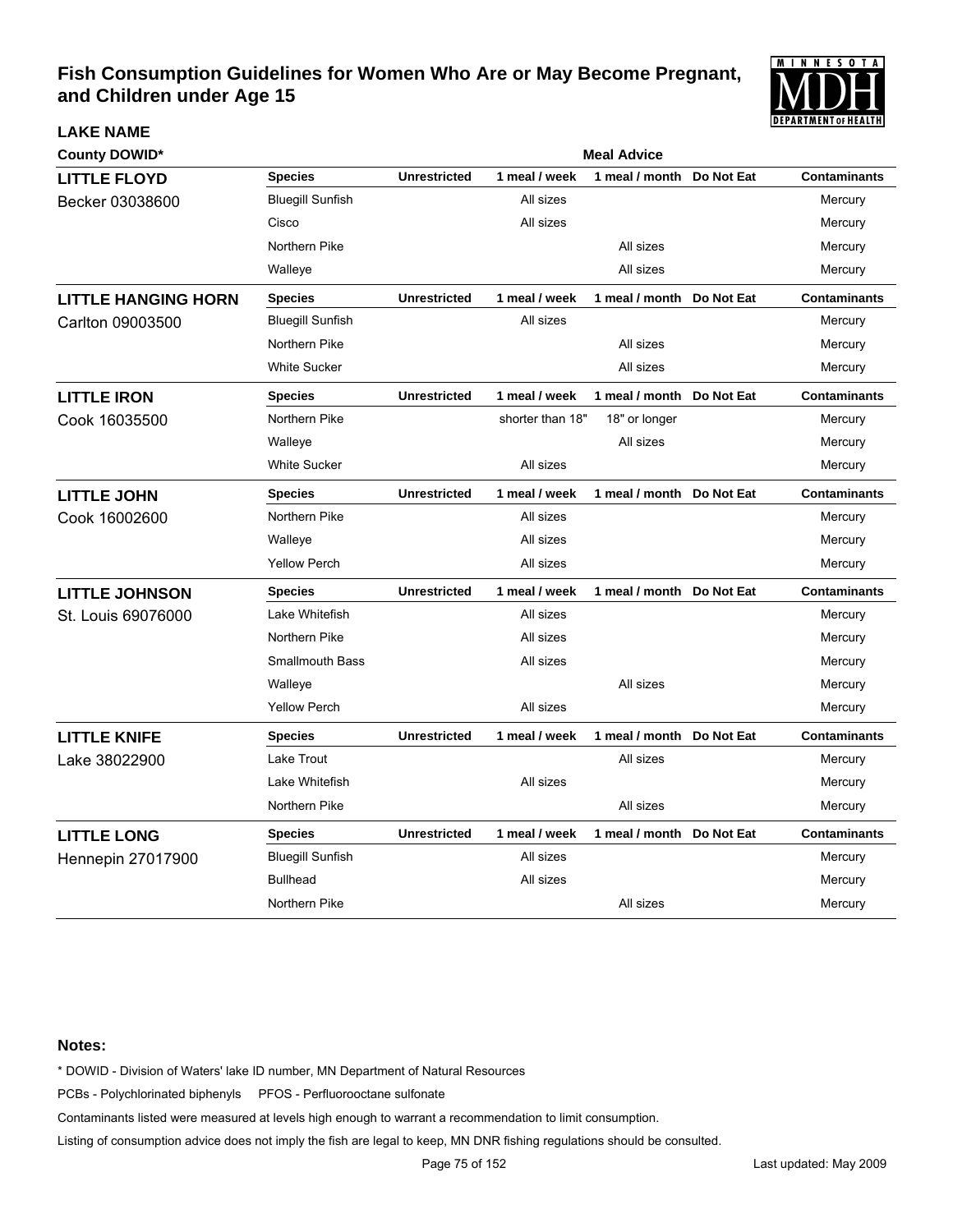# Fish Consumption Guidelines for Women Who Are or May Become Pregnant, and Children under Age 15

| LAKE NAME<br>County DOWID* | Species | Unrestricted | 1 meal / week | 1 meal / month | Do Not Eat | Contaminants |
|---|---|---|---|---|---|---|
| **LITTLE FLOYD**<br>Becker 03038600 | Bluegill Sunfish | | All sizes | | | Mercury |
| | Cisco | | All sizes | | | Mercury |
| | Northern Pike | | | All sizes | | Mercury |
| | Walleye | | | All sizes | | Mercury |
| **LITTLE HANGING HORN**<br>Carlton 09003500 | Bluegill Sunfish | | All sizes | | | Mercury |
| | Northern Pike | | | All sizes | | Mercury |
| | White Sucker | | | All sizes | | Mercury |
| **LITTLE IRON**<br>Cook 16035500 | Northern Pike | | shorter than 18" | 18" or longer | | Mercury |
| | Walleye | | | All sizes | | Mercury |
| | White Sucker | | All sizes | | | Mercury |
| **LITTLE JOHN**<br>Cook 16002600 | Northern Pike | | All sizes | | | Mercury |
| | Walleye | | All sizes | | | Mercury |
| | Yellow Perch | | All sizes | | | Mercury |
| **LITTLE JOHNSON**<br>St. Louis 69076000 | Lake Whitefish | | All sizes | | | Mercury |
| | Northern Pike | | All sizes | | | Mercury |
| | Smallmouth Bass | | All sizes | | | Mercury |
| | Walleye | | | All sizes | | Mercury |
| | Yellow Perch | | All sizes | | | Mercury |
| **LITTLE KNIFE**<br>Lake 38022900 | Lake Trout | | | All sizes | | Mercury |
| | Lake Whitefish | | All sizes | | | Mercury |
| | Northern Pike | | | All sizes | | Mercury |
| **LITTLE LONG**<br>Hennepin 27017900 | Bluegill Sunfish | | All sizes | | | Mercury |
| | Bullhead | | All sizes | | | Mercury |
| | Northern Pike | | | All sizes | | Mercury |

**Notes:**

* DOWID - Division of Waters' lake ID number, MN Department of Natural Resources

PCBs - Polychlorinated biphenyls PFOS - Perfluorooctane sulfonate

Contaminants listed were measured at levels high enough to warrant a recommendation to limit consumption.

Listing of consumption advice does not imply the fish are legal to keep, MN DNR fishing regulations should be consulted.

Last updated: May 2009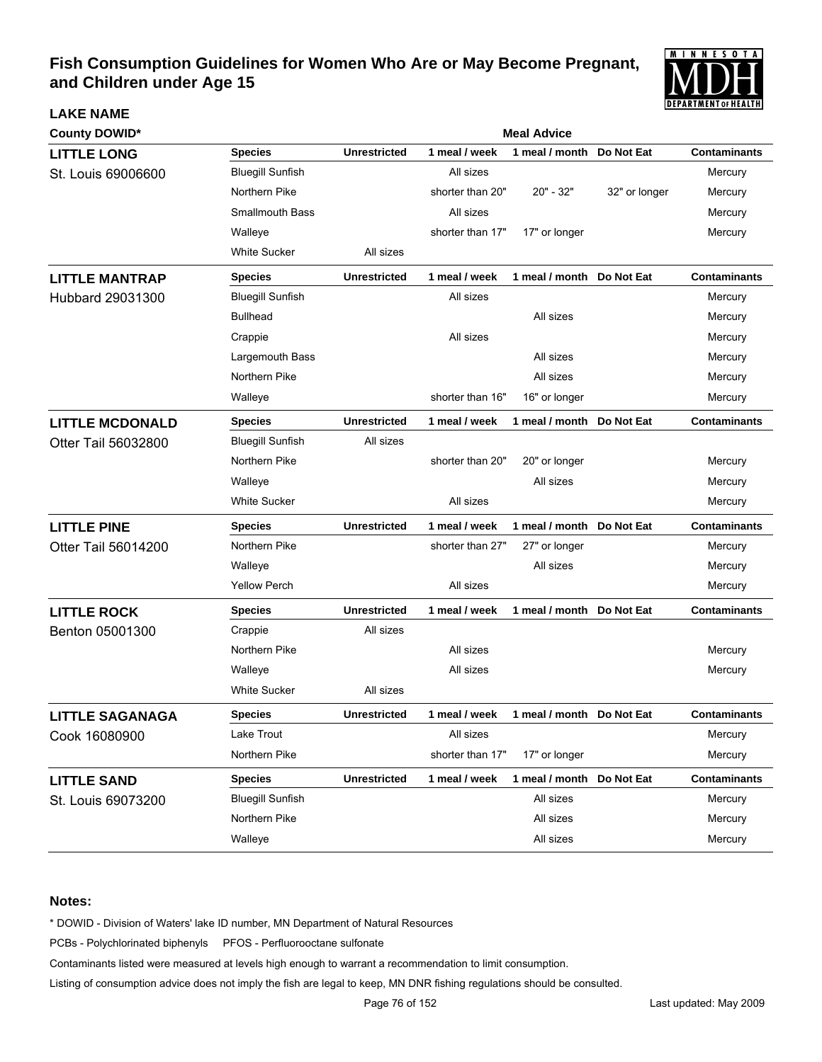# Fish Consumption Guidelines for Women Who Are or May Become Pregnant, and Children under Age 15

| LAKE NAME / County DOWID* | Species | Unrestricted | 1 meal / week | 1 meal / month | Do Not Eat | Contaminants |
|---|---|---|---|---|---|---|
| **LITTLE LONG** | Bluegill Sunfish | | All sizes | | | Mercury |
| St. Louis 69006600 | Northern Pike | | shorter than 20" | 20" - 32" | 32" or longer | Mercury |
| | Smallmouth Bass | | All sizes | | | Mercury |
| | Walleye | | shorter than 17" | 17" or longer | | Mercury |
| | White Sucker | All sizes | | | | |
| **LITTLE MANTRAP** | Bluegill Sunfish | | All sizes | | | Mercury |
| Hubbard 29031300 | Bullhead | | | All sizes | | Mercury |
| | Crappie | | All sizes | | | Mercury |
| | Largemouth Bass | | | All sizes | | Mercury |
| | Northern Pike | | | All sizes | | Mercury |
| | Walleye | | shorter than 16" | 16" or longer | | Mercury |
| **LITTLE MCDONALD** | Bluegill Sunfish | All sizes | | | | |
| Otter Tail 56032800 | Northern Pike | | shorter than 20" | 20" or longer | | Mercury |
| | Walleye | | | All sizes | | Mercury |
| | White Sucker | | All sizes | | | Mercury |
| **LITTLE PINE** | Northern Pike | | shorter than 27" | 27" or longer | | Mercury |
| Otter Tail 56014200 | Walleye | | | All sizes | | Mercury |
| | Yellow Perch | | All sizes | | | Mercury |
| **LITTLE ROCK** | Crappie | All sizes | | | | |
| Benton 05001300 | Northern Pike | | All sizes | | | Mercury |
| | Walleye | | All sizes | | | Mercury |
| | White Sucker | All sizes | | | | |
| **LITTLE SAGANAGA** | Lake Trout | | All sizes | | | Mercury |
| Cook 16080900 | Northern Pike | | shorter than 17" | 17" or longer | | Mercury |
| **LITTLE SAND** | Bluegill Sunfish | | | All sizes | | Mercury |
| St. Louis 69073200 | Northern Pike | | | All sizes | | Mercury |
| | Walleye | | | All sizes | | Mercury |

**Notes:**

* DOWID - Division of Waters' lake ID number, MN Department of Natural Resources

PCBs - Polychlorinated biphenyls PFOS - Perfluorooctane sulfonate

Contaminants listed were measured at levels high enough to warrant a recommendation to limit consumption.

Listing of consumption advice does not imply the fish are legal to keep, MN DNR fishing regulations should be consulted.

Last updated: May 2009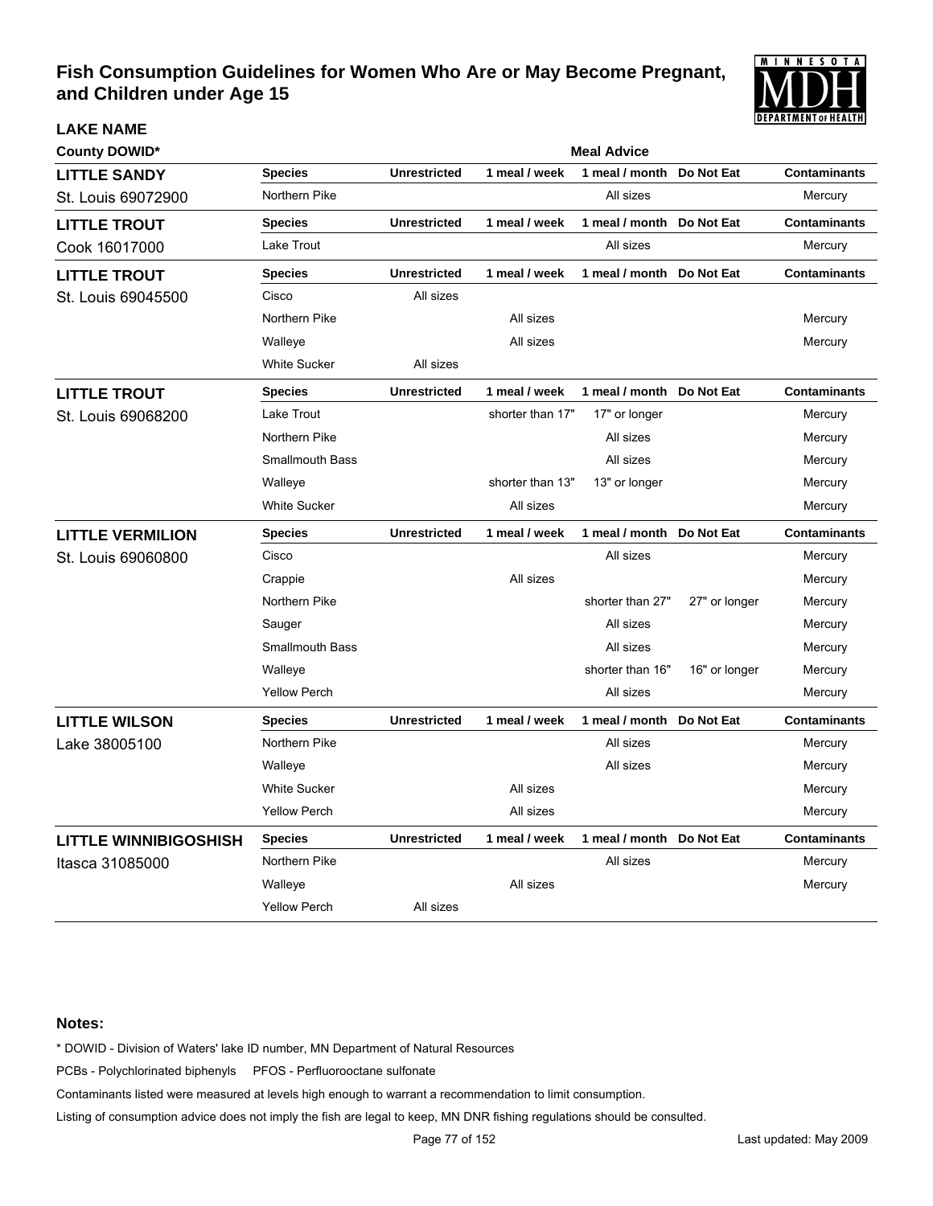# Fish Consumption Guidelines for Women Who Are or May Become Pregnant, and Children under Age 15

| LAKE NAME / County DOWID* | Species | Unrestricted | 1 meal / week | 1 meal / month | Do Not Eat | Contaminants |
|---|---|---|---|---|---|---|
| **LITTLE SANDY** St. Louis 69072900 | Northern Pike | | | All sizes | | Mercury |
| **LITTLE TROUT** Cook 16017000 | Lake Trout | | | All sizes | | Mercury |
| **LITTLE TROUT** St. Louis 69045500 | Cisco | All sizes | | | | |
| | Northern Pike | | All sizes | | | Mercury |
| | Walleye | | All sizes | | | Mercury |
| | White Sucker | All sizes | | | | |
| **LITTLE TROUT** St. Louis 69068200 | Lake Trout | | shorter than 17" | 17" or longer | | Mercury |
| | Northern Pike | | | All sizes | | Mercury |
| | Smallmouth Bass | | | All sizes | | Mercury |
| | Walleye | | shorter than 13" | 13" or longer | | Mercury |
| | White Sucker | | All sizes | | | Mercury |
| **LITTLE VERMILION** St. Louis 69060800 | Cisco | | | All sizes | | Mercury |
| | Crappie | | All sizes | | | Mercury |
| | Northern Pike | | | shorter than 27" | 27" or longer | Mercury |
| | Sauger | | | All sizes | | Mercury |
| | Smallmouth Bass | | | All sizes | | Mercury |
| | Walleye | | | shorter than 16" | 16" or longer | Mercury |
| | Yellow Perch | | | All sizes | | Mercury |
| **LITTLE WILSON** Lake 38005100 | Northern Pike | | | All sizes | | Mercury |
| | Walleye | | | All sizes | | Mercury |
| | White Sucker | | All sizes | | | Mercury |
| | Yellow Perch | | All sizes | | | Mercury |
| **LITTLE WINNIBIGOSHISH** Itasca 31085000 | Northern Pike | | | All sizes | | Mercury |
| | Walleye | | All sizes | | | Mercury |
| | Yellow Perch | All sizes | | | | |

**Notes:**

* DOWID - Division of Waters' lake ID number, MN Department of Natural Resources

PCBs - Polychlorinated biphenyls PFOS - Perfluorooctane sulfonate

Contaminants listed were measured at levels high enough to warrant a recommendation to limit consumption.

Listing of consumption advice does not imply the fish are legal to keep, MN DNR fishing regulations should be consulted.

Last updated: May 2009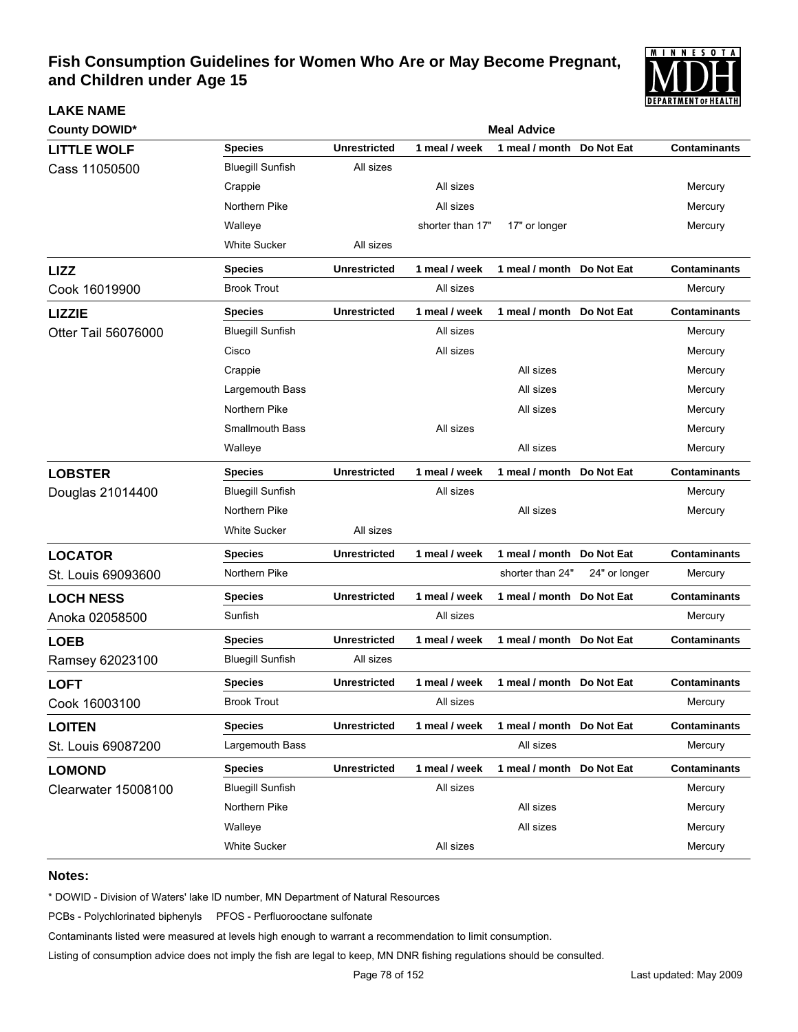# Fish Consumption Guidelines for Women Who Are or May Become Pregnant, and Children under Age 15

**LAKE NAME**

| County DOWID* | Species | Unrestricted | 1 meal / week | 1 meal / month | Do Not Eat | Contaminants |
|---|---|---|---|---|---|---|
| **LITTLE WOLF** Cass 11050500 | Bluegill Sunfish | All sizes | | | | |
| | Crappie | | All sizes | | | Mercury |
| | Northern Pike | | All sizes | | | Mercury |
| | Walleye | | shorter than 17" | 17" or longer | | Mercury |
| | White Sucker | All sizes | | | | |
| **LIZZ** Cook 16019900 | Brook Trout | | All sizes | | | Mercury |
| **LIZZIE** Otter Tail 56076000 | Bluegill Sunfish | | All sizes | | | Mercury |
| | Cisco | | All sizes | | | Mercury |
| | Crappie | | | All sizes | | Mercury |
| | Largemouth Bass | | | All sizes | | Mercury |
| | Northern Pike | | | All sizes | | Mercury |
| | Smallmouth Bass | | All sizes | | | Mercury |
| | Walleye | | | All sizes | | Mercury |
| **LOBSTER** Douglas 21014400 | Bluegill Sunfish | | All sizes | | | Mercury |
| | Northern Pike | | | All sizes | | Mercury |
| | White Sucker | All sizes | | | | |
| **LOCATOR** St. Louis 69093600 | Northern Pike | | | shorter than 24" | 24" or longer | Mercury |
| **LOCH NESS** Anoka 02058500 | Sunfish | | All sizes | | | Mercury |
| **LOEB** Ramsey 62023100 | Bluegill Sunfish | All sizes | | | | |
| **LOFT** Cook 16003100 | Brook Trout | | All sizes | | | Mercury |
| **LOITEN** St. Louis 69087200 | Largemouth Bass | | | All sizes | | Mercury |
| **LOMOND** Clearwater 15008100 | Bluegill Sunfish | | All sizes | | | Mercury |
| | Northern Pike | | | All sizes | | Mercury |
| | Walleye | | | All sizes | | Mercury |
| | White Sucker | | All sizes | | | Mercury |

**Notes:**

* DOWID - Division of Waters' lake ID number, MN Department of Natural Resources

PCBs - Polychlorinated biphenyls PFOS - Perfluorooctane sulfonate

Contaminants listed were measured at levels high enough to warrant a recommendation to limit consumption.

Listing of consumption advice does not imply the fish are legal to keep, MN DNR fishing regulations should be consulted.

Last updated: May 2009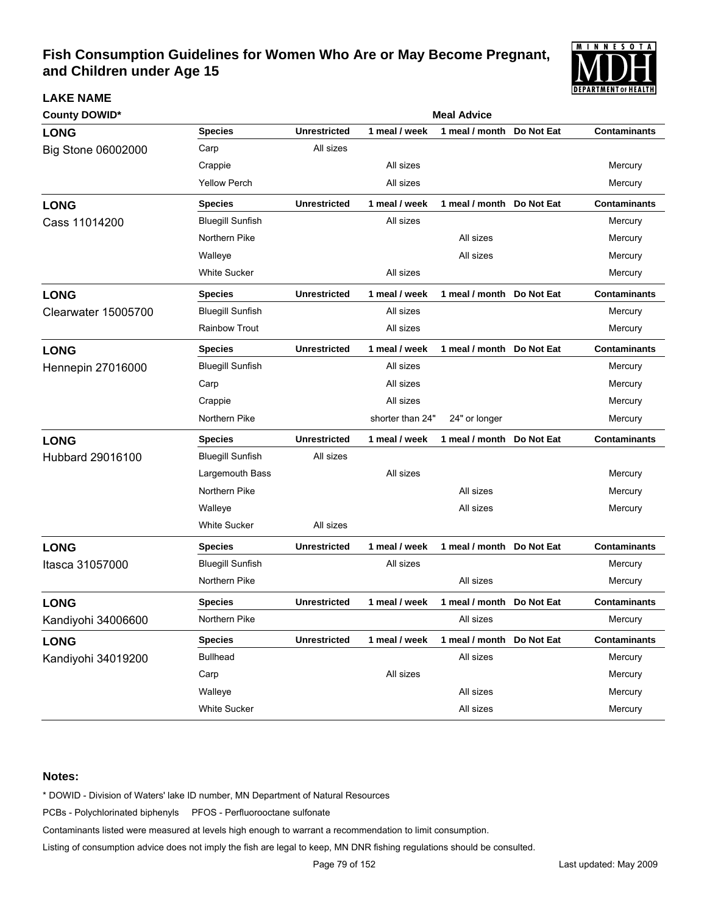# Fish Consumption Guidelines for Women Who Are or May Become Pregnant, and Children under Age 15

**LAKE NAME**

**County DOWID***

| Lake | Species | Unrestricted | 1 meal / week | 1 meal / month | Do Not Eat | Contaminants |
|---|---|---|---|---|---|---|
| **LONG** Big Stone 06002000 | Carp | All sizes | | | | |
| | Crappie | | All sizes | | | Mercury |
| | Yellow Perch | | All sizes | | | Mercury |
| **LONG** Cass 11014200 | Bluegill Sunfish | | All sizes | | | Mercury |
| | Northern Pike | | | All sizes | | Mercury |
| | Walleye | | | All sizes | | Mercury |
| | White Sucker | | All sizes | | | Mercury |
| **LONG** Clearwater 15005700 | Bluegill Sunfish | | All sizes | | | Mercury |
| | Rainbow Trout | | All sizes | | | Mercury |
| **LONG** Hennepin 27016000 | Bluegill Sunfish | | All sizes | | | Mercury |
| | Carp | | All sizes | | | Mercury |
| | Crappie | | All sizes | | | Mercury |
| | Northern Pike | | shorter than 24" | 24" or longer | | Mercury |
| **LONG** Hubbard 29016100 | Bluegill Sunfish | All sizes | | | | |
| | Largemouth Bass | | All sizes | | | Mercury |
| | Northern Pike | | | All sizes | | Mercury |
| | Walleye | | | All sizes | | Mercury |
| | White Sucker | All sizes | | | | |
| **LONG** Itasca 31057000 | Bluegill Sunfish | | All sizes | | | Mercury |
| | Northern Pike | | | All sizes | | Mercury |
| **LONG** Kandiyohi 34006600 | Northern Pike | | | All sizes | | Mercury |
| **LONG** Kandiyohi 34019200 | Bullhead | | | All sizes | | Mercury |
| | Carp | | All sizes | | | Mercury |
| | Walleye | | | All sizes | | Mercury |
| | White Sucker | | | All sizes | | Mercury |

**Notes:**

* DOWID - Division of Waters' lake ID number, MN Department of Natural Resources

PCBs - Polychlorinated biphenyls PFOS - Perfluorooctane sulfonate

Contaminants listed were measured at levels high enough to warrant a recommendation to limit consumption.

Listing of consumption advice does not imply the fish are legal to keep, MN DNR fishing regulations should be consulted.

Last updated: May 2009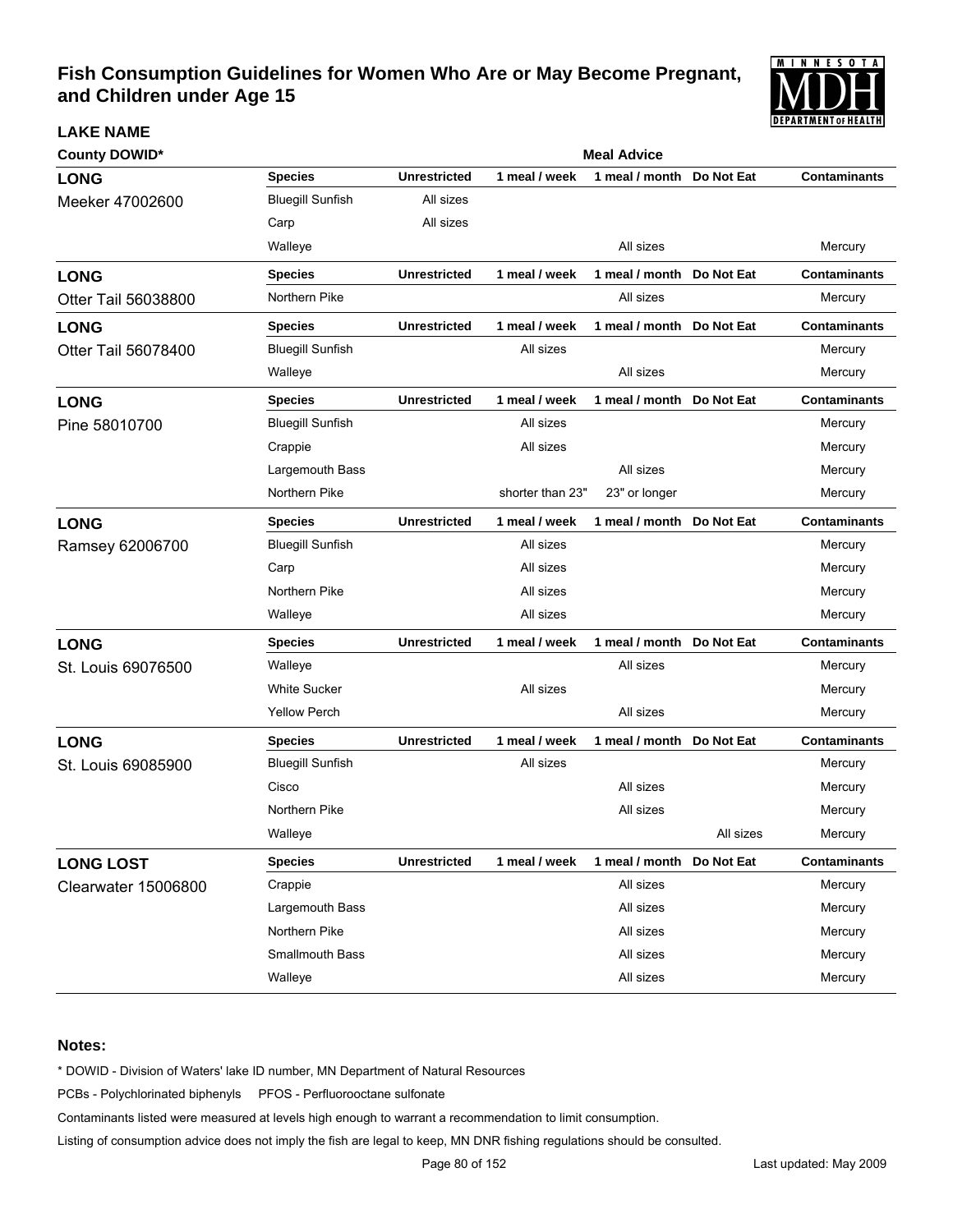# Fish Consumption Guidelines for Women Who Are or May Become Pregnant, and Children under Age 15

| LAKE NAME County DOWID* | Species | Unrestricted | 1 meal / week | 1 meal / month | Do Not Eat | Contaminants |
|---|---|---|---|---|---|---|
| **LONG** Meeker 47002600 | Bluegill Sunfish | All sizes | | | | |
| | Carp | All sizes | | | | |
| | Walleye | | | All sizes | | Mercury |
| **LONG** Otter Tail 56038800 | Northern Pike | | | All sizes | | Mercury |
| **LONG** Otter Tail 56078400 | Bluegill Sunfish | | All sizes | | | Mercury |
| | Walleye | | | All sizes | | Mercury |
| **LONG** Pine 58010700 | Bluegill Sunfish | | All sizes | | | Mercury |
| | Crappie | | All sizes | | | Mercury |
| | Largemouth Bass | | | All sizes | | Mercury |
| | Northern Pike | | shorter than 23" | 23" or longer | | Mercury |
| **LONG** Ramsey 62006700 | Bluegill Sunfish | | All sizes | | | Mercury |
| | Carp | | All sizes | | | Mercury |
| | Northern Pike | | All sizes | | | Mercury |
| | Walleye | | All sizes | | | Mercury |
| **LONG** St. Louis 69076500 | Walleye | | | All sizes | | Mercury |
| | White Sucker | | All sizes | | | Mercury |
| | Yellow Perch | | | All sizes | | Mercury |
| **LONG** St. Louis 69085900 | Bluegill Sunfish | | All sizes | | | Mercury |
| | Cisco | | | All sizes | | Mercury |
| | Northern Pike | | | All sizes | | Mercury |
| | Walleye | | | | All sizes | Mercury |
| **LONG LOST** Clearwater 15006800 | Crappie | | | All sizes | | Mercury |
| | Largemouth Bass | | | All sizes | | Mercury |
| | Northern Pike | | | All sizes | | Mercury |
| | Smallmouth Bass | | | All sizes | | Mercury |
| | Walleye | | | All sizes | | Mercury |

**Notes:**

* DOWID - Division of Waters' lake ID number, MN Department of Natural Resources

PCBs - Polychlorinated biphenyls PFOS - Perfluorooctane sulfonate

Contaminants listed were measured at levels high enough to warrant a recommendation to limit consumption.

Listing of consumption advice does not imply the fish are legal to keep, MN DNR fishing regulations should be consulted.

Last updated: May 2009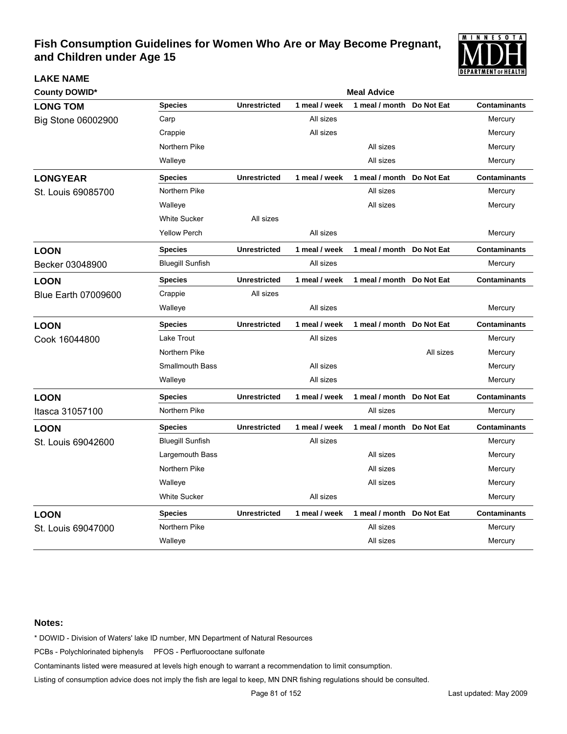# Fish Consumption Guidelines for Women Who Are or May Become Pregnant, and Children under Age 15

| LAKE NAME County DOWID* | Species | Unrestricted | 1 meal / week | 1 meal / month | Do Not Eat | Contaminants |
|---|---|---|---|---|---|---|
| **LONG TOM** Big Stone 06002900 | Carp | | All sizes | | | Mercury |
| | Crappie | | All sizes | | | Mercury |
| | Northern Pike | | | All sizes | | Mercury |
| | Walleye | | | All sizes | | Mercury |
| **LONGYEAR** St. Louis 69085700 | Northern Pike | | | All sizes | | Mercury |
| | Walleye | | | All sizes | | Mercury |
| | White Sucker | All sizes | | | | |
| | Yellow Perch | | All sizes | | | Mercury |
| **LOON** Becker 03048900 | Bluegill Sunfish | | All sizes | | | Mercury |
| **LOON** Blue Earth 07009600 | Crappie | All sizes | | | | |
| | Walleye | | All sizes | | | Mercury |
| **LOON** Cook 16044800 | Lake Trout | | All sizes | | | Mercury |
| | Northern Pike | | | | All sizes | Mercury |
| | Smallmouth Bass | | All sizes | | | Mercury |
| | Walleye | | All sizes | | | Mercury |
| **LOON** Itasca 31057100 | Northern Pike | | | All sizes | | Mercury |
| **LOON** St. Louis 69042600 | Bluegill Sunfish | | All sizes | | | Mercury |
| | Largemouth Bass | | | All sizes | | Mercury |
| | Northern Pike | | | All sizes | | Mercury |
| | Walleye | | | All sizes | | Mercury |
| | White Sucker | | All sizes | | | Mercury |
| **LOON** St. Louis 69047000 | Northern Pike | | | All sizes | | Mercury |
| | Walleye | | | All sizes | | Mercury |

**Notes:**

* DOWID - Division of Waters' lake ID number, MN Department of Natural Resources

PCBs - Polychlorinated biphenyls PFOS - Perfluorooctane sulfonate

Contaminants listed were measured at levels high enough to warrant a recommendation to limit consumption.

Listing of consumption advice does not imply the fish are legal to keep, MN DNR fishing regulations should be consulted.

Last updated: May 2009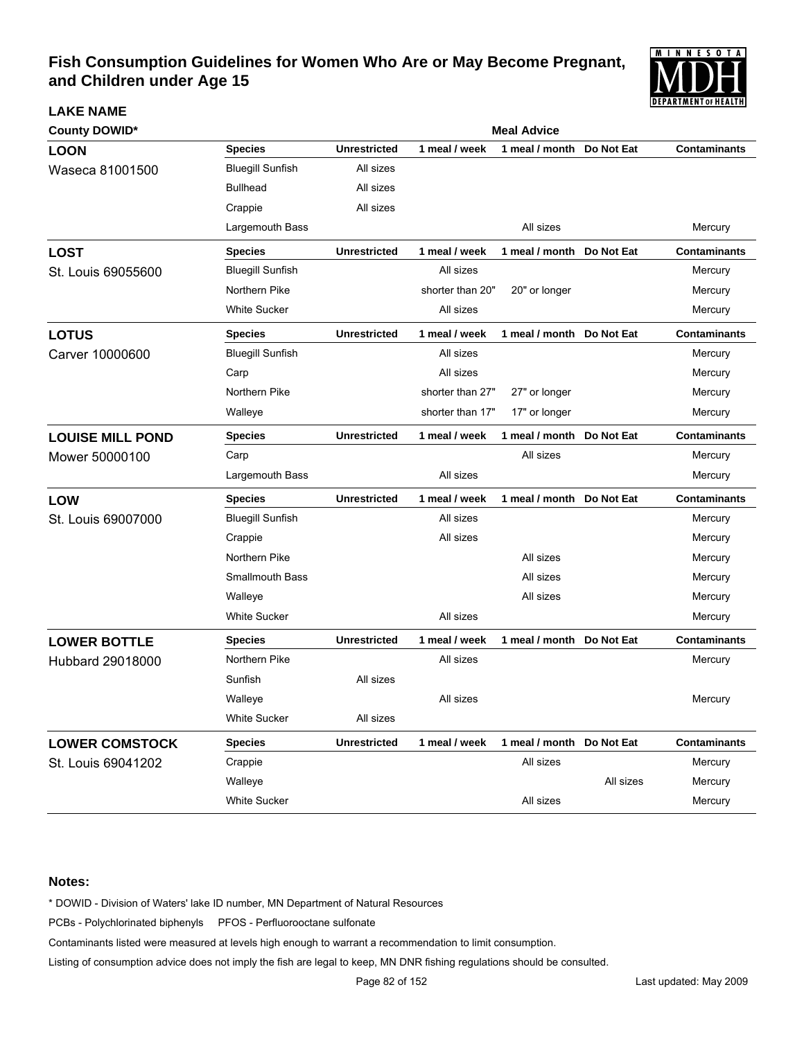# Fish Consumption Guidelines for Women Who Are or May Become Pregnant, and Children under Age 15

**LAKE NAME**

**County DOWID***

| Lake | Species | Unrestricted | 1 meal / week | 1 meal / month | Do Not Eat | Contaminants |
|---|---|---|---|---|---|---|
| **LOON** Waseca 81001500 | Bluegill Sunfish | All sizes | | | | |
| | Bullhead | All sizes | | | | |
| | Crappie | All sizes | | | | |
| | Largemouth Bass | | | All sizes | | Mercury |
| **LOST** St. Louis 69055600 | Bluegill Sunfish | | All sizes | | | Mercury |
| | Northern Pike | | shorter than 20" | 20" or longer | | Mercury |
| | White Sucker | | All sizes | | | Mercury |
| **LOTUS** Carver 10000600 | Bluegill Sunfish | | All sizes | | | Mercury |
| | Carp | | All sizes | | | Mercury |
| | Northern Pike | | shorter than 27" | 27" or longer | | Mercury |
| | Walleye | | shorter than 17" | 17" or longer | | Mercury |
| **LOUISE MILL POND** Mower 50000100 | Carp | | | All sizes | | Mercury |
| | Largemouth Bass | | All sizes | | | Mercury |
| **LOW** St. Louis 69007000 | Bluegill Sunfish | | All sizes | | | Mercury |
| | Crappie | | All sizes | | | Mercury |
| | Northern Pike | | | All sizes | | Mercury |
| | Smallmouth Bass | | | All sizes | | Mercury |
| | Walleye | | | All sizes | | Mercury |
| | White Sucker | | All sizes | | | Mercury |
| **LOWER BOTTLE** Hubbard 29018000 | Northern Pike | | All sizes | | | Mercury |
| | Sunfish | All sizes | | | | |
| | Walleye | | All sizes | | | Mercury |
| | White Sucker | All sizes | | | | |
| **LOWER COMSTOCK** St. Louis 69041202 | Crappie | | | All sizes | | Mercury |
| | Walleye | | | | All sizes | Mercury |
| | White Sucker | | | All sizes | | Mercury |

**Notes:**

* DOWID - Division of Waters' lake ID number, MN Department of Natural Resources

PCBs - Polychlorinated biphenyls PFOS - Perfluorooctane sulfonate

Contaminants listed were measured at levels high enough to warrant a recommendation to limit consumption.

Listing of consumption advice does not imply the fish are legal to keep, MN DNR fishing regulations should be consulted.

Last updated: May 2009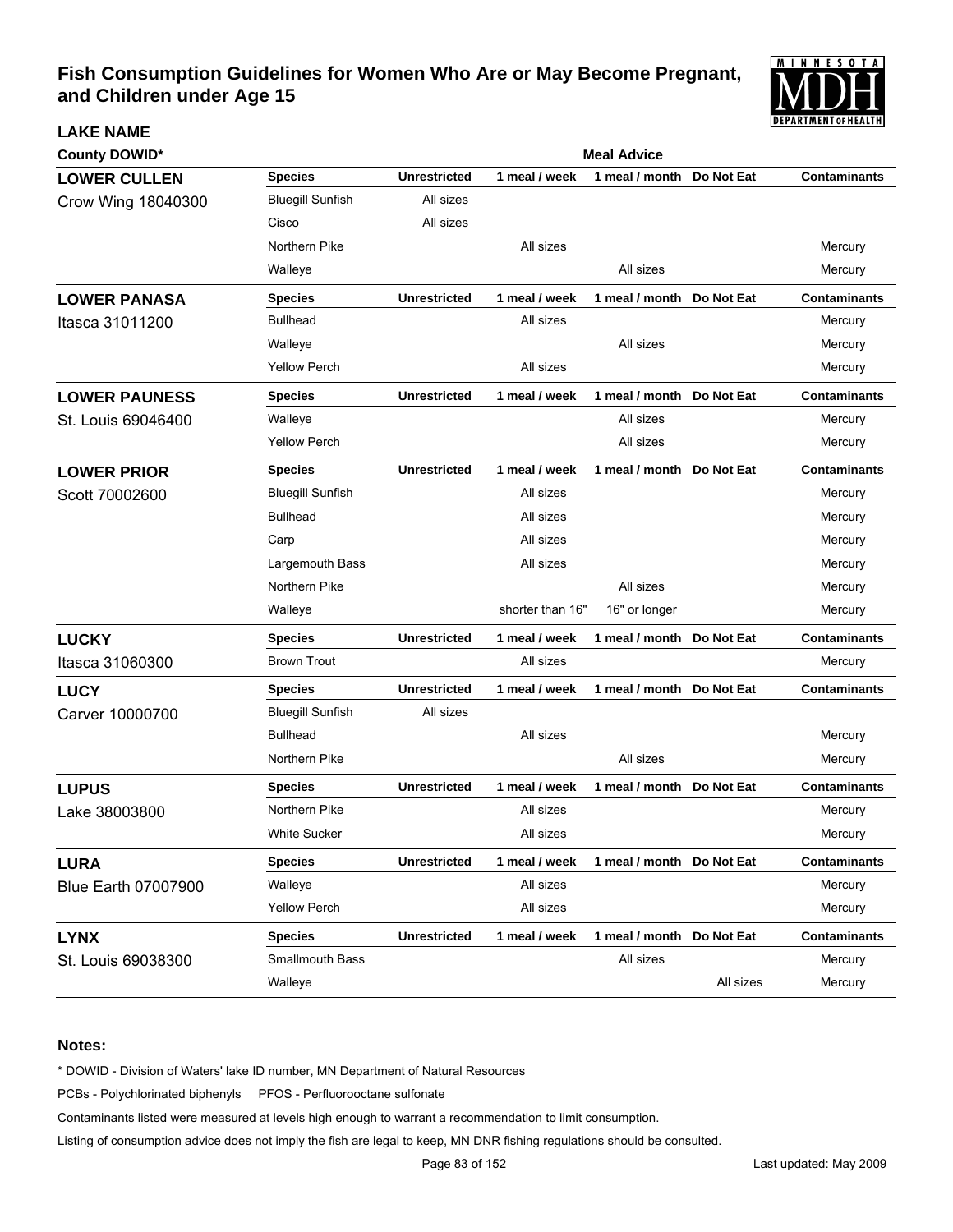# Fish Consumption Guidelines for Women Who Are or May Become Pregnant, and Children under Age 15

| LAKE NAME / County DOWID* | Species | Unrestricted | 1 meal / week | 1 meal / month | Do Not Eat | Contaminants |
|---|---|---|---|---|---|---|
| **LOWER CULLEN** Crow Wing 18040300 | Bluegill Sunfish | All sizes | | | | |
| | Cisco | All sizes | | | | |
| | Northern Pike | | All sizes | | | Mercury |
| | Walleye | | | All sizes | | Mercury |
| **LOWER PANASA** Itasca 31011200 | Bullhead | | All sizes | | | Mercury |
| | Walleye | | | All sizes | | Mercury |
| | Yellow Perch | | All sizes | | | Mercury |
| **LOWER PAUNESS** St. Louis 69046400 | Walleye | | | All sizes | | Mercury |
| | Yellow Perch | | | All sizes | | Mercury |
| **LOWER PRIOR** Scott 70002600 | Bluegill Sunfish | | All sizes | | | Mercury |
| | Bullhead | | All sizes | | | Mercury |
| | Carp | | All sizes | | | Mercury |
| | Largemouth Bass | | All sizes | | | Mercury |
| | Northern Pike | | | All sizes | | Mercury |
| | Walleye | | shorter than 16" | 16" or longer | | Mercury |
| **LUCKY** Itasca 31060300 | Brown Trout | | All sizes | | | Mercury |
| **LUCY** Carver 10000700 | Bluegill Sunfish | All sizes | | | | |
| | Bullhead | | All sizes | | | Mercury |
| | Northern Pike | | | All sizes | | Mercury |
| **LUPUS** Lake 38003800 | Northern Pike | | All sizes | | | Mercury |
| | White Sucker | | All sizes | | | Mercury |
| **LURA** Blue Earth 07007900 | Walleye | | All sizes | | | Mercury |
| | Yellow Perch | | All sizes | | | Mercury |
| **LYNX** St. Louis 69038300 | Smallmouth Bass | | | All sizes | | Mercury |
| | Walleye | | | | All sizes | Mercury |

**Notes:**

* DOWID - Division of Waters' lake ID number, MN Department of Natural Resources

PCBs - Polychlorinated biphenyls PFOS - Perfluorooctane sulfonate

Contaminants listed were measured at levels high enough to warrant a recommendation to limit consumption.

Listing of consumption advice does not imply the fish are legal to keep, MN DNR fishing regulations should be consulted.

Last updated: May 2009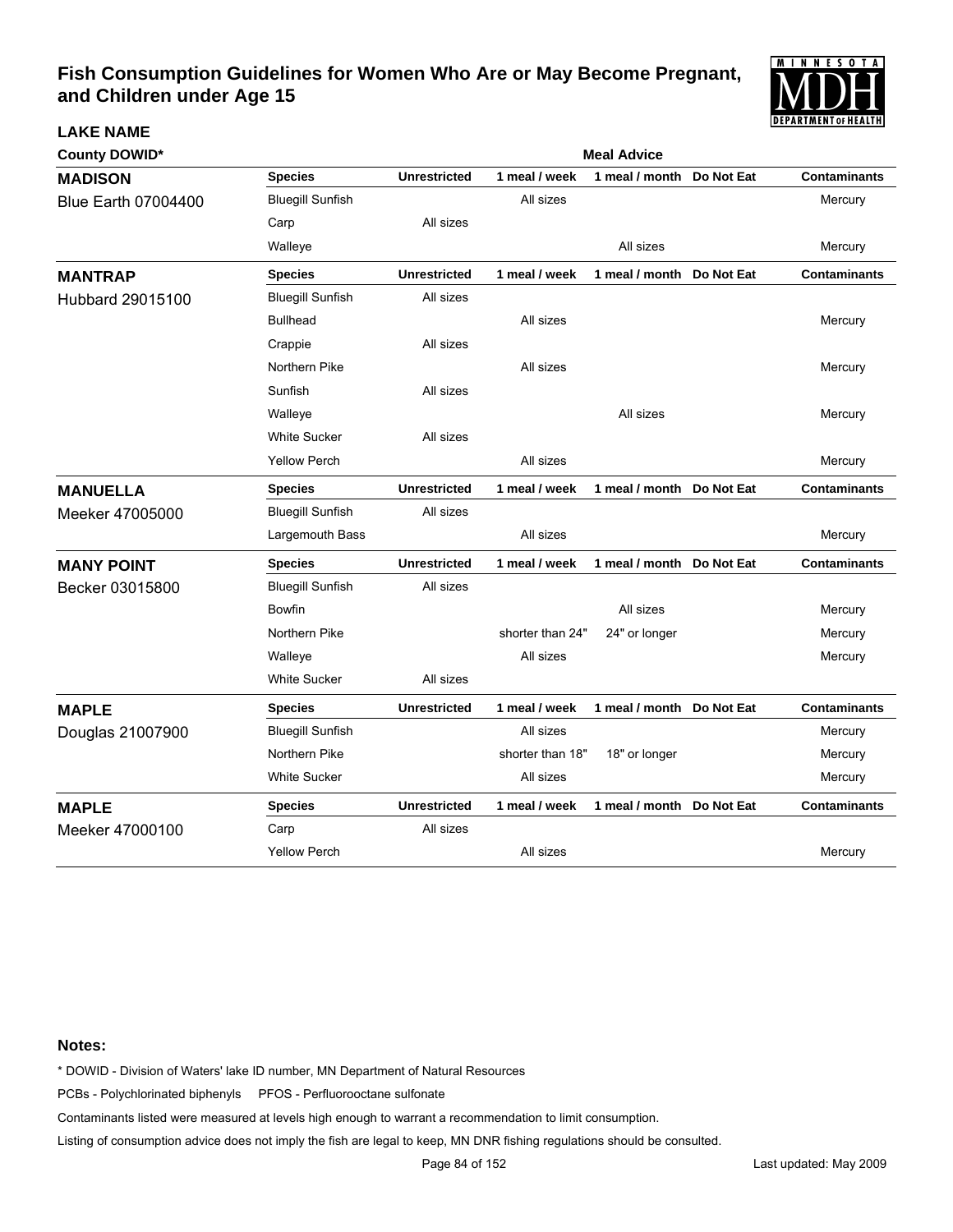# Fish Consumption Guidelines for Women Who Are or May Become Pregnant, and Children under Age 15

| LAKE NAME<br>County DOWID* | Species | Unrestricted | 1 meal / week | 1 meal / month | Do Not Eat | Contaminants |
|---|---|---|---|---|---|---|
| **MADISON**<br>Blue Earth 07004400 | Bluegill Sunfish | | All sizes | | | Mercury |
| | Carp | All sizes | | | | |
| | Walleye | | | All sizes | | Mercury |
| **MANTRAP**<br>Hubbard 29015100 | Bluegill Sunfish | All sizes | | | | |
| | Bullhead | | All sizes | | | Mercury |
| | Crappie | All sizes | | | | |
| | Northern Pike | | All sizes | | | Mercury |
| | Sunfish | All sizes | | | | |
| | Walleye | | | All sizes | | Mercury |
| | White Sucker | All sizes | | | | |
| | Yellow Perch | | All sizes | | | Mercury |
| **MANUELLA**<br>Meeker 47005000 | Bluegill Sunfish | All sizes | | | | |
| | Largemouth Bass | | All sizes | | | Mercury |
| **MANY POINT**<br>Becker 03015800 | Bluegill Sunfish | All sizes | | | | |
| | Bowfin | | | All sizes | | Mercury |
| | Northern Pike | | shorter than 24" | 24" or longer | | Mercury |
| | Walleye | | All sizes | | | Mercury |
| | White Sucker | All sizes | | | | |
| **MAPLE**<br>Douglas 21007900 | Bluegill Sunfish | | All sizes | | | Mercury |
| | Northern Pike | | shorter than 18" | 18" or longer | | Mercury |
| | White Sucker | | All sizes | | | Mercury |
| **MAPLE**<br>Meeker 47000100 | Carp | All sizes | | | | |
| | Yellow Perch | | All sizes | | | Mercury |

**Notes:**

* DOWID - Division of Waters' lake ID number, MN Department of Natural Resources

PCBs - Polychlorinated biphenyls PFOS - Perfluorooctane sulfonate

Contaminants listed were measured at levels high enough to warrant a recommendation to limit consumption.

Listing of consumption advice does not imply the fish are legal to keep, MN DNR fishing regulations should be consulted.

Last updated: May 2009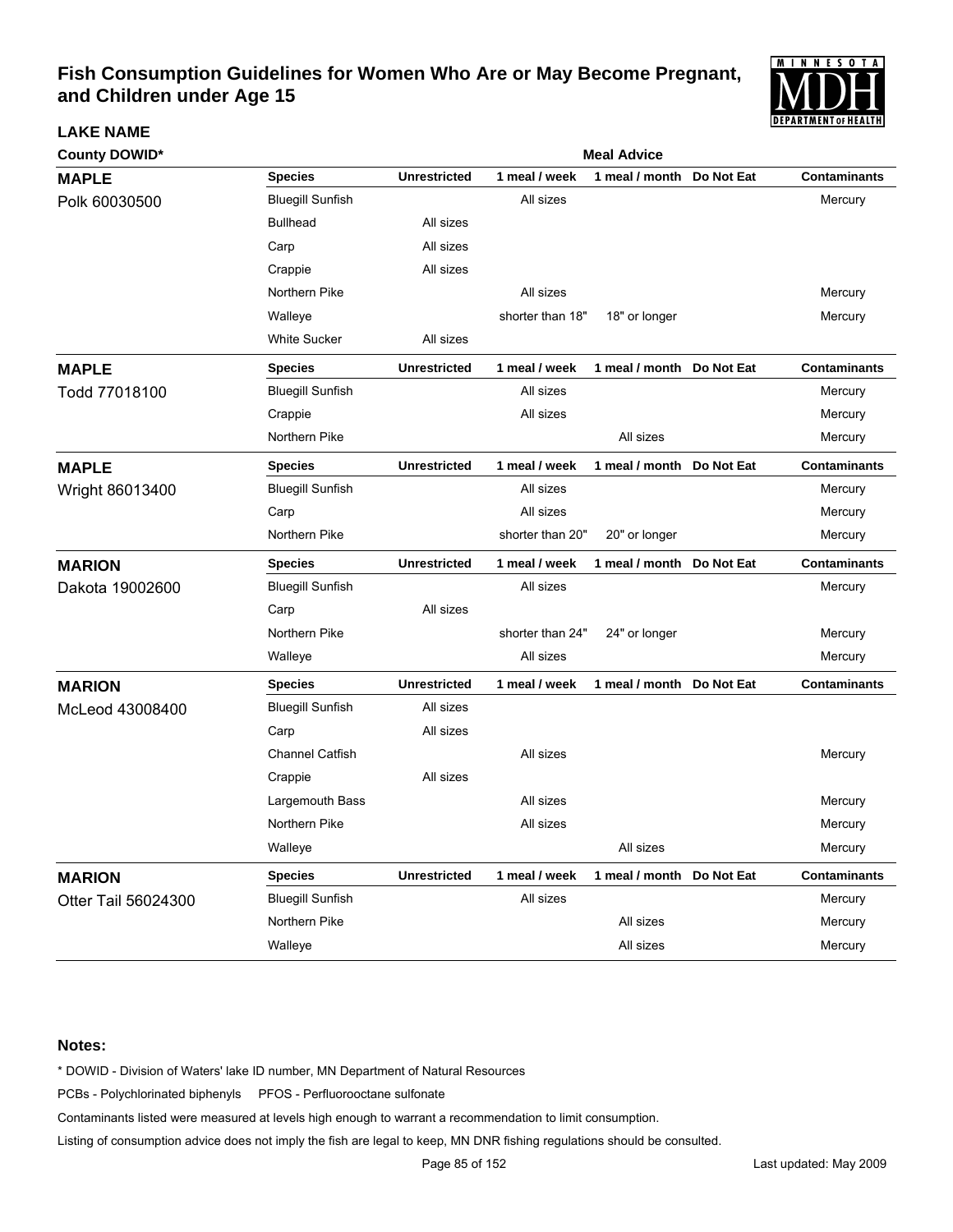# Fish Consumption Guidelines for Women Who Are or May Become Pregnant, and Children under Age 15

**LAKE NAME**

**County DOWID***

**Meal Advice**

| Lake / County DOWID | Species | Unrestricted | 1 meal / week | 1 meal / month | Do Not Eat | Contaminants |
|---|---|---|---|---|---|---|
| **MAPLE** | **Species** | **Unrestricted** | **1 meal / week** | **1 meal / month** | **Do Not Eat** | **Contaminants** |
| Polk 60030500 | Bluegill Sunfish | | All sizes | | | Mercury |
| | Bullhead | All sizes | | | | |
| | Carp | All sizes | | | | |
| | Crappie | All sizes | | | | |
| | Northern Pike | | All sizes | | | Mercury |
| | Walleye | | shorter than 18" | 18" or longer | | Mercury |
| | White Sucker | All sizes | | | | |
| **MAPLE** | **Species** | **Unrestricted** | **1 meal / week** | **1 meal / month** | **Do Not Eat** | **Contaminants** |
| Todd 77018100 | Bluegill Sunfish | | All sizes | | | Mercury |
| | Crappie | | All sizes | | | Mercury |
| | Northern Pike | | | All sizes | | Mercury |
| **MAPLE** | **Species** | **Unrestricted** | **1 meal / week** | **1 meal / month** | **Do Not Eat** | **Contaminants** |
| Wright 86013400 | Bluegill Sunfish | | All sizes | | | Mercury |
| | Carp | | All sizes | | | Mercury |
| | Northern Pike | | shorter than 20" | 20" or longer | | Mercury |
| **MARION** | **Species** | **Unrestricted** | **1 meal / week** | **1 meal / month** | **Do Not Eat** | **Contaminants** |
| Dakota 19002600 | Bluegill Sunfish | | All sizes | | | Mercury |
| | Carp | All sizes | | | | |
| | Northern Pike | | shorter than 24" | 24" or longer | | Mercury |
| | Walleye | | All sizes | | | Mercury |
| **MARION** | **Species** | **Unrestricted** | **1 meal / week** | **1 meal / month** | **Do Not Eat** | **Contaminants** |
| McLeod 43008400 | Bluegill Sunfish | All sizes | | | | |
| | Carp | All sizes | | | | |
| | Channel Catfish | | All sizes | | | Mercury |
| | Crappie | All sizes | | | | |
| | Largemouth Bass | | All sizes | | | Mercury |
| | Northern Pike | | All sizes | | | Mercury |
| | Walleye | | | All sizes | | Mercury |
| **MARION** | **Species** | **Unrestricted** | **1 meal / week** | **1 meal / month** | **Do Not Eat** | **Contaminants** |
| Otter Tail 56024300 | Bluegill Sunfish | | All sizes | | | Mercury |
| | Northern Pike | | | All sizes | | Mercury |
| | Walleye | | | All sizes | | Mercury |

**Notes:**

* DOWID - Division of Waters' lake ID number, MN Department of Natural Resources

PCBs - Polychlorinated biphenyls PFOS - Perfluorooctane sulfonate

Contaminants listed were measured at levels high enough to warrant a recommendation to limit consumption.

Listing of consumption advice does not imply the fish are legal to keep, MN DNR fishing regulations should be consulted.

Last updated: May 2009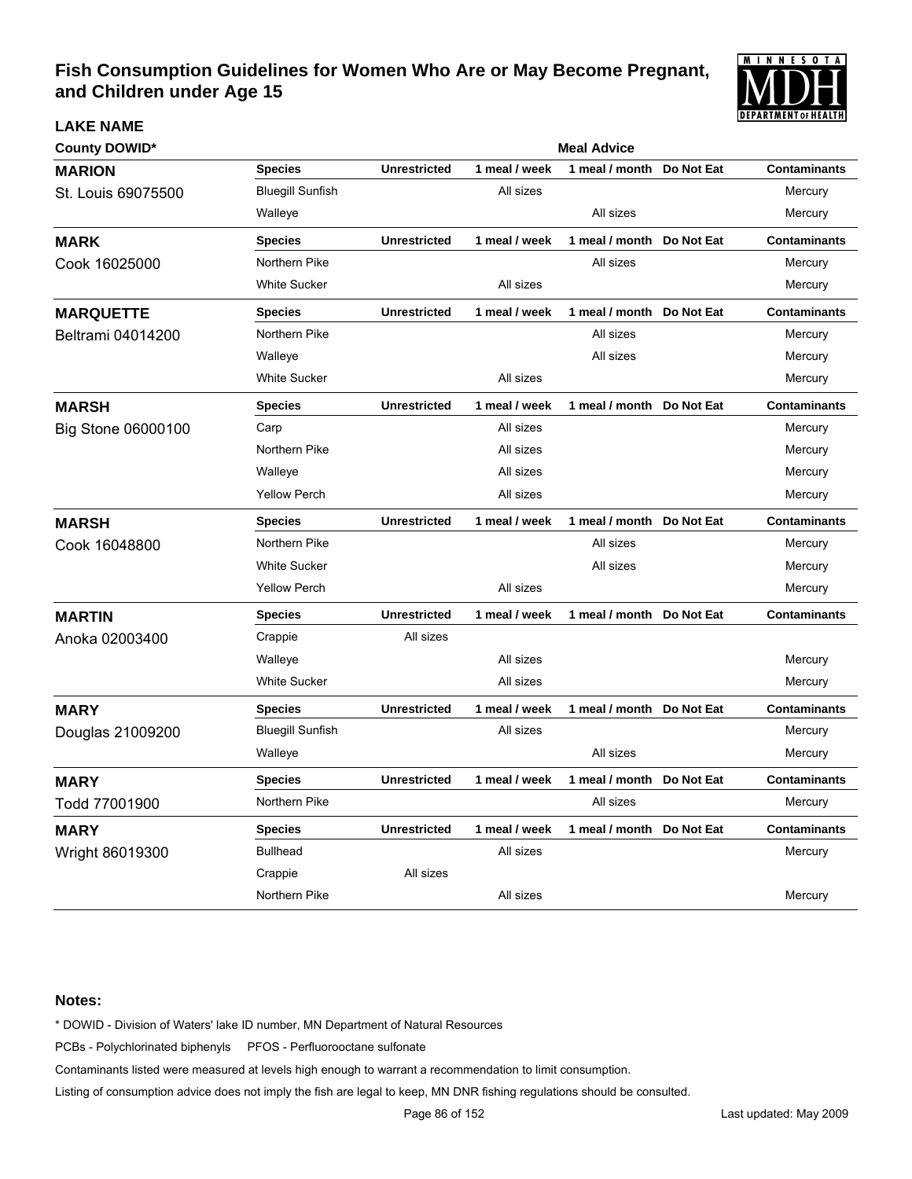# Fish Consumption Guidelines for Women Who Are or May Become Pregnant, and Children under Age 15

| LAKE NAME / County DOWID* | Species | Unrestricted | 1 meal / week | 1 meal / month | Do Not Eat | Contaminants |
|---|---|---|---|---|---|---|
| **MARION** St. Louis 69075500 | Bluegill Sunfish | | All sizes | | | Mercury |
| | Walleye | | | All sizes | | Mercury |
| **MARK** Cook 16025000 | Northern Pike | | | All sizes | | Mercury |
| | White Sucker | | All sizes | | | Mercury |
| **MARQUETTE** Beltrami 04014200 | Northern Pike | | | All sizes | | Mercury |
| | Walleye | | | All sizes | | Mercury |
| | White Sucker | | All sizes | | | Mercury |
| **MARSH** Big Stone 06000100 | Carp | | All sizes | | | Mercury |
| | Northern Pike | | All sizes | | | Mercury |
| | Walleye | | All sizes | | | Mercury |
| | Yellow Perch | | All sizes | | | Mercury |
| **MARSH** Cook 16048800 | Northern Pike | | | All sizes | | Mercury |
| | White Sucker | | | All sizes | | Mercury |
| | Yellow Perch | | All sizes | | | Mercury |
| **MARTIN** Anoka 02003400 | Crappie | All sizes | | | | |
| | Walleye | | All sizes | | | Mercury |
| | White Sucker | | All sizes | | | Mercury |
| **MARY** Douglas 21009200 | Bluegill Sunfish | | All sizes | | | Mercury |
| | Walleye | | | All sizes | | Mercury |
| **MARY** Todd 77001900 | Northern Pike | | | All sizes | | Mercury |
| **MARY** Wright 86019300 | Bullhead | | All sizes | | | Mercury |
| | Crappie | All sizes | | | | |
| | Northern Pike | | All sizes | | | Mercury |

**Notes:**

* DOWID - Division of Waters' lake ID number, MN Department of Natural Resources

PCBs - Polychlorinated biphenyls PFOS - Perfluorooctane sulfonate

Contaminants listed were measured at levels high enough to warrant a recommendation to limit consumption.

Listing of consumption advice does not imply the fish are legal to keep, MN DNR fishing regulations should be consulted.

Last updated: May 2009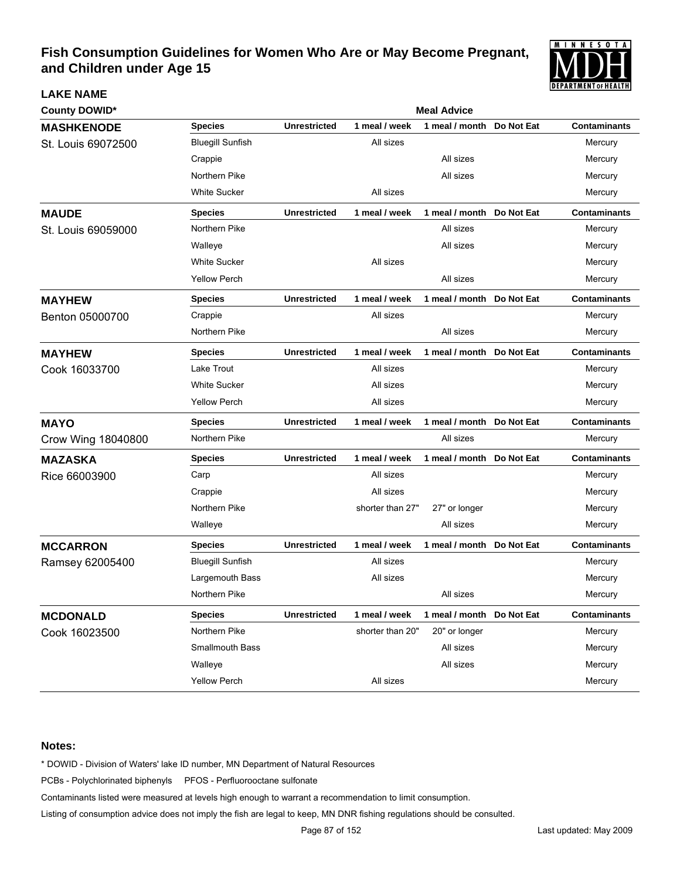# Fish Consumption Guidelines for Women Who Are or May Become Pregnant, and Children under Age 15

**LAKE NAME**

**County DOWID***

**Meal Advice**

| Lake | Species | Unrestricted | 1 meal / week | 1 meal / month | Do Not Eat | Contaminants |
|---|---|---|---|---|---|---|
| **MASHKENODE** St. Louis 69072500 | Bluegill Sunfish | | All sizes | | | Mercury |
| | Crappie | | | All sizes | | Mercury |
| | Northern Pike | | | All sizes | | Mercury |
| | White Sucker | | All sizes | | | Mercury |
| **MAUDE** St. Louis 69059000 | Northern Pike | | | All sizes | | Mercury |
| | Walleye | | | All sizes | | Mercury |
| | White Sucker | | All sizes | | | Mercury |
| | Yellow Perch | | | All sizes | | Mercury |
| **MAYHEW** Benton 05000700 | Crappie | | All sizes | | | Mercury |
| | Northern Pike | | | All sizes | | Mercury |
| **MAYHEW** Cook 16033700 | Lake Trout | | All sizes | | | Mercury |
| | White Sucker | | All sizes | | | Mercury |
| | Yellow Perch | | All sizes | | | Mercury |
| **MAYO** Crow Wing 18040800 | Northern Pike | | | All sizes | | Mercury |
| **MAZASKA** Rice 66003900 | Carp | | All sizes | | | Mercury |
| | Crappie | | All sizes | | | Mercury |
| | Northern Pike | | shorter than 27" | 27" or longer | | Mercury |
| | Walleye | | | All sizes | | Mercury |
| **MCCARRON** Ramsey 62005400 | Bluegill Sunfish | | All sizes | | | Mercury |
| | Largemouth Bass | | All sizes | | | Mercury |
| | Northern Pike | | | All sizes | | Mercury |
| **MCDONALD** Cook 16023500 | Northern Pike | | shorter than 20" | 20" or longer | | Mercury |
| | Smallmouth Bass | | | All sizes | | Mercury |
| | Walleye | | | All sizes | | Mercury |
| | Yellow Perch | | All sizes | | | Mercury |

**Notes:**

* DOWID - Division of Waters' lake ID number, MN Department of Natural Resources

PCBs - Polychlorinated biphenyls PFOS - Perfluorooctane sulfonate

Contaminants listed were measured at levels high enough to warrant a recommendation to limit consumption.

Listing of consumption advice does not imply the fish are legal to keep, MN DNR fishing regulations should be consulted.

Last updated: May 2009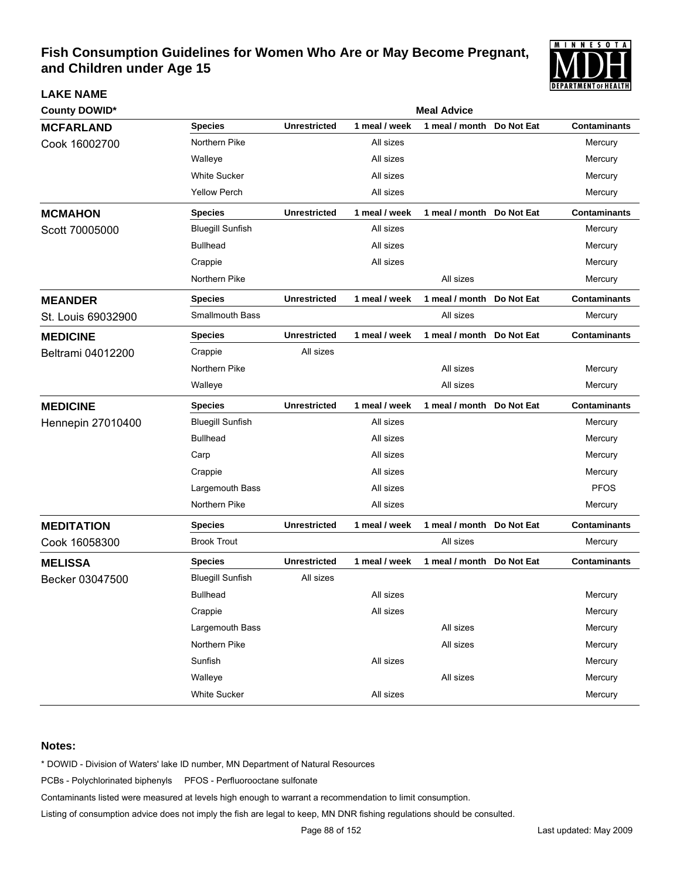# Fish Consumption Guidelines for Women Who Are or May Become Pregnant, and Children under Age 15

| LAKE NAME / County DOWID* | Species | Unrestricted | 1 meal / week | 1 meal / month | Do Not Eat | Contaminants |
|---|---|---|---|---|---|---|
| **MCFARLAND** Cook 16002700 | Northern Pike | | All sizes | | | Mercury |
| | Walleye | | All sizes | | | Mercury |
| | White Sucker | | All sizes | | | Mercury |
| | Yellow Perch | | All sizes | | | Mercury |
| **MCMAHON** Scott 70005000 | Bluegill Sunfish | | All sizes | | | Mercury |
| | Bullhead | | All sizes | | | Mercury |
| | Crappie | | All sizes | | | Mercury |
| | Northern Pike | | | All sizes | | Mercury |
| **MEANDER** St. Louis 69032900 | Smallmouth Bass | | | All sizes | | Mercury |
| **MEDICINE** Beltrami 04012200 | Crappie | All sizes | | | | |
| | Northern Pike | | | All sizes | | Mercury |
| | Walleye | | | All sizes | | Mercury |
| **MEDICINE** Hennepin 27010400 | Bluegill Sunfish | | All sizes | | | Mercury |
| | Bullhead | | All sizes | | | Mercury |
| | Carp | | All sizes | | | Mercury |
| | Crappie | | All sizes | | | Mercury |
| | Largemouth Bass | | All sizes | | | PFOS |
| | Northern Pike | | All sizes | | | Mercury |
| **MEDITATION** Cook 16058300 | Brook Trout | | | All sizes | | Mercury |
| **MELISSA** Becker 03047500 | Bluegill Sunfish | All sizes | | | | |
| | Bullhead | | All sizes | | | Mercury |
| | Crappie | | All sizes | | | Mercury |
| | Largemouth Bass | | | All sizes | | Mercury |
| | Northern Pike | | | All sizes | | Mercury |
| | Sunfish | | All sizes | | | Mercury |
| | Walleye | | | All sizes | | Mercury |
| | White Sucker | | All sizes | | | Mercury |

**Notes:**

* DOWID - Division of Waters' lake ID number, MN Department of Natural Resources

PCBs - Polychlorinated biphenyls PFOS - Perfluorooctane sulfonate

Contaminants listed were measured at levels high enough to warrant a recommendation to limit consumption.

Listing of consumption advice does not imply the fish are legal to keep, MN DNR fishing regulations should be consulted.

Last updated: May 2009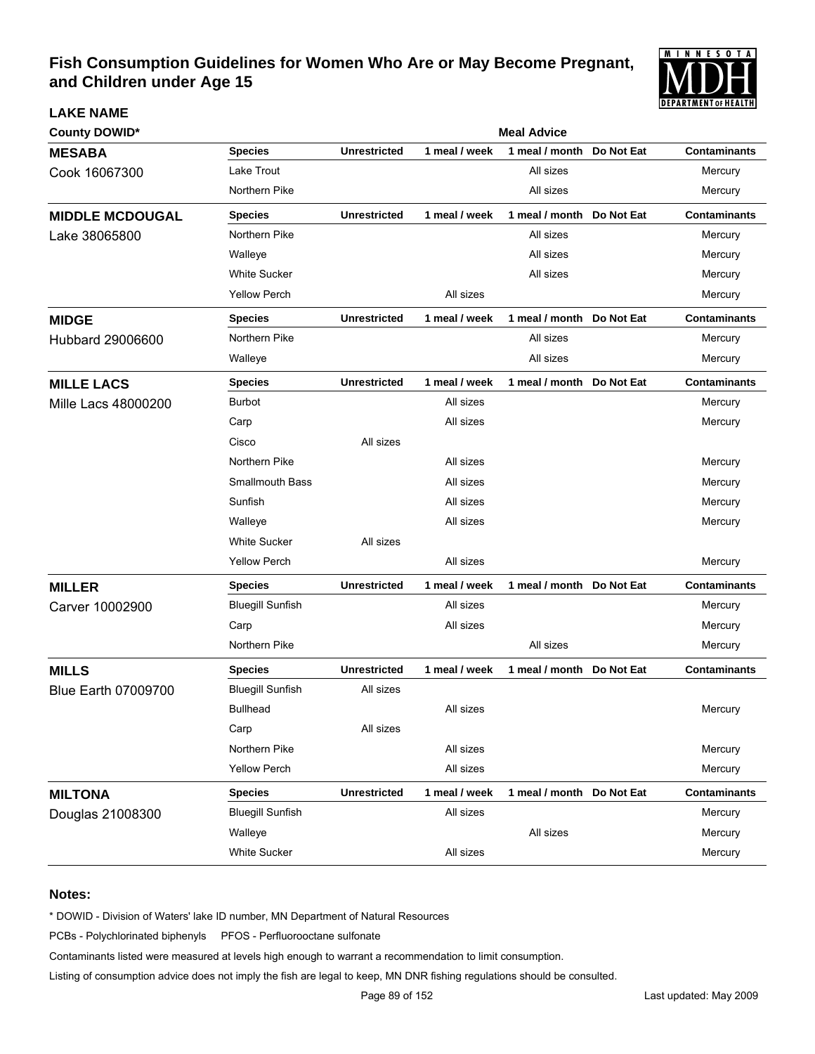# Fish Consumption Guidelines for Women Who Are or May Become Pregnant, and Children under Age 15

**LAKE NAME**

**County DOWID***

| Lake / County DOWID | Species | Unrestricted | 1 meal / week | 1 meal / month | Do Not Eat | Contaminants |
|---|---|---|---|---|---|---|
| **MESABA** Cook 16067300 | Lake Trout | | | All sizes | | Mercury |
| | Northern Pike | | | All sizes | | Mercury |
| **MIDDLE MCDOUGAL** Lake 38065800 | Northern Pike | | | All sizes | | Mercury |
| | Walleye | | | All sizes | | Mercury |
| | White Sucker | | | All sizes | | Mercury |
| | Yellow Perch | | All sizes | | | Mercury |
| **MIDGE** Hubbard 29006600 | Northern Pike | | | All sizes | | Mercury |
| | Walleye | | | All sizes | | Mercury |
| **MILLE LACS** Mille Lacs 48000200 | Burbot | | All sizes | | | Mercury |
| | Carp | | All sizes | | | Mercury |
| | Cisco | All sizes | | | | |
| | Northern Pike | | All sizes | | | Mercury |
| | Smallmouth Bass | | All sizes | | | Mercury |
| | Sunfish | | All sizes | | | Mercury |
| | Walleye | | All sizes | | | Mercury |
| | White Sucker | All sizes | | | | |
| | Yellow Perch | | All sizes | | | Mercury |
| **MILLER** Carver 10002900 | Bluegill Sunfish | | All sizes | | | Mercury |
| | Carp | | All sizes | | | Mercury |
| | Northern Pike | | | All sizes | | Mercury |
| **MILLS** Blue Earth 07009700 | Bluegill Sunfish | All sizes | | | | |
| | Bullhead | | All sizes | | | Mercury |
| | Carp | All sizes | | | | |
| | Northern Pike | | All sizes | | | Mercury |
| | Yellow Perch | | All sizes | | | Mercury |
| **MILTONA** Douglas 21008300 | Bluegill Sunfish | | All sizes | | | Mercury |
| | Walleye | | | All sizes | | Mercury |
| | White Sucker | | All sizes | | | Mercury |

**Notes:**

* DOWID - Division of Waters' lake ID number, MN Department of Natural Resources

PCBs - Polychlorinated biphenyls   PFOS - Perfluorooctane sulfonate

Contaminants listed were measured at levels high enough to warrant a recommendation to limit consumption.

Listing of consumption advice does not imply the fish are legal to keep, MN DNR fishing regulations should be consulted.

Last updated: May 2009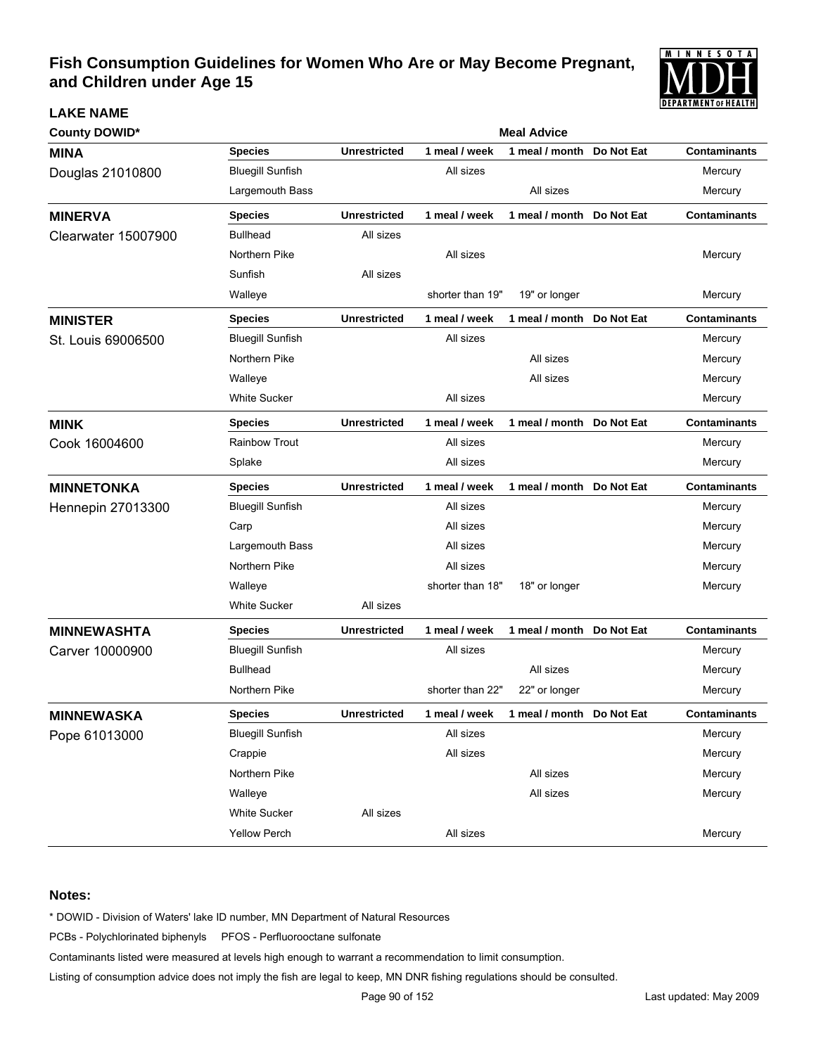# Fish Consumption Guidelines for Women Who Are or May Become Pregnant, and Children under Age 15

**LAKE NAME**

**County DOWID***

| Lake | Species | Unrestricted | 1 meal / week | 1 meal / month | Do Not Eat | Contaminants |
|---|---|---|---|---|---|---|
| **MINA** Douglas 21010800 | Bluegill Sunfish | | All sizes | | | Mercury |
| | Largemouth Bass | | | All sizes | | Mercury |
| **MINERVA** Clearwater 15007900 | Bullhead | All sizes | | | | |
| | Northern Pike | | All sizes | | | Mercury |
| | Sunfish | All sizes | | | | |
| | Walleye | | shorter than 19" | 19" or longer | | Mercury |
| **MINISTER** St. Louis 69006500 | Bluegill Sunfish | | All sizes | | | Mercury |
| | Northern Pike | | | All sizes | | Mercury |
| | Walleye | | | All sizes | | Mercury |
| | White Sucker | | All sizes | | | Mercury |
| **MINK** Cook 16004600 | Rainbow Trout | | All sizes | | | Mercury |
| | Splake | | All sizes | | | Mercury |
| **MINNETONKA** Hennepin 27013300 | Bluegill Sunfish | | All sizes | | | Mercury |
| | Carp | | All sizes | | | Mercury |
| | Largemouth Bass | | All sizes | | | Mercury |
| | Northern Pike | | All sizes | | | Mercury |
| | Walleye | | shorter than 18" | 18" or longer | | Mercury |
| | White Sucker | All sizes | | | | |
| **MINNEWASHTA** Carver 10000900 | Bluegill Sunfish | | All sizes | | | Mercury |
| | Bullhead | | | All sizes | | Mercury |
| | Northern Pike | | shorter than 22" | 22" or longer | | Mercury |
| **MINNEWASKA** Pope 61013000 | Bluegill Sunfish | | All sizes | | | Mercury |
| | Crappie | | All sizes | | | Mercury |
| | Northern Pike | | | All sizes | | Mercury |
| | Walleye | | | All sizes | | Mercury |
| | White Sucker | All sizes | | | | |
| | Yellow Perch | | All sizes | | | Mercury |

**Notes:**

* DOWID - Division of Waters' lake ID number, MN Department of Natural Resources

PCBs - Polychlorinated biphenyls PFOS - Perfluorooctane sulfonate

Contaminants listed were measured at levels high enough to warrant a recommendation to limit consumption.

Listing of consumption advice does not imply the fish are legal to keep, MN DNR fishing regulations should be consulted.

Last updated: May 2009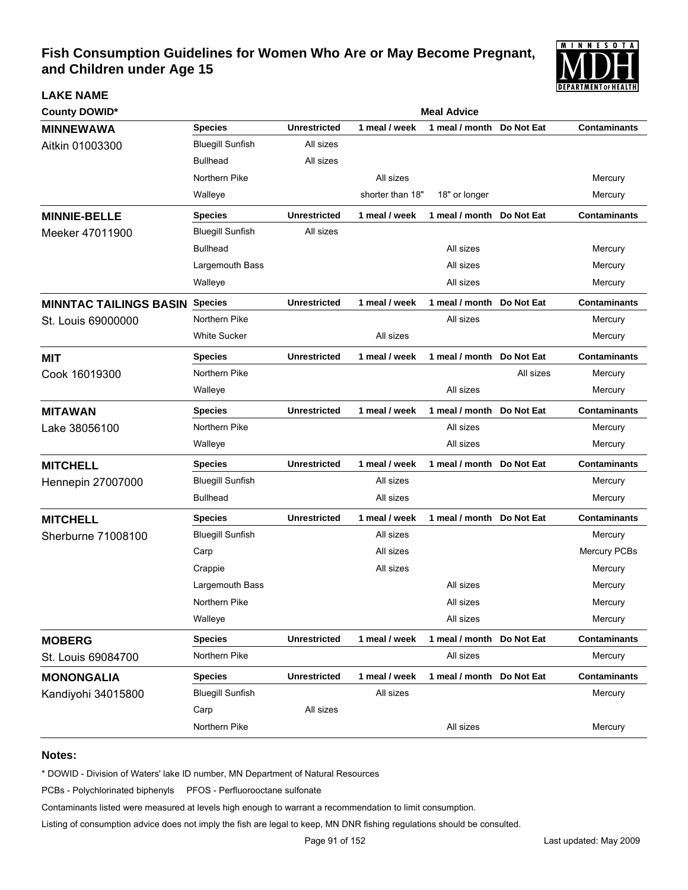# Fish Consumption Guidelines for Women Who Are or May Become Pregnant, and Children under Age 15

| LAKE NAME<br>County DOWID* | Species | Unrestricted | 1 meal / week | 1 meal / month | Do Not Eat | Contaminants |
|---|---|---|---|---|---|---|
| **MINNEWAWA**<br>Aitkin 01003300 | Bluegill Sunfish | All sizes | | | | |
| | Bullhead | All sizes | | | | |
| | Northern Pike | | All sizes | | | Mercury |
| | Walleye | | shorter than 18" | 18" or longer | | Mercury |
| **MINNIE-BELLE**<br>Meeker 47011900 | Bluegill Sunfish | All sizes | | | | |
| | Bullhead | | | All sizes | | Mercury |
| | Largemouth Bass | | | All sizes | | Mercury |
| | Walleye | | | All sizes | | Mercury |
| **MINNTAC TAILINGS BASIN**<br>St. Louis 69000000 | Northern Pike | | | All sizes | | Mercury |
| | White Sucker | | All sizes | | | Mercury |
| **MIT**<br>Cook 16019300 | Northern Pike | | | | All sizes | Mercury |
| | Walleye | | | All sizes | | Mercury |
| **MITAWAN**<br>Lake 38056100 | Northern Pike | | | All sizes | | Mercury |
| | Walleye | | | All sizes | | Mercury |
| **MITCHELL**<br>Hennepin 27007000 | Bluegill Sunfish | | All sizes | | | Mercury |
| | Bullhead | | All sizes | | | Mercury |
| **MITCHELL**<br>Sherburne 71008100 | Bluegill Sunfish | | All sizes | | | Mercury |
| | Carp | | All sizes | | | Mercury PCBs |
| | Crappie | | All sizes | | | Mercury |
| | Largemouth Bass | | | All sizes | | Mercury |
| | Northern Pike | | | All sizes | | Mercury |
| | Walleye | | | All sizes | | Mercury |
| **MOBERG**<br>St. Louis 69084700 | Northern Pike | | | All sizes | | Mercury |
| **MONONGALIA**<br>Kandiyohi 34015800 | Bluegill Sunfish | | All sizes | | | Mercury |
| | Carp | All sizes | | | | |
| | Northern Pike | | | All sizes | | Mercury |

**Notes:**

\* DOWID - Division of Waters' lake ID number, MN Department of Natural Resources

PCBs - Polychlorinated biphenyls PFOS - Perfluorooctane sulfonate

Contaminants listed were measured at levels high enough to warrant a recommendation to limit consumption.

Listing of consumption advice does not imply the fish are legal to keep, MN DNR fishing regulations should be consulted.

Last updated: May 2009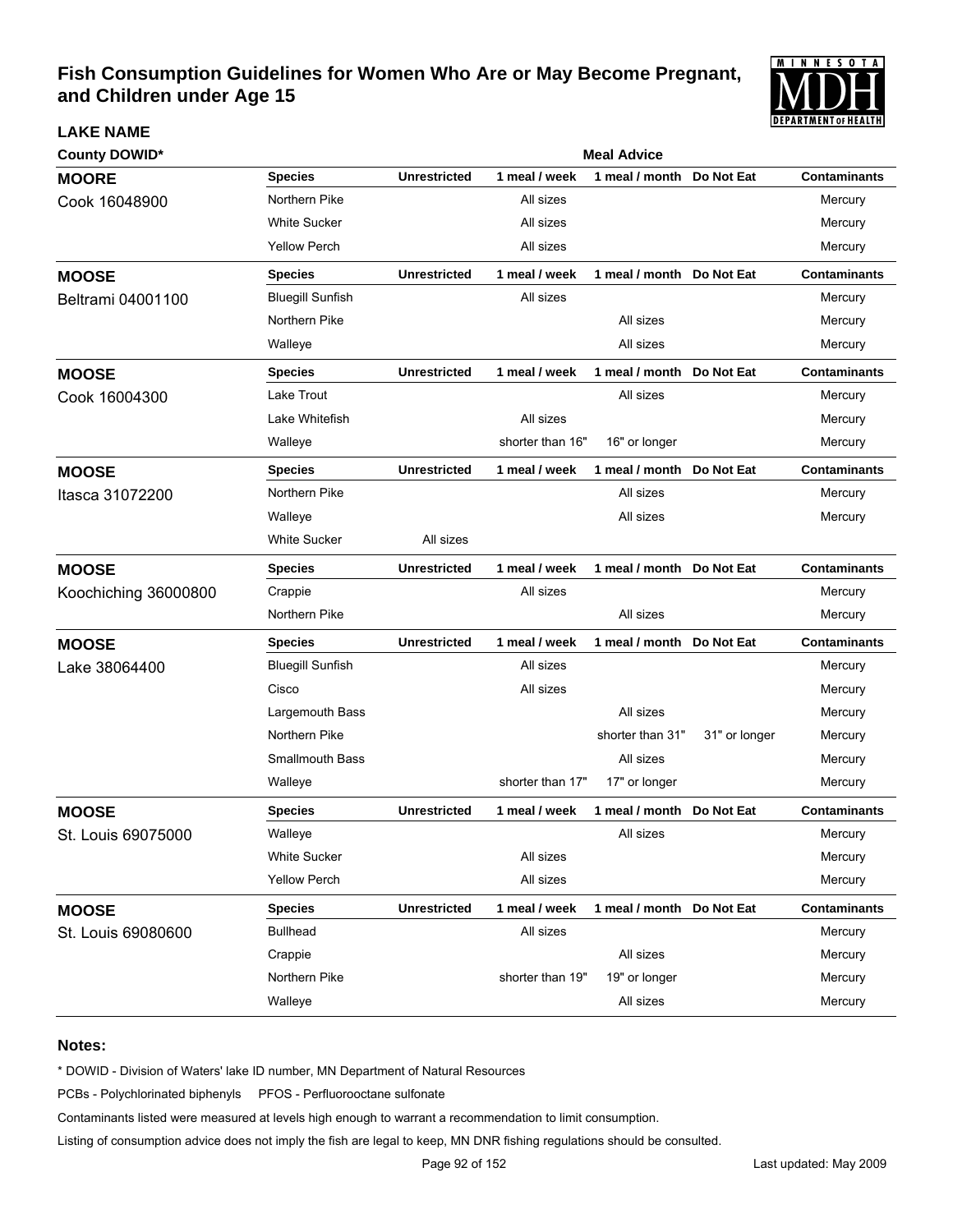# Fish Consumption Guidelines for Women Who Are or May Become Pregnant, and Children under Age 15

**LAKE NAME**

| County DOWID* | Species | Unrestricted | 1 meal / week | 1 meal / month | Do Not Eat | Contaminants |
|---|---|---|---|---|---|---|
| **MOORE** | | | | | | |
| Cook 16048900 | Northern Pike | | All sizes | | | Mercury |
| | White Sucker | | All sizes | | | Mercury |
| | Yellow Perch | | All sizes | | | Mercury |
| **MOOSE** | | | | | | |
| Beltrami 04001100 | Bluegill Sunfish | | All sizes | | | Mercury |
| | Northern Pike | | | All sizes | | Mercury |
| | Walleye | | | All sizes | | Mercury |
| **MOOSE** | | | | | | |
| Cook 16004300 | Lake Trout | | | All sizes | | Mercury |
| | Lake Whitefish | | All sizes | | | Mercury |
| | Walleye | | shorter than 16" | 16" or longer | | Mercury |
| **MOOSE** | | | | | | |
| Itasca 31072200 | Northern Pike | | | All sizes | | Mercury |
| | Walleye | | | All sizes | | Mercury |
| | White Sucker | All sizes | | | | |
| **MOOSE** | | | | | | |
| Koochiching 36000800 | Crappie | | All sizes | | | Mercury |
| | Northern Pike | | | All sizes | | Mercury |
| **MOOSE** | | | | | | |
| Lake 38064400 | Bluegill Sunfish | | All sizes | | | Mercury |
| | Cisco | | All sizes | | | Mercury |
| | Largemouth Bass | | | All sizes | | Mercury |
| | Northern Pike | | | shorter than 31" | 31" or longer | Mercury |
| | Smallmouth Bass | | | All sizes | | Mercury |
| | Walleye | | shorter than 17" | 17" or longer | | Mercury |
| **MOOSE** | | | | | | |
| St. Louis 69075000 | Walleye | | | All sizes | | Mercury |
| | White Sucker | | All sizes | | | Mercury |
| | Yellow Perch | | All sizes | | | Mercury |
| **MOOSE** | | | | | | |
| St. Louis 69080600 | Bullhead | | All sizes | | | Mercury |
| | Crappie | | | All sizes | | Mercury |
| | Northern Pike | | shorter than 19" | 19" or longer | | Mercury |
| | Walleye | | | All sizes | | Mercury |

**Notes:**

\* DOWID - Division of Waters' lake ID number, MN Department of Natural Resources

PCBs - Polychlorinated biphenyls PFOS - Perfluorooctane sulfonate

Contaminants listed were measured at levels high enough to warrant a recommendation to limit consumption.

Listing of consumption advice does not imply the fish are legal to keep, MN DNR fishing regulations should be consulted.

Last updated: May 2009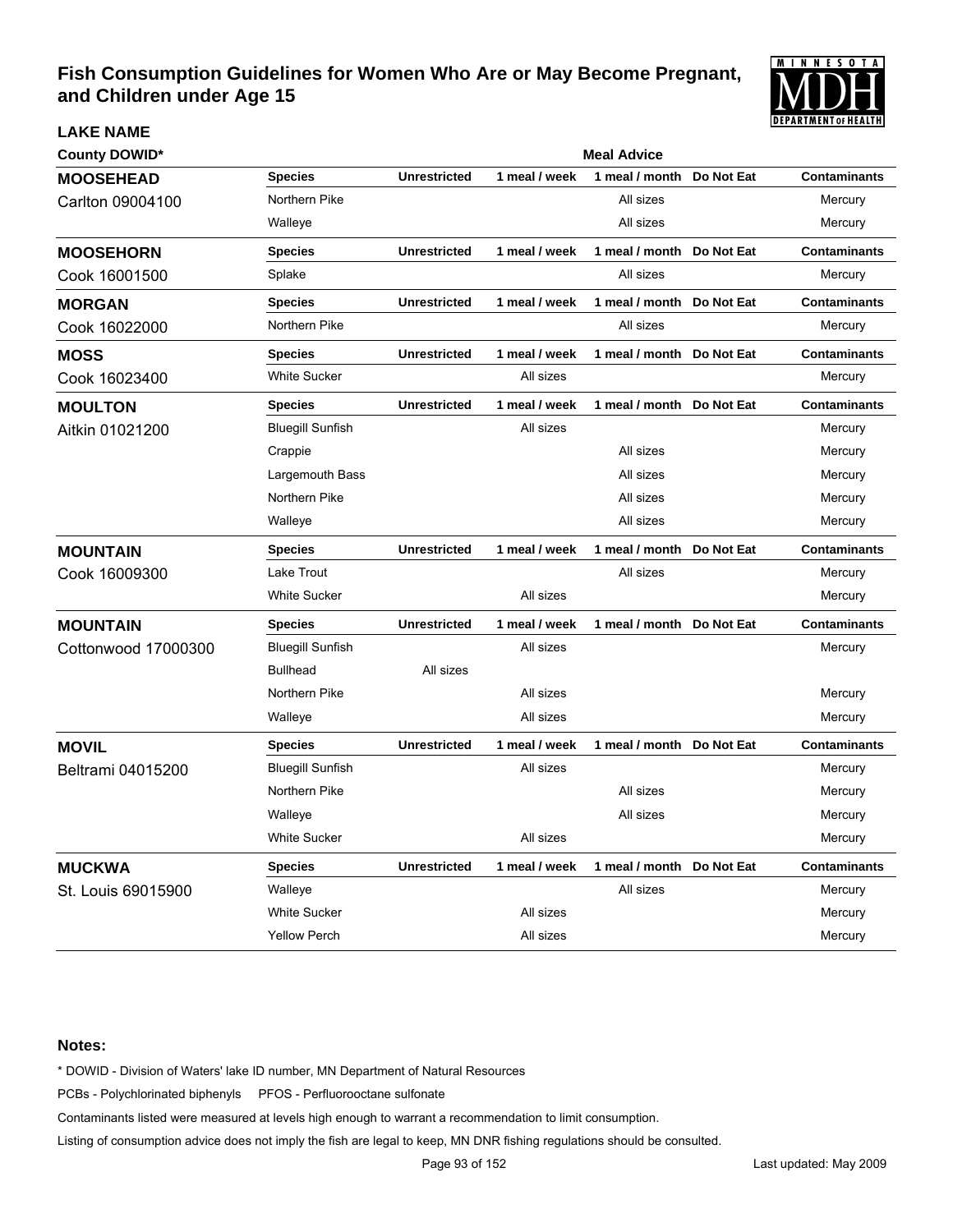# Fish Consumption Guidelines for Women Who Are or May Become Pregnant, and Children under Age 15

**LAKE NAME**

| County DOWID* | Species | Unrestricted | 1 meal / week | 1 meal / month | Do Not Eat | Contaminants |
|---|---|---|---|---|---|---|
| | | | Meal Advice | | | |
| **MOOSEHEAD** | **Species** | **Unrestricted** | **1 meal / week** | **1 meal / month** | **Do Not Eat** | **Contaminants** |
| Carlton 09004100 | Northern Pike | | | All sizes | | Mercury |
| | Walleye | | | All sizes | | Mercury |
| **MOOSEHORN** | **Species** | **Unrestricted** | **1 meal / week** | **1 meal / month** | **Do Not Eat** | **Contaminants** |
| Cook 16001500 | Splake | | | All sizes | | Mercury |
| **MORGAN** | **Species** | **Unrestricted** | **1 meal / week** | **1 meal / month** | **Do Not Eat** | **Contaminants** |
| Cook 16022000 | Northern Pike | | | All sizes | | Mercury |
| **MOSS** | **Species** | **Unrestricted** | **1 meal / week** | **1 meal / month** | **Do Not Eat** | **Contaminants** |
| Cook 16023400 | White Sucker | | All sizes | | | Mercury |
| **MOULTON** | **Species** | **Unrestricted** | **1 meal / week** | **1 meal / month** | **Do Not Eat** | **Contaminants** |
| Aitkin 01021200 | Bluegill Sunfish | | All sizes | | | Mercury |
| | Crappie | | | All sizes | | Mercury |
| | Largemouth Bass | | | All sizes | | Mercury |
| | Northern Pike | | | All sizes | | Mercury |
| | Walleye | | | All sizes | | Mercury |
| **MOUNTAIN** | **Species** | **Unrestricted** | **1 meal / week** | **1 meal / month** | **Do Not Eat** | **Contaminants** |
| Cook 16009300 | Lake Trout | | | All sizes | | Mercury |
| | White Sucker | | All sizes | | | Mercury |
| **MOUNTAIN** | **Species** | **Unrestricted** | **1 meal / week** | **1 meal / month** | **Do Not Eat** | **Contaminants** |
| Cottonwood 17000300 | Bluegill Sunfish | | All sizes | | | Mercury |
| | Bullhead | All sizes | | | | |
| | Northern Pike | | All sizes | | | Mercury |
| | Walleye | | All sizes | | | Mercury |
| **MOVIL** | **Species** | **Unrestricted** | **1 meal / week** | **1 meal / month** | **Do Not Eat** | **Contaminants** |
| Beltrami 04015200 | Bluegill Sunfish | | All sizes | | | Mercury |
| | Northern Pike | | | All sizes | | Mercury |
| | Walleye | | | All sizes | | Mercury |
| | White Sucker | | All sizes | | | Mercury |
| **MUCKWA** | **Species** | **Unrestricted** | **1 meal / week** | **1 meal / month** | **Do Not Eat** | **Contaminants** |
| St. Louis 69015900 | Walleye | | | All sizes | | Mercury |
| | White Sucker | | All sizes | | | Mercury |
| | Yellow Perch | | All sizes | | | Mercury |

**Notes:**

\* DOWID - Division of Waters' lake ID number, MN Department of Natural Resources

PCBs - Polychlorinated biphenyls PFOS - Perfluorooctane sulfonate

Contaminants listed were measured at levels high enough to warrant a recommendation to limit consumption.

Listing of consumption advice does not imply the fish are legal to keep, MN DNR fishing regulations should be consulted.

Last updated: May 2009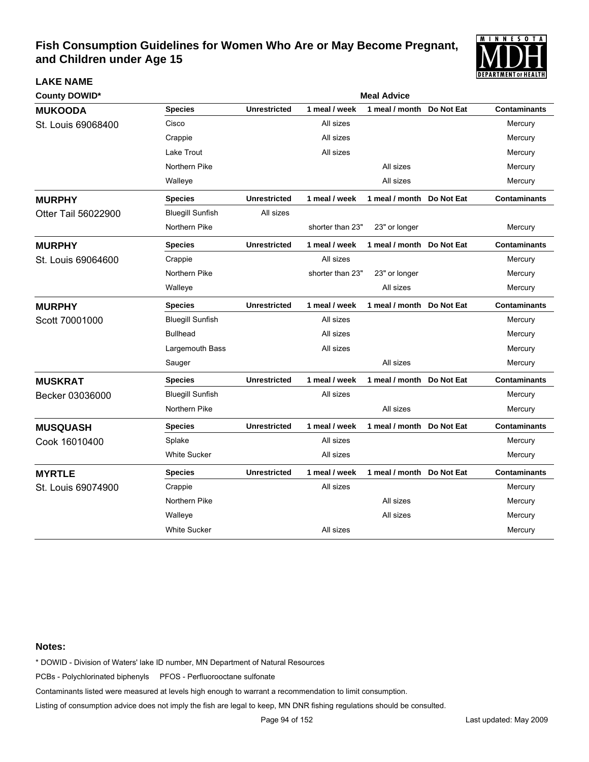# Fish Consumption Guidelines for Women Who Are or May Become Pregnant, and Children under Age 15

| LAKE NAME<br>County DOWID* | Species | Unrestricted | 1 meal / week | 1 meal / month | Do Not Eat | Contaminants |
|---|---|---|---|---|---|---|
| **MUKOODA**<br>St. Louis 69068400 | Cisco | | All sizes | | | Mercury |
| | Crappie | | All sizes | | | Mercury |
| | Lake Trout | | All sizes | | | Mercury |
| | Northern Pike | | | All sizes | | Mercury |
| | Walleye | | | All sizes | | Mercury |
| **MURPHY**<br>Otter Tail 56022900 | Bluegill Sunfish | All sizes | | | | |
| | Northern Pike | | shorter than 23" | 23" or longer | | Mercury |
| **MURPHY**<br>St. Louis 69064600 | Crappie | | All sizes | | | Mercury |
| | Northern Pike | | shorter than 23" | 23" or longer | | Mercury |
| | Walleye | | | All sizes | | Mercury |
| **MURPHY**<br>Scott 70001000 | Bluegill Sunfish | | All sizes | | | Mercury |
| | Bullhead | | All sizes | | | Mercury |
| | Largemouth Bass | | All sizes | | | Mercury |
| | Sauger | | | All sizes | | Mercury |
| **MUSKRAT**<br>Becker 03036000 | Bluegill Sunfish | | All sizes | | | Mercury |
| | Northern Pike | | | All sizes | | Mercury |
| **MUSQUASH**<br>Cook 16010400 | Splake | | All sizes | | | Mercury |
| | White Sucker | | All sizes | | | Mercury |
| **MYRTLE**<br>St. Louis 69074900 | Crappie | | All sizes | | | Mercury |
| | Northern Pike | | | All sizes | | Mercury |
| | Walleye | | | All sizes | | Mercury |
| | White Sucker | | All sizes | | | Mercury |

**Notes:**

* DOWID - Division of Waters' lake ID number, MN Department of Natural Resources

PCBs - Polychlorinated biphenyls PFOS - Perfluorooctane sulfonate

Contaminants listed were measured at levels high enough to warrant a recommendation to limit consumption.

Listing of consumption advice does not imply the fish are legal to keep, MN DNR fishing regulations should be consulted.

Last updated: May 2009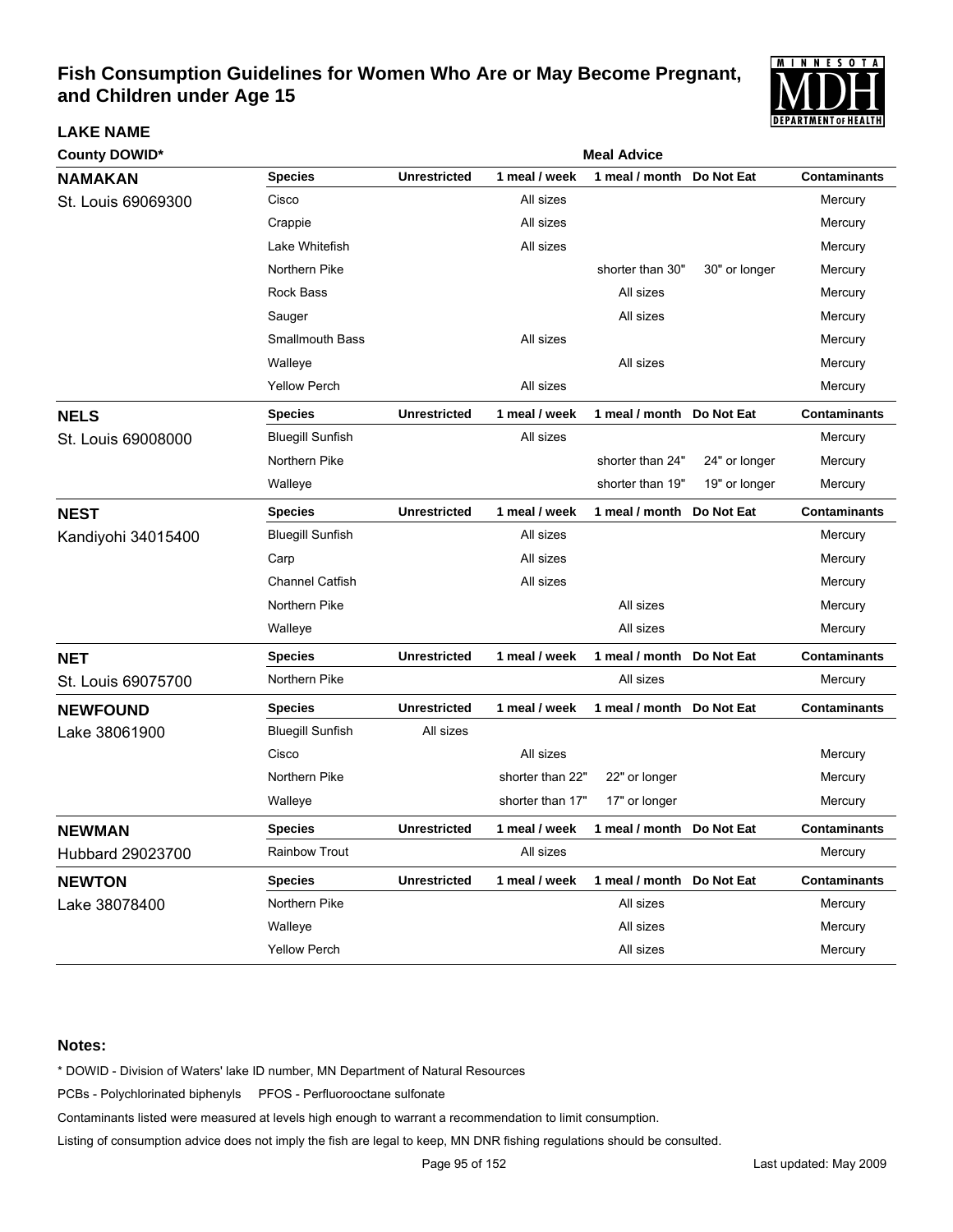# Fish Consumption Guidelines for Women Who Are or May Become Pregnant, and Children under Age 15

**LAKE NAME**

**County DOWID***

| Lake / County DOWID | Species | Unrestricted | 1 meal / week | 1 meal / month | Do Not Eat | Contaminants |
|---|---|---|---|---|---|---|
| **NAMAKAN** St. Louis 69069300 | Cisco | | All sizes | | | Mercury |
| | Crappie | | All sizes | | | Mercury |
| | Lake Whitefish | | All sizes | | | Mercury |
| | Northern Pike | | | shorter than 30" | 30" or longer | Mercury |
| | Rock Bass | | | All sizes | | Mercury |
| | Sauger | | | All sizes | | Mercury |
| | Smallmouth Bass | | All sizes | | | Mercury |
| | Walleye | | | All sizes | | Mercury |
| | Yellow Perch | | All sizes | | | Mercury |
| **NELS** St. Louis 69008000 | Bluegill Sunfish | | All sizes | | | Mercury |
| | Northern Pike | | | shorter than 24" | 24" or longer | Mercury |
| | Walleye | | | shorter than 19" | 19" or longer | Mercury |
| **NEST** Kandiyohi 34015400 | Bluegill Sunfish | | All sizes | | | Mercury |
| | Carp | | All sizes | | | Mercury |
| | Channel Catfish | | All sizes | | | Mercury |
| | Northern Pike | | | All sizes | | Mercury |
| | Walleye | | | All sizes | | Mercury |
| **NET** St. Louis 69075700 | Northern Pike | | | All sizes | | Mercury |
| **NEWFOUND** Lake 38061900 | Bluegill Sunfish | All sizes | | | | |
| | Cisco | | All sizes | | | Mercury |
| | Northern Pike | | shorter than 22" | 22" or longer | | Mercury |
| | Walleye | | shorter than 17" | 17" or longer | | Mercury |
| **NEWMAN** Hubbard 29023700 | Rainbow Trout | | All sizes | | | Mercury |
| **NEWTON** Lake 38078400 | Northern Pike | | | All sizes | | Mercury |
| | Walleye | | | All sizes | | Mercury |
| | Yellow Perch | | | All sizes | | Mercury |

**Notes:**

* DOWID - Division of Waters' lake ID number, MN Department of Natural Resources

PCBs - Polychlorinated biphenyls PFOS - Perfluorooctane sulfonate

Contaminants listed were measured at levels high enough to warrant a recommendation to limit consumption.

Listing of consumption advice does not imply the fish are legal to keep, MN DNR fishing regulations should be consulted.

Last updated: May 2009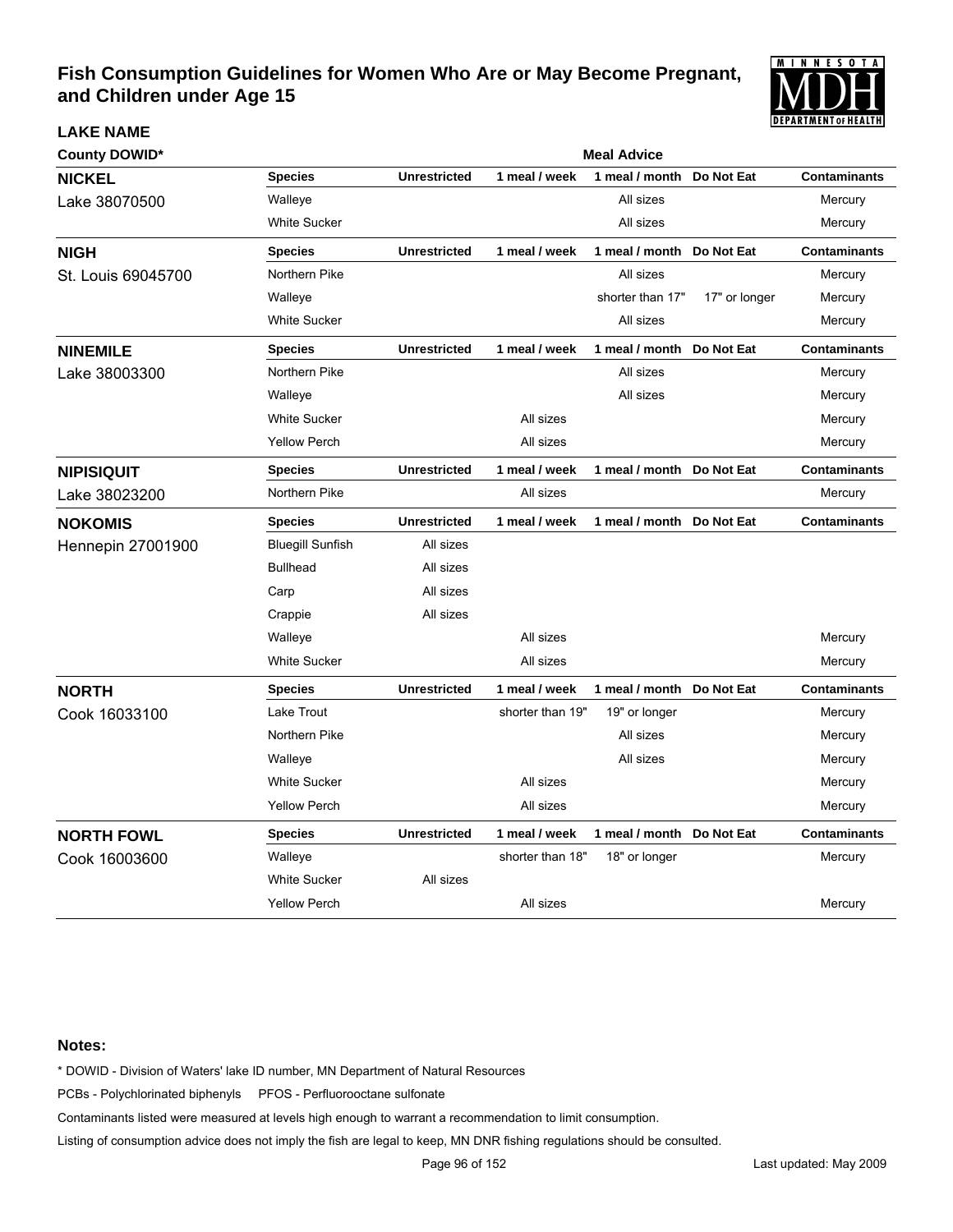# Fish Consumption Guidelines for Women Who Are or May Become Pregnant, and Children under Age 15

| LAKE NAME<br>County DOWID* | Species | Unrestricted | 1 meal / week | 1 meal / month | Do Not Eat | Contaminants |
|---|---|---|---|---|---|---|
| **NICKEL** Lake 38070500 | Walleye | | | All sizes | | Mercury |
| | White Sucker | | | All sizes | | Mercury |
| **NIGH** St. Louis 69045700 | Northern Pike | | | All sizes | | Mercury |
| | Walleye | | | shorter than 17" | 17" or longer | Mercury |
| | White Sucker | | | All sizes | | Mercury |
| **NINEMILE** Lake 38003300 | Northern Pike | | | All sizes | | Mercury |
| | Walleye | | | All sizes | | Mercury |
| | White Sucker | | All sizes | | | Mercury |
| | Yellow Perch | | All sizes | | | Mercury |
| **NIPISIQUIT** Lake 38023200 | Northern Pike | | All sizes | | | Mercury |
| **NOKOMIS** Hennepin 27001900 | Bluegill Sunfish | All sizes | | | | |
| | Bullhead | All sizes | | | | |
| | Carp | All sizes | | | | |
| | Crappie | All sizes | | | | |
| | Walleye | | All sizes | | | Mercury |
| | White Sucker | | All sizes | | | Mercury |
| **NORTH** Cook 16033100 | Lake Trout | | shorter than 19" | 19" or longer | | Mercury |
| | Northern Pike | | | All sizes | | Mercury |
| | Walleye | | | All sizes | | Mercury |
| | White Sucker | | All sizes | | | Mercury |
| | Yellow Perch | | All sizes | | | Mercury |
| **NORTH FOWL** Cook 16003600 | Walleye | | shorter than 18" | 18" or longer | | Mercury |
| | White Sucker | All sizes | | | | |
| | Yellow Perch | | All sizes | | | Mercury |

**Notes:**

* DOWID - Division of Waters' lake ID number, MN Department of Natural Resources

PCBs - Polychlorinated biphenyls PFOS - Perfluorooctane sulfonate

Contaminants listed were measured at levels high enough to warrant a recommendation to limit consumption.

Listing of consumption advice does not imply the fish are legal to keep, MN DNR fishing regulations should be consulted.

Last updated: May 2009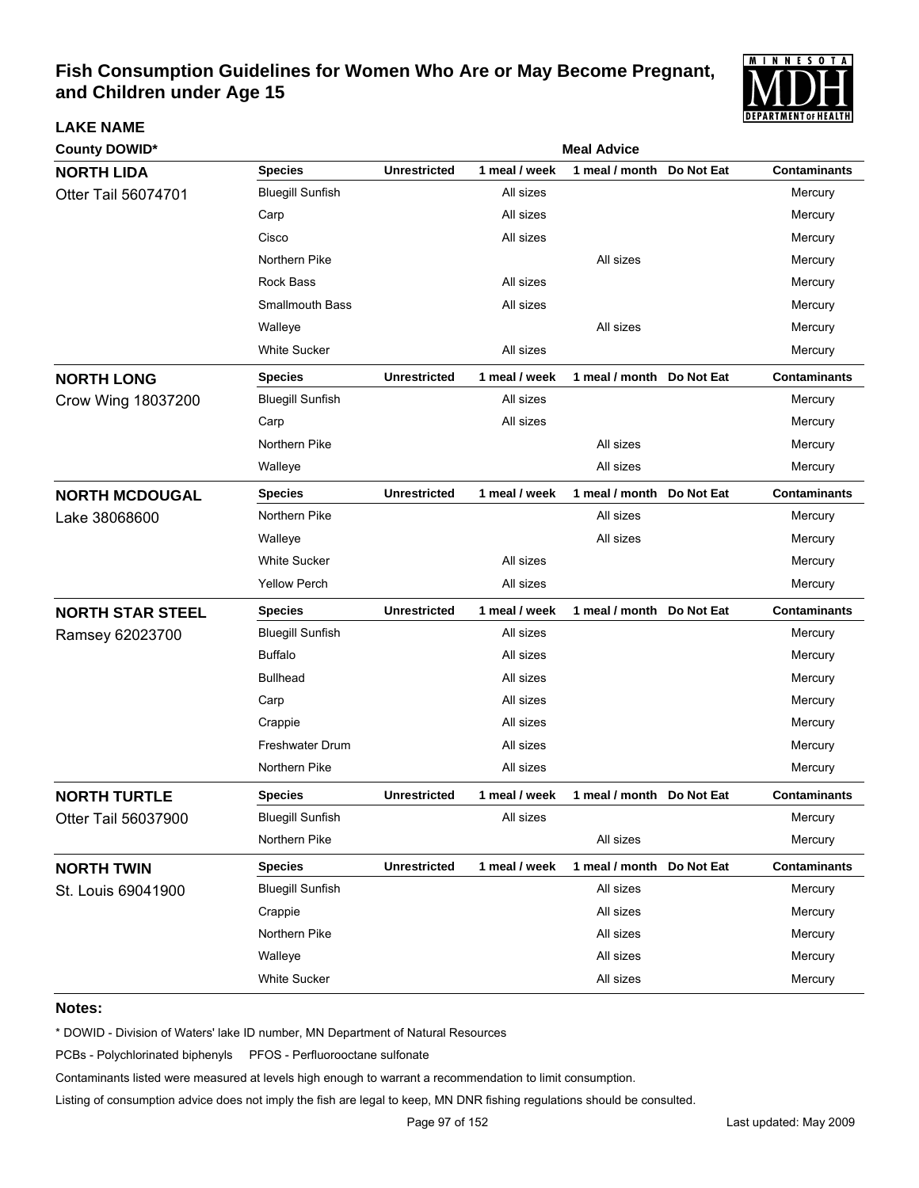# Fish Consumption Guidelines for Women Who Are or May Become Pregnant, and Children under Age 15

**LAKE NAME**

**County DOWID***

| Lake / County DOWID | Species | Unrestricted | 1 meal / week | 1 meal / month | Do Not Eat | Contaminants |
|---|---|---|---|---|---|---|
| **NORTH LIDA** | Bluegill Sunfish | | All sizes | | | Mercury |
| Otter Tail 56074701 | Carp | | All sizes | | | Mercury |
| | Cisco | | All sizes | | | Mercury |
| | Northern Pike | | | All sizes | | Mercury |
| | Rock Bass | | All sizes | | | Mercury |
| | Smallmouth Bass | | All sizes | | | Mercury |
| | Walleye | | | All sizes | | Mercury |
| | White Sucker | | All sizes | | | Mercury |
| **NORTH LONG** | Bluegill Sunfish | | All sizes | | | Mercury |
| Crow Wing 18037200 | Carp | | All sizes | | | Mercury |
| | Northern Pike | | | All sizes | | Mercury |
| | Walleye | | | All sizes | | Mercury |
| **NORTH MCDOUGAL** | Northern Pike | | | All sizes | | Mercury |
| Lake 38068600 | Walleye | | | All sizes | | Mercury |
| | White Sucker | | All sizes | | | Mercury |
| | Yellow Perch | | All sizes | | | Mercury |
| **NORTH STAR STEEL** | Bluegill Sunfish | | All sizes | | | Mercury |
| Ramsey 62023700 | Buffalo | | All sizes | | | Mercury |
| | Bullhead | | All sizes | | | Mercury |
| | Carp | | All sizes | | | Mercury |
| | Crappie | | All sizes | | | Mercury |
| | Freshwater Drum | | All sizes | | | Mercury |
| | Northern Pike | | All sizes | | | Mercury |
| **NORTH TURTLE** | Bluegill Sunfish | | All sizes | | | Mercury |
| Otter Tail 56037900 | Northern Pike | | | All sizes | | Mercury |
| **NORTH TWIN** | Bluegill Sunfish | | | All sizes | | Mercury |
| St. Louis 69041900 | Crappie | | | All sizes | | Mercury |
| | Northern Pike | | | All sizes | | Mercury |
| | Walleye | | | All sizes | | Mercury |
| | White Sucker | | | All sizes | | Mercury |

**Notes:**

* DOWID - Division of Waters' lake ID number, MN Department of Natural Resources

PCBs - Polychlorinated biphenyls PFOS - Perfluorooctane sulfonate

Contaminants listed were measured at levels high enough to warrant a recommendation to limit consumption.

Listing of consumption advice does not imply the fish are legal to keep, MN DNR fishing regulations should be consulted.

Last updated: May 2009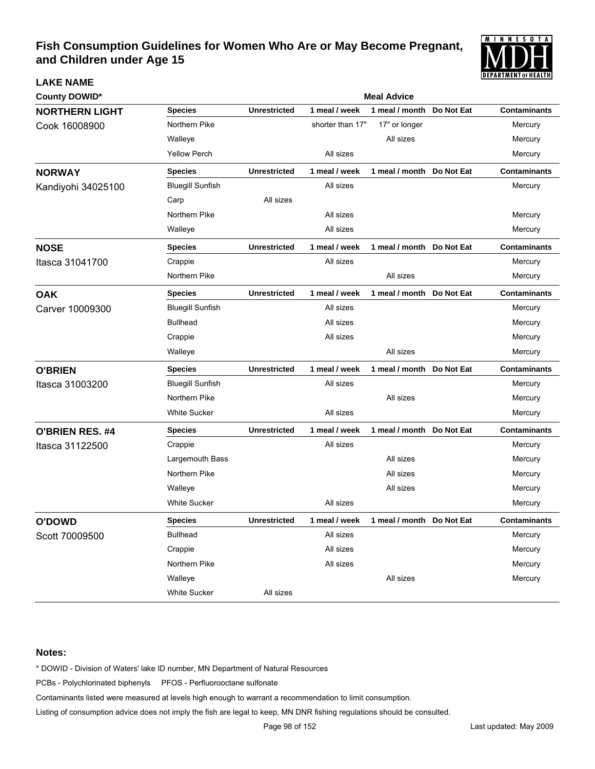# Fish Consumption Guidelines for Women Who Are or May Become Pregnant, and Children under Age 15

| LAKE NAME County DOWID* | Species | Unrestricted | 1 meal / week | 1 meal / month | Do Not Eat | Contaminants |
|---|---|---|---|---|---|---|
| **NORTHERN LIGHT** Cook 16008900 | Northern Pike | | shorter than 17" | 17" or longer | | Mercury |
| | Walleye | | | All sizes | | Mercury |
| | Yellow Perch | | All sizes | | | Mercury |
| **NORWAY** Kandiyohi 34025100 | Bluegill Sunfish | | All sizes | | | Mercury |
| | Carp | All sizes | | | | |
| | Northern Pike | | All sizes | | | Mercury |
| | Walleye | | All sizes | | | Mercury |
| **NOSE** Itasca 31041700 | Crappie | | All sizes | | | Mercury |
| | Northern Pike | | | All sizes | | Mercury |
| **OAK** Carver 10009300 | Bluegill Sunfish | | All sizes | | | Mercury |
| | Bullhead | | All sizes | | | Mercury |
| | Crappie | | All sizes | | | Mercury |
| | Walleye | | | All sizes | | Mercury |
| **O'BRIEN** Itasca 31003200 | Bluegill Sunfish | | All sizes | | | Mercury |
| | Northern Pike | | | All sizes | | Mercury |
| | White Sucker | | All sizes | | | Mercury |
| **O'BRIEN RES. #4** Itasca 31122500 | Crappie | | All sizes | | | Mercury |
| | Largemouth Bass | | | All sizes | | Mercury |
| | Northern Pike | | | All sizes | | Mercury |
| | Walleye | | | All sizes | | Mercury |
| | White Sucker | | All sizes | | | Mercury |
| **O'DOWD** Scott 70009500 | Bullhead | | All sizes | | | Mercury |
| | Crappie | | All sizes | | | Mercury |
| | Northern Pike | | All sizes | | | Mercury |
| | Walleye | | | All sizes | | Mercury |
| | White Sucker | All sizes | | | | |

**Notes:**

* DOWID - Division of Waters' lake ID number, MN Department of Natural Resources

PCBs - Polychlorinated biphenyls     PFOS - Perfluorooctane sulfonate

Contaminants listed were measured at levels high enough to warrant a recommendation to limit consumption.

Listing of consumption advice does not imply the fish are legal to keep, MN DNR fishing regulations should be consulted.

Last updated: May 2009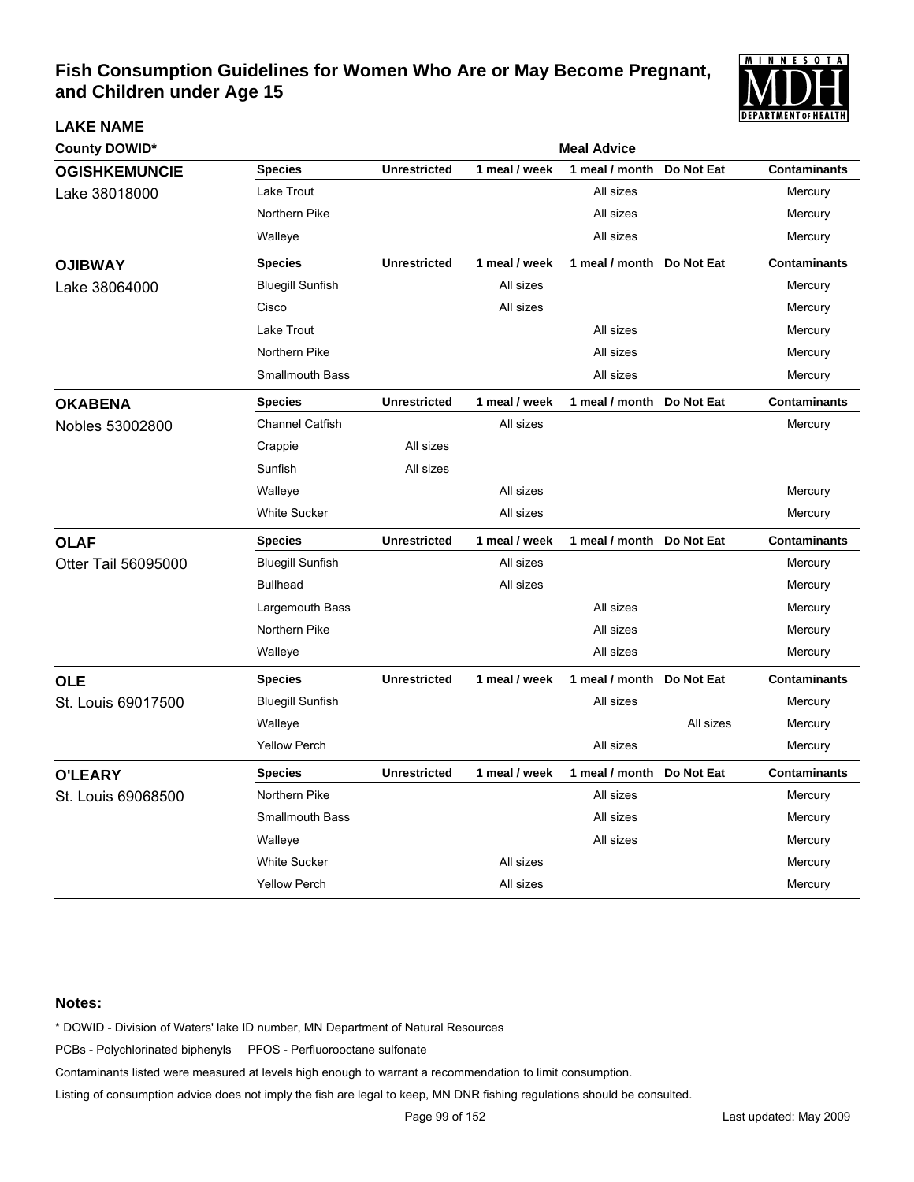# Fish Consumption Guidelines for Women Who Are or May Become Pregnant, and Children under Age 15

**LAKE NAME**

**County DOWID***

| | Meal Advice | | | | | |
|---|---|---|---|---|---|---|
| **OGISHKEMUNCIE** | **Species** | **Unrestricted** | **1 meal / week** | **1 meal / month** | **Do Not Eat** | **Contaminants** |
| Lake 38018000 | Lake Trout | | | All sizes | | Mercury |
| | Northern Pike | | | All sizes | | Mercury |
| | Walleye | | | All sizes | | Mercury |
| **OJIBWAY** | **Species** | **Unrestricted** | **1 meal / week** | **1 meal / month** | **Do Not Eat** | **Contaminants** |
| Lake 38064000 | Bluegill Sunfish | | All sizes | | | Mercury |
| | Cisco | | All sizes | | | Mercury |
| | Lake Trout | | | All sizes | | Mercury |
| | Northern Pike | | | All sizes | | Mercury |
| | Smallmouth Bass | | | All sizes | | Mercury |
| **OKABENA** | **Species** | **Unrestricted** | **1 meal / week** | **1 meal / month** | **Do Not Eat** | **Contaminants** |
| Nobles 53002800 | Channel Catfish | | All sizes | | | Mercury |
| | Crappie | All sizes | | | | |
| | Sunfish | All sizes | | | | |
| | Walleye | | All sizes | | | Mercury |
| | White Sucker | | All sizes | | | Mercury |
| **OLAF** | **Species** | **Unrestricted** | **1 meal / week** | **1 meal / month** | **Do Not Eat** | **Contaminants** |
| Otter Tail 56095000 | Bluegill Sunfish | | All sizes | | | Mercury |
| | Bullhead | | All sizes | | | Mercury |
| | Largemouth Bass | | | All sizes | | Mercury |
| | Northern Pike | | | All sizes | | Mercury |
| | Walleye | | | All sizes | | Mercury |
| **OLE** | **Species** | **Unrestricted** | **1 meal / week** | **1 meal / month** | **Do Not Eat** | **Contaminants** |
| St. Louis 69017500 | Bluegill Sunfish | | | All sizes | | Mercury |
| | Walleye | | | | All sizes | Mercury |
| | Yellow Perch | | | All sizes | | Mercury |
| **O'LEARY** | **Species** | **Unrestricted** | **1 meal / week** | **1 meal / month** | **Do Not Eat** | **Contaminants** |
| St. Louis 69068500 | Northern Pike | | | All sizes | | Mercury |
| | Smallmouth Bass | | | All sizes | | Mercury |
| | Walleye | | | All sizes | | Mercury |
| | White Sucker | | All sizes | | | Mercury |
| | Yellow Perch | | All sizes | | | Mercury |

**Notes:**

* DOWID - Division of Waters' lake ID number, MN Department of Natural Resources

PCBs - Polychlorinated biphenyls     PFOS - Perfluorooctane sulfonate

Contaminants listed were measured at levels high enough to warrant a recommendation to limit consumption.

Listing of consumption advice does not imply the fish are legal to keep, MN DNR fishing regulations should be consulted.

Last updated: May 2009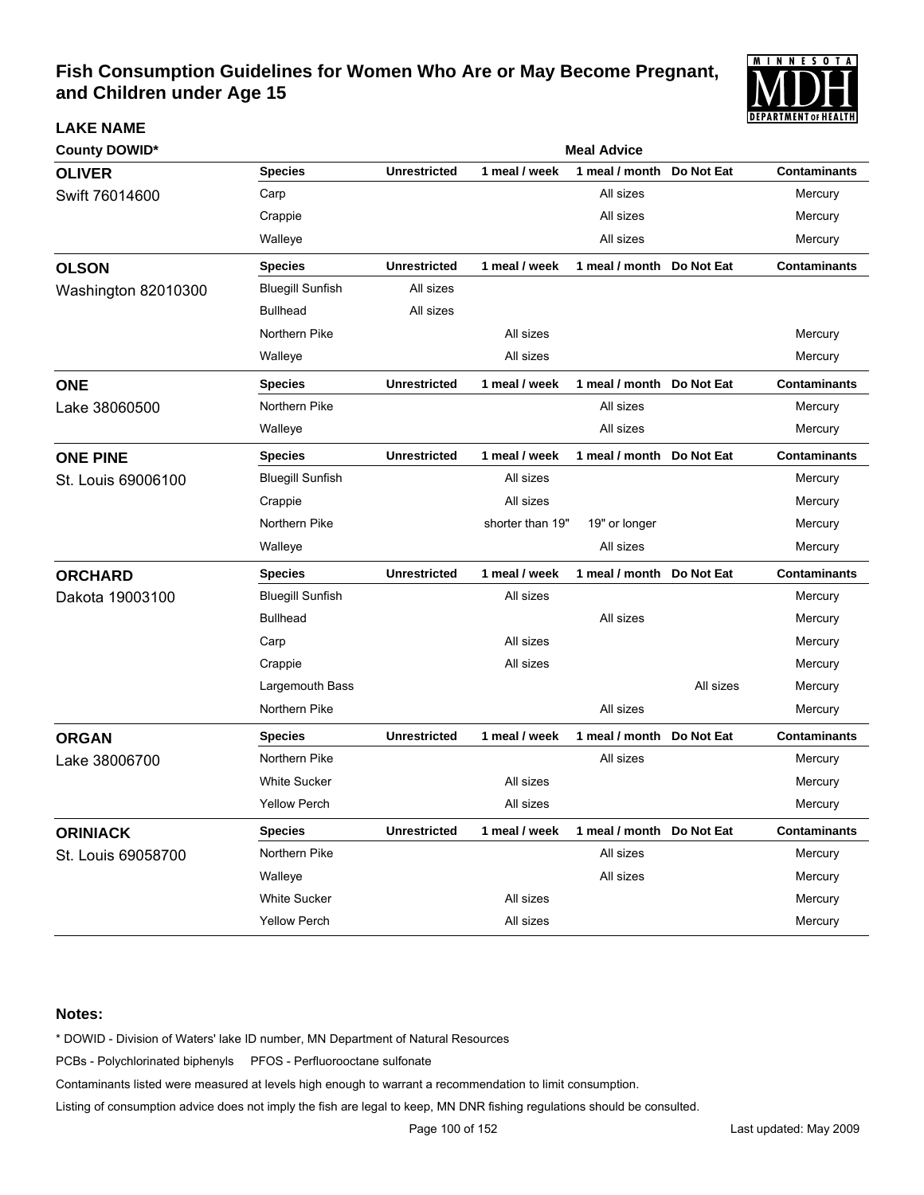# Fish Consumption Guidelines for Women Who Are or May Become Pregnant, and Children under Age 15

| LAKE NAME County DOWID* | Species | Unrestricted | 1 meal / week | 1 meal / month | Do Not Eat | Contaminants |
|---|---|---|---|---|---|---|
| **OLIVER** Swift 76014600 | Carp | | | All sizes | | Mercury |
| | Crappie | | | All sizes | | Mercury |
| | Walleye | | | All sizes | | Mercury |
| **OLSON** Washington 82010300 | Bluegill Sunfish | All sizes | | | | |
| | Bullhead | All sizes | | | | |
| | Northern Pike | | All sizes | | | Mercury |
| | Walleye | | All sizes | | | Mercury |
| **ONE** Lake 38060500 | Northern Pike | | | All sizes | | Mercury |
| | Walleye | | | All sizes | | Mercury |
| **ONE PINE** St. Louis 69006100 | Bluegill Sunfish | | All sizes | | | Mercury |
| | Crappie | | All sizes | | | Mercury |
| | Northern Pike | | shorter than 19" | 19" or longer | | Mercury |
| | Walleye | | | All sizes | | Mercury |
| **ORCHARD** Dakota 19003100 | Bluegill Sunfish | | All sizes | | | Mercury |
| | Bullhead | | | All sizes | | Mercury |
| | Carp | | All sizes | | | Mercury |
| | Crappie | | All sizes | | | Mercury |
| | Largemouth Bass | | | | All sizes | Mercury |
| | Northern Pike | | | All sizes | | Mercury |
| **ORGAN** Lake 38006700 | Northern Pike | | | All sizes | | Mercury |
| | White Sucker | | All sizes | | | Mercury |
| | Yellow Perch | | All sizes | | | Mercury |
| **ORINIACK** St. Louis 69058700 | Northern Pike | | | All sizes | | Mercury |
| | Walleye | | | All sizes | | Mercury |
| | White Sucker | | All sizes | | | Mercury |
| | Yellow Perch | | All sizes | | | Mercury |

**Notes:**

* DOWID - Division of Waters' lake ID number, MN Department of Natural Resources

PCBs - Polychlorinated biphenyls PFOS - Perfluorooctane sulfonate

Contaminants listed were measured at levels high enough to warrant a recommendation to limit consumption.

Listing of consumption advice does not imply the fish are legal to keep, MN DNR fishing regulations should be consulted.

Last updated: May 2009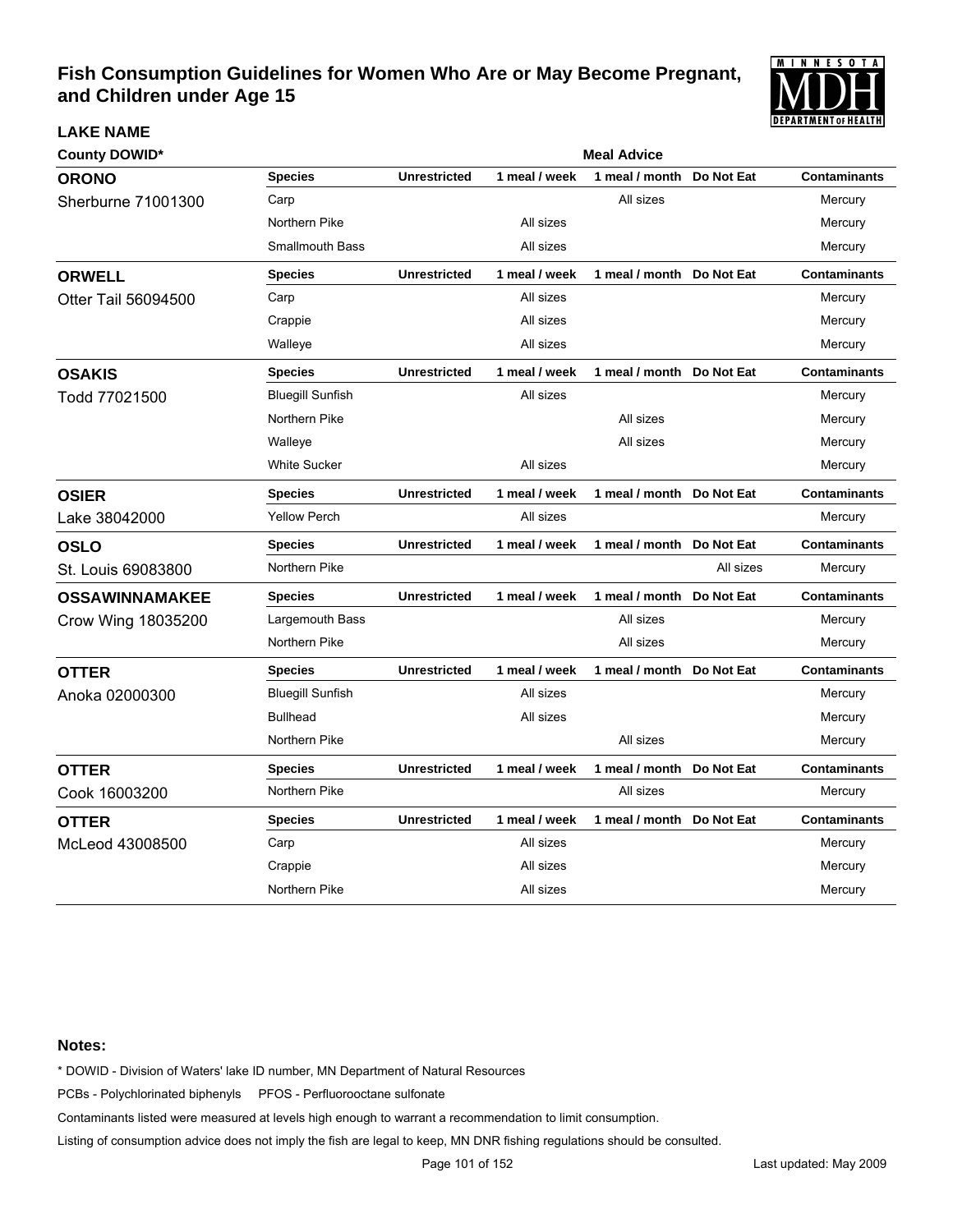# Fish Consumption Guidelines for Women Who Are or May Become Pregnant, and Children under Age 15

| LAKE NAME County DOWID* | Species | Unrestricted | 1 meal / week | 1 meal / month | Do Not Eat | Contaminants |
|---|---|---|---|---|---|---|
| **ORONO** Sherburne 71001300 | Carp | | | All sizes | | Mercury |
| | Northern Pike | | All sizes | | | Mercury |
| | Smallmouth Bass | | All sizes | | | Mercury |
| **ORWELL** Otter Tail 56094500 | Carp | | All sizes | | | Mercury |
| | Crappie | | All sizes | | | Mercury |
| | Walleye | | All sizes | | | Mercury |
| **OSAKIS** Todd 77021500 | Bluegill Sunfish | | All sizes | | | Mercury |
| | Northern Pike | | | All sizes | | Mercury |
| | Walleye | | | All sizes | | Mercury |
| | White Sucker | | All sizes | | | Mercury |
| **OSIER** Lake 38042000 | Yellow Perch | | All sizes | | | Mercury |
| **OSLO** St. Louis 69083800 | Northern Pike | | | | All sizes | Mercury |
| **OSSAWINNAMAKEE** Crow Wing 18035200 | Largemouth Bass | | | All sizes | | Mercury |
| | Northern Pike | | | All sizes | | Mercury |
| **OTTER** Anoka 02000300 | Bluegill Sunfish | | All sizes | | | Mercury |
| | Bullhead | | All sizes | | | Mercury |
| | Northern Pike | | | All sizes | | Mercury |
| **OTTER** Cook 16003200 | Northern Pike | | | All sizes | | Mercury |
| **OTTER** McLeod 43008500 | Carp | | All sizes | | | Mercury |
| | Crappie | | All sizes | | | Mercury |
| | Northern Pike | | All sizes | | | Mercury |

**Notes:**

* DOWID - Division of Waters' lake ID number, MN Department of Natural Resources

PCBs - Polychlorinated biphenyls PFOS - Perfluorooctane sulfonate

Contaminants listed were measured at levels high enough to warrant a recommendation to limit consumption.

Listing of consumption advice does not imply the fish are legal to keep, MN DNR fishing regulations should be consulted.

Last updated: May 2009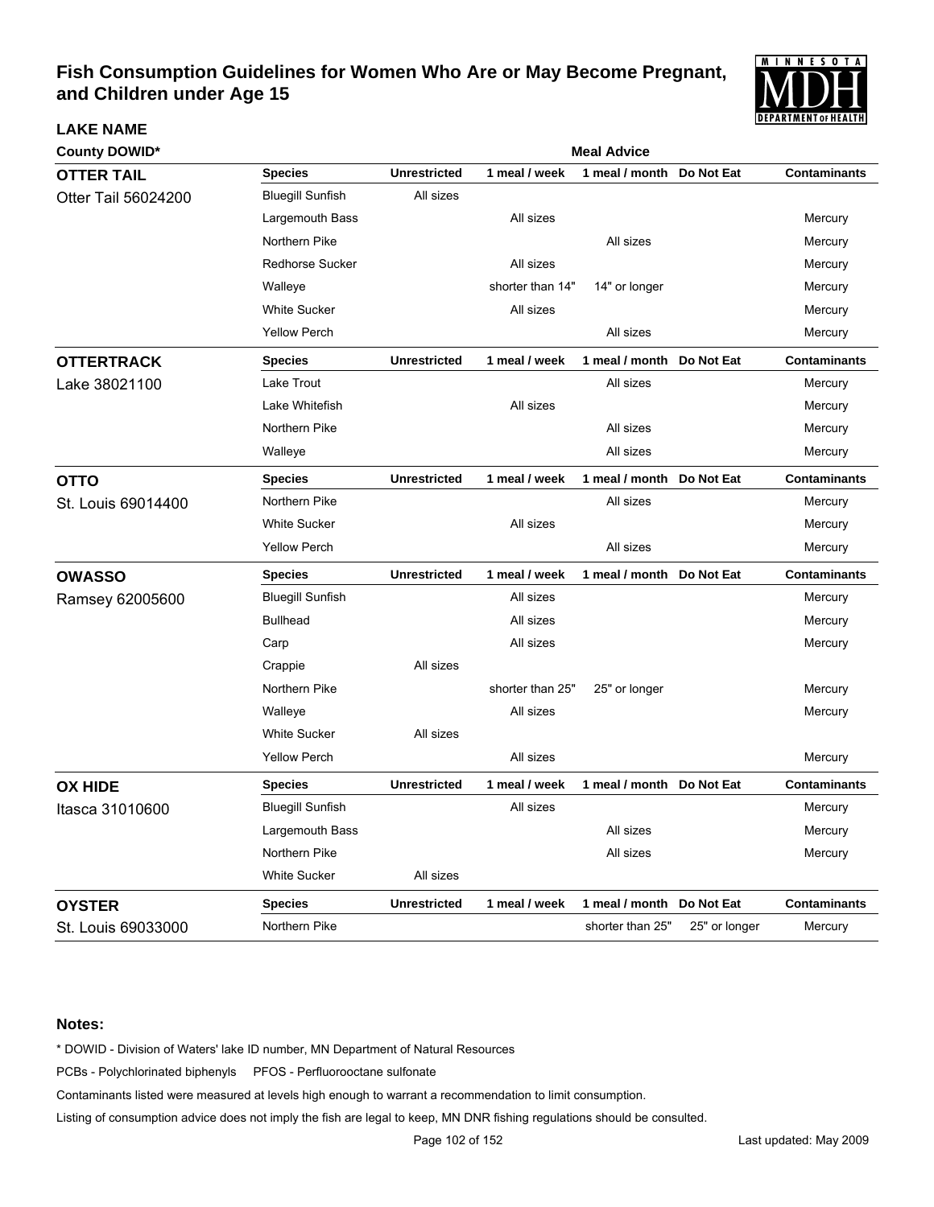# Fish Consumption Guidelines for Women Who Are or May Become Pregnant, and Children under Age 15

| LAKE NAME | | | | | | | |
|---|---|---|---|---|---|---|---|
| **County DOWID*** | | | | **Meal Advice** | | | |
| **OTTER TAIL** | **Species** | **Unrestricted** | **1 meal / week** | **1 meal / month** | **Do Not Eat** | **Contaminants** |
| Otter Tail 56024200 | Bluegill Sunfish | All sizes | | | | |
| | Largemouth Bass | | All sizes | | | Mercury |
| | Northern Pike | | | All sizes | | Mercury |
| | Redhorse Sucker | | All sizes | | | Mercury |
| | Walleye | | shorter than 14" | 14" or longer | | Mercury |
| | White Sucker | | All sizes | | | Mercury |
| | Yellow Perch | | | All sizes | | Mercury |
| **OTTERTRACK** | **Species** | **Unrestricted** | **1 meal / week** | **1 meal / month** | **Do Not Eat** | **Contaminants** |
| Lake 38021100 | Lake Trout | | | All sizes | | Mercury |
| | Lake Whitefish | | All sizes | | | Mercury |
| | Northern Pike | | | All sizes | | Mercury |
| | Walleye | | | All sizes | | Mercury |
| **OTTO** | **Species** | **Unrestricted** | **1 meal / week** | **1 meal / month** | **Do Not Eat** | **Contaminants** |
| St. Louis 69014400 | Northern Pike | | | All sizes | | Mercury |
| | White Sucker | | All sizes | | | Mercury |
| | Yellow Perch | | | All sizes | | Mercury |
| **OWASSO** | **Species** | **Unrestricted** | **1 meal / week** | **1 meal / month** | **Do Not Eat** | **Contaminants** |
| Ramsey 62005600 | Bluegill Sunfish | | All sizes | | | Mercury |
| | Bullhead | | All sizes | | | Mercury |
| | Carp | | All sizes | | | Mercury |
| | Crappie | All sizes | | | | |
| | Northern Pike | | shorter than 25" | 25" or longer | | Mercury |
| | Walleye | | All sizes | | | Mercury |
| | White Sucker | All sizes | | | | |
| | Yellow Perch | | All sizes | | | Mercury |
| **OX HIDE** | **Species** | **Unrestricted** | **1 meal / week** | **1 meal / month** | **Do Not Eat** | **Contaminants** |
| Itasca 31010600 | Bluegill Sunfish | | All sizes | | | Mercury |
| | Largemouth Bass | | | All sizes | | Mercury |
| | Northern Pike | | | All sizes | | Mercury |
| | White Sucker | All sizes | | | | |
| **OYSTER** | **Species** | **Unrestricted** | **1 meal / week** | **1 meal / month** | **Do Not Eat** | **Contaminants** |
| St. Louis 69033000 | Northern Pike | | | shorter than 25" | 25" or longer | Mercury |

**Notes:**

* DOWID - Division of Waters' lake ID number, MN Department of Natural Resources

PCBs - Polychlorinated biphenyls PFOS - Perfluorooctane sulfonate

Contaminants listed were measured at levels high enough to warrant a recommendation to limit consumption.

Listing of consumption advice does not imply the fish are legal to keep, MN DNR fishing regulations should be consulted.

Last updated: May 2009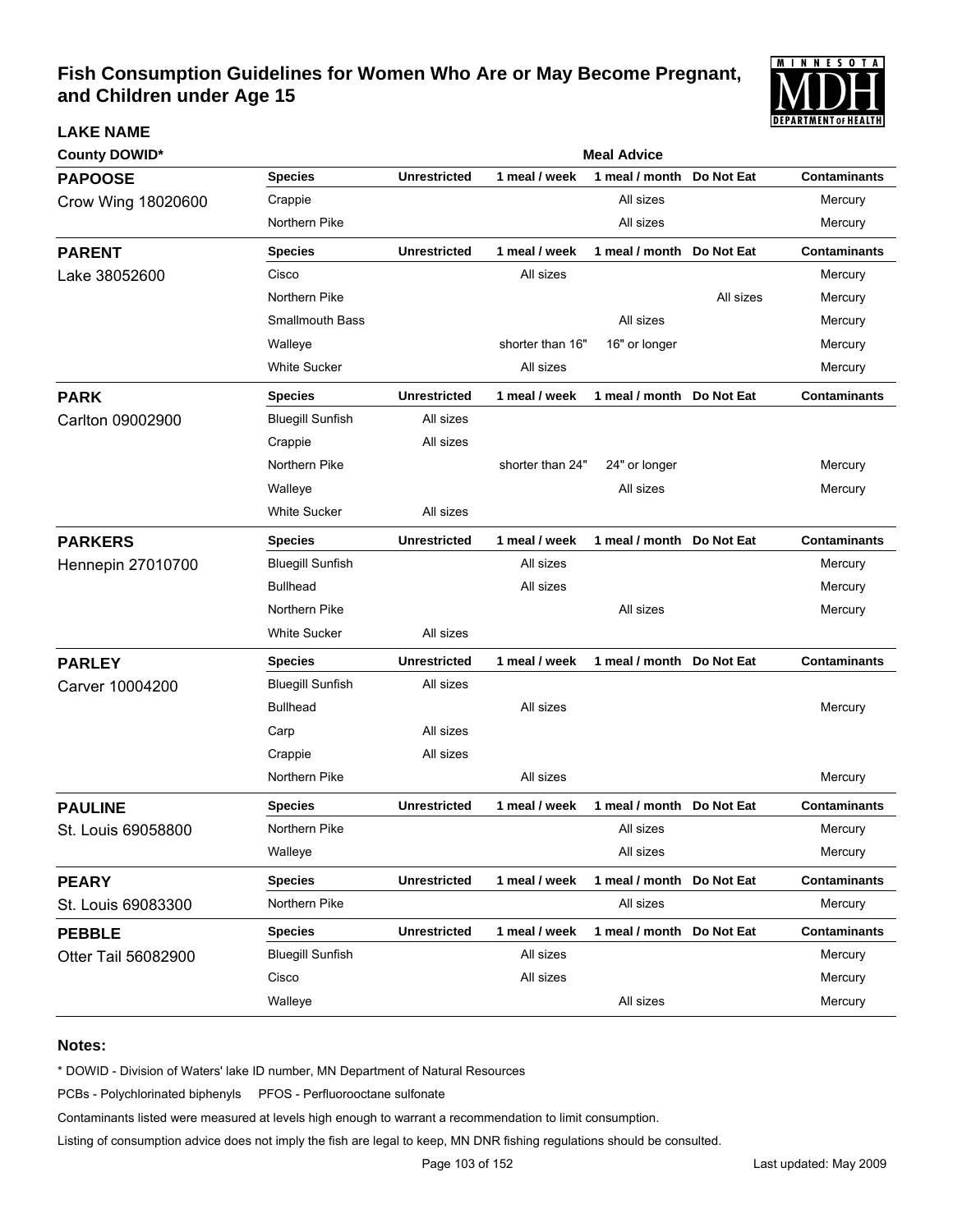# Fish Consumption Guidelines for Women Who Are or May Become Pregnant, and Children under Age 15

| LAKE NAME County DOWID* | Species | Unrestricted | 1 meal / week | 1 meal / month | Do Not Eat | Contaminants |
|---|---|---|---|---|---|---|
| **PAPOOSE** Crow Wing 18020600 | Crappie | | | All sizes | | Mercury |
| | Northern Pike | | | All sizes | | Mercury |
| **PARENT** Lake 38052600 | Cisco | | All sizes | | | Mercury |
| | Northern Pike | | | | All sizes | Mercury |
| | Smallmouth Bass | | | All sizes | | Mercury |
| | Walleye | | shorter than 16" | 16" or longer | | Mercury |
| | White Sucker | | All sizes | | | Mercury |
| **PARK** Carlton 09002900 | Bluegill Sunfish | All sizes | | | | |
| | Crappie | All sizes | | | | |
| | Northern Pike | | shorter than 24" | 24" or longer | | Mercury |
| | Walleye | | | All sizes | | Mercury |
| | White Sucker | All sizes | | | | |
| **PARKERS** Hennepin 27010700 | Bluegill Sunfish | | All sizes | | | Mercury |
| | Bullhead | | All sizes | | | Mercury |
| | Northern Pike | | | All sizes | | Mercury |
| | White Sucker | All sizes | | | | |
| **PARLEY** Carver 10004200 | Bluegill Sunfish | All sizes | | | | |
| | Bullhead | | All sizes | | | Mercury |
| | Carp | All sizes | | | | |
| | Crappie | All sizes | | | | |
| | Northern Pike | | All sizes | | | Mercury |
| **PAULINE** St. Louis 69058800 | Northern Pike | | | All sizes | | Mercury |
| | Walleye | | | All sizes | | Mercury |
| **PEARY** St. Louis 69083300 | Northern Pike | | | All sizes | | Mercury |
| **PEBBLE** Otter Tail 56082900 | Bluegill Sunfish | | All sizes | | | Mercury |
| | Cisco | | All sizes | | | Mercury |
| | Walleye | | | All sizes | | Mercury |

**Notes:**

* DOWID - Division of Waters' lake ID number, MN Department of Natural Resources

PCBs - Polychlorinated biphenyls PFOS - Perfluorooctane sulfonate

Contaminants listed were measured at levels high enough to warrant a recommendation to limit consumption.

Listing of consumption advice does not imply the fish are legal to keep, MN DNR fishing regulations should be consulted.

Last updated: May 2009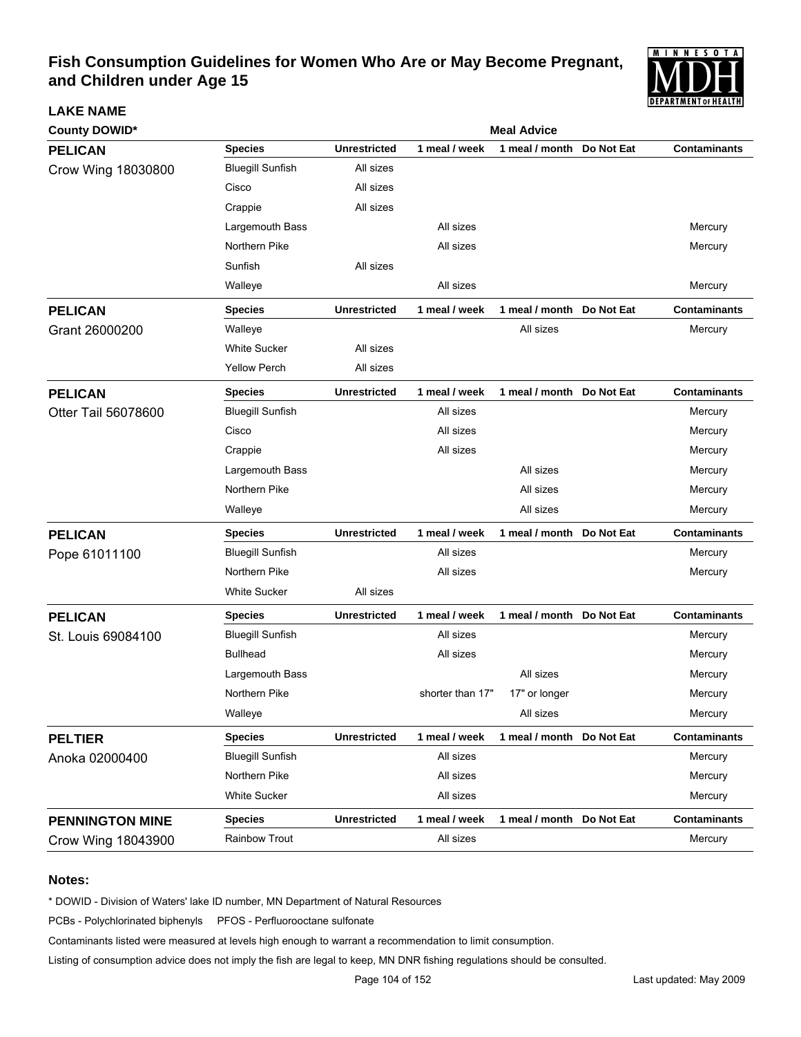# Fish Consumption Guidelines for Women Who Are or May Become Pregnant, and Children under Age 15

**LAKE NAME**

| County DOWID* | Species | Unrestricted | 1 meal / week | 1 meal / month | Do Not Eat | Contaminants |
|---|---|---|---|---|---|---|
| **PELICAN** | | | | | | |
| Crow Wing 18030800 | Bluegill Sunfish | All sizes | | | | |
| | Cisco | All sizes | | | | |
| | Crappie | All sizes | | | | |
| | Largemouth Bass | | All sizes | | | Mercury |
| | Northern Pike | | All sizes | | | Mercury |
| | Sunfish | All sizes | | | | |
| | Walleye | | All sizes | | | Mercury |
| **PELICAN** | | | | | | |
| Grant 26000200 | Walleye | | | All sizes | | Mercury |
| | White Sucker | All sizes | | | | |
| | Yellow Perch | All sizes | | | | |
| **PELICAN** | | | | | | |
| Otter Tail 56078600 | Bluegill Sunfish | | All sizes | | | Mercury |
| | Cisco | | All sizes | | | Mercury |
| | Crappie | | All sizes | | | Mercury |
| | Largemouth Bass | | | All sizes | | Mercury |
| | Northern Pike | | | All sizes | | Mercury |
| | Walleye | | | All sizes | | Mercury |
| **PELICAN** | | | | | | |
| Pope 61011100 | Bluegill Sunfish | | All sizes | | | Mercury |
| | Northern Pike | | All sizes | | | Mercury |
| | White Sucker | All sizes | | | | |
| **PELICAN** | | | | | | |
| St. Louis 69084100 | Bluegill Sunfish | | All sizes | | | Mercury |
| | Bullhead | | All sizes | | | Mercury |
| | Largemouth Bass | | | All sizes | | Mercury |
| | Northern Pike | | shorter than 17" | 17" or longer | | Mercury |
| | Walleye | | | All sizes | | Mercury |
| **PELTIER** | | | | | | |
| Anoka 02000400 | Bluegill Sunfish | | All sizes | | | Mercury |
| | Northern Pike | | All sizes | | | Mercury |
| | White Sucker | | All sizes | | | Mercury |
| **PENNINGTON MINE** | | | | | | |
| Crow Wing 18043900 | Rainbow Trout | | All sizes | | | Mercury |

**Notes:**

* DOWID - Division of Waters' lake ID number, MN Department of Natural Resources

PCBs - Polychlorinated biphenyls PFOS - Perfluorooctane sulfonate

Contaminants listed were measured at levels high enough to warrant a recommendation to limit consumption.

Listing of consumption advice does not imply the fish are legal to keep, MN DNR fishing regulations should be consulted.

Last updated: May 2009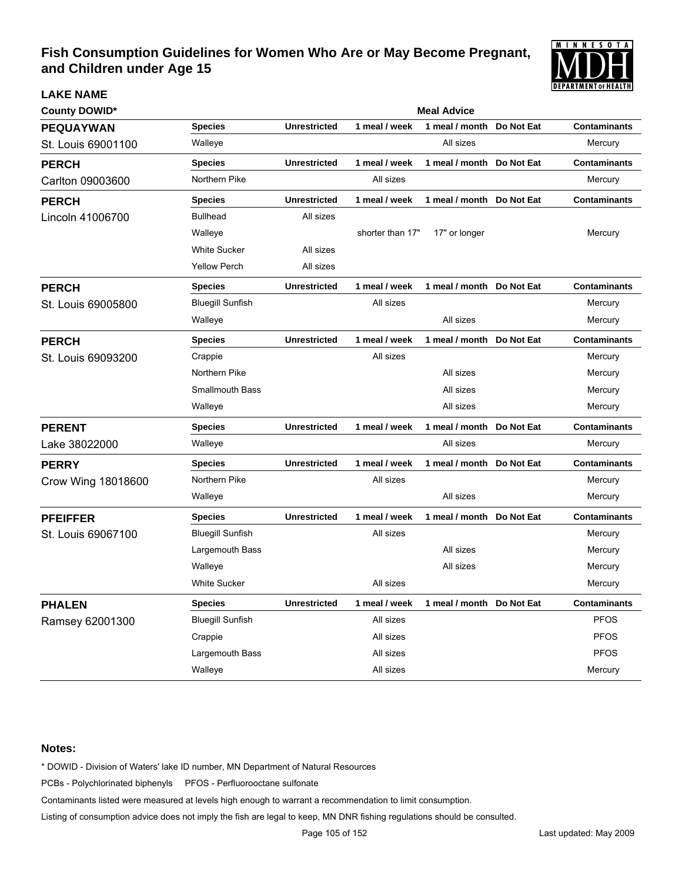# Fish Consumption Guidelines for Women Who Are or May Become Pregnant, and Children under Age 15

**LAKE NAME**

**County DOWID***

| Lake / County DOWID | Species | Unrestricted | 1 meal / week | 1 meal / month | Do Not Eat | Contaminants |
|---|---|---|---|---|---|---|
| **PEQUAYWAN** St. Louis 69001100 | Walleye | | | All sizes | | Mercury |
| **PERCH** Carlton 09003600 | Northern Pike | | All sizes | | | Mercury |
| **PERCH** Lincoln 41006700 | Bullhead | All sizes | | | | |
| | Walleye | | shorter than 17" | 17" or longer | | Mercury |
| | White Sucker | All sizes | | | | |
| | Yellow Perch | All sizes | | | | |
| **PERCH** St. Louis 69005800 | Bluegill Sunfish | | All sizes | | | Mercury |
| | Walleye | | | All sizes | | Mercury |
| **PERCH** St. Louis 69093200 | Crappie | | All sizes | | | Mercury |
| | Northern Pike | | | All sizes | | Mercury |
| | Smallmouth Bass | | | All sizes | | Mercury |
| | Walleye | | | All sizes | | Mercury |
| **PERENT** Lake 38022000 | Walleye | | | All sizes | | Mercury |
| **PERRY** Crow Wing 18018600 | Northern Pike | | All sizes | | | Mercury |
| | Walleye | | | All sizes | | Mercury |
| **PFEIFFER** St. Louis 69067100 | Bluegill Sunfish | | All sizes | | | Mercury |
| | Largemouth Bass | | | All sizes | | Mercury |
| | Walleye | | | All sizes | | Mercury |
| | White Sucker | | All sizes | | | Mercury |
| **PHALEN** Ramsey 62001300 | Bluegill Sunfish | | All sizes | | | PFOS |
| | Crappie | | All sizes | | | PFOS |
| | Largemouth Bass | | All sizes | | | PFOS |
| | Walleye | | All sizes | | | Mercury |

**Notes:**

* DOWID - Division of Waters' lake ID number, MN Department of Natural Resources

PCBs - Polychlorinated biphenyls PFOS - Perfluorooctane sulfonate

Contaminants listed were measured at levels high enough to warrant a recommendation to limit consumption.

Listing of consumption advice does not imply the fish are legal to keep, MN DNR fishing regulations should be consulted.

Last updated: May 2009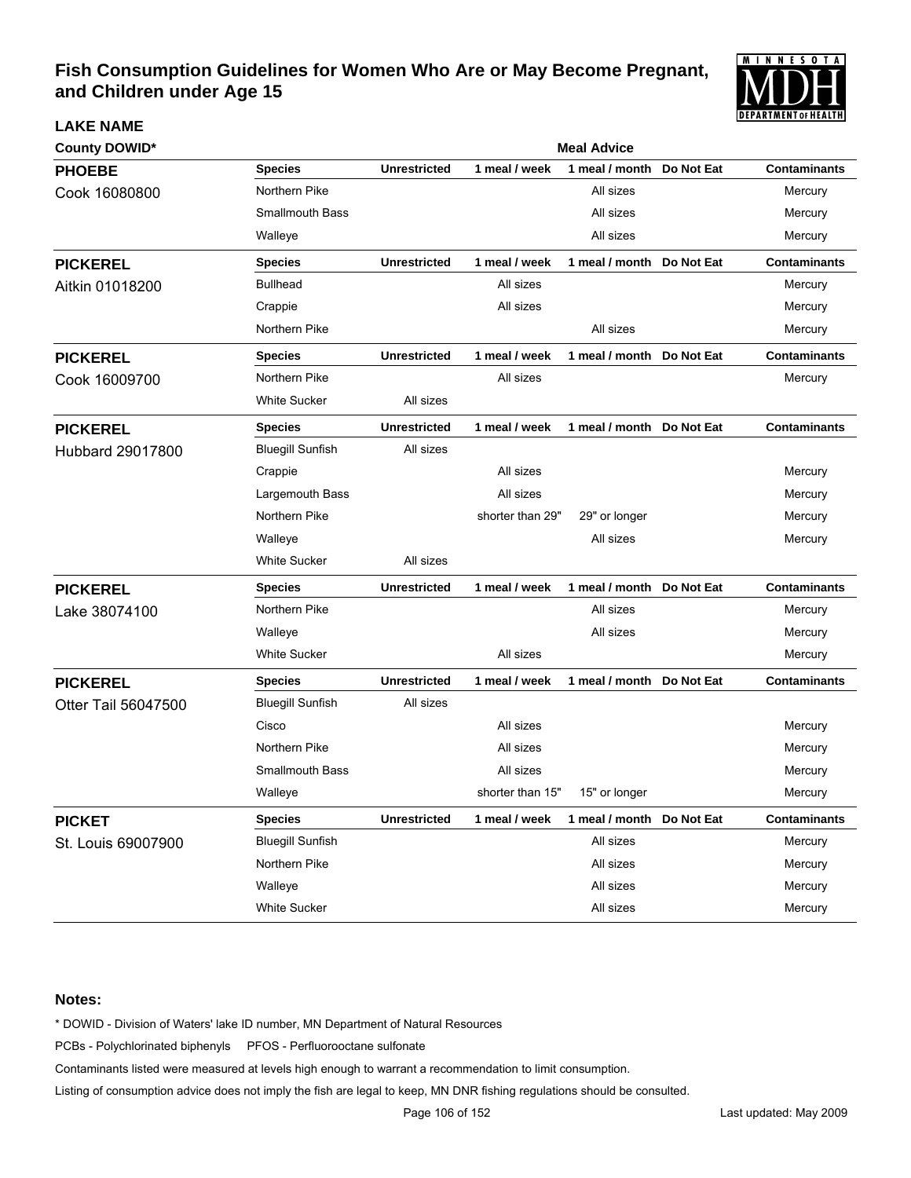# Fish Consumption Guidelines for Women Who Are or May Become Pregnant, and Children under Age 15

**LAKE NAME**

**County DOWID***

| Lake | Species | Unrestricted | 1 meal / week | 1 meal / month | Do Not Eat | Contaminants |
|---|---|---|---|---|---|---|
| **PHOEBE** Cook 16080800 | Northern Pike | | | All sizes | | Mercury |
| | Smallmouth Bass | | | All sizes | | Mercury |
| | Walleye | | | All sizes | | Mercury |
| **PICKEREL** Aitkin 01018200 | Bullhead | | All sizes | | | Mercury |
| | Crappie | | All sizes | | | Mercury |
| | Northern Pike | | | All sizes | | Mercury |
| **PICKEREL** Cook 16009700 | Northern Pike | | All sizes | | | Mercury |
| | White Sucker | All sizes | | | | |
| **PICKEREL** Hubbard 29017800 | Bluegill Sunfish | All sizes | | | | |
| | Crappie | | All sizes | | | Mercury |
| | Largemouth Bass | | All sizes | | | Mercury |
| | Northern Pike | | shorter than 29" | 29" or longer | | Mercury |
| | Walleye | | | All sizes | | Mercury |
| | White Sucker | All sizes | | | | |
| **PICKEREL** Lake 38074100 | Northern Pike | | | All sizes | | Mercury |
| | Walleye | | | All sizes | | Mercury |
| | White Sucker | | All sizes | | | Mercury |
| **PICKEREL** Otter Tail 56047500 | Bluegill Sunfish | All sizes | | | | |
| | Cisco | | All sizes | | | Mercury |
| | Northern Pike | | All sizes | | | Mercury |
| | Smallmouth Bass | | All sizes | | | Mercury |
| | Walleye | | shorter than 15" | 15" or longer | | Mercury |
| **PICKET** St. Louis 69007900 | Bluegill Sunfish | | | All sizes | | Mercury |
| | Northern Pike | | | All sizes | | Mercury |
| | Walleye | | | All sizes | | Mercury |
| | White Sucker | | | All sizes | | Mercury |

**Notes:**

* DOWID - Division of Waters' lake ID number, MN Department of Natural Resources

PCBs - Polychlorinated biphenyls PFOS - Perfluorooctane sulfonate

Contaminants listed were measured at levels high enough to warrant a recommendation to limit consumption.

Listing of consumption advice does not imply the fish are legal to keep, MN DNR fishing regulations should be consulted.

Last updated: May 2009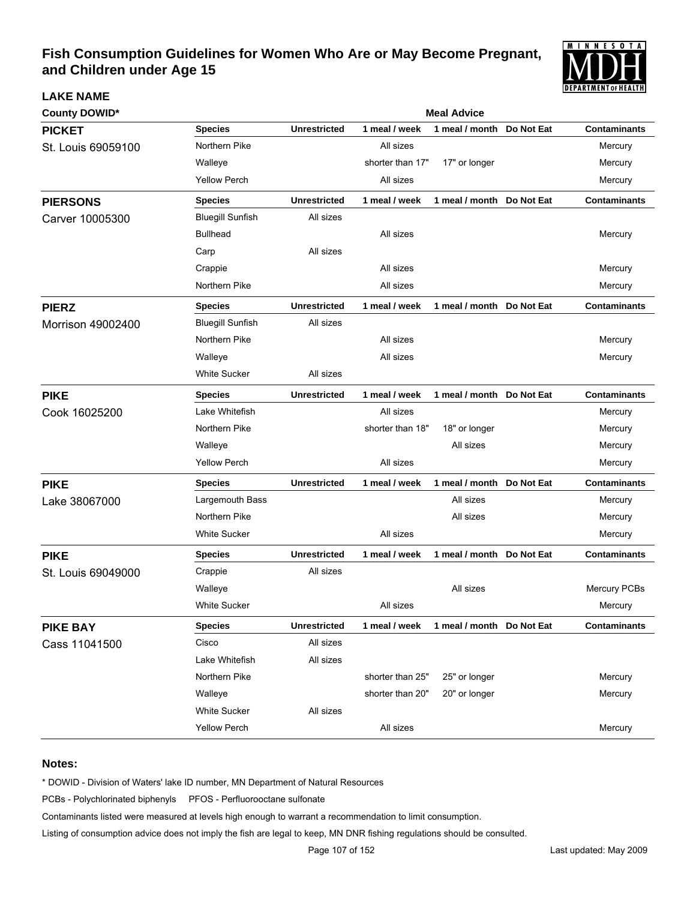# Fish Consumption Guidelines for Women Who Are or May Become Pregnant, and Children under Age 15

| LAKE NAME<br>County DOWID* | Species | Unrestricted | 1 meal / week | 1 meal / month | Do Not Eat | Contaminants |
|---|---|---|---|---|---|---|
| **PICKET**<br>St. Louis 69059100 | Northern Pike | | All sizes | | | Mercury |
| | Walleye | | shorter than 17" | 17" or longer | | Mercury |
| | Yellow Perch | | All sizes | | | Mercury |
| **PIERSONS**<br>Carver 10005300 | Bluegill Sunfish | All sizes | | | | |
| | Bullhead | | All sizes | | | Mercury |
| | Carp | All sizes | | | | |
| | Crappie | | All sizes | | | Mercury |
| | Northern Pike | | All sizes | | | Mercury |
| **PIERZ**<br>Morrison 49002400 | Bluegill Sunfish | All sizes | | | | |
| | Northern Pike | | All sizes | | | Mercury |
| | Walleye | | All sizes | | | Mercury |
| | White Sucker | All sizes | | | | |
| **PIKE**<br>Cook 16025200 | Lake Whitefish | | All sizes | | | Mercury |
| | Northern Pike | | shorter than 18" | 18" or longer | | Mercury |
| | Walleye | | | All sizes | | Mercury |
| | Yellow Perch | | All sizes | | | Mercury |
| **PIKE**<br>Lake 38067000 | Largemouth Bass | | | All sizes | | Mercury |
| | Northern Pike | | | All sizes | | Mercury |
| | White Sucker | | All sizes | | | Mercury |
| **PIKE**<br>St. Louis 69049000 | Crappie | All sizes | | | | |
| | Walleye | | | All sizes | | Mercury PCBs |
| | White Sucker | | All sizes | | | Mercury |
| **PIKE BAY**<br>Cass 11041500 | Cisco | All sizes | | | | |
| | Lake Whitefish | All sizes | | | | |
| | Northern Pike | | shorter than 25" | 25" or longer | | Mercury |
| | Walleye | | shorter than 20" | 20" or longer | | Mercury |
| | White Sucker | All sizes | | | | |
| | Yellow Perch | | All sizes | | | Mercury |

**Notes:**

* DOWID - Division of Waters' lake ID number, MN Department of Natural Resources

PCBs - Polychlorinated biphenyls     PFOS - Perfluorooctane sulfonate

Contaminants listed were measured at levels high enough to warrant a recommendation to limit consumption.

Listing of consumption advice does not imply the fish are legal to keep, MN DNR fishing regulations should be consulted.

Last updated: May 2009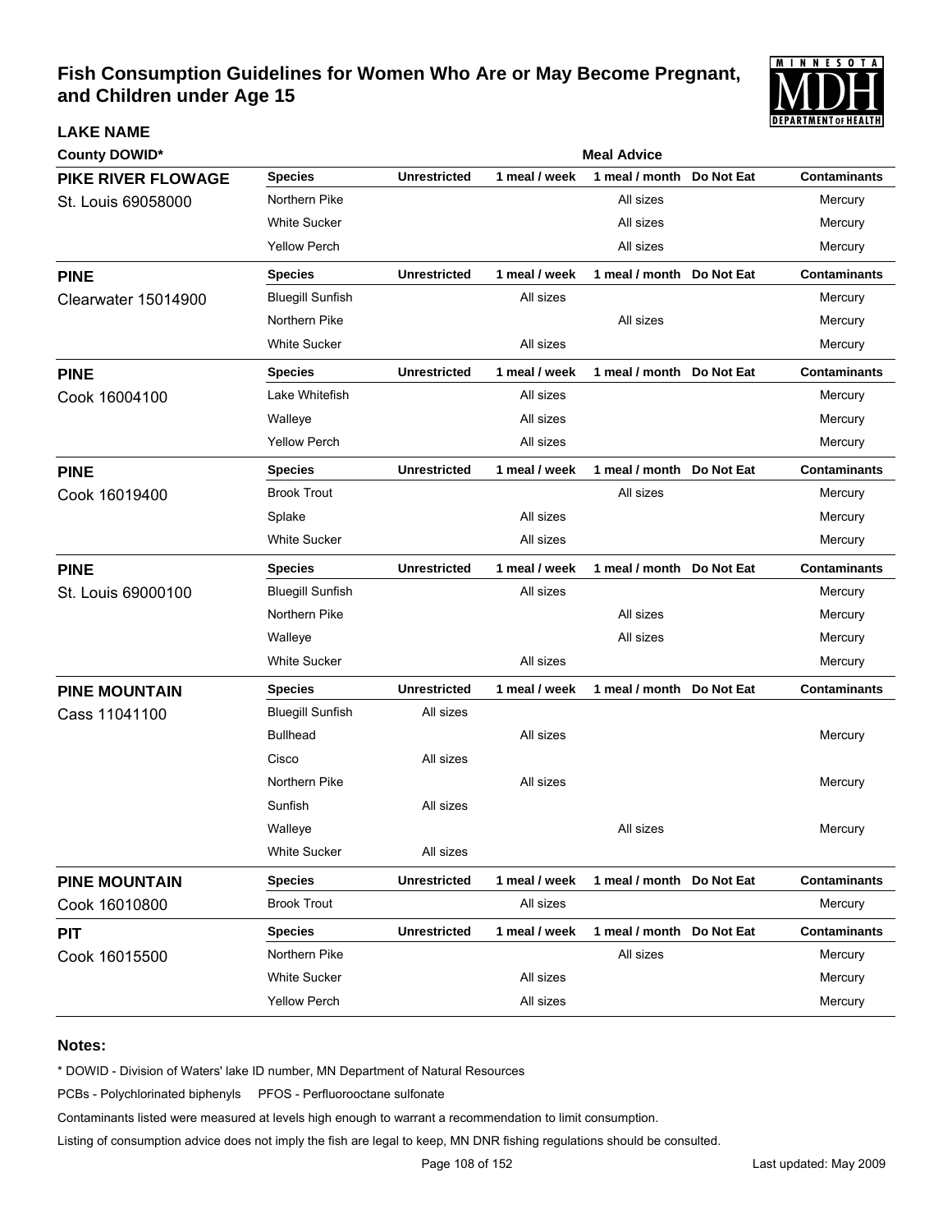# Fish Consumption Guidelines for Women Who Are or May Become Pregnant, and Children under Age 15

**LAKE NAME**

**County DOWID***

| Lake / County DOWID | Species | Unrestricted | 1 meal / week | 1 meal / month | Do Not Eat | Contaminants |
|---|---|---|---|---|---|---|
| **PIKE RIVER FLOWAGE** St. Louis 69058000 | Northern Pike | | | All sizes | | Mercury |
| | White Sucker | | | All sizes | | Mercury |
| | Yellow Perch | | | All sizes | | Mercury |
| **PINE** Clearwater 15014900 | Bluegill Sunfish | | All sizes | | | Mercury |
| | Northern Pike | | | All sizes | | Mercury |
| | White Sucker | | All sizes | | | Mercury |
| **PINE** Cook 16004100 | Lake Whitefish | | All sizes | | | Mercury |
| | Walleye | | All sizes | | | Mercury |
| | Yellow Perch | | All sizes | | | Mercury |
| **PINE** Cook 16019400 | Brook Trout | | | All sizes | | Mercury |
| | Splake | | All sizes | | | Mercury |
| | White Sucker | | All sizes | | | Mercury |
| **PINE** St. Louis 69000100 | Bluegill Sunfish | | All sizes | | | Mercury |
| | Northern Pike | | | All sizes | | Mercury |
| | Walleye | | | All sizes | | Mercury |
| | White Sucker | | All sizes | | | Mercury |
| **PINE MOUNTAIN** Cass 11041100 | Bluegill Sunfish | All sizes | | | | |
| | Bullhead | | All sizes | | | Mercury |
| | Cisco | All sizes | | | | |
| | Northern Pike | | All sizes | | | Mercury |
| | Sunfish | All sizes | | | | |
| | Walleye | | | All sizes | | Mercury |
| | White Sucker | All sizes | | | | |
| **PINE MOUNTAIN** Cook 16010800 | Brook Trout | | All sizes | | | Mercury |
| **PIT** Cook 16015500 | Northern Pike | | | All sizes | | Mercury |
| | White Sucker | | All sizes | | | Mercury |
| | Yellow Perch | | All sizes | | | Mercury |

**Notes:**

* DOWID - Division of Waters' lake ID number, MN Department of Natural Resources

PCBs - Polychlorinated biphenyls PFOS - Perfluorooctane sulfonate

Contaminants listed were measured at levels high enough to warrant a recommendation to limit consumption.

Listing of consumption advice does not imply the fish are legal to keep, MN DNR fishing regulations should be consulted.

Last updated: May 2009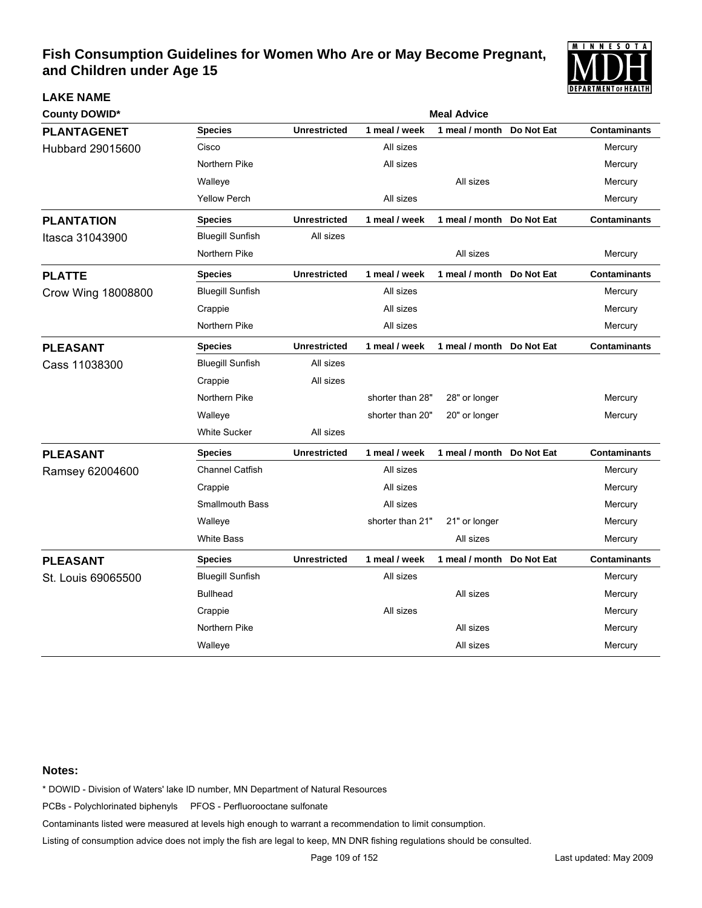# Fish Consumption Guidelines for Women Who Are or May Become Pregnant, and Children under Age 15

**LAKE NAME**

**County DOWID***

**Meal Advice**

| Lake | Species | Unrestricted | 1 meal / week | 1 meal / month | Do Not Eat | Contaminants |
|---|---|---|---|---|---|---|
| **PLANTAGENET** Hubbard 29015600 | Cisco | | All sizes | | | Mercury |
| | Northern Pike | | All sizes | | | Mercury |
| | Walleye | | | All sizes | | Mercury |
| | Yellow Perch | | All sizes | | | Mercury |
| **PLANTATION** Itasca 31043900 | Bluegill Sunfish | All sizes | | | | |
| | Northern Pike | | | All sizes | | Mercury |
| **PLATTE** Crow Wing 18008800 | Bluegill Sunfish | | All sizes | | | Mercury |
| | Crappie | | All sizes | | | Mercury |
| | Northern Pike | | All sizes | | | Mercury |
| **PLEASANT** Cass 11038300 | Bluegill Sunfish | All sizes | | | | |
| | Crappie | All sizes | | | | |
| | Northern Pike | | shorter than 28" | 28" or longer | | Mercury |
| | Walleye | | shorter than 20" | 20" or longer | | Mercury |
| | White Sucker | All sizes | | | | |
| **PLEASANT** Ramsey 62004600 | Channel Catfish | | All sizes | | | Mercury |
| | Crappie | | All sizes | | | Mercury |
| | Smallmouth Bass | | All sizes | | | Mercury |
| | Walleye | | shorter than 21" | 21" or longer | | Mercury |
| | White Bass | | | All sizes | | Mercury |
| **PLEASANT** St. Louis 69065500 | Bluegill Sunfish | | All sizes | | | Mercury |
| | Bullhead | | | All sizes | | Mercury |
| | Crappie | | All sizes | | | Mercury |
| | Northern Pike | | | All sizes | | Mercury |
| | Walleye | | | All sizes | | Mercury |

**Notes:**

* DOWID - Division of Waters' lake ID number, MN Department of Natural Resources

PCBs - Polychlorinated biphenyls PFOS - Perfluorooctane sulfonate

Contaminants listed were measured at levels high enough to warrant a recommendation to limit consumption.

Listing of consumption advice does not imply the fish are legal to keep, MN DNR fishing regulations should be consulted.

Last updated: May 2009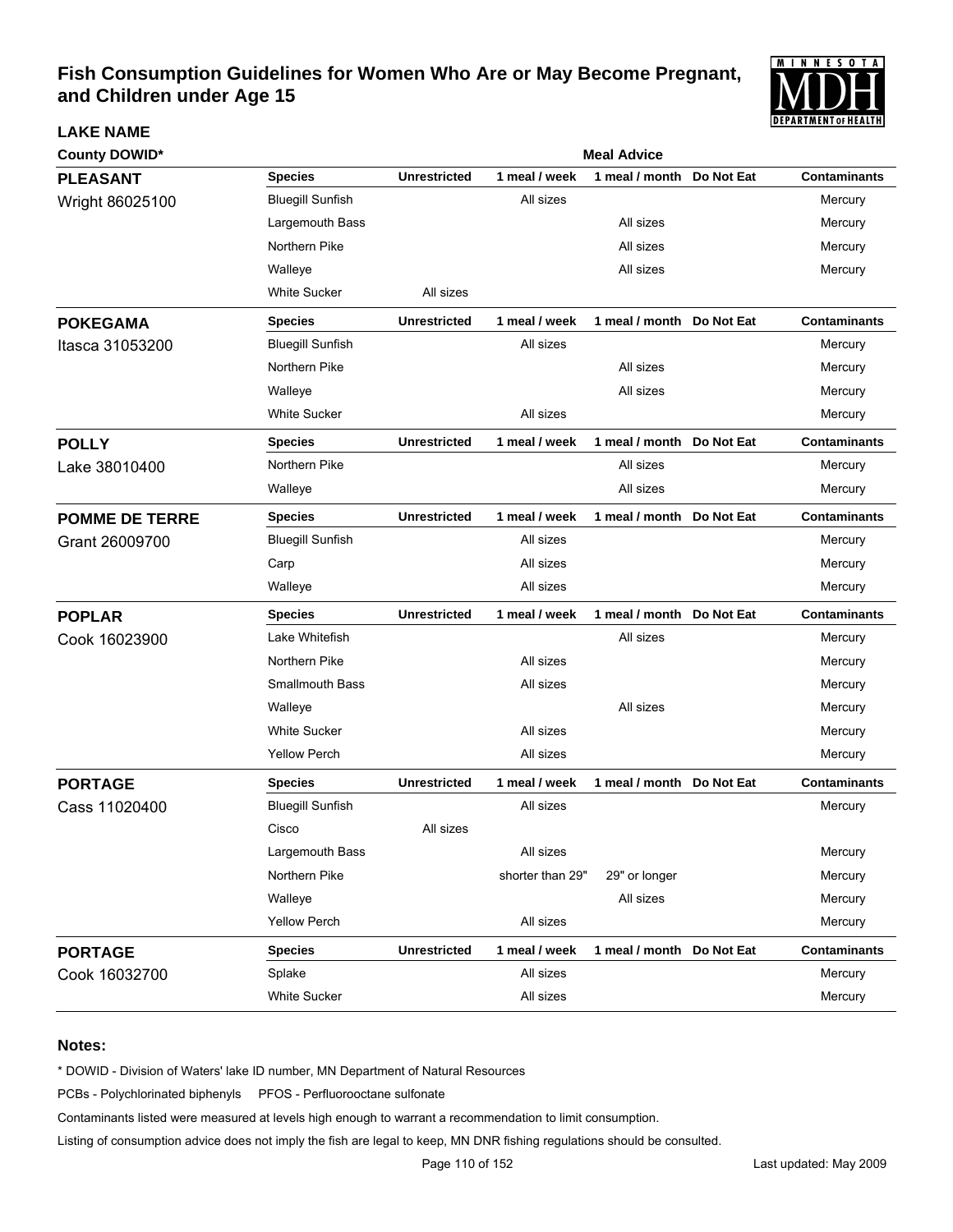# Fish Consumption Guidelines for Women Who Are or May Become Pregnant, and Children under Age 15

| LAKE NAME / County DOWID* | Species | Unrestricted | 1 meal / week | 1 meal / month | Do Not Eat | Contaminants |
|---|---|---|---|---|---|---|
| **PLEASANT** Wright 86025100 | Bluegill Sunfish | | All sizes | | | Mercury |
| | Largemouth Bass | | | All sizes | | Mercury |
| | Northern Pike | | | All sizes | | Mercury |
| | Walleye | | | All sizes | | Mercury |
| | White Sucker | All sizes | | | | |
| **POKEGAMA** Itasca 31053200 | Bluegill Sunfish | | All sizes | | | Mercury |
| | Northern Pike | | | All sizes | | Mercury |
| | Walleye | | | All sizes | | Mercury |
| | White Sucker | | All sizes | | | Mercury |
| **POLLY** Lake 38010400 | Northern Pike | | | All sizes | | Mercury |
| | Walleye | | | All sizes | | Mercury |
| **POMME DE TERRE** Grant 26009700 | Bluegill Sunfish | | All sizes | | | Mercury |
| | Carp | | All sizes | | | Mercury |
| | Walleye | | All sizes | | | Mercury |
| **POPLAR** Cook 16023900 | Lake Whitefish | | | All sizes | | Mercury |
| | Northern Pike | | All sizes | | | Mercury |
| | Smallmouth Bass | | All sizes | | | Mercury |
| | Walleye | | | All sizes | | Mercury |
| | White Sucker | | All sizes | | | Mercury |
| | Yellow Perch | | All sizes | | | Mercury |
| **PORTAGE** Cass 11020400 | Bluegill Sunfish | | All sizes | | | Mercury |
| | Cisco | All sizes | | | | |
| | Largemouth Bass | | All sizes | | | Mercury |
| | Northern Pike | | shorter than 29" | 29" or longer | | Mercury |
| | Walleye | | | All sizes | | Mercury |
| | Yellow Perch | | All sizes | | | Mercury |
| **PORTAGE** Cook 16032700 | Splake | | All sizes | | | Mercury |
| | White Sucker | | All sizes | | | Mercury |

**Notes:**

* DOWID - Division of Waters' lake ID number, MN Department of Natural Resources

PCBs - Polychlorinated biphenyls PFOS - Perfluorooctane sulfonate

Contaminants listed were measured at levels high enough to warrant a recommendation to limit consumption.

Listing of consumption advice does not imply the fish are legal to keep, MN DNR fishing regulations should be consulted.

Last updated: May 2009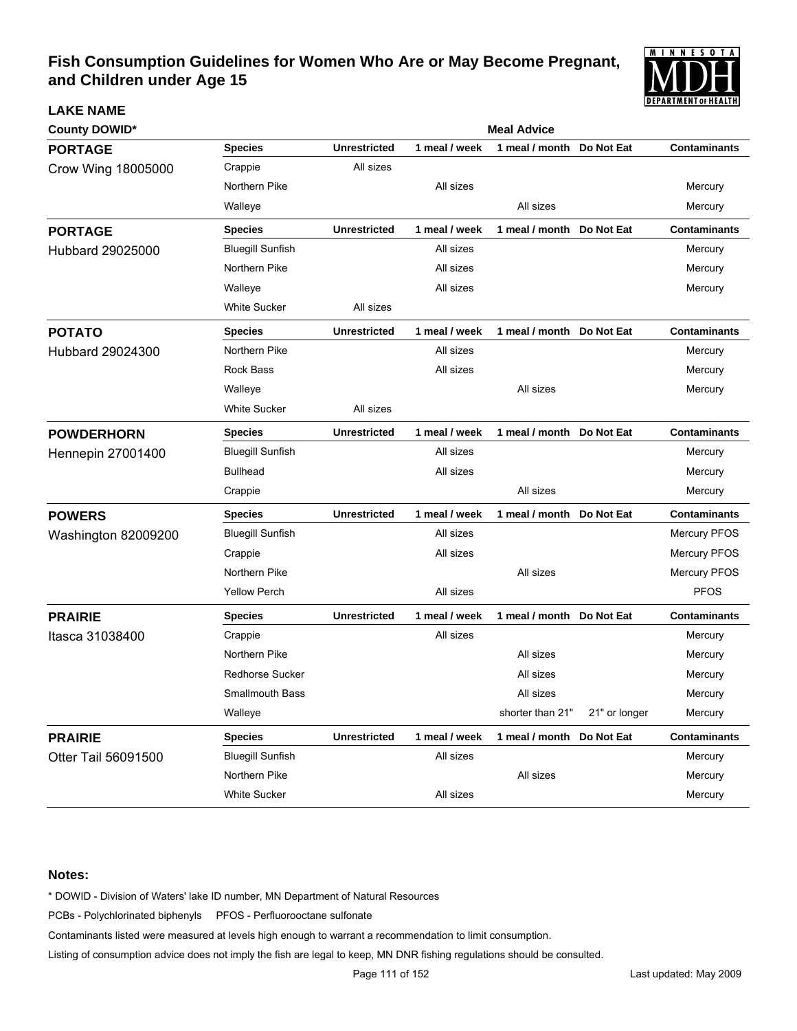# Fish Consumption Guidelines for Women Who Are or May Become Pregnant, and Children under Age 15

**LAKE NAME**

| County DOWID* | Species | Unrestricted | 1 meal / week | 1 meal / month | Do Not Eat | Contaminants |
|---|---|---|---|---|---|---|
| | | | **Meal Advice** | | | |
| **PORTAGE** | **Species** | **Unrestricted** | **1 meal / week** | **1 meal / month** | **Do Not Eat** | **Contaminants** |
| Crow Wing 18005000 | Crappie | All sizes | | | | |
| | Northern Pike | | All sizes | | | Mercury |
| | Walleye | | | All sizes | | Mercury |
| **PORTAGE** | **Species** | **Unrestricted** | **1 meal / week** | **1 meal / month** | **Do Not Eat** | **Contaminants** |
| Hubbard 29025000 | Bluegill Sunfish | | All sizes | | | Mercury |
| | Northern Pike | | All sizes | | | Mercury |
| | Walleye | | All sizes | | | Mercury |
| | White Sucker | All sizes | | | | |
| **POTATO** | **Species** | **Unrestricted** | **1 meal / week** | **1 meal / month** | **Do Not Eat** | **Contaminants** |
| Hubbard 29024300 | Northern Pike | | All sizes | | | Mercury |
| | Rock Bass | | All sizes | | | Mercury |
| | Walleye | | | All sizes | | Mercury |
| | White Sucker | All sizes | | | | |
| **POWDERHORN** | **Species** | **Unrestricted** | **1 meal / week** | **1 meal / month** | **Do Not Eat** | **Contaminants** |
| Hennepin 27001400 | Bluegill Sunfish | | All sizes | | | Mercury |
| | Bullhead | | All sizes | | | Mercury |
| | Crappie | | | All sizes | | Mercury |
| **POWERS** | **Species** | **Unrestricted** | **1 meal / week** | **1 meal / month** | **Do Not Eat** | **Contaminants** |
| Washington 82009200 | Bluegill Sunfish | | All sizes | | | Mercury PFOS |
| | Crappie | | All sizes | | | Mercury PFOS |
| | Northern Pike | | | All sizes | | Mercury PFOS |
| | Yellow Perch | | All sizes | | | PFOS |
| **PRAIRIE** | **Species** | **Unrestricted** | **1 meal / week** | **1 meal / month** | **Do Not Eat** | **Contaminants** |
| Itasca 31038400 | Crappie | | All sizes | | | Mercury |
| | Northern Pike | | | All sizes | | Mercury |
| | Redhorse Sucker | | | All sizes | | Mercury |
| | Smallmouth Bass | | | All sizes | | Mercury |
| | Walleye | | | shorter than 21" | 21" or longer | Mercury |
| **PRAIRIE** | **Species** | **Unrestricted** | **1 meal / week** | **1 meal / month** | **Do Not Eat** | **Contaminants** |
| Otter Tail 56091500 | Bluegill Sunfish | | All sizes | | | Mercury |
| | Northern Pike | | | All sizes | | Mercury |
| | White Sucker | | All sizes | | | Mercury |

**Notes:**

* DOWID - Division of Waters' lake ID number, MN Department of Natural Resources

PCBs - Polychlorinated biphenyls PFOS - Perfluorooctane sulfonate

Contaminants listed were measured at levels high enough to warrant a recommendation to limit consumption.

Listing of consumption advice does not imply the fish are legal to keep, MN DNR fishing regulations should be consulted.

Last updated: May 2009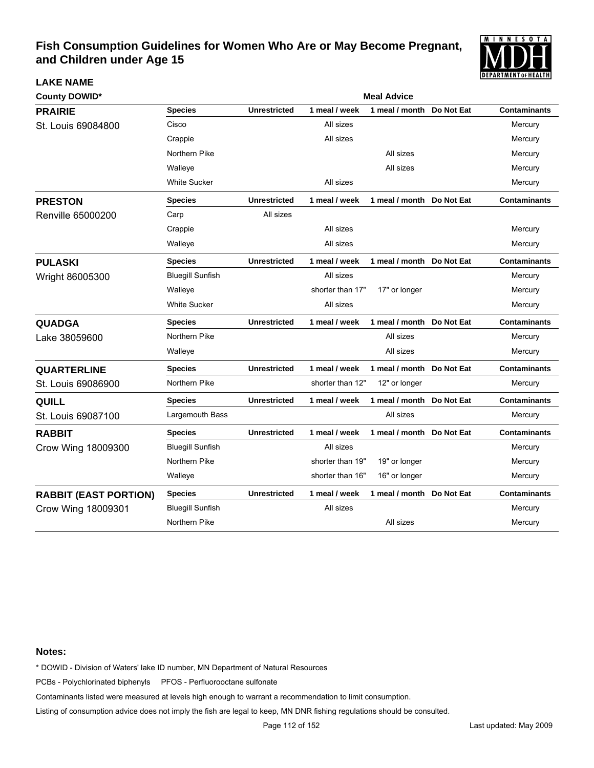# Fish Consumption Guidelines for Women Who Are or May Become Pregnant, and Children under Age 15

**LAKE NAME**

| County DOWID* | Species | Unrestricted | 1 meal / week | 1 meal / month | Do Not Eat | Contaminants |
|---|---|---|---|---|---|---|
| **PRAIRIE** St. Louis 69084800 | Cisco | | All sizes | | | Mercury |
| | Crappie | | All sizes | | | Mercury |
| | Northern Pike | | | All sizes | | Mercury |
| | Walleye | | | All sizes | | Mercury |
| | White Sucker | | All sizes | | | Mercury |
| **PRESTON** Renville 65000200 | Carp | All sizes | | | | |
| | Crappie | | All sizes | | | Mercury |
| | Walleye | | All sizes | | | Mercury |
| **PULASKI** Wright 86005300 | Bluegill Sunfish | | All sizes | | | Mercury |
| | Walleye | | shorter than 17" | 17" or longer | | Mercury |
| | White Sucker | | All sizes | | | Mercury |
| **QUADGA** Lake 38059600 | Northern Pike | | | All sizes | | Mercury |
| | Walleye | | | All sizes | | Mercury |
| **QUARTERLINE** St. Louis 69086900 | Northern Pike | | shorter than 12" | 12" or longer | | Mercury |
| **QUILL** St. Louis 69087100 | Largemouth Bass | | | All sizes | | Mercury |
| **RABBIT** Crow Wing 18009300 | Bluegill Sunfish | | All sizes | | | Mercury |
| | Northern Pike | | shorter than 19" | 19" or longer | | Mercury |
| | Walleye | | shorter than 16" | 16" or longer | | Mercury |
| **RABBIT (EAST PORTION)** Crow Wing 18009301 | Bluegill Sunfish | | All sizes | | | Mercury |
| | Northern Pike | | | All sizes | | Mercury |

**Notes:**

* DOWID - Division of Waters' lake ID number, MN Department of Natural Resources

PCBs - Polychlorinated biphenyls PFOS - Perfluorooctane sulfonate

Contaminants listed were measured at levels high enough to warrant a recommendation to limit consumption.

Listing of consumption advice does not imply the fish are legal to keep, MN DNR fishing regulations should be consulted.

Last updated: May 2009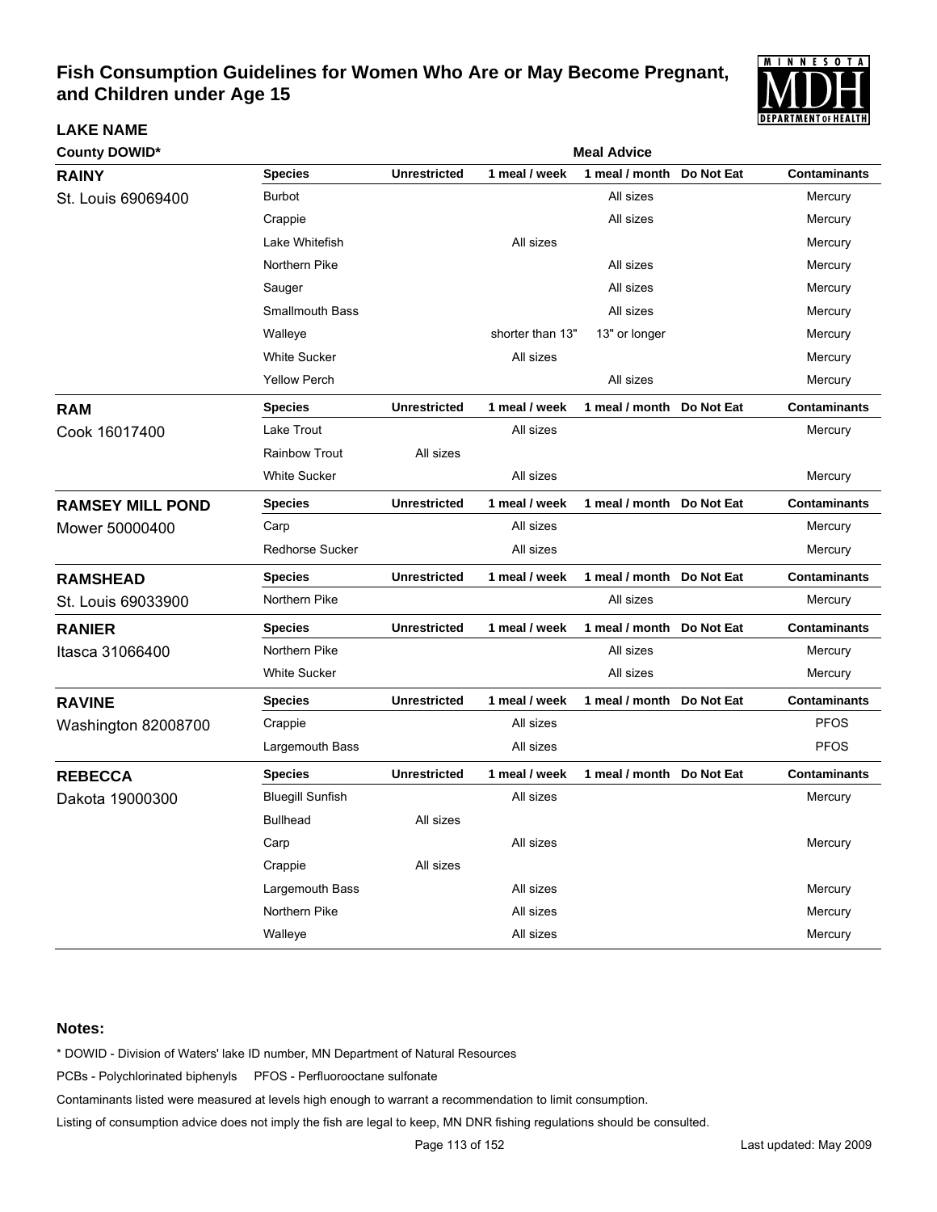# Fish Consumption Guidelines for Women Who Are or May Become Pregnant, and Children under Age 15

**LAKE NAME**

**County DOWID***

**Meal Advice**

| Lake / County DOWID | Species | Unrestricted | 1 meal / week | 1 meal / month | Do Not Eat | Contaminants |
|---|---|---|---|---|---|---|
| **RAINY** St. Louis 69069400 | Burbot | | | All sizes | | Mercury |
| | Crappie | | | All sizes | | Mercury |
| | Lake Whitefish | | All sizes | | | Mercury |
| | Northern Pike | | | All sizes | | Mercury |
| | Sauger | | | All sizes | | Mercury |
| | Smallmouth Bass | | | All sizes | | Mercury |
| | Walleye | | shorter than 13" | 13" or longer | | Mercury |
| | White Sucker | | All sizes | | | Mercury |
| | Yellow Perch | | | All sizes | | Mercury |
| **RAM** Cook 16017400 | Lake Trout | | All sizes | | | Mercury |
| | Rainbow Trout | All sizes | | | | |
| | White Sucker | | All sizes | | | Mercury |
| **RAMSEY MILL POND** Mower 50000400 | Carp | | All sizes | | | Mercury |
| | Redhorse Sucker | | All sizes | | | Mercury |
| **RAMSHEAD** St. Louis 69033900 | Northern Pike | | | All sizes | | Mercury |
| **RANIER** Itasca 31066400 | Northern Pike | | | All sizes | | Mercury |
| | White Sucker | | | All sizes | | Mercury |
| **RAVINE** Washington 82008700 | Crappie | | All sizes | | | PFOS |
| | Largemouth Bass | | All sizes | | | PFOS |
| **REBECCA** Dakota 19000300 | Bluegill Sunfish | | All sizes | | | Mercury |
| | Bullhead | All sizes | | | | |
| | Carp | | All sizes | | | Mercury |
| | Crappie | All sizes | | | | |
| | Largemouth Bass | | All sizes | | | Mercury |
| | Northern Pike | | All sizes | | | Mercury |
| | Walleye | | All sizes | | | Mercury |

**Notes:**

* DOWID - Division of Waters' lake ID number, MN Department of Natural Resources

PCBs - Polychlorinated biphenyls PFOS - Perfluorooctane sulfonate

Contaminants listed were measured at levels high enough to warrant a recommendation to limit consumption.

Listing of consumption advice does not imply the fish are legal to keep, MN DNR fishing regulations should be consulted.

Last updated: May 2009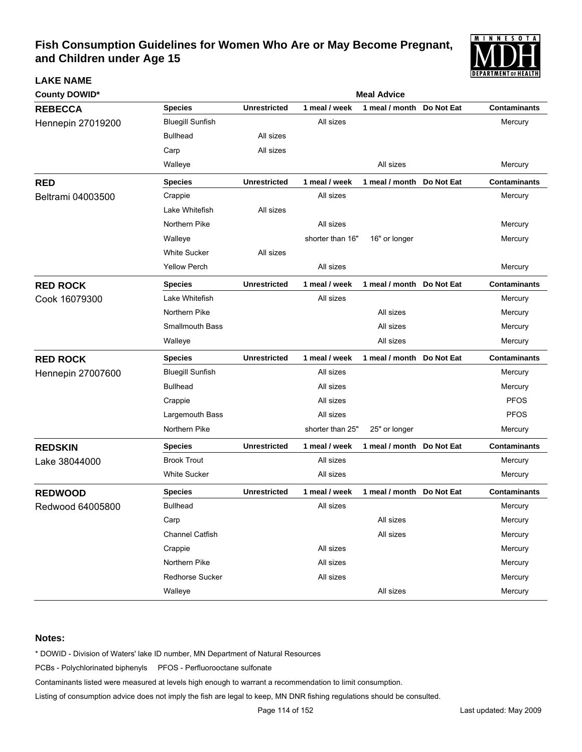# Fish Consumption Guidelines for Women Who Are or May Become Pregnant, and Children under Age 15

**LAKE NAME**

| County DOWID* | Species | Unrestricted | 1 meal / week | 1 meal / month | Do Not Eat | Contaminants |
|---|---|---|---|---|---|---|
| | | Meal Advice | | | | |
| **REBECCA** | **Species** | **Unrestricted** | **1 meal / week** | **1 meal / month** | **Do Not Eat** | **Contaminants** |
| Hennepin 27019200 | Bluegill Sunfish | | All sizes | | | Mercury |
| | Bullhead | All sizes | | | | |
| | Carp | All sizes | | | | |
| | Walleye | | | All sizes | | Mercury |
| **RED** | **Species** | **Unrestricted** | **1 meal / week** | **1 meal / month** | **Do Not Eat** | **Contaminants** |
| Beltrami 04003500 | Crappie | | All sizes | | | Mercury |
| | Lake Whitefish | All sizes | | | | |
| | Northern Pike | | All sizes | | | Mercury |
| | Walleye | | shorter than 16" | 16" or longer | | Mercury |
| | White Sucker | All sizes | | | | |
| | Yellow Perch | | All sizes | | | Mercury |
| **RED ROCK** | **Species** | **Unrestricted** | **1 meal / week** | **1 meal / month** | **Do Not Eat** | **Contaminants** |
| Cook 16079300 | Lake Whitefish | | All sizes | | | Mercury |
| | Northern Pike | | | All sizes | | Mercury |
| | Smallmouth Bass | | | All sizes | | Mercury |
| | Walleye | | | All sizes | | Mercury |
| **RED ROCK** | **Species** | **Unrestricted** | **1 meal / week** | **1 meal / month** | **Do Not Eat** | **Contaminants** |
| Hennepin 27007600 | Bluegill Sunfish | | All sizes | | | Mercury |
| | Bullhead | | All sizes | | | Mercury |
| | Crappie | | All sizes | | | PFOS |
| | Largemouth Bass | | All sizes | | | PFOS |
| | Northern Pike | | shorter than 25" | 25" or longer | | Mercury |
| **REDSKIN** | **Species** | **Unrestricted** | **1 meal / week** | **1 meal / month** | **Do Not Eat** | **Contaminants** |
| Lake 38044000 | Brook Trout | | All sizes | | | Mercury |
| | White Sucker | | All sizes | | | Mercury |
| **REDWOOD** | **Species** | **Unrestricted** | **1 meal / week** | **1 meal / month** | **Do Not Eat** | **Contaminants** |
| Redwood 64005800 | Bullhead | | All sizes | | | Mercury |
| | Carp | | | All sizes | | Mercury |
| | Channel Catfish | | | All sizes | | Mercury |
| | Crappie | | All sizes | | | Mercury |
| | Northern Pike | | All sizes | | | Mercury |
| | Redhorse Sucker | | All sizes | | | Mercury |
| | Walleye | | | All sizes | | Mercury |

**Notes:**

* DOWID - Division of Waters' lake ID number, MN Department of Natural Resources

PCBs - Polychlorinated biphenyls PFOS - Perfluorooctane sulfonate

Contaminants listed were measured at levels high enough to warrant a recommendation to limit consumption.

Listing of consumption advice does not imply the fish are legal to keep, MN DNR fishing regulations should be consulted.

Last updated: May 2009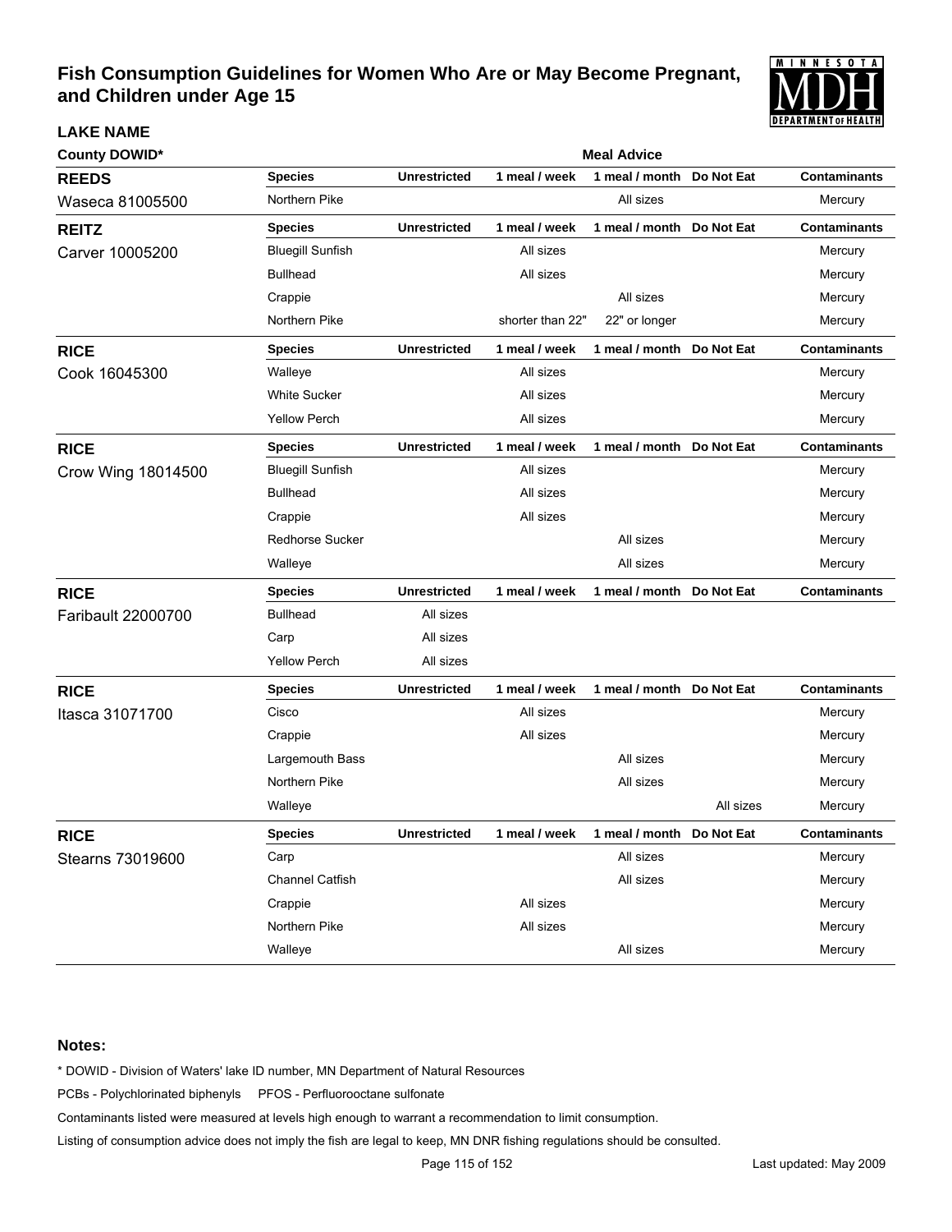# Fish Consumption Guidelines for Women Who Are or May Become Pregnant, and Children under Age 15

| LAKE NAME<br>County DOWID* | Species | Unrestricted | 1 meal / week | 1 meal / month | Do Not Eat | Contaminants |
|---|---|---|---|---|---|---|
| **REEDS**<br>Waseca 81005500 | Northern Pike | | | All sizes | | Mercury |
| **REITZ**<br>Carver 10005200 | Bluegill Sunfish | | All sizes | | | Mercury |
| | Bullhead | | All sizes | | | Mercury |
| | Crappie | | | All sizes | | Mercury |
| | Northern Pike | | shorter than 22" | 22" or longer | | Mercury |
| **RICE**<br>Cook 16045300 | Walleye | | All sizes | | | Mercury |
| | White Sucker | | All sizes | | | Mercury |
| | Yellow Perch | | All sizes | | | Mercury |
| **RICE**<br>Crow Wing 18014500 | Bluegill Sunfish | | All sizes | | | Mercury |
| | Bullhead | | All sizes | | | Mercury |
| | Crappie | | All sizes | | | Mercury |
| | Redhorse Sucker | | | All sizes | | Mercury |
| | Walleye | | | All sizes | | Mercury |
| **RICE**<br>Faribault 22000700 | Bullhead | All sizes | | | | |
| | Carp | All sizes | | | | |
| | Yellow Perch | All sizes | | | | |
| **RICE**<br>Itasca 31071700 | Cisco | | All sizes | | | Mercury |
| | Crappie | | All sizes | | | Mercury |
| | Largemouth Bass | | | All sizes | | Mercury |
| | Northern Pike | | | All sizes | | Mercury |
| | Walleye | | | | All sizes | Mercury |
| **RICE**<br>Stearns 73019600 | Carp | | | All sizes | | Mercury |
| | Channel Catfish | | | All sizes | | Mercury |
| | Crappie | | All sizes | | | Mercury |
| | Northern Pike | | All sizes | | | Mercury |
| | Walleye | | | All sizes | | Mercury |

**Notes:**

\* DOWID - Division of Waters' lake ID number, MN Department of Natural Resources

PCBs - Polychlorinated biphenyls PFOS - Perfluorooctane sulfonate

Contaminants listed were measured at levels high enough to warrant a recommendation to limit consumption.

Listing of consumption advice does not imply the fish are legal to keep, MN DNR fishing regulations should be consulted.

Last updated: May 2009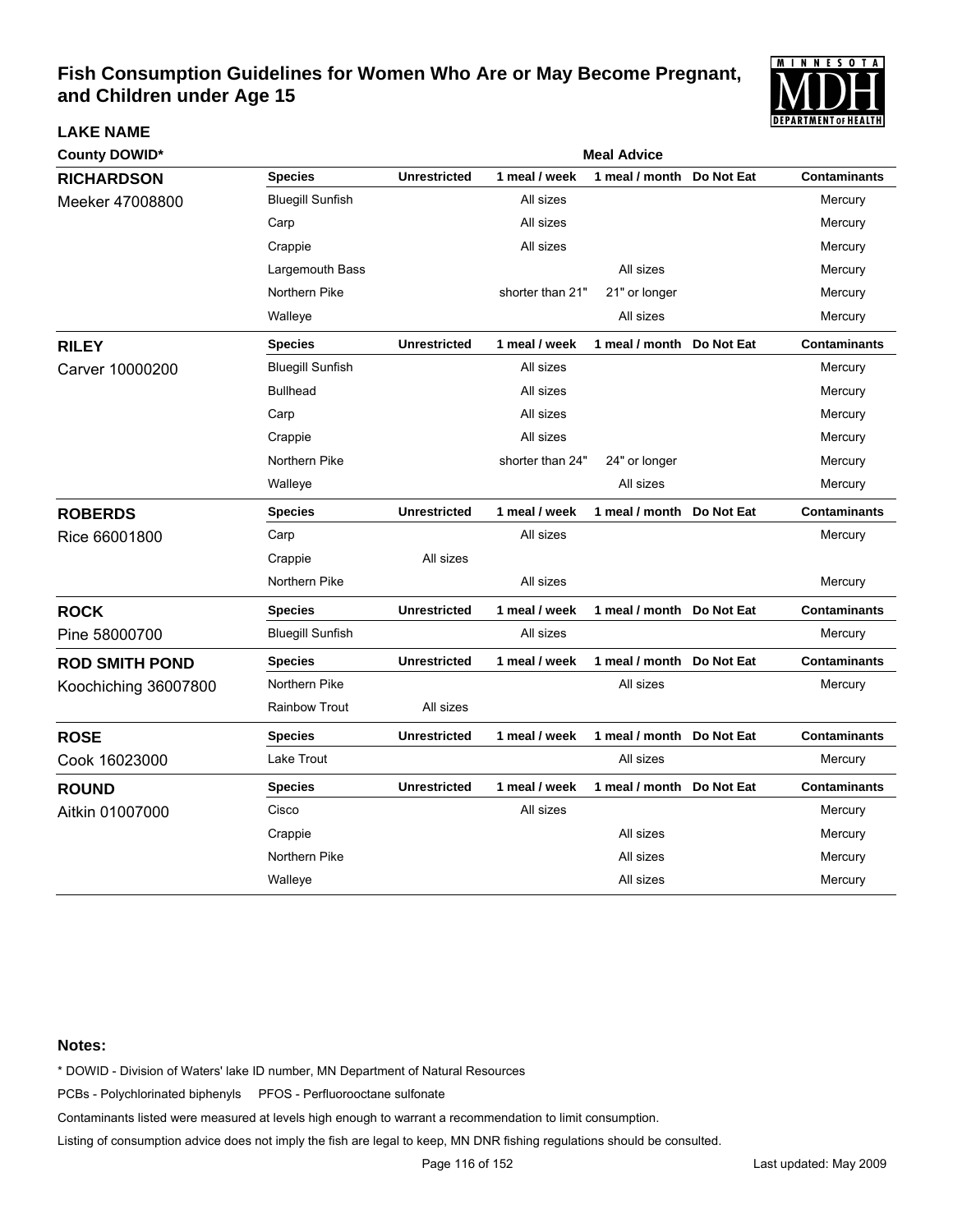# Fish Consumption Guidelines for Women Who Are or May Become Pregnant, and Children under Age 15

**LAKE NAME**

**County DOWID***

| Lake | Species | Unrestricted | 1 meal / week | 1 meal / month | Do Not Eat | Contaminants |
|---|---|---|---|---|---|---|
| **RICHARDSON** Meeker 47008800 | Bluegill Sunfish | | All sizes | | | Mercury |
| | Carp | | All sizes | | | Mercury |
| | Crappie | | All sizes | | | Mercury |
| | Largemouth Bass | | | All sizes | | Mercury |
| | Northern Pike | | shorter than 21" | 21" or longer | | Mercury |
| | Walleye | | | All sizes | | Mercury |
| **RILEY** Carver 10000200 | Bluegill Sunfish | | All sizes | | | Mercury |
| | Bullhead | | All sizes | | | Mercury |
| | Carp | | All sizes | | | Mercury |
| | Crappie | | All sizes | | | Mercury |
| | Northern Pike | | shorter than 24" | 24" or longer | | Mercury |
| | Walleye | | | All sizes | | Mercury |
| **ROBERDS** Rice 66001800 | Carp | | All sizes | | | Mercury |
| | Crappie | All sizes | | | | |
| | Northern Pike | | All sizes | | | Mercury |
| **ROCK** Pine 58000700 | Bluegill Sunfish | | All sizes | | | Mercury |
| **ROD SMITH POND** Koochiching 36007800 | Northern Pike | | | All sizes | | Mercury |
| | Rainbow Trout | All sizes | | | | |
| **ROSE** Cook 16023000 | Lake Trout | | | All sizes | | Mercury |
| **ROUND** Aitkin 01007000 | Cisco | | All sizes | | | Mercury |
| | Crappie | | | All sizes | | Mercury |
| | Northern Pike | | | All sizes | | Mercury |
| | Walleye | | | All sizes | | Mercury |

**Notes:**

* DOWID - Division of Waters' lake ID number, MN Department of Natural Resources

PCBs - Polychlorinated biphenyls PFOS - Perfluorooctane sulfonate

Contaminants listed were measured at levels high enough to warrant a recommendation to limit consumption.

Listing of consumption advice does not imply the fish are legal to keep, MN DNR fishing regulations should be consulted.

Last updated: May 2009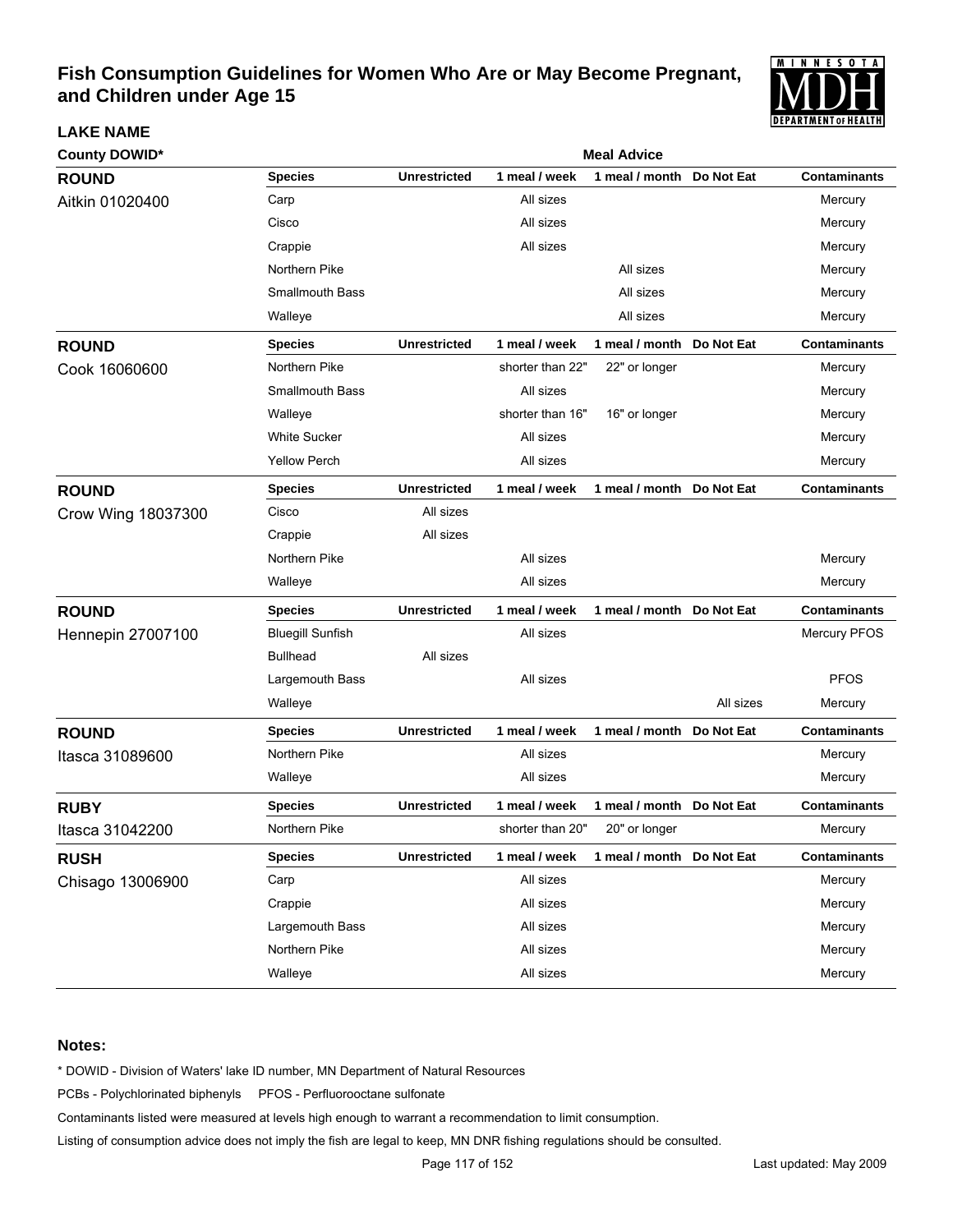# Fish Consumption Guidelines for Women Who Are or May Become Pregnant, and Children under Age 15

| LAKE NAME / County DOWID* | Species | Unrestricted | 1 meal / week | 1 meal / month | Do Not Eat | Contaminants |
|---|---|---|---|---|---|---|
| **ROUND** Aitkin 01020400 | Carp | | All sizes | | | Mercury |
| | Cisco | | All sizes | | | Mercury |
| | Crappie | | All sizes | | | Mercury |
| | Northern Pike | | | All sizes | | Mercury |
| | Smallmouth Bass | | | All sizes | | Mercury |
| | Walleye | | | All sizes | | Mercury |
| **ROUND** Cook 16060600 | Northern Pike | | shorter than 22" | 22" or longer | | Mercury |
| | Smallmouth Bass | | All sizes | | | Mercury |
| | Walleye | | shorter than 16" | 16" or longer | | Mercury |
| | White Sucker | | All sizes | | | Mercury |
| | Yellow Perch | | All sizes | | | Mercury |
| **ROUND** Crow Wing 18037300 | Cisco | All sizes | | | | |
| | Crappie | All sizes | | | | |
| | Northern Pike | | All sizes | | | Mercury |
| | Walleye | | All sizes | | | Mercury |
| **ROUND** Hennepin 27007100 | Bluegill Sunfish | | All sizes | | | Mercury PFOS |
| | Bullhead | All sizes | | | | |
| | Largemouth Bass | | All sizes | | | PFOS |
| | Walleye | | | | All sizes | Mercury |
| **ROUND** Itasca 31089600 | Northern Pike | | All sizes | | | Mercury |
| | Walleye | | All sizes | | | Mercury |
| **RUBY** Itasca 31042200 | Northern Pike | | shorter than 20" | 20" or longer | | Mercury |
| **RUSH** Chisago 13006900 | Carp | | All sizes | | | Mercury |
| | Crappie | | All sizes | | | Mercury |
| | Largemouth Bass | | All sizes | | | Mercury |
| | Northern Pike | | All sizes | | | Mercury |
| | Walleye | | All sizes | | | Mercury |

**Notes:**

* DOWID - Division of Waters' lake ID number, MN Department of Natural Resources

PCBs - Polychlorinated biphenyls    PFOS - Perfluorooctane sulfonate

Contaminants listed were measured at levels high enough to warrant a recommendation to limit consumption.

Listing of consumption advice does not imply the fish are legal to keep, MN DNR fishing regulations should be consulted.

Last updated: May 2009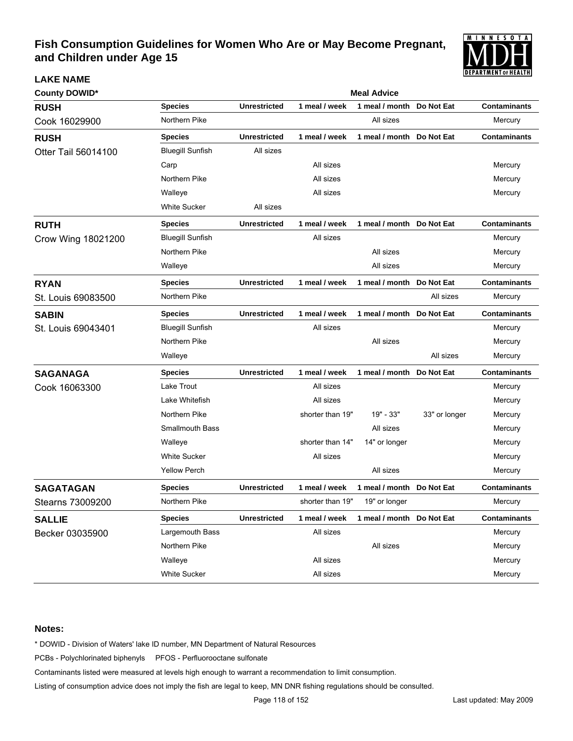# Fish Consumption Guidelines for Women Who Are or May Become Pregnant, and Children under Age 15

**LAKE NAME**

**County DOWID***

**Meal Advice**

| Lake | Species | Unrestricted | 1 meal / week | 1 meal / month | Do Not Eat | Contaminants |
|---|---|---|---|---|---|---|
| **RUSH** Cook 16029900 | Northern Pike | | | All sizes | | Mercury |
| **RUSH** Otter Tail 56014100 | Bluegill Sunfish | All sizes | | | | |
| | Carp | | All sizes | | | Mercury |
| | Northern Pike | | All sizes | | | Mercury |
| | Walleye | | All sizes | | | Mercury |
| | White Sucker | All sizes | | | | |
| **RUTH** Crow Wing 18021200 | Bluegill Sunfish | | All sizes | | | Mercury |
| | Northern Pike | | | All sizes | | Mercury |
| | Walleye | | | All sizes | | Mercury |
| **RYAN** St. Louis 69083500 | Northern Pike | | | | All sizes | Mercury |
| **SABIN** St. Louis 69043401 | Bluegill Sunfish | | All sizes | | | Mercury |
| | Northern Pike | | | All sizes | | Mercury |
| | Walleye | | | | All sizes | Mercury |
| **SAGANAGA** Cook 16063300 | Lake Trout | | All sizes | | | Mercury |
| | Lake Whitefish | | All sizes | | | Mercury |
| | Northern Pike | | shorter than 19" | 19" - 33" | 33" or longer | Mercury |
| | Smallmouth Bass | | | All sizes | | Mercury |
| | Walleye | | shorter than 14" | 14" or longer | | Mercury |
| | White Sucker | | All sizes | | | Mercury |
| | Yellow Perch | | | All sizes | | Mercury |
| **SAGATAGAN** Stearns 73009200 | Northern Pike | | shorter than 19" | 19" or longer | | Mercury |
| **SALLIE** Becker 03035900 | Largemouth Bass | | All sizes | | | Mercury |
| | Northern Pike | | | All sizes | | Mercury |
| | Walleye | | All sizes | | | Mercury |
| | White Sucker | | All sizes | | | Mercury |

**Notes:**

* DOWID - Division of Waters' lake ID number, MN Department of Natural Resources

PCBs - Polychlorinated biphenyls PFOS - Perfluorooctane sulfonate

Contaminants listed were measured at levels high enough to warrant a recommendation to limit consumption.

Listing of consumption advice does not imply the fish are legal to keep, MN DNR fishing regulations should be consulted.

Last updated: May 2009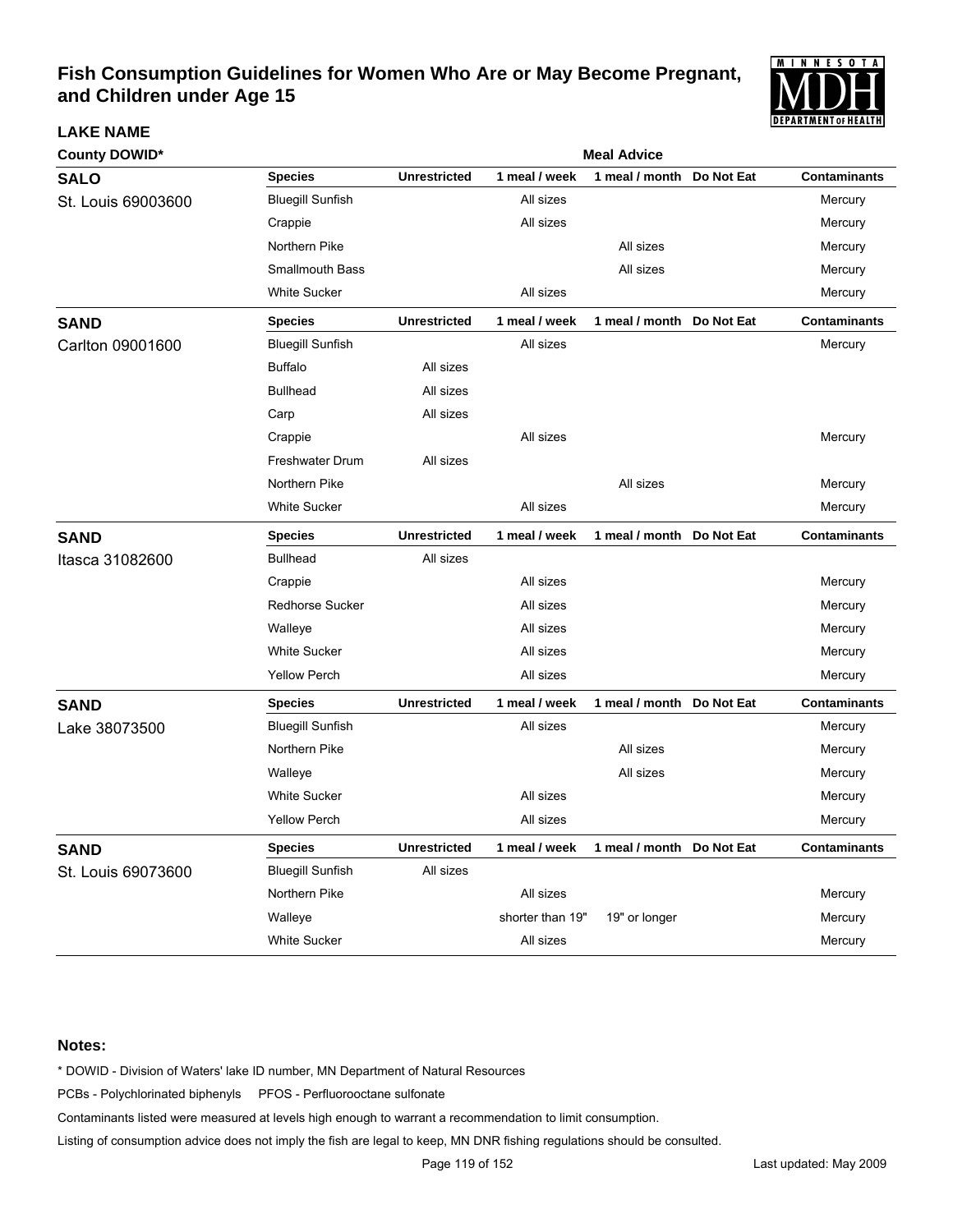# Fish Consumption Guidelines for Women Who Are or May Become Pregnant, and Children under Age 15

**LAKE NAME**

**County DOWID***

**Meal Advice**

## SALO

St. Louis 69003600

| Species | Unrestricted | 1 meal / week | 1 meal / month | Do Not Eat | Contaminants |
|---|---|---|---|---|---|
| Bluegill Sunfish | | All sizes | | | Mercury |
| Crappie | | All sizes | | | Mercury |
| Northern Pike | | | All sizes | | Mercury |
| Smallmouth Bass | | | All sizes | | Mercury |
| White Sucker | | All sizes | | | Mercury |

## SAND

Carlton 09001600

| Species | Unrestricted | 1 meal / week | 1 meal / month | Do Not Eat | Contaminants |
|---|---|---|---|---|---|
| Bluegill Sunfish | | All sizes | | | Mercury |
| Buffalo | All sizes | | | | |
| Bullhead | All sizes | | | | |
| Carp | All sizes | | | | |
| Crappie | | All sizes | | | Mercury |
| Freshwater Drum | All sizes | | | | |
| Northern Pike | | | All sizes | | Mercury |
| White Sucker | | All sizes | | | Mercury |

## SAND

Itasca 31082600

| Species | Unrestricted | 1 meal / week | 1 meal / month | Do Not Eat | Contaminants |
|---|---|---|---|---|---|
| Bullhead | All sizes | | | | |
| Crappie | | All sizes | | | Mercury |
| Redhorse Sucker | | All sizes | | | Mercury |
| Walleye | | All sizes | | | Mercury |
| White Sucker | | All sizes | | | Mercury |
| Yellow Perch | | All sizes | | | Mercury |

## SAND

Lake 38073500

| Species | Unrestricted | 1 meal / week | 1 meal / month | Do Not Eat | Contaminants |
|---|---|---|---|---|---|
| Bluegill Sunfish | | All sizes | | | Mercury |
| Northern Pike | | | All sizes | | Mercury |
| Walleye | | | All sizes | | Mercury |
| White Sucker | | All sizes | | | Mercury |
| Yellow Perch | | All sizes | | | Mercury |

## SAND

St. Louis 69073600

| Species | Unrestricted | 1 meal / week | 1 meal / month | Do Not Eat | Contaminants |
|---|---|---|---|---|---|
| Bluegill Sunfish | All sizes | | | | |
| Northern Pike | | All sizes | | | Mercury |
| Walleye | | shorter than 19" | 19" or longer | | Mercury |
| White Sucker | | All sizes | | | Mercury |

**Notes:**

* DOWID - Division of Waters' lake ID number, MN Department of Natural Resources

PCBs - Polychlorinated biphenyls PFOS - Perfluorooctane sulfonate

Contaminants listed were measured at levels high enough to warrant a recommendation to limit consumption.

Listing of consumption advice does not imply the fish are legal to keep, MN DNR fishing regulations should be consulted.

Last updated: May 2009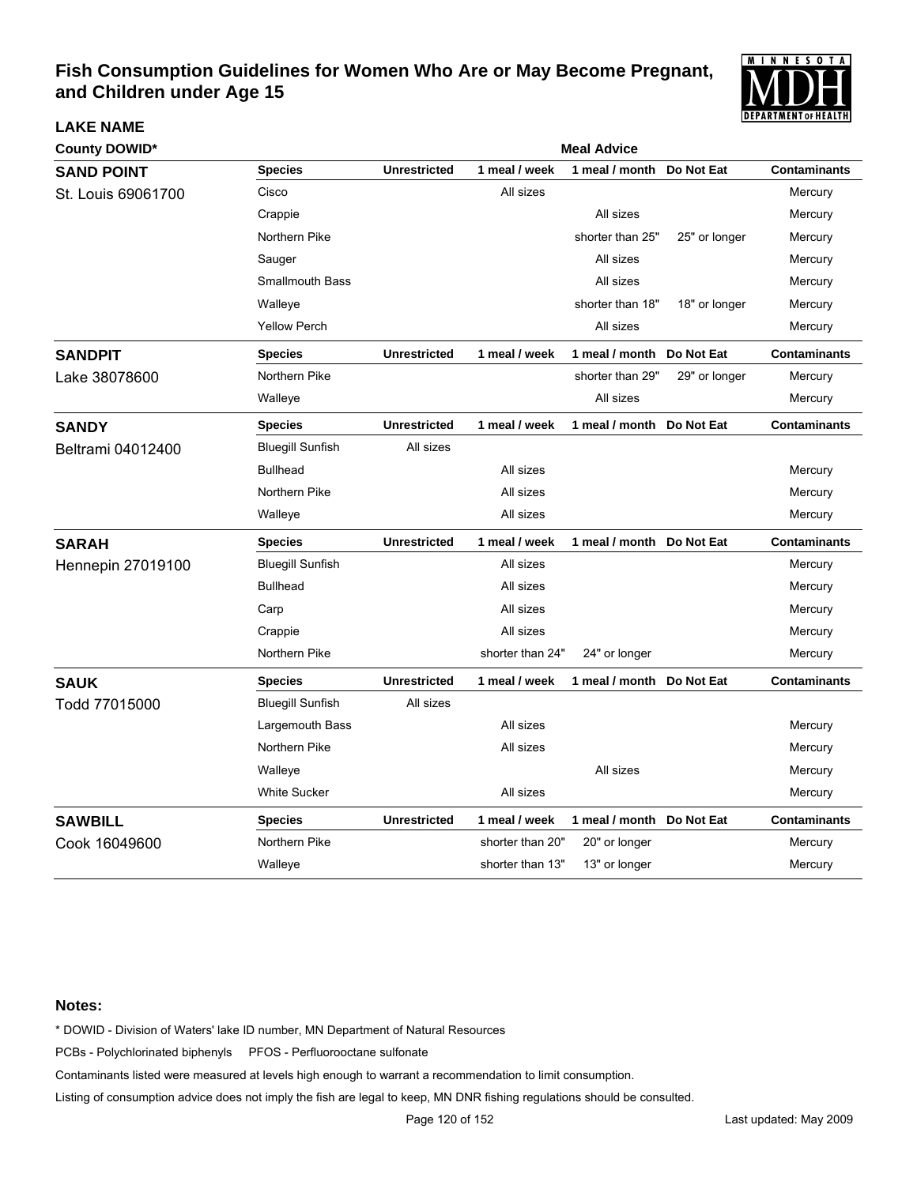# Fish Consumption Guidelines for Women Who Are or May Become Pregnant, and Children under Age 15

**LAKE NAME**

**County DOWID***

**Meal Advice**

## SAND POINT
St. Louis 69061700

| Species | Unrestricted | 1 meal / week | 1 meal / month | Do Not Eat | Contaminants |
|---|---|---|---|---|---|
| Cisco | | All sizes | | | Mercury |
| Crappie | | | All sizes | | Mercury |
| Northern Pike | | | shorter than 25" | 25" or longer | Mercury |
| Sauger | | | All sizes | | Mercury |
| Smallmouth Bass | | | All sizes | | Mercury |
| Walleye | | | shorter than 18" | 18" or longer | Mercury |
| Yellow Perch | | | All sizes | | Mercury |

## SANDPIT
Lake 38078600

| Species | Unrestricted | 1 meal / week | 1 meal / month | Do Not Eat | Contaminants |
|---|---|---|---|---|---|
| Northern Pike | | | shorter than 29" | 29" or longer | Mercury |
| Walleye | | | All sizes | | Mercury |

## SANDY
Beltrami 04012400

| Species | Unrestricted | 1 meal / week | 1 meal / month | Do Not Eat | Contaminants |
|---|---|---|---|---|---|
| Bluegill Sunfish | All sizes | | | | |
| Bullhead | | All sizes | | | Mercury |
| Northern Pike | | All sizes | | | Mercury |
| Walleye | | All sizes | | | Mercury |

## SARAH
Hennepin 27019100

| Species | Unrestricted | 1 meal / week | 1 meal / month | Do Not Eat | Contaminants |
|---|---|---|---|---|---|
| Bluegill Sunfish | | All sizes | | | Mercury |
| Bullhead | | All sizes | | | Mercury |
| Carp | | All sizes | | | Mercury |
| Crappie | | All sizes | | | Mercury |
| Northern Pike | | shorter than 24" | 24" or longer | | Mercury |

## SAUK
Todd 77015000

| Species | Unrestricted | 1 meal / week | 1 meal / month | Do Not Eat | Contaminants |
|---|---|---|---|---|---|
| Bluegill Sunfish | All sizes | | | | |
| Largemouth Bass | | All sizes | | | Mercury |
| Northern Pike | | All sizes | | | Mercury |
| Walleye | | | All sizes | | Mercury |
| White Sucker | | All sizes | | | Mercury |

## SAWBILL
Cook 16049600

| Species | Unrestricted | 1 meal / week | 1 meal / month | Do Not Eat | Contaminants |
|---|---|---|---|---|---|
| Northern Pike | | shorter than 20" | 20" or longer | | Mercury |
| Walleye | | shorter than 13" | 13" or longer | | Mercury |

**Notes:**

* DOWID - Division of Waters' lake ID number, MN Department of Natural Resources

PCBs - Polychlorinated biphenyls PFOS - Perfluorooctane sulfonate

Contaminants listed were measured at levels high enough to warrant a recommendation to limit consumption.

Listing of consumption advice does not imply the fish are legal to keep, MN DNR fishing regulations should be consulted.

Last updated: May 2009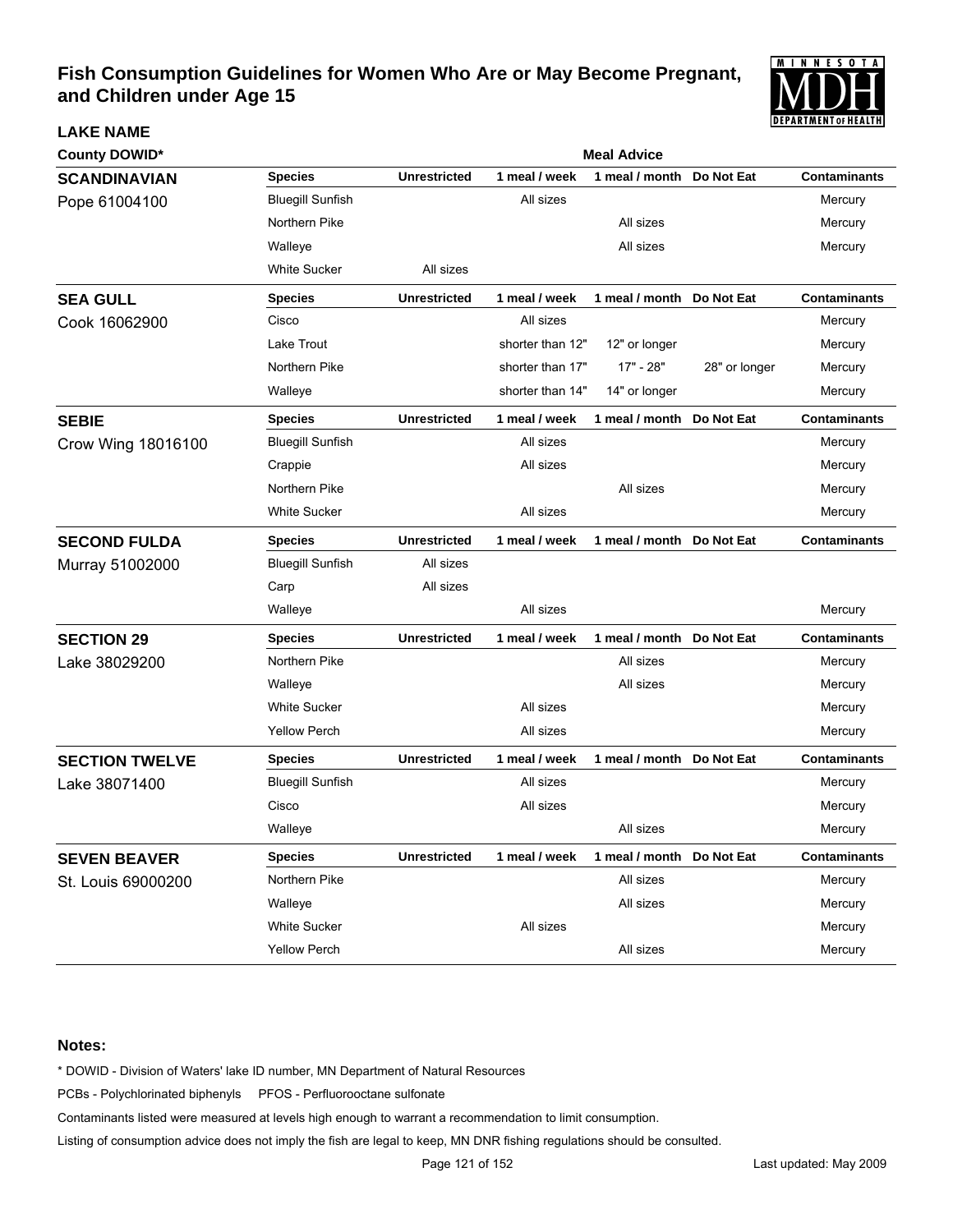# Fish Consumption Guidelines for Women Who Are or May Become Pregnant, and Children under Age 15

| LAKE NAME County DOWID* | Species | Unrestricted | 1 meal / week | 1 meal / month | Do Not Eat | Contaminants |
|---|---|---|---|---|---|---|
| **SCANDINAVIAN** Pope 61004100 | Bluegill Sunfish | | All sizes | | | Mercury |
| | Northern Pike | | | All sizes | | Mercury |
| | Walleye | | | All sizes | | Mercury |
| | White Sucker | All sizes | | | | |
| **SEA GULL** Cook 16062900 | Cisco | | All sizes | | | Mercury |
| | Lake Trout | | shorter than 12" | 12" or longer | | Mercury |
| | Northern Pike | | shorter than 17" | 17" - 28" | 28" or longer | Mercury |
| | Walleye | | shorter than 14" | 14" or longer | | Mercury |
| **SEBIE** Crow Wing 18016100 | Bluegill Sunfish | | All sizes | | | Mercury |
| | Crappie | | All sizes | | | Mercury |
| | Northern Pike | | | All sizes | | Mercury |
| | White Sucker | | All sizes | | | Mercury |
| **SECOND FULDA** Murray 51002000 | Bluegill Sunfish | All sizes | | | | |
| | Carp | All sizes | | | | |
| | Walleye | | All sizes | | | Mercury |
| **SECTION 29** Lake 38029200 | Northern Pike | | | All sizes | | Mercury |
| | Walleye | | | All sizes | | Mercury |
| | White Sucker | | All sizes | | | Mercury |
| | Yellow Perch | | All sizes | | | Mercury |
| **SECTION TWELVE** Lake 38071400 | Bluegill Sunfish | | All sizes | | | Mercury |
| | Cisco | | All sizes | | | Mercury |
| | Walleye | | | All sizes | | Mercury |
| **SEVEN BEAVER** St. Louis 69000200 | Northern Pike | | | All sizes | | Mercury |
| | Walleye | | | All sizes | | Mercury |
| | White Sucker | | All sizes | | | Mercury |
| | Yellow Perch | | | All sizes | | Mercury |

**Notes:**

* DOWID - Division of Waters' lake ID number, MN Department of Natural Resources

PCBs - Polychlorinated biphenyls    PFOS - Perfluorooctane sulfonate

Contaminants listed were measured at levels high enough to warrant a recommendation to limit consumption.

Listing of consumption advice does not imply the fish are legal to keep, MN DNR fishing regulations should be consulted.

Last updated: May 2009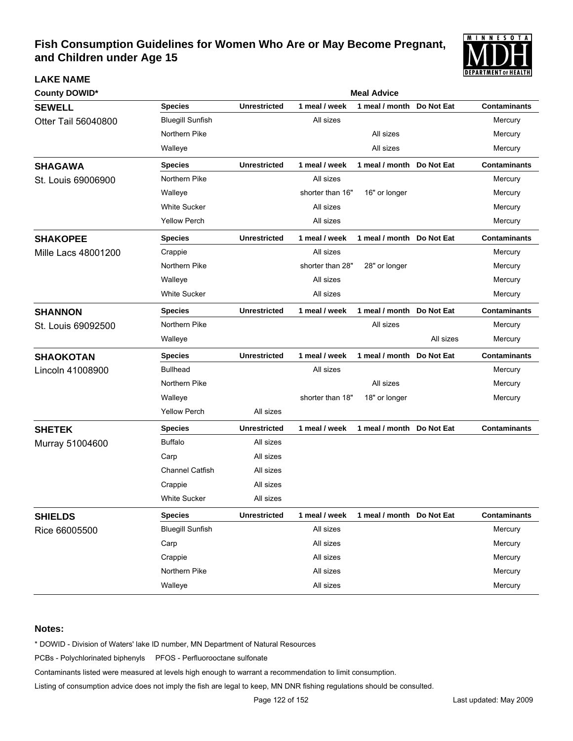# Fish Consumption Guidelines for Women Who Are or May Become Pregnant, and Children under Age 15

| LAKE NAME / County DOWID* | Species | Unrestricted | 1 meal / week | 1 meal / month | Do Not Eat | Contaminants |
|---|---|---|---|---|---|---|
| **SEWELL** | Bluegill Sunfish | | All sizes | | | Mercury |
| Otter Tail 56040800 | Northern Pike | | | All sizes | | Mercury |
| | Walleye | | | All sizes | | Mercury |
| **SHAGAWA** | Northern Pike | | All sizes | | | Mercury |
| St. Louis 69006900 | Walleye | | shorter than 16" | 16" or longer | | Mercury |
| | White Sucker | | All sizes | | | Mercury |
| | Yellow Perch | | All sizes | | | Mercury |
| **SHAKOPEE** | Crappie | | All sizes | | | Mercury |
| Mille Lacs 48001200 | Northern Pike | | shorter than 28" | 28" or longer | | Mercury |
| | Walleye | | All sizes | | | Mercury |
| | White Sucker | | All sizes | | | Mercury |
| **SHANNON** | Northern Pike | | | All sizes | | Mercury |
| St. Louis 69092500 | Walleye | | | | All sizes | Mercury |
| **SHAOKOTAN** | Bullhead | | All sizes | | | Mercury |
| Lincoln 41008900 | Northern Pike | | | All sizes | | Mercury |
| | Walleye | | shorter than 18" | 18" or longer | | Mercury |
| | Yellow Perch | All sizes | | | | |
| **SHETEK** | Buffalo | All sizes | | | | |
| Murray 51004600 | Carp | All sizes | | | | |
| | Channel Catfish | All sizes | | | | |
| | Crappie | All sizes | | | | |
| | White Sucker | All sizes | | | | |
| **SHIELDS** | Bluegill Sunfish | | All sizes | | | Mercury |
| Rice 66005500 | Carp | | All sizes | | | Mercury |
| | Crappie | | All sizes | | | Mercury |
| | Northern Pike | | All sizes | | | Mercury |
| | Walleye | | All sizes | | | Mercury |

**Notes:**

\* DOWID - Division of Waters' lake ID number, MN Department of Natural Resources

PCBs - Polychlorinated biphenyls PFOS - Perfluorooctane sulfonate

Contaminants listed were measured at levels high enough to warrant a recommendation to limit consumption.

Listing of consumption advice does not imply the fish are legal to keep, MN DNR fishing regulations should be consulted.

Last updated: May 2009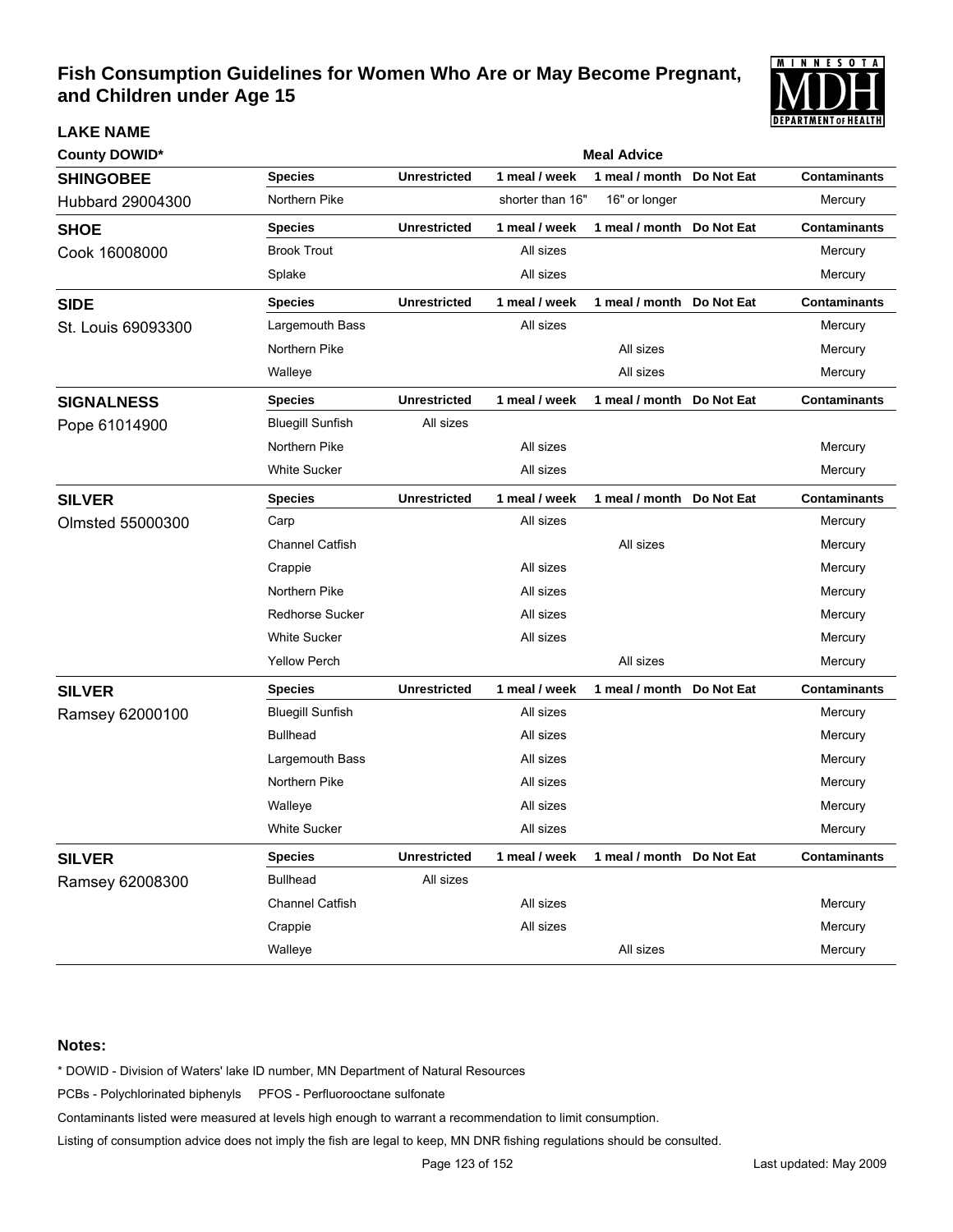# Fish Consumption Guidelines for Women Who Are or May Become Pregnant, and Children under Age 15

| LAKE NAME<br>County DOWID* | Species | Unrestricted | 1 meal / week | 1 meal / month | Do Not Eat | Contaminants |
|---|---|---|---|---|---|---|
| **SHINGOBEE**<br>Hubbard 29004300 | Northern Pike | | shorter than 16" | 16" or longer | | Mercury |
| **SHOE**<br>Cook 16008000 | Brook Trout | | All sizes | | | Mercury |
| | Splake | | All sizes | | | Mercury |
| **SIDE**<br>St. Louis 69093300 | Largemouth Bass | | All sizes | | | Mercury |
| | Northern Pike | | | All sizes | | Mercury |
| | Walleye | | | All sizes | | Mercury |
| **SIGNALNESS**<br>Pope 61014900 | Bluegill Sunfish | All sizes | | | | |
| | Northern Pike | | All sizes | | | Mercury |
| | White Sucker | | All sizes | | | Mercury |
| **SILVER**<br>Olmsted 55000300 | Carp | | All sizes | | | Mercury |
| | Channel Catfish | | | All sizes | | Mercury |
| | Crappie | | All sizes | | | Mercury |
| | Northern Pike | | All sizes | | | Mercury |
| | Redhorse Sucker | | All sizes | | | Mercury |
| | White Sucker | | All sizes | | | Mercury |
| | Yellow Perch | | | All sizes | | Mercury |
| **SILVER**<br>Ramsey 62000100 | Bluegill Sunfish | | All sizes | | | Mercury |
| | Bullhead | | All sizes | | | Mercury |
| | Largemouth Bass | | All sizes | | | Mercury |
| | Northern Pike | | All sizes | | | Mercury |
| | Walleye | | All sizes | | | Mercury |
| | White Sucker | | All sizes | | | Mercury |
| **SILVER**<br>Ramsey 62008300 | Bullhead | All sizes | | | | |
| | Channel Catfish | | All sizes | | | Mercury |
| | Crappie | | All sizes | | | Mercury |
| | Walleye | | | All sizes | | Mercury |

**Notes:**

* DOWID - Division of Waters' lake ID number, MN Department of Natural Resources

PCBs - Polychlorinated biphenyls PFOS - Perfluorooctane sulfonate

Contaminants listed were measured at levels high enough to warrant a recommendation to limit consumption.

Listing of consumption advice does not imply the fish are legal to keep, MN DNR fishing regulations should be consulted.

Last updated: May 2009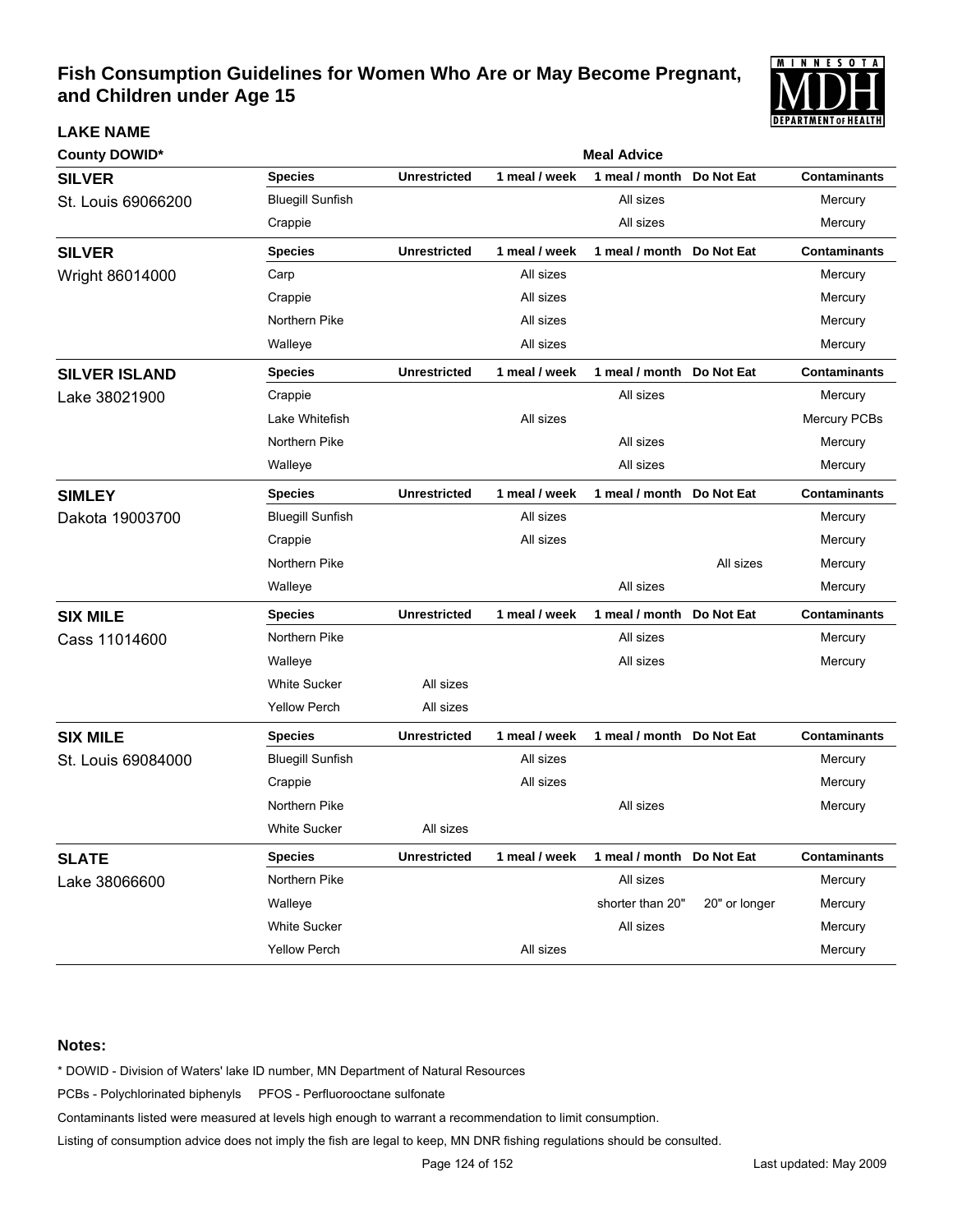# Fish Consumption Guidelines for Women Who Are or May Become Pregnant, and Children under Age 15

**LAKE NAME**

**County DOWID***

| Lake | Species | Unrestricted | 1 meal / week | 1 meal / month | Do Not Eat | Contaminants |
|---|---|---|---|---|---|---|
| **SILVER** St. Louis 69066200 | Bluegill Sunfish | | | All sizes | | Mercury |
| | Crappie | | | All sizes | | Mercury |
| **SILVER** Wright 86014000 | Carp | | All sizes | | | Mercury |
| | Crappie | | All sizes | | | Mercury |
| | Northern Pike | | All sizes | | | Mercury |
| | Walleye | | All sizes | | | Mercury |
| **SILVER ISLAND** Lake 38021900 | Crappie | | | All sizes | | Mercury |
| | Lake Whitefish | | All sizes | | | Mercury PCBs |
| | Northern Pike | | | All sizes | | Mercury |
| | Walleye | | | All sizes | | Mercury |
| **SIMLEY** Dakota 19003700 | Bluegill Sunfish | | All sizes | | | Mercury |
| | Crappie | | All sizes | | | Mercury |
| | Northern Pike | | | | All sizes | Mercury |
| | Walleye | | | All sizes | | Mercury |
| **SIX MILE** Cass 11014600 | Northern Pike | | | All sizes | | Mercury |
| | Walleye | | | All sizes | | Mercury |
| | White Sucker | All sizes | | | | |
| | Yellow Perch | All sizes | | | | |
| **SIX MILE** St. Louis 69084000 | Bluegill Sunfish | | All sizes | | | Mercury |
| | Crappie | | All sizes | | | Mercury |
| | Northern Pike | | | All sizes | | Mercury |
| | White Sucker | All sizes | | | | |
| **SLATE** Lake 38066600 | Northern Pike | | | All sizes | | Mercury |
| | Walleye | | | shorter than 20" | 20" or longer | Mercury |
| | White Sucker | | | All sizes | | Mercury |
| | Yellow Perch | | All sizes | | | Mercury |

**Notes:**

* DOWID - Division of Waters' lake ID number, MN Department of Natural Resources

PCBs - Polychlorinated biphenyls PFOS - Perfluorooctane sulfonate

Contaminants listed were measured at levels high enough to warrant a recommendation to limit consumption.

Listing of consumption advice does not imply the fish are legal to keep, MN DNR fishing regulations should be consulted.

Last updated: May 2009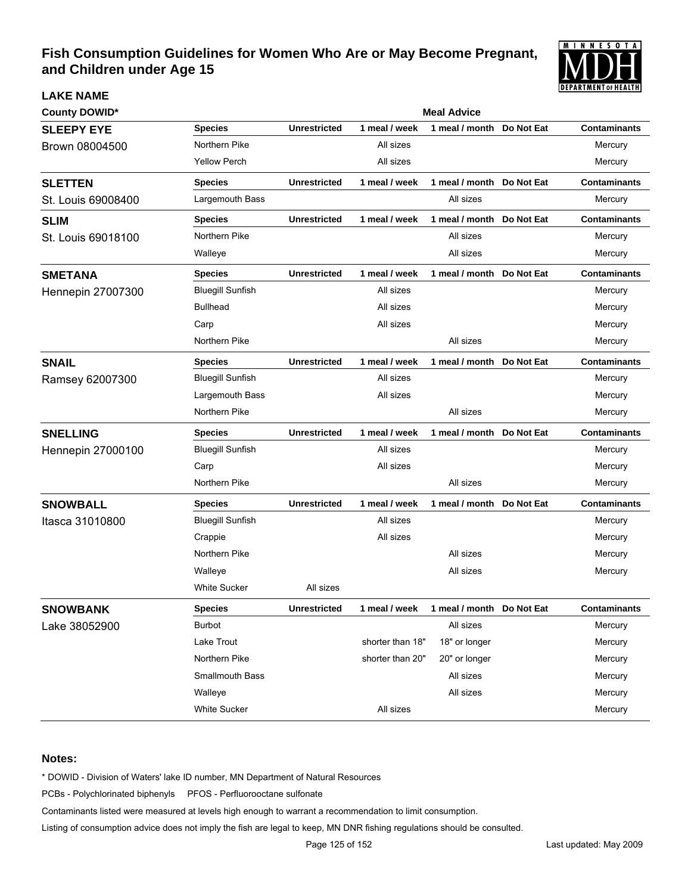# Fish Consumption Guidelines for Women Who Are or May Become Pregnant, and Children under Age 15

| LAKE NAME<br>County DOWID* | Species | Unrestricted | 1 meal / week | 1 meal / month | Do Not Eat | Contaminants |
|---|---|---|---|---|---|---|
| **SLEEPY EYE**<br>Brown 08004500 | Northern Pike | | All sizes | | | Mercury |
| | Yellow Perch | | All sizes | | | Mercury |
| **SLETTEN**<br>St. Louis 69008400 | Largemouth Bass | | | All sizes | | Mercury |
| **SLIM**<br>St. Louis 69018100 | Northern Pike | | | All sizes | | Mercury |
| | Walleye | | | All sizes | | Mercury |
| **SMETANA**<br>Hennepin 27007300 | Bluegill Sunfish | | All sizes | | | Mercury |
| | Bullhead | | All sizes | | | Mercury |
| | Carp | | All sizes | | | Mercury |
| | Northern Pike | | | All sizes | | Mercury |
| **SNAIL**<br>Ramsey 62007300 | Bluegill Sunfish | | All sizes | | | Mercury |
| | Largemouth Bass | | All sizes | | | Mercury |
| | Northern Pike | | | All sizes | | Mercury |
| **SNELLING**<br>Hennepin 27000100 | Bluegill Sunfish | | All sizes | | | Mercury |
| | Carp | | All sizes | | | Mercury |
| | Northern Pike | | | All sizes | | Mercury |
| **SNOWBALL**<br>Itasca 31010800 | Bluegill Sunfish | | All sizes | | | Mercury |
| | Crappie | | All sizes | | | Mercury |
| | Northern Pike | | | All sizes | | Mercury |
| | Walleye | | | All sizes | | Mercury |
| | White Sucker | All sizes | | | | |
| **SNOWBANK**<br>Lake 38052900 | Burbot | | | All sizes | | Mercury |
| | Lake Trout | | shorter than 18" | 18" or longer | | Mercury |
| | Northern Pike | | shorter than 20" | 20" or longer | | Mercury |
| | Smallmouth Bass | | | All sizes | | Mercury |
| | Walleye | | | All sizes | | Mercury |
| | White Sucker | | All sizes | | | Mercury |

**Notes:**

* DOWID - Division of Waters' lake ID number, MN Department of Natural Resources

PCBs - Polychlorinated biphenyls PFOS - Perfluorooctane sulfonate

Contaminants listed were measured at levels high enough to warrant a recommendation to limit consumption.

Listing of consumption advice does not imply the fish are legal to keep, MN DNR fishing regulations should be consulted.

Last updated: May 2009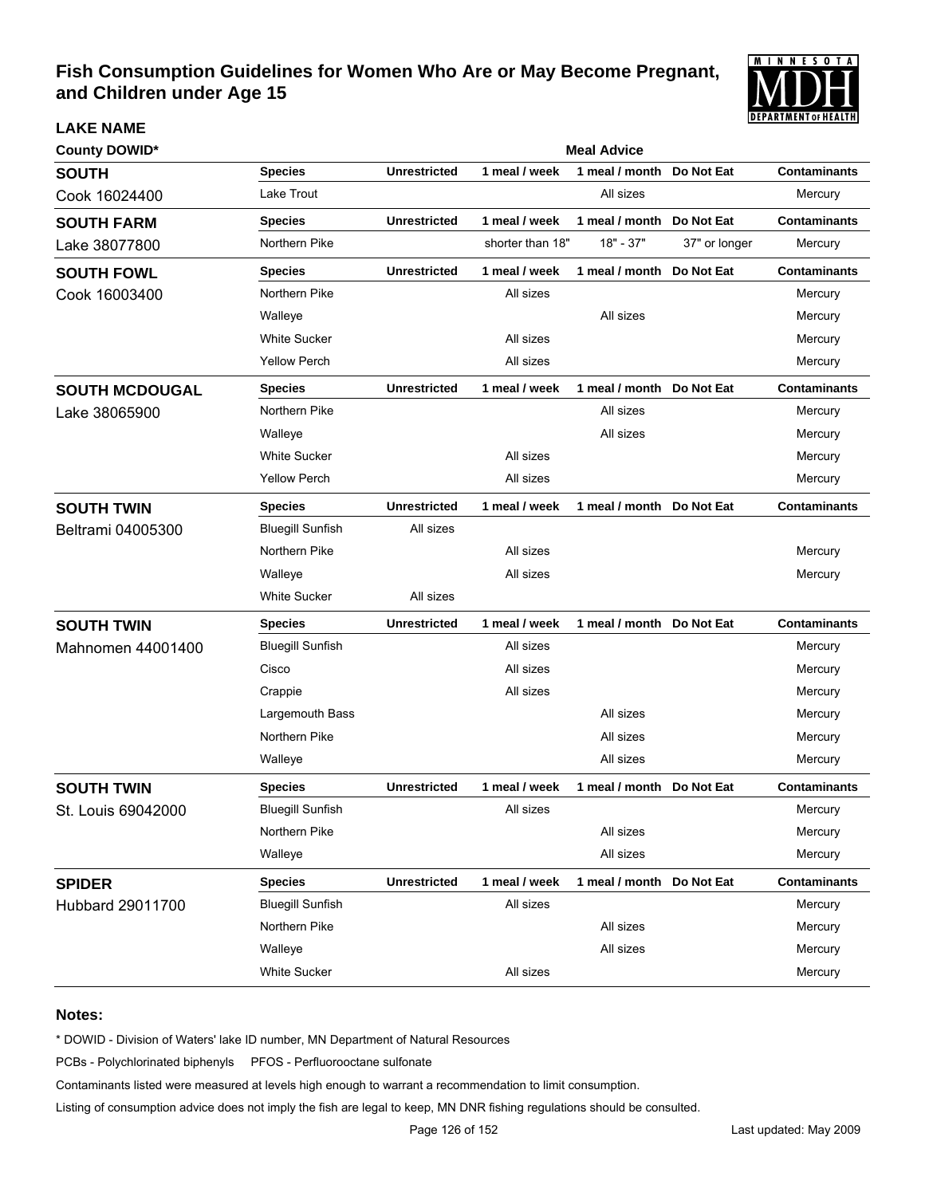# Fish Consumption Guidelines for Women Who Are or May Become Pregnant, and Children under Age 15

| LAKE NAME / County DOWID* | Species | Unrestricted | 1 meal / week | 1 meal / month | Do Not Eat | Contaminants |
|---|---|---|---|---|---|---|
| **SOUTH** | | | | | | |
| Cook 16024400 | Lake Trout | | | All sizes | | Mercury |
| **SOUTH FARM** | | | | | | |
| Lake 38077800 | Northern Pike | | shorter than 18" | 18" - 37" | 37" or longer | Mercury |
| **SOUTH FOWL** | | | | | | |
| Cook 16003400 | Northern Pike | | All sizes | | | Mercury |
| | Walleye | | | All sizes | | Mercury |
| | White Sucker | | All sizes | | | Mercury |
| | Yellow Perch | | All sizes | | | Mercury |
| **SOUTH MCDOUGAL** | | | | | | |
| Lake 38065900 | Northern Pike | | | All sizes | | Mercury |
| | Walleye | | | All sizes | | Mercury |
| | White Sucker | | All sizes | | | Mercury |
| | Yellow Perch | | All sizes | | | Mercury |
| **SOUTH TWIN** | | | | | | |
| Beltrami 04005300 | Bluegill Sunfish | All sizes | | | | |
| | Northern Pike | | All sizes | | | Mercury |
| | Walleye | | All sizes | | | Mercury |
| | White Sucker | All sizes | | | | |
| **SOUTH TWIN** | | | | | | |
| Mahnomen 44001400 | Bluegill Sunfish | | All sizes | | | Mercury |
| | Cisco | | All sizes | | | Mercury |
| | Crappie | | All sizes | | | Mercury |
| | Largemouth Bass | | | All sizes | | Mercury |
| | Northern Pike | | | All sizes | | Mercury |
| | Walleye | | | All sizes | | Mercury |
| **SOUTH TWIN** | | | | | | |
| St. Louis 69042000 | Bluegill Sunfish | | All sizes | | | Mercury |
| | Northern Pike | | | All sizes | | Mercury |
| | Walleye | | | All sizes | | Mercury |
| **SPIDER** | | | | | | |
| Hubbard 29011700 | Bluegill Sunfish | | All sizes | | | Mercury |
| | Northern Pike | | | All sizes | | Mercury |
| | Walleye | | | All sizes | | Mercury |
| | White Sucker | | All sizes | | | Mercury |

## Notes:

* DOWID - Division of Waters' lake ID number, MN Department of Natural Resources

PCBs - Polychlorinated biphenyls  PFOS - Perfluorooctane sulfonate

Contaminants listed were measured at levels high enough to warrant a recommendation to limit consumption.

Listing of consumption advice does not imply the fish are legal to keep, MN DNR fishing regulations should be consulted.

Last updated: May 2009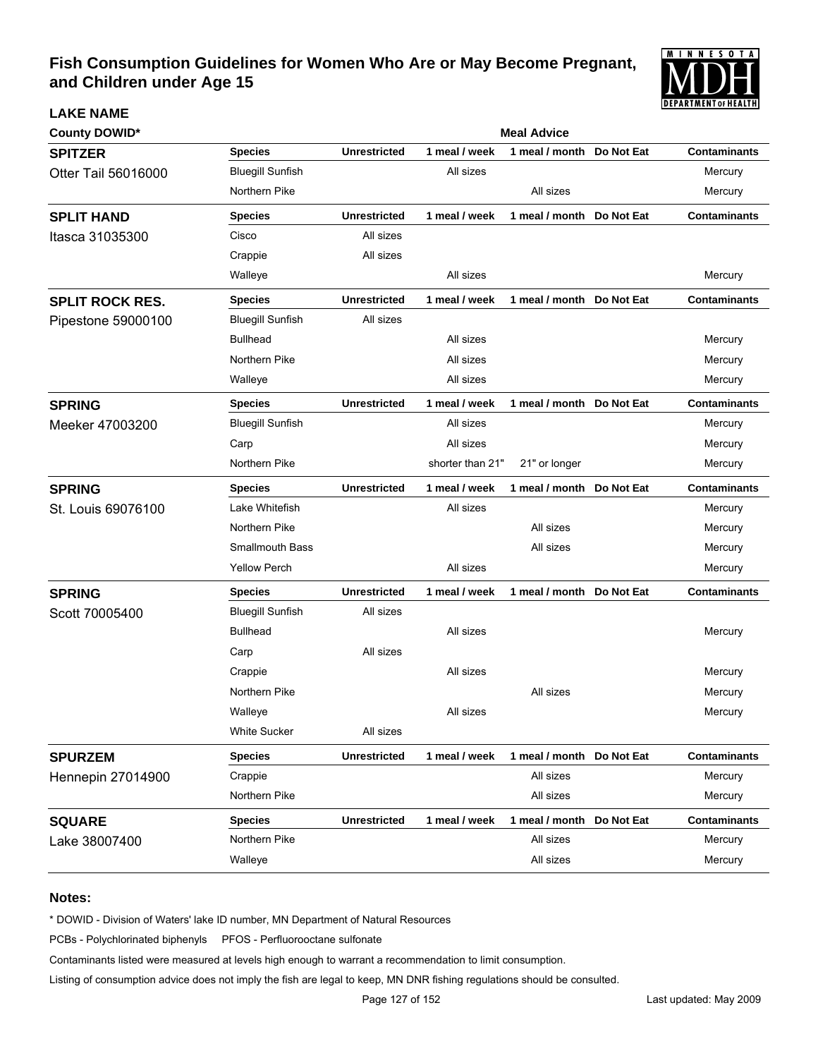# Fish Consumption Guidelines for Women Who Are or May Become Pregnant, and Children under Age 15

**LAKE NAME**

**County DOWID***

| Lake | Species | Unrestricted | 1 meal / week | 1 meal / month | Do Not Eat | Contaminants |
|---|---|---|---|---|---|---|
| **SPITZER** Otter Tail 56016000 | Bluegill Sunfish | | All sizes | | | Mercury |
| | Northern Pike | | | All sizes | | Mercury |
| **SPLIT HAND** Itasca 31035300 | Cisco | All sizes | | | | |
| | Crappie | All sizes | | | | |
| | Walleye | | All sizes | | | Mercury |
| **SPLIT ROCK RES.** Pipestone 59000100 | Bluegill Sunfish | All sizes | | | | |
| | Bullhead | | All sizes | | | Mercury |
| | Northern Pike | | All sizes | | | Mercury |
| | Walleye | | All sizes | | | Mercury |
| **SPRING** Meeker 47003200 | Bluegill Sunfish | | All sizes | | | Mercury |
| | Carp | | All sizes | | | Mercury |
| | Northern Pike | | shorter than 21" | 21" or longer | | Mercury |
| **SPRING** St. Louis 69076100 | Lake Whitefish | | All sizes | | | Mercury |
| | Northern Pike | | | All sizes | | Mercury |
| | Smallmouth Bass | | | All sizes | | Mercury |
| | Yellow Perch | | All sizes | | | Mercury |
| **SPRING** Scott 70005400 | Bluegill Sunfish | All sizes | | | | |
| | Bullhead | | All sizes | | | Mercury |
| | Carp | All sizes | | | | |
| | Crappie | | All sizes | | | Mercury |
| | Northern Pike | | | All sizes | | Mercury |
| | Walleye | | All sizes | | | Mercury |
| | White Sucker | All sizes | | | | |
| **SPURZEM** Hennepin 27014900 | Crappie | | | All sizes | | Mercury |
| | Northern Pike | | | All sizes | | Mercury |
| **SQUARE** Lake 38007400 | Northern Pike | | | All sizes | | Mercury |
| | Walleye | | | All sizes | | Mercury |

## Notes:

* DOWID - Division of Waters' lake ID number, MN Department of Natural Resources

PCBs - Polychlorinated biphenyls PFOS - Perfluorooctane sulfonate

Contaminants listed were measured at levels high enough to warrant a recommendation to limit consumption.

Listing of consumption advice does not imply the fish are legal to keep, MN DNR fishing regulations should be consulted.

Last updated: May 2009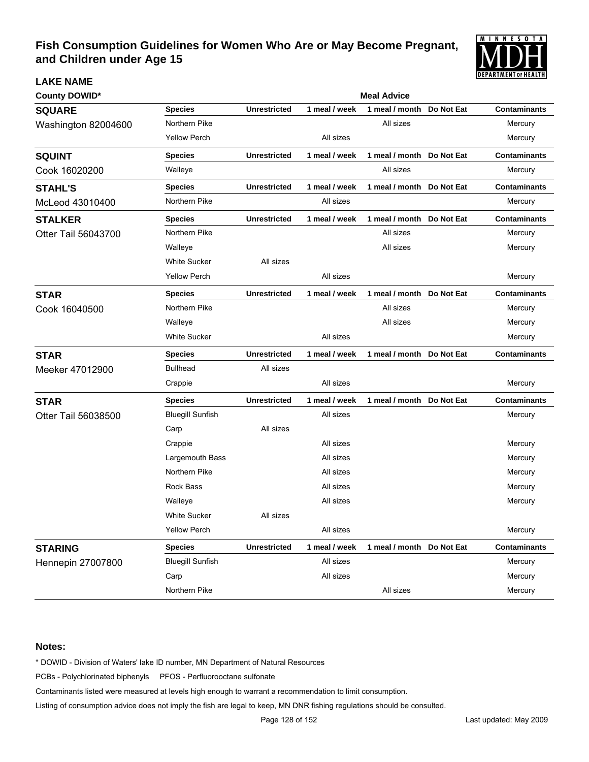# Fish Consumption Guidelines for Women Who Are or May Become Pregnant, and Children under Age 15

**LAKE NAME**

**County DOWID***

| Lake / County DOWID | Species | Unrestricted | 1 meal / week | 1 meal / month | Do Not Eat | Contaminants |
|---|---|---|---|---|---|---|
| **SQUARE** Washington 82004600 | Northern Pike | | | All sizes | | Mercury |
| | Yellow Perch | | All sizes | | | Mercury |
| **SQUINT** Cook 16020200 | Walleye | | | All sizes | | Mercury |
| **STAHL'S** McLeod 43010400 | Northern Pike | | All sizes | | | Mercury |
| **STALKER** Otter Tail 56043700 | Northern Pike | | | All sizes | | Mercury |
| | Walleye | | | All sizes | | Mercury |
| | White Sucker | All sizes | | | | |
| | Yellow Perch | | All sizes | | | Mercury |
| **STAR** Cook 16040500 | Northern Pike | | | All sizes | | Mercury |
| | Walleye | | | All sizes | | Mercury |
| | White Sucker | | All sizes | | | Mercury |
| **STAR** Meeker 47012900 | Bullhead | All sizes | | | | |
| | Crappie | | All sizes | | | Mercury |
| **STAR** Otter Tail 56038500 | Bluegill Sunfish | | All sizes | | | Mercury |
| | Carp | All sizes | | | | |
| | Crappie | | All sizes | | | Mercury |
| | Largemouth Bass | | All sizes | | | Mercury |
| | Northern Pike | | All sizes | | | Mercury |
| | Rock Bass | | All sizes | | | Mercury |
| | Walleye | | All sizes | | | Mercury |
| | White Sucker | All sizes | | | | |
| | Yellow Perch | | All sizes | | | Mercury |
| **STARING** Hennepin 27007800 | Bluegill Sunfish | | All sizes | | | Mercury |
| | Carp | | All sizes | | | Mercury |
| | Northern Pike | | | All sizes | | Mercury |

**Notes:**

* DOWID - Division of Waters' lake ID number, MN Department of Natural Resources

PCBs - Polychlorinated biphenyls PFOS - Perfluorooctane sulfonate

Contaminants listed were measured at levels high enough to warrant a recommendation to limit consumption.

Listing of consumption advice does not imply the fish are legal to keep, MN DNR fishing regulations should be consulted.

Last updated: May 2009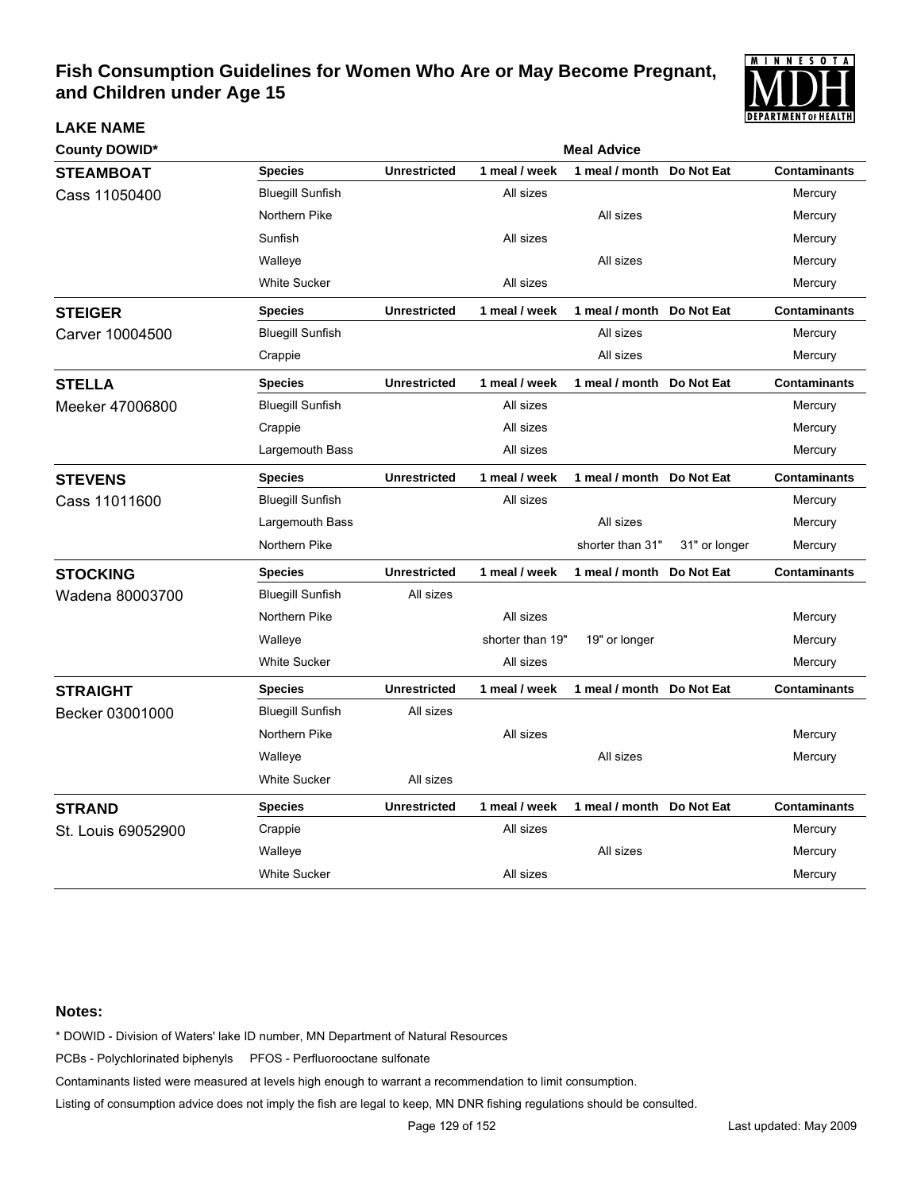# Fish Consumption Guidelines for Women Who Are or May Become Pregnant, and Children under Age 15

| LAKE NAME<br>County DOWID* | Species | Unrestricted | 1 meal / week | 1 meal / month | Do Not Eat | Contaminants |
|---|---|---|---|---|---|---|
| **STEAMBOAT**<br>Cass 11050400 | Bluegill Sunfish | | All sizes | | | Mercury |
| | Northern Pike | | | All sizes | | Mercury |
| | Sunfish | | All sizes | | | Mercury |
| | Walleye | | | All sizes | | Mercury |
| | White Sucker | | All sizes | | | Mercury |
| **STEIGER**<br>Carver 10004500 | Bluegill Sunfish | | | All sizes | | Mercury |
| | Crappie | | | All sizes | | Mercury |
| **STELLA**<br>Meeker 47006800 | Bluegill Sunfish | | All sizes | | | Mercury |
| | Crappie | | All sizes | | | Mercury |
| | Largemouth Bass | | All sizes | | | Mercury |
| **STEVENS**<br>Cass 11011600 | Bluegill Sunfish | | All sizes | | | Mercury |
| | Largemouth Bass | | | All sizes | | Mercury |
| | Northern Pike | | | shorter than 31" | 31" or longer | Mercury |
| **STOCKING**<br>Wadena 80003700 | Bluegill Sunfish | All sizes | | | | |
| | Northern Pike | | All sizes | | | Mercury |
| | Walleye | | shorter than 19" | 19" or longer | | Mercury |
| | White Sucker | | All sizes | | | Mercury |
| **STRAIGHT**<br>Becker 03001000 | Bluegill Sunfish | All sizes | | | | |
| | Northern Pike | | All sizes | | | Mercury |
| | Walleye | | | All sizes | | Mercury |
| | White Sucker | All sizes | | | | |
| **STRAND**<br>St. Louis 69052900 | Crappie | | All sizes | | | Mercury |
| | Walleye | | | All sizes | | Mercury |
| | White Sucker | | All sizes | | | Mercury |

**Notes:**

* DOWID - Division of Waters' lake ID number, MN Department of Natural Resources

PCBs - Polychlorinated biphenyls PFOS - Perfluorooctane sulfonate

Contaminants listed were measured at levels high enough to warrant a recommendation to limit consumption.

Listing of consumption advice does not imply the fish are legal to keep, MN DNR fishing regulations should be consulted.

Last updated: May 2009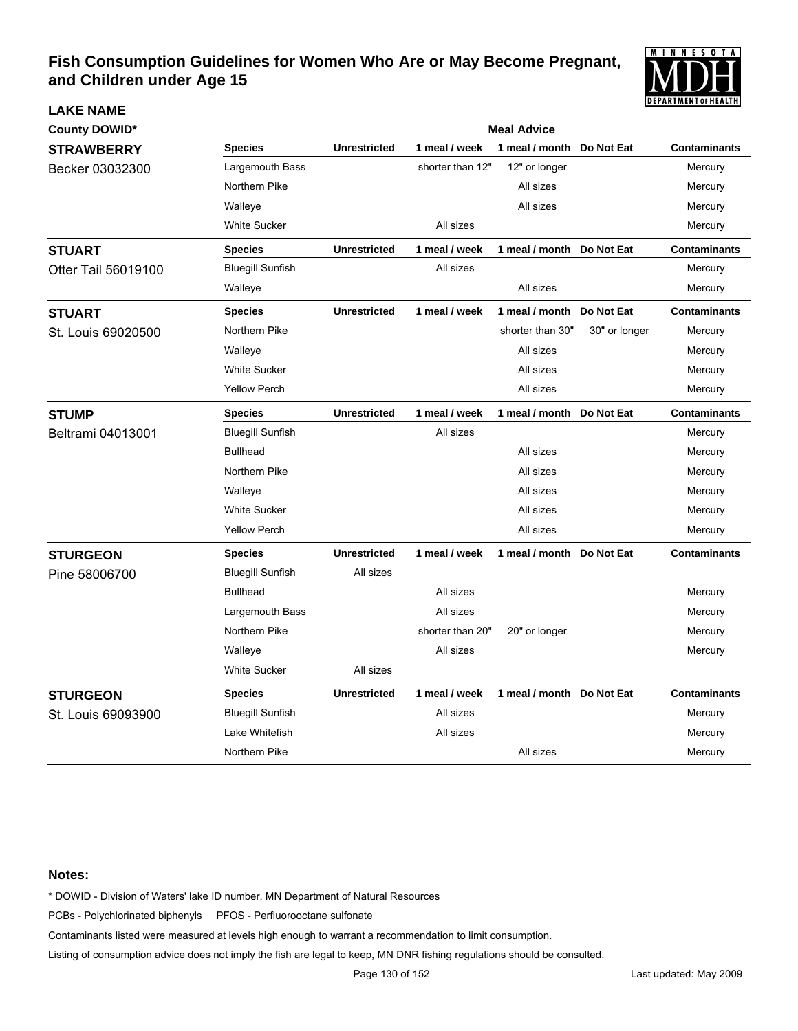# Fish Consumption Guidelines for Women Who Are or May Become Pregnant, and Children under Age 15

**LAKE NAME**

| County DOWID* | Species | Unrestricted | 1 meal / week | 1 meal / month | Do Not Eat | Contaminants |
|---|---|---|---|---|---|---|
| **STRAWBERRY** Becker 03032300 | Largemouth Bass | | shorter than 12" | 12" or longer | | Mercury |
| | Northern Pike | | | All sizes | | Mercury |
| | Walleye | | | All sizes | | Mercury |
| | White Sucker | | All sizes | | | Mercury |
| **STUART** Otter Tail 56019100 | Bluegill Sunfish | | All sizes | | | Mercury |
| | Walleye | | | All sizes | | Mercury |
| **STUART** St. Louis 69020500 | Northern Pike | | | shorter than 30" | 30" or longer | Mercury |
| | Walleye | | | All sizes | | Mercury |
| | White Sucker | | | All sizes | | Mercury |
| | Yellow Perch | | | All sizes | | Mercury |
| **STUMP** Beltrami 04013001 | Bluegill Sunfish | | All sizes | | | Mercury |
| | Bullhead | | | All sizes | | Mercury |
| | Northern Pike | | | All sizes | | Mercury |
| | Walleye | | | All sizes | | Mercury |
| | White Sucker | | | All sizes | | Mercury |
| | Yellow Perch | | | All sizes | | Mercury |
| **STURGEON** Pine 58006700 | Bluegill Sunfish | All sizes | | | | |
| | Bullhead | | All sizes | | | Mercury |
| | Largemouth Bass | | All sizes | | | Mercury |
| | Northern Pike | | shorter than 20" | 20" or longer | | Mercury |
| | Walleye | | All sizes | | | Mercury |
| | White Sucker | All sizes | | | | |
| **STURGEON** St. Louis 69093900 | Bluegill Sunfish | | All sizes | | | Mercury |
| | Lake Whitefish | | All sizes | | | Mercury |
| | Northern Pike | | | All sizes | | Mercury |

**Notes:**

* DOWID - Division of Waters' lake ID number, MN Department of Natural Resources

PCBs - Polychlorinated biphenyls PFOS - Perfluorooctane sulfonate

Contaminants listed were measured at levels high enough to warrant a recommendation to limit consumption.

Listing of consumption advice does not imply the fish are legal to keep, MN DNR fishing regulations should be consulted.

Last updated: May 2009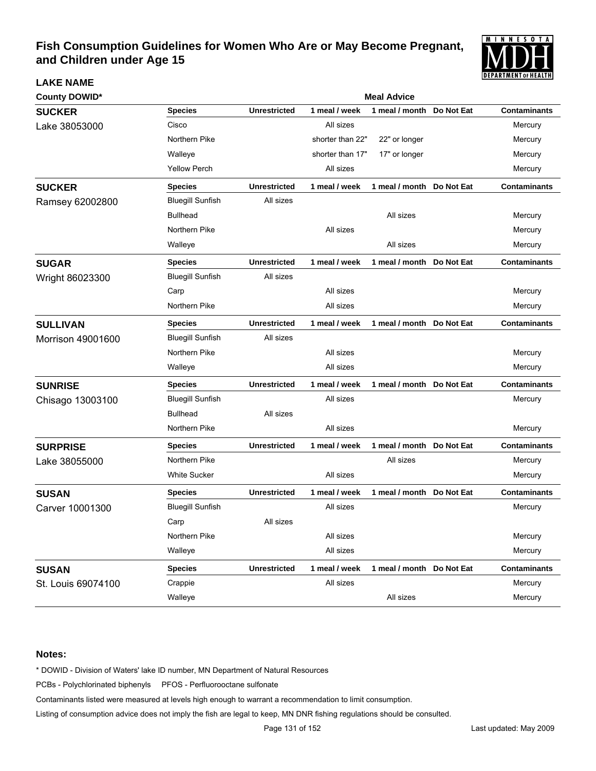# Fish Consumption Guidelines for Women Who Are or May Become Pregnant, and Children under Age 15

| LAKE NAME<br>County DOWID* | Species | Unrestricted | 1 meal / week | 1 meal / month | Do Not Eat | Contaminants |
|---|---|---|---|---|---|---|
| **SUCKER**<br>Lake 38053000 | Cisco | | All sizes | | | Mercury |
| | Northern Pike | | shorter than 22" | 22" or longer | | Mercury |
| | Walleye | | shorter than 17" | 17" or longer | | Mercury |
| | Yellow Perch | | All sizes | | | Mercury |
| **SUCKER**<br>Ramsey 62002800 | Bluegill Sunfish | All sizes | | | | |
| | Bullhead | | | All sizes | | Mercury |
| | Northern Pike | | All sizes | | | Mercury |
| | Walleye | | | All sizes | | Mercury |
| **SUGAR**<br>Wright 86023300 | Bluegill Sunfish | All sizes | | | | |
| | Carp | | All sizes | | | Mercury |
| | Northern Pike | | All sizes | | | Mercury |
| **SULLIVAN**<br>Morrison 49001600 | Bluegill Sunfish | All sizes | | | | |
| | Northern Pike | | All sizes | | | Mercury |
| | Walleye | | All sizes | | | Mercury |
| **SUNRISE**<br>Chisago 13003100 | Bluegill Sunfish | | All sizes | | | Mercury |
| | Bullhead | All sizes | | | | |
| | Northern Pike | | All sizes | | | Mercury |
| **SURPRISE**<br>Lake 38055000 | Northern Pike | | | All sizes | | Mercury |
| | White Sucker | | All sizes | | | Mercury |
| **SUSAN**<br>Carver 10001300 | Bluegill Sunfish | | All sizes | | | Mercury |
| | Carp | All sizes | | | | |
| | Northern Pike | | All sizes | | | Mercury |
| | Walleye | | All sizes | | | Mercury |
| **SUSAN**<br>St. Louis 69074100 | Crappie | | All sizes | | | Mercury |
| | Walleye | | | All sizes | | Mercury |

**Notes:**

\* DOWID - Division of Waters' lake ID number, MN Department of Natural Resources

PCBs - Polychlorinated biphenyls PFOS - Perfluorooctane sulfonate

Contaminants listed were measured at levels high enough to warrant a recommendation to limit consumption.

Listing of consumption advice does not imply the fish are legal to keep, MN DNR fishing regulations should be consulted.

Last updated: May 2009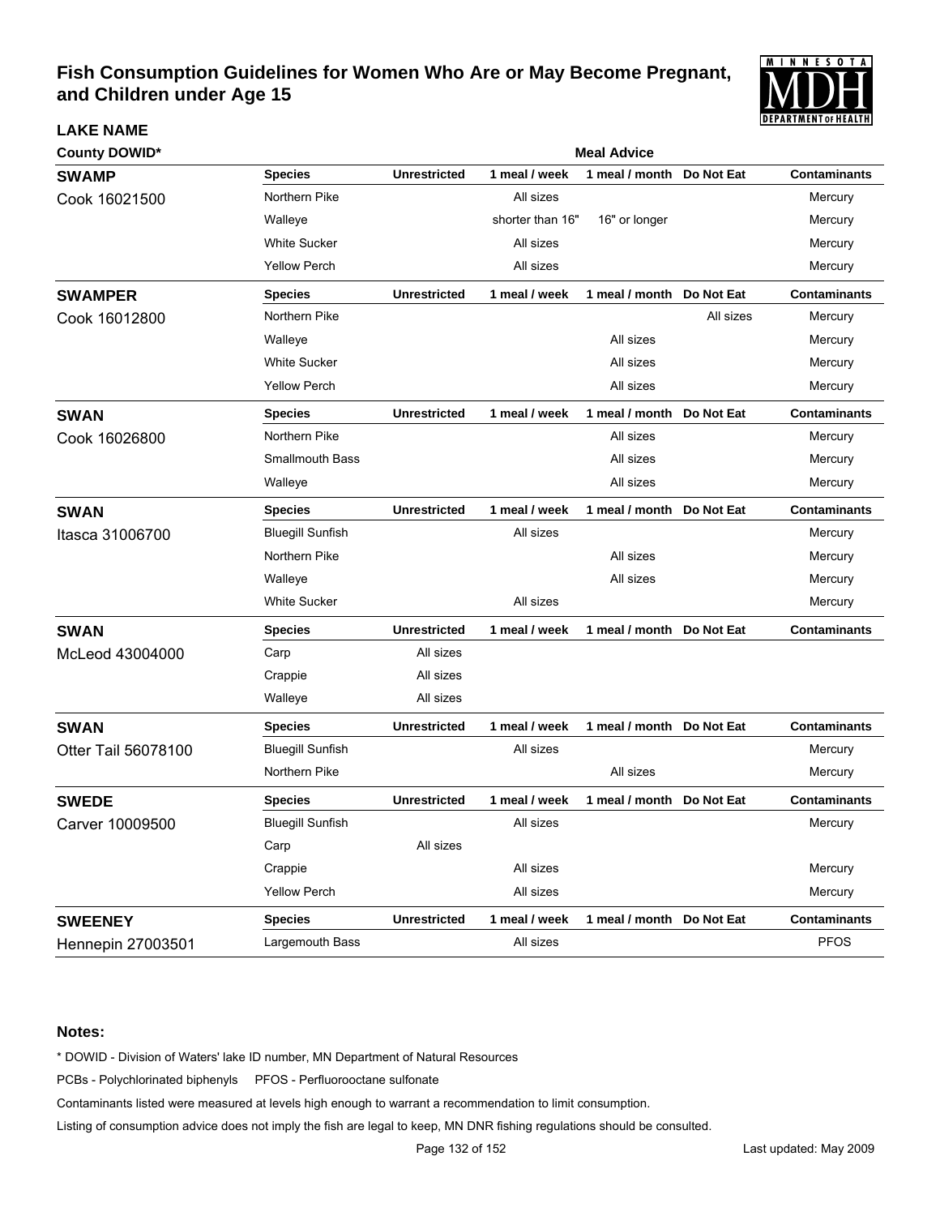# Fish Consumption Guidelines for Women Who Are or May Become Pregnant, and Children under Age 15

| LAKE NAME County DOWID* | Species | Unrestricted | 1 meal / week | 1 meal / month | Do Not Eat | Contaminants |
|---|---|---|---|---|---|---|
| | **Meal Advice** | | | | | |
| **SWAMP** | **Species** | **Unrestricted** | **1 meal / week** | **1 meal / month** | **Do Not Eat** | **Contaminants** |
| Cook 16021500 | Northern Pike | | All sizes | | | Mercury |
| | Walleye | | shorter than 16" | 16" or longer | | Mercury |
| | White Sucker | | All sizes | | | Mercury |
| | Yellow Perch | | All sizes | | | Mercury |
| **SWAMPER** | **Species** | **Unrestricted** | **1 meal / week** | **1 meal / month** | **Do Not Eat** | **Contaminants** |
| Cook 16012800 | Northern Pike | | | | All sizes | Mercury |
| | Walleye | | | All sizes | | Mercury |
| | White Sucker | | | All sizes | | Mercury |
| | Yellow Perch | | | All sizes | | Mercury |
| **SWAN** | **Species** | **Unrestricted** | **1 meal / week** | **1 meal / month** | **Do Not Eat** | **Contaminants** |
| Cook 16026800 | Northern Pike | | | All sizes | | Mercury |
| | Smallmouth Bass | | | All sizes | | Mercury |
| | Walleye | | | All sizes | | Mercury |
| **SWAN** | **Species** | **Unrestricted** | **1 meal / week** | **1 meal / month** | **Do Not Eat** | **Contaminants** |
| Itasca 31006700 | Bluegill Sunfish | | All sizes | | | Mercury |
| | Northern Pike | | | All sizes | | Mercury |
| | Walleye | | | All sizes | | Mercury |
| | White Sucker | | All sizes | | | Mercury |
| **SWAN** | **Species** | **Unrestricted** | **1 meal / week** | **1 meal / month** | **Do Not Eat** | **Contaminants** |
| McLeod 43004000 | Carp | All sizes | | | | |
| | Crappie | All sizes | | | | |
| | Walleye | All sizes | | | | |
| **SWAN** | **Species** | **Unrestricted** | **1 meal / week** | **1 meal / month** | **Do Not Eat** | **Contaminants** |
| Otter Tail 56078100 | Bluegill Sunfish | | All sizes | | | Mercury |
| | Northern Pike | | | All sizes | | Mercury |
| **SWEDE** | **Species** | **Unrestricted** | **1 meal / week** | **1 meal / month** | **Do Not Eat** | **Contaminants** |
| Carver 10009500 | Bluegill Sunfish | | All sizes | | | Mercury |
| | Carp | All sizes | | | | |
| | Crappie | | All sizes | | | Mercury |
| | Yellow Perch | | All sizes | | | Mercury |
| **SWEENEY** | **Species** | **Unrestricted** | **1 meal / week** | **1 meal / month** | **Do Not Eat** | **Contaminants** |
| Hennepin 27003501 | Largemouth Bass | | All sizes | | | PFOS |

**Notes:**

\* DOWID - Division of Waters' lake ID number, MN Department of Natural Resources

PCBs - Polychlorinated biphenyls  PFOS - Perfluorooctane sulfonate

Contaminants listed were measured at levels high enough to warrant a recommendation to limit consumption.

Listing of consumption advice does not imply the fish are legal to keep, MN DNR fishing regulations should be consulted.

Last updated: May 2009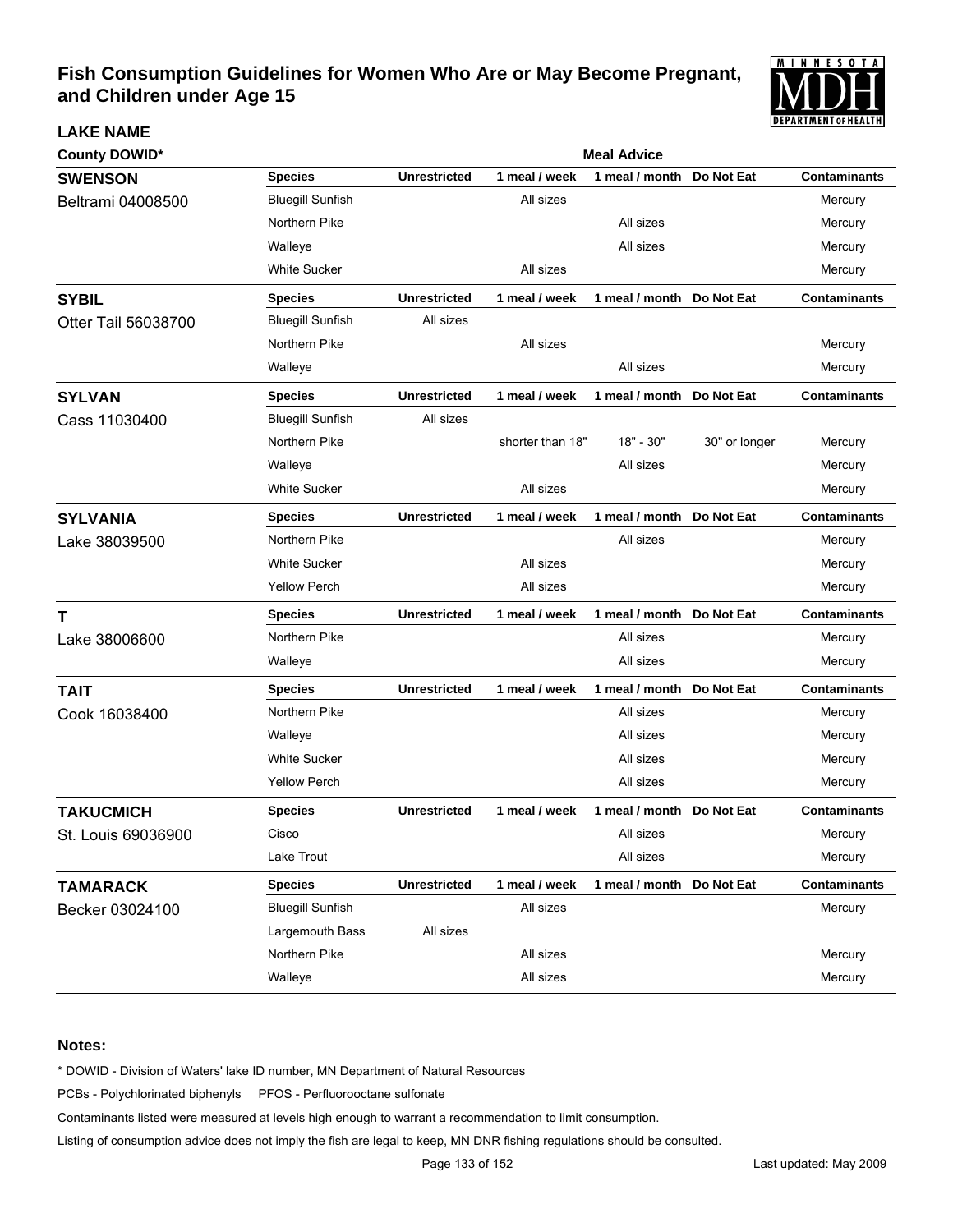# Fish Consumption Guidelines for Women Who Are or May Become Pregnant, and Children under Age 15

| LAKE NAME<br>County DOWID* | Species | Unrestricted | 1 meal / week | 1 meal / month | Do Not Eat | Contaminants |
|---|---|---|---|---|---|---|
| **SWENSON**<br>Beltrami 04008500 | Bluegill Sunfish | | All sizes | | | Mercury |
| | Northern Pike | | | All sizes | | Mercury |
| | Walleye | | | All sizes | | Mercury |
| | White Sucker | | All sizes | | | Mercury |
| **SYBIL**<br>Otter Tail 56038700 | Bluegill Sunfish | All sizes | | | | |
| | Northern Pike | | All sizes | | | Mercury |
| | Walleye | | | All sizes | | Mercury |
| **SYLVAN**<br>Cass 11030400 | Bluegill Sunfish | All sizes | | | | |
| | Northern Pike | | shorter than 18" | 18" - 30" | 30" or longer | Mercury |
| | Walleye | | | All sizes | | Mercury |
| | White Sucker | | All sizes | | | Mercury |
| **SYLVANIA**<br>Lake 38039500 | Northern Pike | | | All sizes | | Mercury |
| | White Sucker | | All sizes | | | Mercury |
| | Yellow Perch | | All sizes | | | Mercury |
| **T**<br>Lake 38006600 | Northern Pike | | | All sizes | | Mercury |
| | Walleye | | | All sizes | | Mercury |
| **TAIT**<br>Cook 16038400 | Northern Pike | | | All sizes | | Mercury |
| | Walleye | | | All sizes | | Mercury |
| | White Sucker | | | All sizes | | Mercury |
| | Yellow Perch | | | All sizes | | Mercury |
| **TAKUCMICH**<br>St. Louis 69036900 | Cisco | | | All sizes | | Mercury |
| | Lake Trout | | | All sizes | | Mercury |
| **TAMARACK**<br>Becker 03024100 | Bluegill Sunfish | | All sizes | | | Mercury |
| | Largemouth Bass | All sizes | | | | |
| | Northern Pike | | All sizes | | | Mercury |
| | Walleye | | All sizes | | | Mercury |

**Notes:**

* DOWID - Division of Waters' lake ID number, MN Department of Natural Resources

PCBs - Polychlorinated biphenyls PFOS - Perfluorooctane sulfonate

Contaminants listed were measured at levels high enough to warrant a recommendation to limit consumption.

Listing of consumption advice does not imply the fish are legal to keep, MN DNR fishing regulations should be consulted.

Last updated: May 2009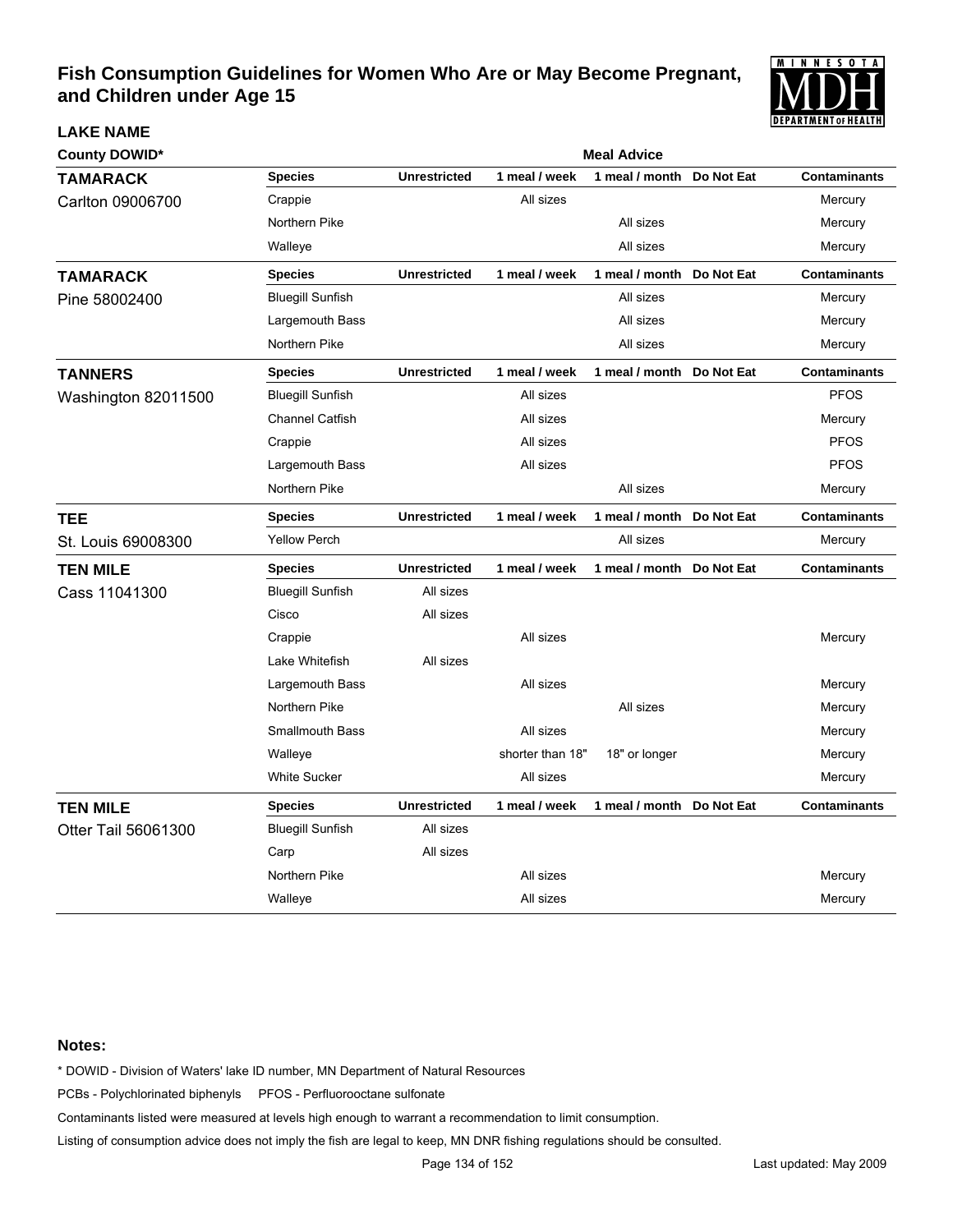# Fish Consumption Guidelines for Women Who Are or May Become Pregnant, and Children under Age 15

| LAKE NAME<br>County DOWID* | Species | Unrestricted | 1 meal / week | 1 meal / month | Do Not Eat | Contaminants |
|---|---|---|---|---|---|---|
| **TAMARACK**<br>Carlton 09006700 | Crappie | | All sizes | | | Mercury |
| | Northern Pike | | | All sizes | | Mercury |
| | Walleye | | | All sizes | | Mercury |
| **TAMARACK**<br>Pine 58002400 | Bluegill Sunfish | | | All sizes | | Mercury |
| | Largemouth Bass | | | All sizes | | Mercury |
| | Northern Pike | | | All sizes | | Mercury |
| **TANNERS**<br>Washington 82011500 | Bluegill Sunfish | | All sizes | | | PFOS |
| | Channel Catfish | | All sizes | | | Mercury |
| | Crappie | | All sizes | | | PFOS |
| | Largemouth Bass | | All sizes | | | PFOS |
| | Northern Pike | | | All sizes | | Mercury |
| **TEE**<br>St. Louis 69008300 | Yellow Perch | | | All sizes | | Mercury |
| **TEN MILE**<br>Cass 11041300 | Bluegill Sunfish | All sizes | | | | |
| | Cisco | All sizes | | | | |
| | Crappie | | All sizes | | | Mercury |
| | Lake Whitefish | All sizes | | | | |
| | Largemouth Bass | | All sizes | | | Mercury |
| | Northern Pike | | | All sizes | | Mercury |
| | Smallmouth Bass | | All sizes | | | Mercury |
| | Walleye | | shorter than 18" | 18" or longer | | Mercury |
| | White Sucker | | All sizes | | | Mercury |
| **TEN MILE**<br>Otter Tail 56061300 | Bluegill Sunfish | All sizes | | | | |
| | Carp | All sizes | | | | |
| | Northern Pike | | All sizes | | | Mercury |
| | Walleye | | All sizes | | | Mercury |

**Notes:**

* DOWID - Division of Waters' lake ID number, MN Department of Natural Resources

PCBs - Polychlorinated biphenyls PFOS - Perfluorooctane sulfonate

Contaminants listed were measured at levels high enough to warrant a recommendation to limit consumption.

Listing of consumption advice does not imply the fish are legal to keep, MN DNR fishing regulations should be consulted.

Last updated: May 2009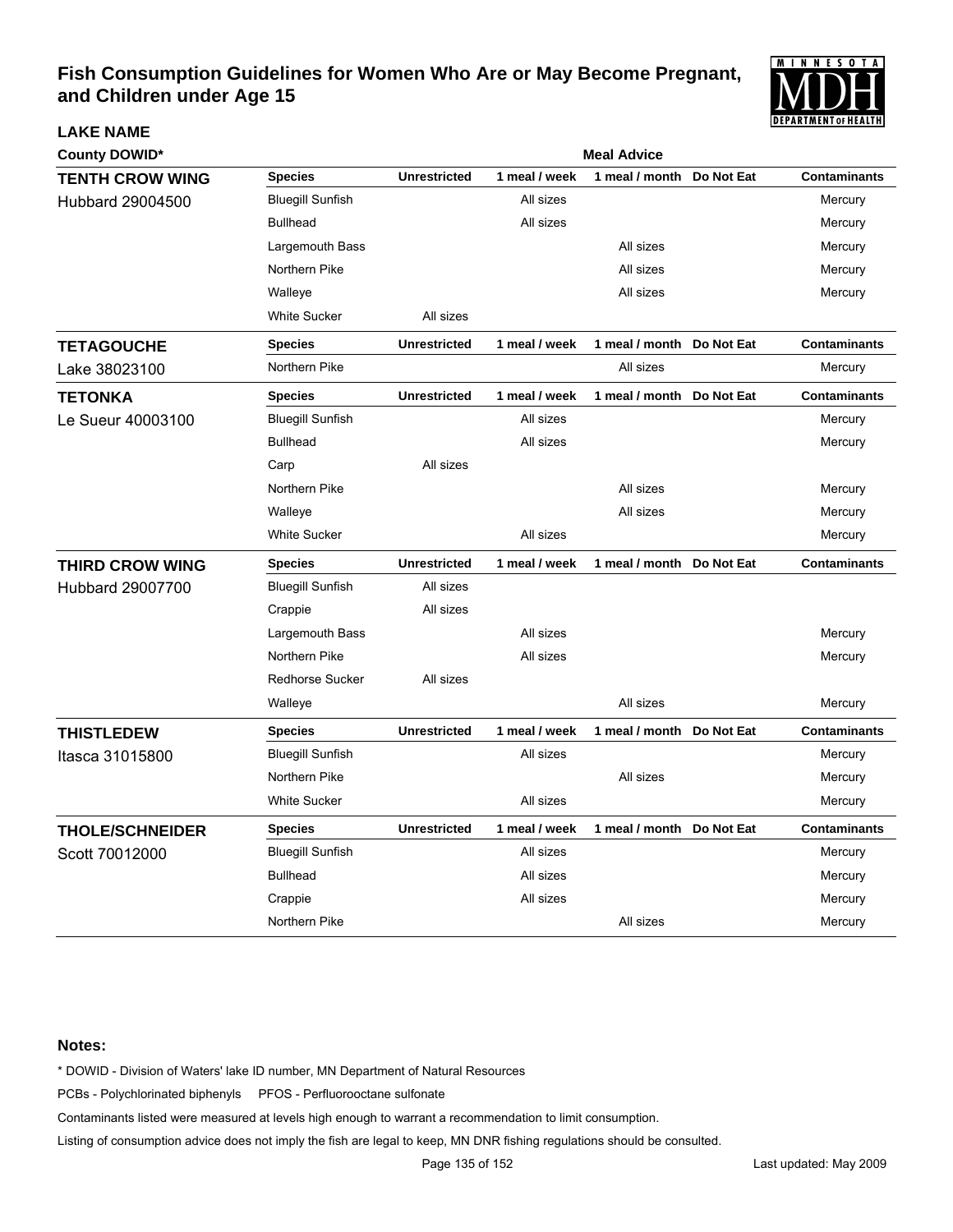# Fish Consumption Guidelines for Women Who Are or May Become Pregnant, and Children under Age 15

| LAKE NAME<br>County DOWID* | Species | Unrestricted | 1 meal / week | 1 meal / month | Do Not Eat | Contaminants |
|---|---|---|---|---|---|---|
| **TENTH CROW WING**<br>Hubbard 29004500 | Bluegill Sunfish | | All sizes | | | Mercury |
| | Bullhead | | All sizes | | | Mercury |
| | Largemouth Bass | | | All sizes | | Mercury |
| | Northern Pike | | | All sizes | | Mercury |
| | Walleye | | | All sizes | | Mercury |
| | White Sucker | All sizes | | | | |
| **TETAGOUCHE**<br>Lake 38023100 | Northern Pike | | | All sizes | | Mercury |
| **TETONKA**<br>Le Sueur 40003100 | Bluegill Sunfish | | All sizes | | | Mercury |
| | Bullhead | | All sizes | | | Mercury |
| | Carp | All sizes | | | | |
| | Northern Pike | | | All sizes | | Mercury |
| | Walleye | | | All sizes | | Mercury |
| | White Sucker | | All sizes | | | Mercury |
| **THIRD CROW WING**<br>Hubbard 29007700 | Bluegill Sunfish | All sizes | | | | |
| | Crappie | All sizes | | | | |
| | Largemouth Bass | | All sizes | | | Mercury |
| | Northern Pike | | All sizes | | | Mercury |
| | Redhorse Sucker | All sizes | | | | |
| | Walleye | | | All sizes | | Mercury |
| **THISTLEDEW**<br>Itasca 31015800 | Bluegill Sunfish | | All sizes | | | Mercury |
| | Northern Pike | | | All sizes | | Mercury |
| | White Sucker | | All sizes | | | Mercury |
| **THOLE/SCHNEIDER**<br>Scott 70012000 | Bluegill Sunfish | | All sizes | | | Mercury |
| | Bullhead | | All sizes | | | Mercury |
| | Crappie | | All sizes | | | Mercury |
| | Northern Pike | | | All sizes | | Mercury |

**Notes:**

* DOWID - Division of Waters' lake ID number, MN Department of Natural Resources

PCBs - Polychlorinated biphenyls PFOS - Perfluorooctane sulfonate

Contaminants listed were measured at levels high enough to warrant a recommendation to limit consumption.

Listing of consumption advice does not imply the fish are legal to keep, MN DNR fishing regulations should be consulted.

Last updated: May 2009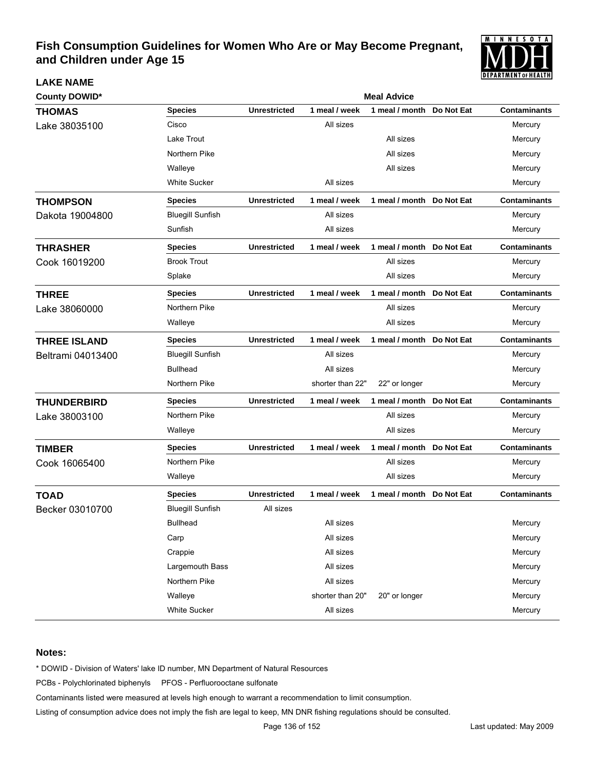# Fish Consumption Guidelines for Women Who Are or May Become Pregnant, and Children under Age 15

| LAKE NAME County DOWID* | Species | Unrestricted | 1 meal / week | 1 meal / month | Do Not Eat | Contaminants |
|---|---|---|---|---|---|---|
| **THOMAS** Lake 38035100 | Cisco | | All sizes | | | Mercury |
| | Lake Trout | | | All sizes | | Mercury |
| | Northern Pike | | | All sizes | | Mercury |
| | Walleye | | | All sizes | | Mercury |
| | White Sucker | | All sizes | | | Mercury |
| **THOMPSON** Dakota 19004800 | Bluegill Sunfish | | All sizes | | | Mercury |
| | Sunfish | | All sizes | | | Mercury |
| **THRASHER** Cook 16019200 | Brook Trout | | | All sizes | | Mercury |
| | Splake | | | All sizes | | Mercury |
| **THREE** Lake 38060000 | Northern Pike | | | All sizes | | Mercury |
| | Walleye | | | All sizes | | Mercury |
| **THREE ISLAND** Beltrami 04013400 | Bluegill Sunfish | | All sizes | | | Mercury |
| | Bullhead | | All sizes | | | Mercury |
| | Northern Pike | | shorter than 22" | 22" or longer | | Mercury |
| **THUNDERBIRD** Lake 38003100 | Northern Pike | | | All sizes | | Mercury |
| | Walleye | | | All sizes | | Mercury |
| **TIMBER** Cook 16065400 | Northern Pike | | | All sizes | | Mercury |
| | Walleye | | | All sizes | | Mercury |
| **TOAD** Becker 03010700 | Bluegill Sunfish | All sizes | | | | |
| | Bullhead | | All sizes | | | Mercury |
| | Carp | | All sizes | | | Mercury |
| | Crappie | | All sizes | | | Mercury |
| | Largemouth Bass | | All sizes | | | Mercury |
| | Northern Pike | | All sizes | | | Mercury |
| | Walleye | | shorter than 20" | 20" or longer | | Mercury |
| | White Sucker | | All sizes | | | Mercury |

**Notes:**

* DOWID - Division of Waters' lake ID number, MN Department of Natural Resources

PCBs - Polychlorinated biphenyls PFOS - Perfluorooctane sulfonate

Contaminants listed were measured at levels high enough to warrant a recommendation to limit consumption.

Listing of consumption advice does not imply the fish are legal to keep, MN DNR fishing regulations should be consulted.

Last updated: May 2009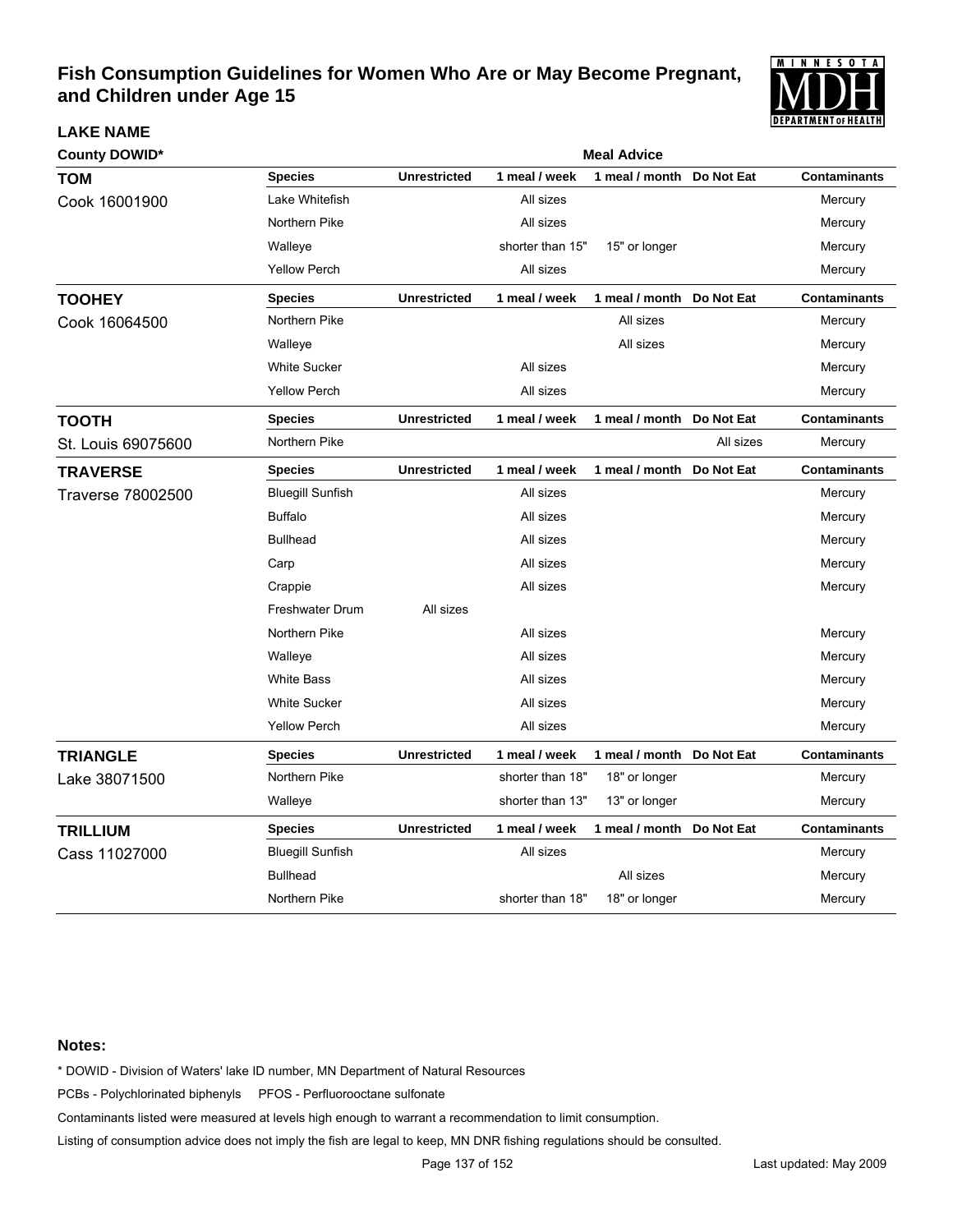# Fish Consumption Guidelines for Women Who Are or May Become Pregnant, and Children under Age 15

**LAKE NAME**

**County DOWID***

**Meal Advice**

| LAKE NAME / County DOWID* | Species | Unrestricted | 1 meal / week | 1 meal / month | Do Not Eat | Contaminants |
|---|---|---|---|---|---|---|
| **TOM** Cook 16001900 | Lake Whitefish | | All sizes | | | Mercury |
| | Northern Pike | | All sizes | | | Mercury |
| | Walleye | | shorter than 15" | 15" or longer | | Mercury |
| | Yellow Perch | | All sizes | | | Mercury |
| **TOOHEY** Cook 16064500 | Northern Pike | | | All sizes | | Mercury |
| | Walleye | | | All sizes | | Mercury |
| | White Sucker | | All sizes | | | Mercury |
| | Yellow Perch | | All sizes | | | Mercury |
| **TOOTH** St. Louis 69075600 | Northern Pike | | | | All sizes | Mercury |
| **TRAVERSE** Traverse 78002500 | Bluegill Sunfish | | All sizes | | | Mercury |
| | Buffalo | | All sizes | | | Mercury |
| | Bullhead | | All sizes | | | Mercury |
| | Carp | | All sizes | | | Mercury |
| | Crappie | | All sizes | | | Mercury |
| | Freshwater Drum | All sizes | | | | |
| | Northern Pike | | All sizes | | | Mercury |
| | Walleye | | All sizes | | | Mercury |
| | White Bass | | All sizes | | | Mercury |
| | White Sucker | | All sizes | | | Mercury |
| | Yellow Perch | | All sizes | | | Mercury |
| **TRIANGLE** Lake 38071500 | Northern Pike | | shorter than 18" | 18" or longer | | Mercury |
| | Walleye | | shorter than 13" | 13" or longer | | Mercury |
| **TRILLIUM** Cass 11027000 | Bluegill Sunfish | | All sizes | | | Mercury |
| | Bullhead | | | All sizes | | Mercury |
| | Northern Pike | | shorter than 18" | 18" or longer | | Mercury |

**Notes:**

* DOWID - Division of Waters' lake ID number, MN Department of Natural Resources

PCBs - Polychlorinated biphenyls PFOS - Perfluorooctane sulfonate

Contaminants listed were measured at levels high enough to warrant a recommendation to limit consumption.

Listing of consumption advice does not imply the fish are legal to keep, MN DNR fishing regulations should be consulted.

Last updated: May 2009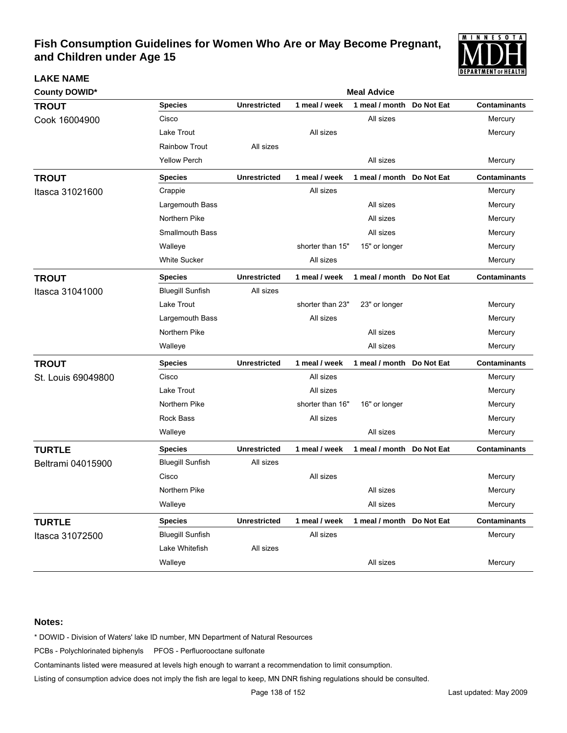# Fish Consumption Guidelines for Women Who Are or May Become Pregnant, and Children under Age 15

| LAKE NAME / County DOWID* | Species | Unrestricted | 1 meal / week | 1 meal / month | Do Not Eat | Contaminants |
|---|---|---|---|---|---|---|
| **TROUT** Cook 16004900 | Cisco | | | All sizes | | Mercury |
| | Lake Trout | | All sizes | | | Mercury |
| | Rainbow Trout | All sizes | | | | |
| | Yellow Perch | | | All sizes | | Mercury |
| **TROUT** Itasca 31021600 | Crappie | | All sizes | | | Mercury |
| | Largemouth Bass | | | All sizes | | Mercury |
| | Northern Pike | | | All sizes | | Mercury |
| | Smallmouth Bass | | | All sizes | | Mercury |
| | Walleye | | shorter than 15" | 15" or longer | | Mercury |
| | White Sucker | | All sizes | | | Mercury |
| **TROUT** Itasca 31041000 | Bluegill Sunfish | All sizes | | | | |
| | Lake Trout | | shorter than 23" | 23" or longer | | Mercury |
| | Largemouth Bass | | All sizes | | | Mercury |
| | Northern Pike | | | All sizes | | Mercury |
| | Walleye | | | All sizes | | Mercury |
| **TROUT** St. Louis 69049800 | Cisco | | All sizes | | | Mercury |
| | Lake Trout | | All sizes | | | Mercury |
| | Northern Pike | | shorter than 16" | 16" or longer | | Mercury |
| | Rock Bass | | All sizes | | | Mercury |
| | Walleye | | | All sizes | | Mercury |
| **TURTLE** Beltrami 04015900 | Bluegill Sunfish | All sizes | | | | |
| | Cisco | | All sizes | | | Mercury |
| | Northern Pike | | | All sizes | | Mercury |
| | Walleye | | | All sizes | | Mercury |
| **TURTLE** Itasca 31072500 | Bluegill Sunfish | | All sizes | | | Mercury |
| | Lake Whitefish | All sizes | | | | |
| | Walleye | | | All sizes | | Mercury |

**Notes:**

* DOWID - Division of Waters' lake ID number, MN Department of Natural Resources

PCBs - Polychlorinated biphenyls  PFOS - Perfluorooctane sulfonate

Contaminants listed were measured at levels high enough to warrant a recommendation to limit consumption.

Listing of consumption advice does not imply the fish are legal to keep, MN DNR fishing regulations should be consulted.

Last updated: May 2009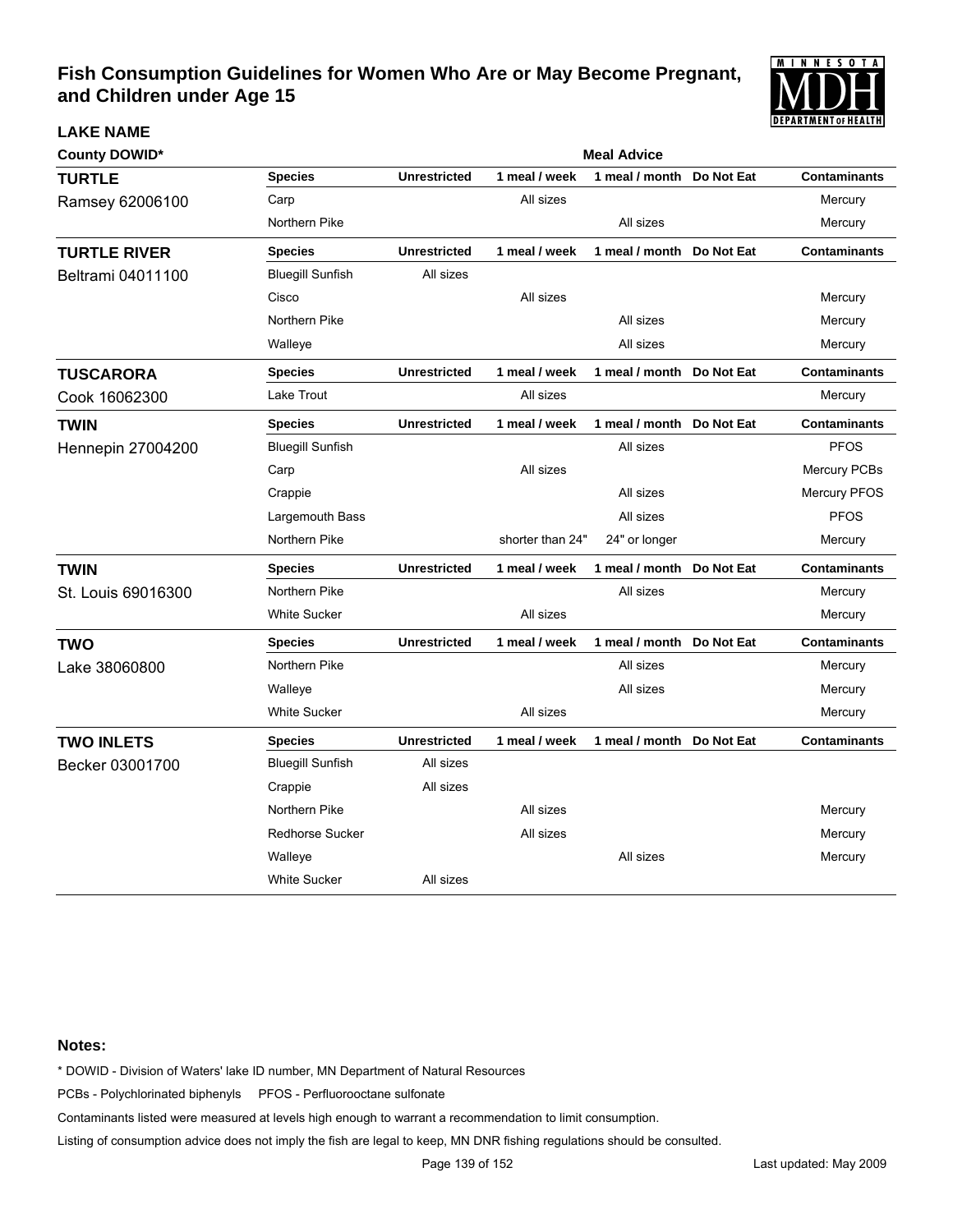# Fish Consumption Guidelines for Women Who Are or May Become Pregnant, and Children under Age 15

**LAKE NAME**

**County DOWID***

**Meal Advice**

## TURTLE

Ramsey 62006100

| Species | Unrestricted | 1 meal / week | 1 meal / month | Do Not Eat | Contaminants |
|---|---|---|---|---|---|
| Carp | | All sizes | | | Mercury |
| Northern Pike | | | All sizes | | Mercury |

## TURTLE RIVER

Beltrami 04011100

| Species | Unrestricted | 1 meal / week | 1 meal / month | Do Not Eat | Contaminants |
|---|---|---|---|---|---|
| Bluegill Sunfish | All sizes | | | | |
| Cisco | | All sizes | | | Mercury |
| Northern Pike | | | All sizes | | Mercury |
| Walleye | | | All sizes | | Mercury |

## TUSCARORA

Cook 16062300

| Species | Unrestricted | 1 meal / week | 1 meal / month | Do Not Eat | Contaminants |
|---|---|---|---|---|---|
| Lake Trout | | All sizes | | | Mercury |

## TWIN

Hennepin 27004200

| Species | Unrestricted | 1 meal / week | 1 meal / month | Do Not Eat | Contaminants |
|---|---|---|---|---|---|
| Bluegill Sunfish | | | All sizes | | PFOS |
| Carp | | All sizes | | | Mercury PCBs |
| Crappie | | | All sizes | | Mercury PFOS |
| Largemouth Bass | | | All sizes | | PFOS |
| Northern Pike | | shorter than 24" | 24" or longer | | Mercury |

## TWIN

St. Louis 69016300

| Species | Unrestricted | 1 meal / week | 1 meal / month | Do Not Eat | Contaminants |
|---|---|---|---|---|---|
| Northern Pike | | | All sizes | | Mercury |
| White Sucker | | All sizes | | | Mercury |

## TWO

Lake 38060800

| Species | Unrestricted | 1 meal / week | 1 meal / month | Do Not Eat | Contaminants |
|---|---|---|---|---|---|
| Northern Pike | | | All sizes | | Mercury |
| Walleye | | | All sizes | | Mercury |
| White Sucker | | All sizes | | | Mercury |

## TWO INLETS

Becker 03001700

| Species | Unrestricted | 1 meal / week | 1 meal / month | Do Not Eat | Contaminants |
|---|---|---|---|---|---|
| Bluegill Sunfish | All sizes | | | | |
| Crappie | All sizes | | | | |
| Northern Pike | | All sizes | | | Mercury |
| Redhorse Sucker | | All sizes | | | Mercury |
| Walleye | | | All sizes | | Mercury |
| White Sucker | All sizes | | | | |

**Notes:**

* DOWID - Division of Waters' lake ID number, MN Department of Natural Resources

PCBs - Polychlorinated biphenyls     PFOS - Perfluorooctane sulfonate

Contaminants listed were measured at levels high enough to warrant a recommendation to limit consumption.

Listing of consumption advice does not imply the fish are legal to keep, MN DNR fishing regulations should be consulted.

Last updated: May 2009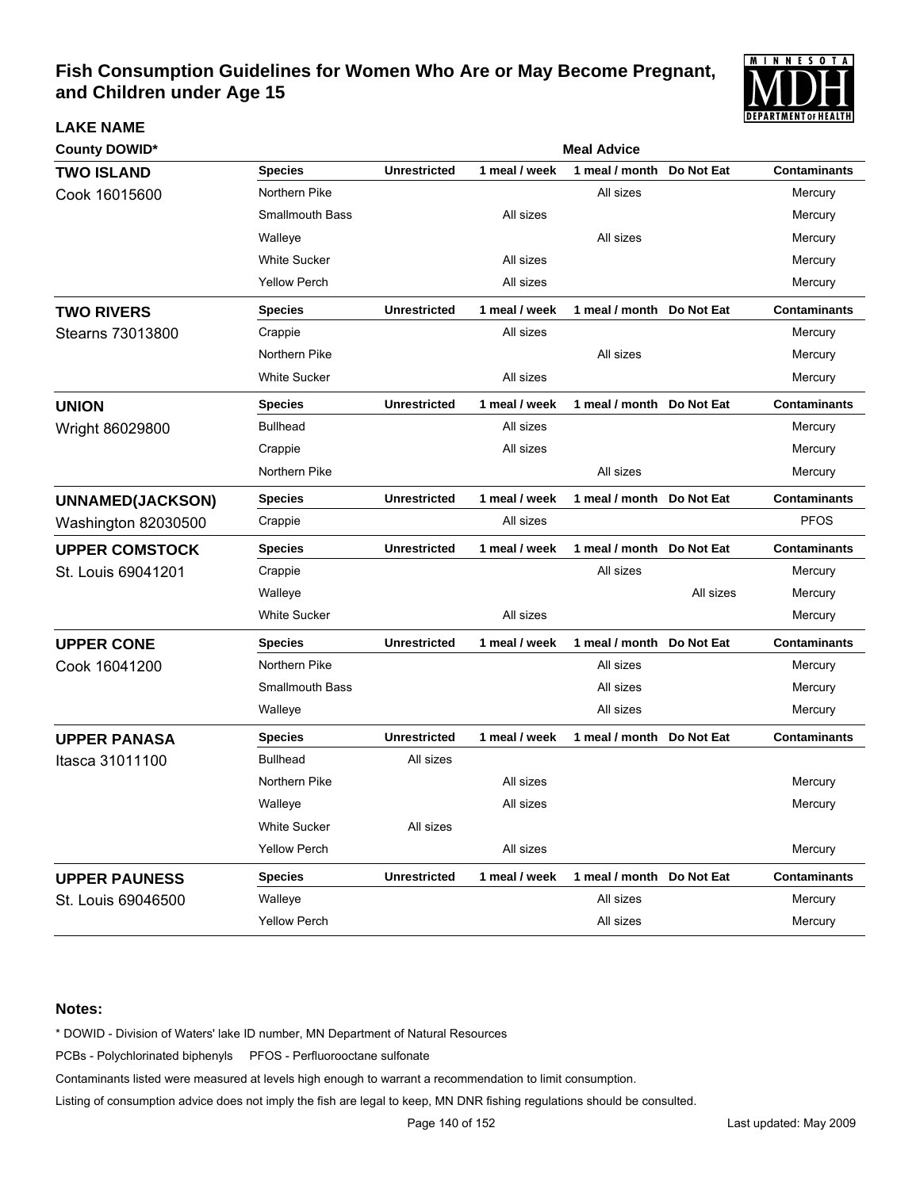# Fish Consumption Guidelines for Women Who Are or May Become Pregnant, and Children under Age 15

**LAKE NAME**

**County DOWID***

| Lake | Species | Unrestricted | 1 meal / week | 1 meal / month | Do Not Eat | Contaminants |
|---|---|---|---|---|---|---|
| **TWO ISLAND** Cook 16015600 | Northern Pike | | | All sizes | | Mercury |
| | Smallmouth Bass | | All sizes | | | Mercury |
| | Walleye | | | All sizes | | Mercury |
| | White Sucker | | All sizes | | | Mercury |
| | Yellow Perch | | All sizes | | | Mercury |
| **TWO RIVERS** Stearns 73013800 | Crappie | | All sizes | | | Mercury |
| | Northern Pike | | | All sizes | | Mercury |
| | White Sucker | | All sizes | | | Mercury |
| **UNION** Wright 86029800 | Bullhead | | All sizes | | | Mercury |
| | Crappie | | All sizes | | | Mercury |
| | Northern Pike | | | All sizes | | Mercury |
| **UNNAMED(JACKSON)** Washington 82030500 | Crappie | | All sizes | | | PFOS |
| **UPPER COMSTOCK** St. Louis 69041201 | Crappie | | | All sizes | | Mercury |
| | Walleye | | | | All sizes | Mercury |
| | White Sucker | | All sizes | | | Mercury |
| **UPPER CONE** Cook 16041200 | Northern Pike | | | All sizes | | Mercury |
| | Smallmouth Bass | | | All sizes | | Mercury |
| | Walleye | | | All sizes | | Mercury |
| **UPPER PANASA** Itasca 31011100 | Bullhead | All sizes | | | | |
| | Northern Pike | | All sizes | | | Mercury |
| | Walleye | | All sizes | | | Mercury |
| | White Sucker | All sizes | | | | |
| | Yellow Perch | | All sizes | | | Mercury |
| **UPPER PAUNESS** St. Louis 69046500 | Walleye | | | All sizes | | Mercury |
| | Yellow Perch | | | All sizes | | Mercury |

**Notes:**

* DOWID - Division of Waters' lake ID number, MN Department of Natural Resources

PCBs - Polychlorinated biphenyls PFOS - Perfluorooctane sulfonate

Contaminants listed were measured at levels high enough to warrant a recommendation to limit consumption.

Listing of consumption advice does not imply the fish are legal to keep, MN DNR fishing regulations should be consulted.

Last updated: May 2009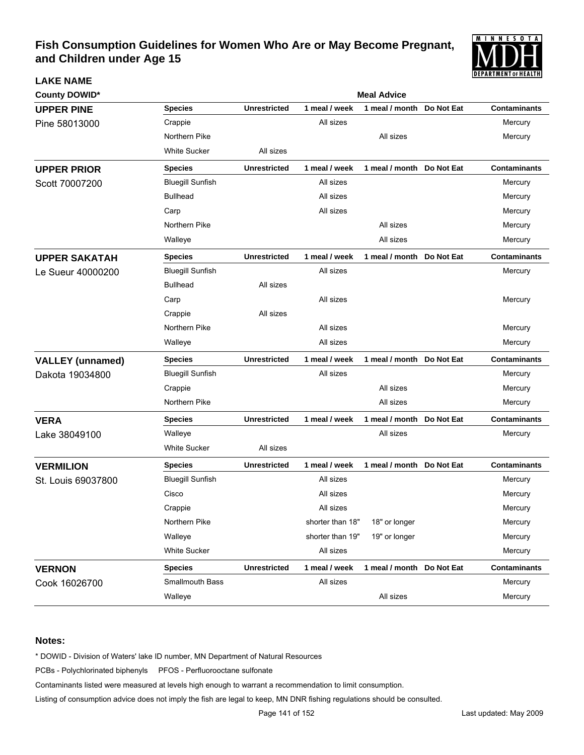# Fish Consumption Guidelines for Women Who Are or May Become Pregnant, and Children under Age 15

| LAKE NAME<br>County DOWID* | Species | Unrestricted | 1 meal / week | 1 meal / month | Do Not Eat | Contaminants |
|---|---|---|---|---|---|---|
| **UPPER PINE**<br>Pine 58013000 | Crappie | | All sizes | | | Mercury |
| | Northern Pike | | | All sizes | | Mercury |
| | White Sucker | All sizes | | | | |
| **UPPER PRIOR**<br>Scott 70007200 | Bluegill Sunfish | | All sizes | | | Mercury |
| | Bullhead | | All sizes | | | Mercury |
| | Carp | | All sizes | | | Mercury |
| | Northern Pike | | | All sizes | | Mercury |
| | Walleye | | | All sizes | | Mercury |
| **UPPER SAKATAH**<br>Le Sueur 40000200 | Bluegill Sunfish | | All sizes | | | Mercury |
| | Bullhead | All sizes | | | | |
| | Carp | | All sizes | | | Mercury |
| | Crappie | All sizes | | | | |
| | Northern Pike | | All sizes | | | Mercury |
| | Walleye | | All sizes | | | Mercury |
| **VALLEY (unnamed)**<br>Dakota 19034800 | Bluegill Sunfish | | All sizes | | | Mercury |
| | Crappie | | | All sizes | | Mercury |
| | Northern Pike | | | All sizes | | Mercury |
| **VERA**<br>Lake 38049100 | Walleye | | | All sizes | | Mercury |
| | White Sucker | All sizes | | | | |
| **VERMILION**<br>St. Louis 69037800 | Bluegill Sunfish | | All sizes | | | Mercury |
| | Cisco | | All sizes | | | Mercury |
| | Crappie | | All sizes | | | Mercury |
| | Northern Pike | | shorter than 18" | 18" or longer | | Mercury |
| | Walleye | | shorter than 19" | 19" or longer | | Mercury |
| | White Sucker | | All sizes | | | Mercury |
| **VERNON**<br>Cook 16026700 | Smallmouth Bass | | All sizes | | | Mercury |
| | Walleye | | | All sizes | | Mercury |

**Notes:**

* DOWID - Division of Waters' lake ID number, MN Department of Natural Resources

PCBs - Polychlorinated biphenyls PFOS - Perfluorooctane sulfonate

Contaminants listed were measured at levels high enough to warrant a recommendation to limit consumption.

Listing of consumption advice does not imply the fish are legal to keep, MN DNR fishing regulations should be consulted.

Last updated: May 2009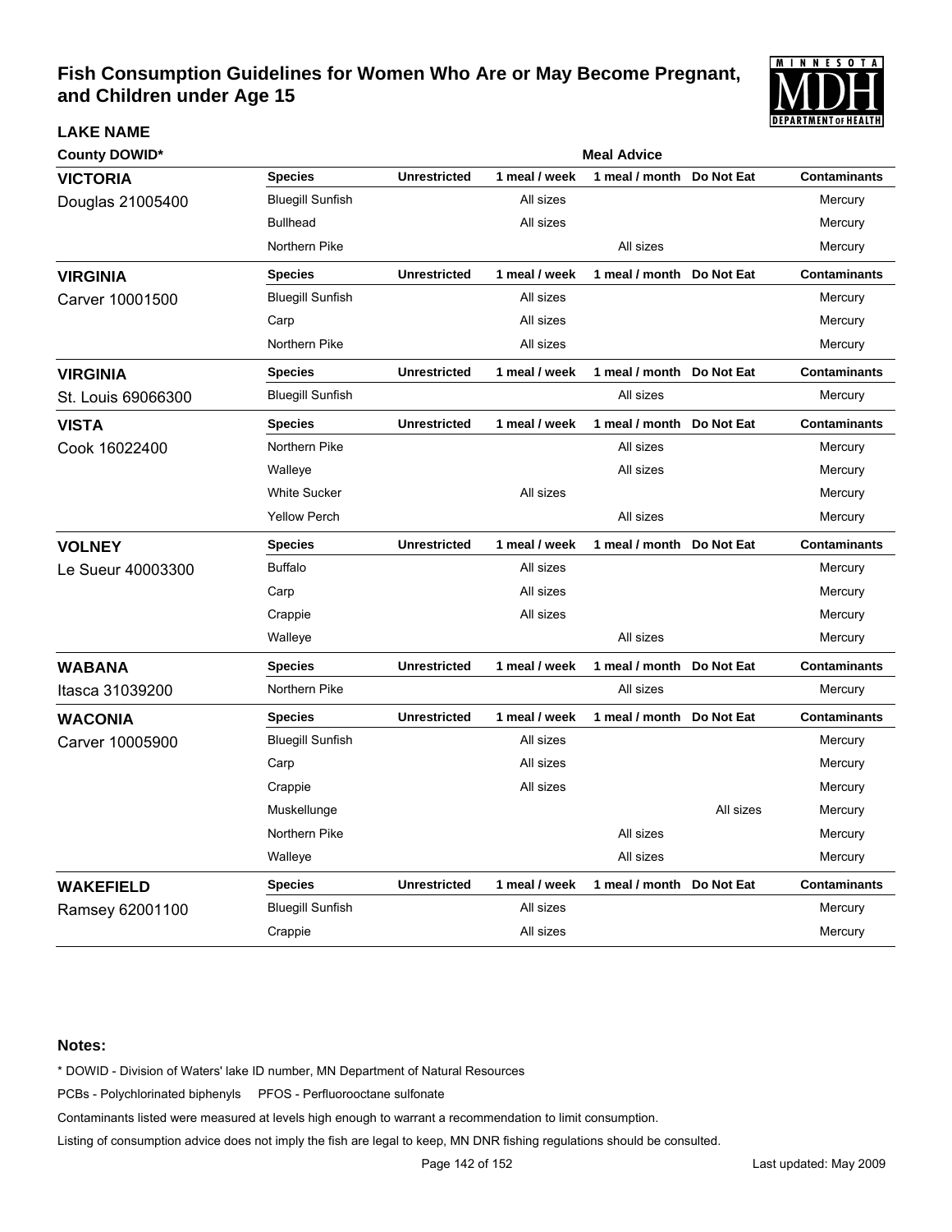# Fish Consumption Guidelines for Women Who Are or May Become Pregnant, and Children under Age 15

**LAKE NAME**

**County DOWID***

| Lake | Species | Unrestricted | 1 meal / week | 1 meal / month | Do Not Eat | Contaminants |
|---|---|---|---|---|---|---|
| **VICTORIA** Douglas 21005400 | Bluegill Sunfish | | All sizes | | | Mercury |
| | Bullhead | | All sizes | | | Mercury |
| | Northern Pike | | | All sizes | | Mercury |
| **VIRGINIA** Carver 10001500 | Bluegill Sunfish | | All sizes | | | Mercury |
| | Carp | | All sizes | | | Mercury |
| | Northern Pike | | All sizes | | | Mercury |
| **VIRGINIA** St. Louis 69066300 | Bluegill Sunfish | | | All sizes | | Mercury |
| **VISTA** Cook 16022400 | Northern Pike | | | All sizes | | Mercury |
| | Walleye | | | All sizes | | Mercury |
| | White Sucker | | All sizes | | | Mercury |
| | Yellow Perch | | | All sizes | | Mercury |
| **VOLNEY** Le Sueur 40003300 | Buffalo | | All sizes | | | Mercury |
| | Carp | | All sizes | | | Mercury |
| | Crappie | | All sizes | | | Mercury |
| | Walleye | | | All sizes | | Mercury |
| **WABANA** Itasca 31039200 | Northern Pike | | | All sizes | | Mercury |
| **WACONIA** Carver 10005900 | Bluegill Sunfish | | All sizes | | | Mercury |
| | Carp | | All sizes | | | Mercury |
| | Crappie | | All sizes | | | Mercury |
| | Muskellunge | | | | All sizes | Mercury |
| | Northern Pike | | | All sizes | | Mercury |
| | Walleye | | | All sizes | | Mercury |
| **WAKEFIELD** Ramsey 62001100 | Bluegill Sunfish | | All sizes | | | Mercury |
| | Crappie | | All sizes | | | Mercury |

**Notes:**

* DOWID - Division of Waters' lake ID number, MN Department of Natural Resources

PCBs - Polychlorinated biphenyls PFOS - Perfluorooctane sulfonate

Contaminants listed were measured at levels high enough to warrant a recommendation to limit consumption.

Listing of consumption advice does not imply the fish are legal to keep, MN DNR fishing regulations should be consulted.

Last updated: May 2009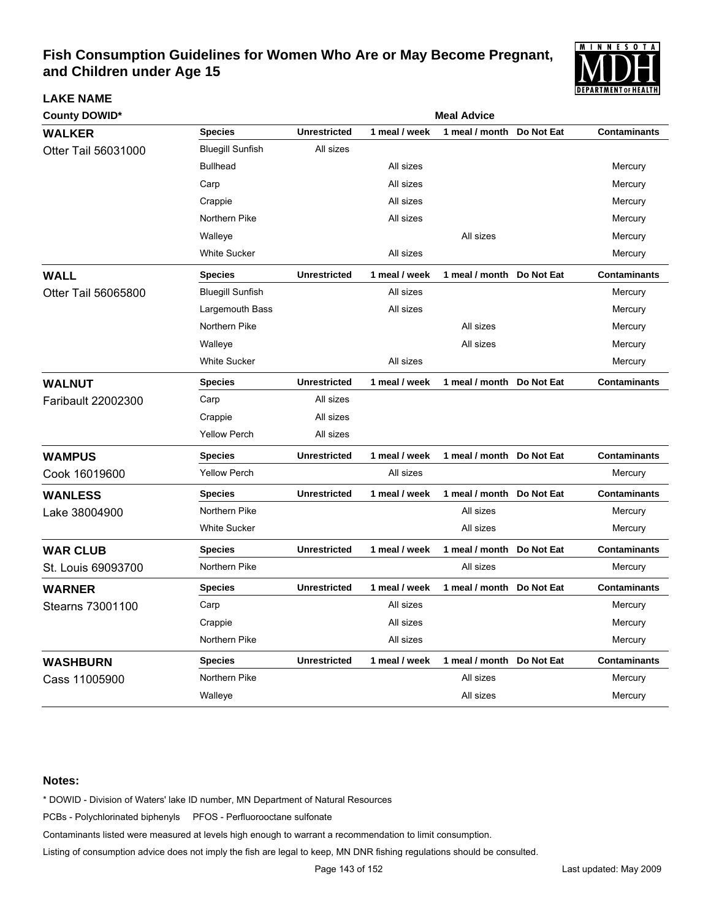# Fish Consumption Guidelines for Women Who Are or May Become Pregnant, and Children under Age 15

| LAKE NAME<br>County DOWID* | Species | Unrestricted | 1 meal / week | 1 meal / month | Do Not Eat | Contaminants |
|---|---|---|---|---|---|---|
| **WALKER**<br>Otter Tail 56031000 | Bluegill Sunfish | All sizes | | | | |
| | Bullhead | | All sizes | | | Mercury |
| | Carp | | All sizes | | | Mercury |
| | Crappie | | All sizes | | | Mercury |
| | Northern Pike | | All sizes | | | Mercury |
| | Walleye | | | All sizes | | Mercury |
| | White Sucker | | All sizes | | | Mercury |
| **WALL**<br>Otter Tail 56065800 | Bluegill Sunfish | | All sizes | | | Mercury |
| | Largemouth Bass | | All sizes | | | Mercury |
| | Northern Pike | | | All sizes | | Mercury |
| | Walleye | | | All sizes | | Mercury |
| | White Sucker | | All sizes | | | Mercury |
| **WALNUT**<br>Faribault 22002300 | Carp | All sizes | | | | |
| | Crappie | All sizes | | | | |
| | Yellow Perch | All sizes | | | | |
| **WAMPUS**<br>Cook 16019600 | Yellow Perch | | All sizes | | | Mercury |
| **WANLESS**<br>Lake 38004900 | Northern Pike | | | All sizes | | Mercury |
| | White Sucker | | | All sizes | | Mercury |
| **WAR CLUB**<br>St. Louis 69093700 | Northern Pike | | | All sizes | | Mercury |
| **WARNER**<br>Stearns 73001100 | Carp | | All sizes | | | Mercury |
| | Crappie | | All sizes | | | Mercury |
| | Northern Pike | | All sizes | | | Mercury |
| **WASHBURN**<br>Cass 11005900 | Northern Pike | | | All sizes | | Mercury |
| | Walleye | | | All sizes | | Mercury |

**Notes:**

* DOWID - Division of Waters' lake ID number, MN Department of Natural Resources

PCBs - Polychlorinated biphenyls PFOS - Perfluorooctane sulfonate

Contaminants listed were measured at levels high enough to warrant a recommendation to limit consumption.

Listing of consumption advice does not imply the fish are legal to keep, MN DNR fishing regulations should be consulted.

Last updated: May 2009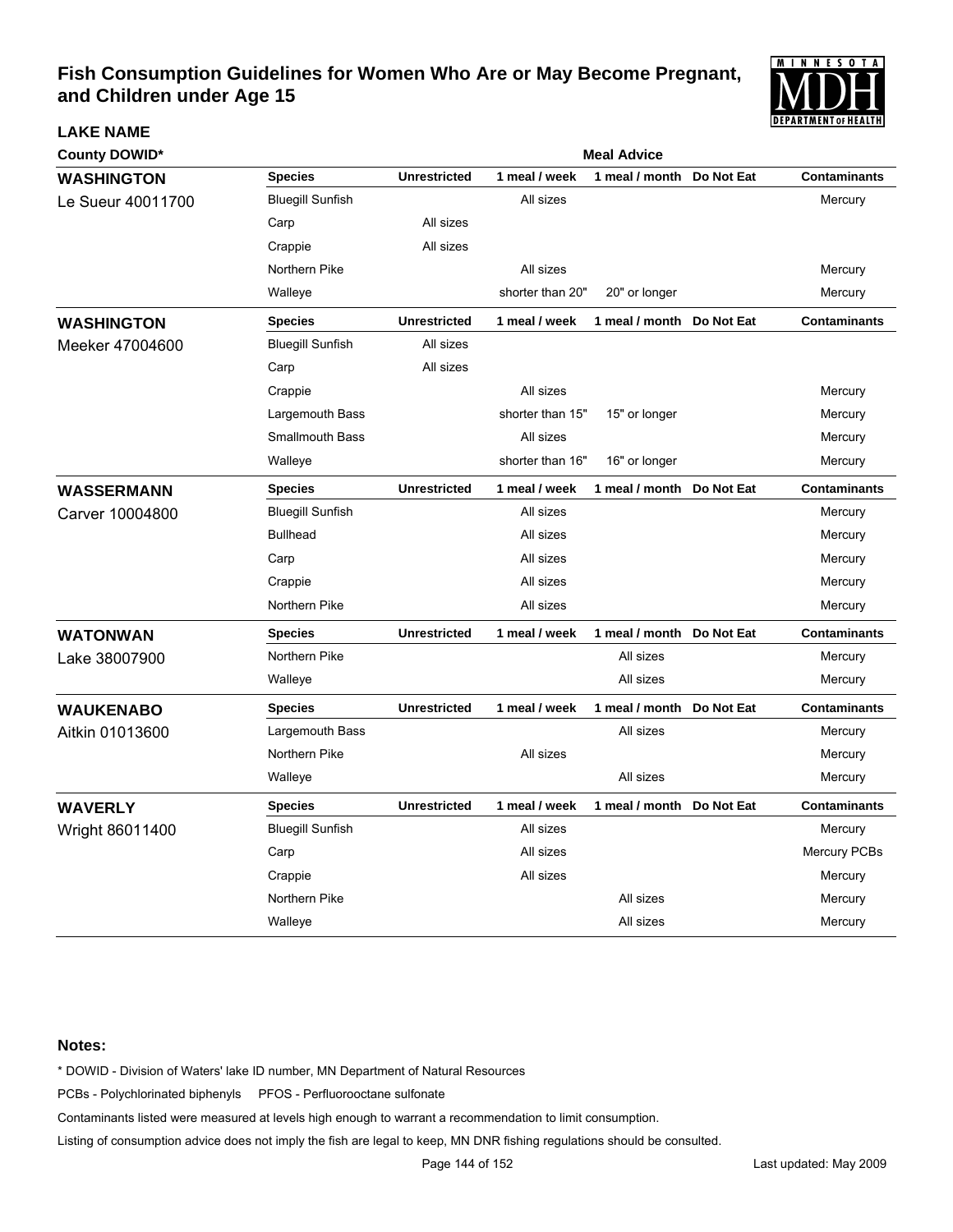# Fish Consumption Guidelines for Women Who Are or May Become Pregnant, and Children under Age 15

| LAKE NAME County DOWID* | Species | Unrestricted | 1 meal / week | 1 meal / month | Do Not Eat | Contaminants |
|---|---|---|---|---|---|---|
| **WASHINGTON** Le Sueur 40011700 | Bluegill Sunfish | | All sizes | | | Mercury |
| | Carp | All sizes | | | | |
| | Crappie | All sizes | | | | |
| | Northern Pike | | All sizes | | | Mercury |
| | Walleye | | shorter than 20" | 20" or longer | | Mercury |
| **WASHINGTON** Meeker 47004600 | Bluegill Sunfish | All sizes | | | | |
| | Carp | All sizes | | | | |
| | Crappie | | All sizes | | | Mercury |
| | Largemouth Bass | | shorter than 15" | 15" or longer | | Mercury |
| | Smallmouth Bass | | All sizes | | | Mercury |
| | Walleye | | shorter than 16" | 16" or longer | | Mercury |
| **WASSERMANN** Carver 10004800 | Bluegill Sunfish | | All sizes | | | Mercury |
| | Bullhead | | All sizes | | | Mercury |
| | Carp | | All sizes | | | Mercury |
| | Crappie | | All sizes | | | Mercury |
| | Northern Pike | | All sizes | | | Mercury |
| **WATONWAN** Lake 38007900 | Northern Pike | | | All sizes | | Mercury |
| | Walleye | | | All sizes | | Mercury |
| **WAUKENABO** Aitkin 01013600 | Largemouth Bass | | | All sizes | | Mercury |
| | Northern Pike | | All sizes | | | Mercury |
| | Walleye | | | All sizes | | Mercury |
| **WAVERLY** Wright 86011400 | Bluegill Sunfish | | All sizes | | | Mercury |
| | Carp | | All sizes | | | Mercury PCBs |
| | Crappie | | All sizes | | | Mercury |
| | Northern Pike | | | All sizes | | Mercury |
| | Walleye | | | All sizes | | Mercury |

**Notes:**

* DOWID - Division of Waters' lake ID number, MN Department of Natural Resources

PCBs - Polychlorinated biphenyls PFOS - Perfluorooctane sulfonate

Contaminants listed were measured at levels high enough to warrant a recommendation to limit consumption.

Listing of consumption advice does not imply the fish are legal to keep, MN DNR fishing regulations should be consulted.

Last updated: May 2009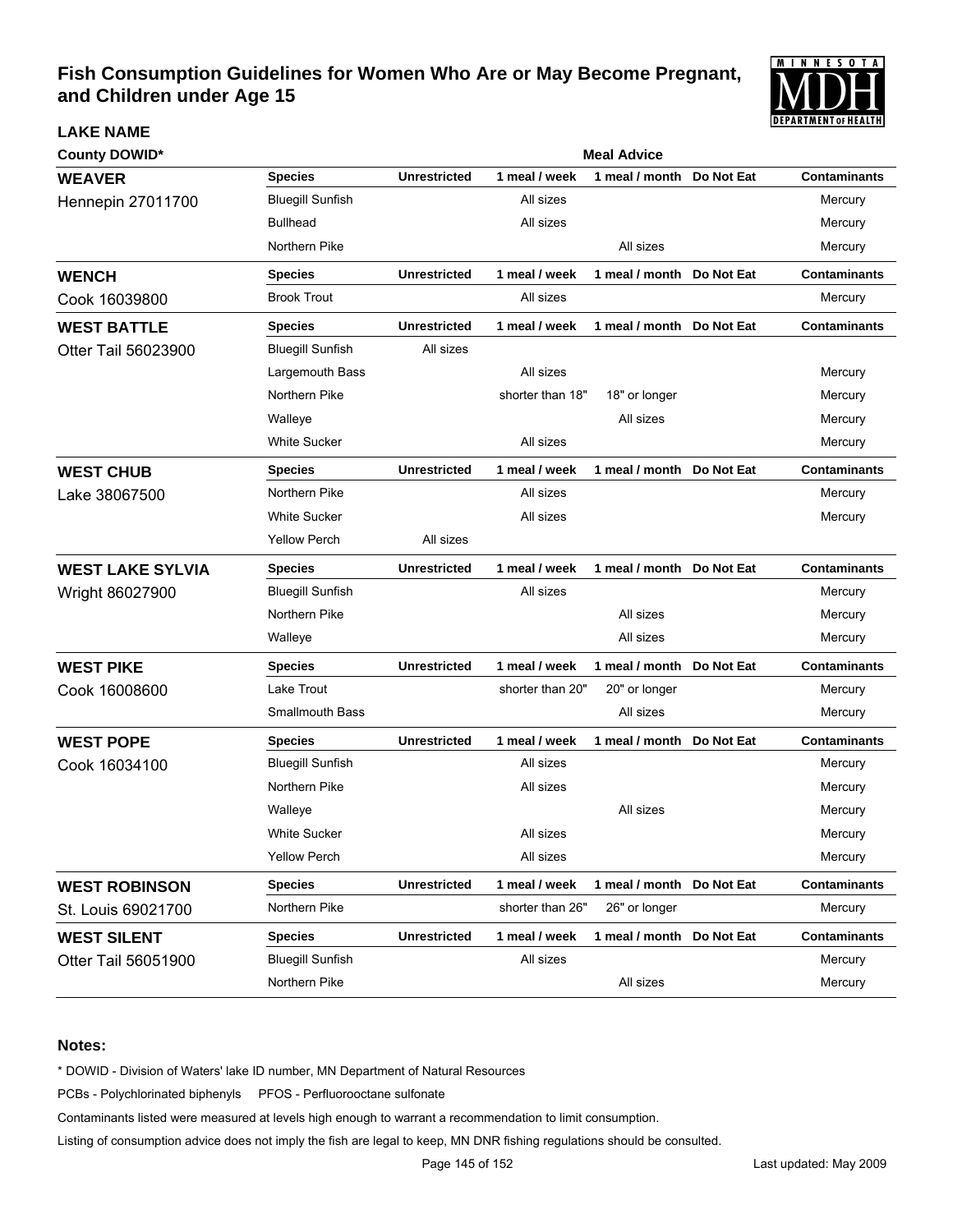# Fish Consumption Guidelines for Women Who Are or May Become Pregnant, and Children under Age 15

| LAKE NAME / County DOWID* | Species | Unrestricted | 1 meal / week | 1 meal / month | Do Not Eat | Contaminants |
|---|---|---|---|---|---|---|
| **WEAVER** Hennepin 27011700 | Bluegill Sunfish | | All sizes | | | Mercury |
| | Bullhead | | All sizes | | | Mercury |
| | Northern Pike | | | All sizes | | Mercury |
| **WENCH** Cook 16039800 | Brook Trout | | All sizes | | | Mercury |
| **WEST BATTLE** Otter Tail 56023900 | Bluegill Sunfish | All sizes | | | | |
| | Largemouth Bass | | All sizes | | | Mercury |
| | Northern Pike | | shorter than 18" | 18" or longer | | Mercury |
| | Walleye | | | All sizes | | Mercury |
| | White Sucker | | All sizes | | | Mercury |
| **WEST CHUB** Lake 38067500 | Northern Pike | | All sizes | | | Mercury |
| | White Sucker | | All sizes | | | Mercury |
| | Yellow Perch | All sizes | | | | |
| **WEST LAKE SYLVIA** Wright 86027900 | Bluegill Sunfish | | All sizes | | | Mercury |
| | Northern Pike | | | All sizes | | Mercury |
| | Walleye | | | All sizes | | Mercury |
| **WEST PIKE** Cook 16008600 | Lake Trout | | shorter than 20" | 20" or longer | | Mercury |
| | Smallmouth Bass | | | All sizes | | Mercury |
| **WEST POPE** Cook 16034100 | Bluegill Sunfish | | All sizes | | | Mercury |
| | Northern Pike | | All sizes | | | Mercury |
| | Walleye | | | All sizes | | Mercury |
| | White Sucker | | All sizes | | | Mercury |
| | Yellow Perch | | All sizes | | | Mercury |
| **WEST ROBINSON** St. Louis 69021700 | Northern Pike | | shorter than 26" | 26" or longer | | Mercury |
| **WEST SILENT** Otter Tail 56051900 | Bluegill Sunfish | | All sizes | | | Mercury |
| | Northern Pike | | | All sizes | | Mercury |

**Notes:**

* DOWID - Division of Waters' lake ID number, MN Department of Natural Resources

PCBs - Polychlorinated biphenyls PFOS - Perfluorooctane sulfonate

Contaminants listed were measured at levels high enough to warrant a recommendation to limit consumption.

Listing of consumption advice does not imply the fish are legal to keep, MN DNR fishing regulations should be consulted.

Last updated: May 2009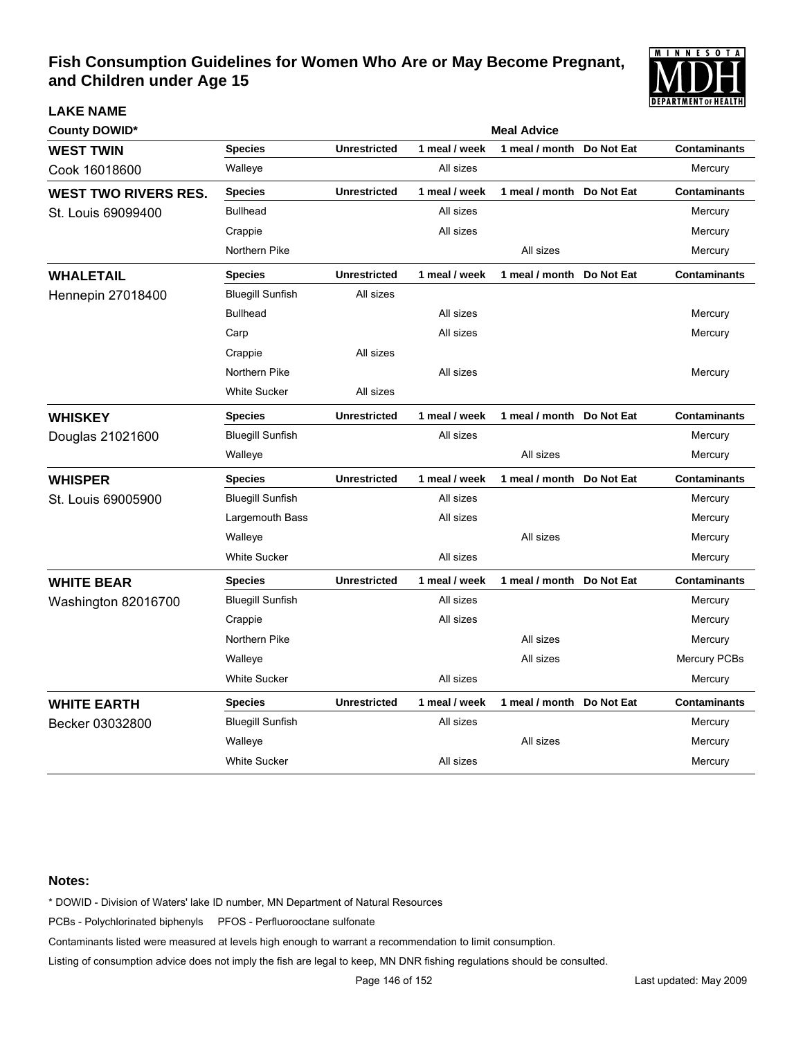# Fish Consumption Guidelines for Women Who Are or May Become Pregnant, and Children under Age 15

| LAKE NAME<br>County DOWID* | Species | Unrestricted | 1 meal / week | 1 meal / month | Do Not Eat | Contaminants |
|---|---|---|---|---|---|---|
| **WEST TWIN**<br>Cook 16018600 | Walleye | | All sizes | | | Mercury |
| **WEST TWO RIVERS RES.**<br>St. Louis 69099400 | Bullhead | | All sizes | | | Mercury |
| | Crappie | | All sizes | | | Mercury |
| | Northern Pike | | | All sizes | | Mercury |
| **WHALETAIL**<br>Hennepin 27018400 | Bluegill Sunfish | All sizes | | | | |
| | Bullhead | | All sizes | | | Mercury |
| | Carp | | All sizes | | | Mercury |
| | Crappie | All sizes | | | | |
| | Northern Pike | | All sizes | | | Mercury |
| | White Sucker | All sizes | | | | |
| **WHISKEY**<br>Douglas 21021600 | Bluegill Sunfish | | All sizes | | | Mercury |
| | Walleye | | | All sizes | | Mercury |
| **WHISPER**<br>St. Louis 69005900 | Bluegill Sunfish | | All sizes | | | Mercury |
| | Largemouth Bass | | All sizes | | | Mercury |
| | Walleye | | | All sizes | | Mercury |
| | White Sucker | | All sizes | | | Mercury |
| **WHITE BEAR**<br>Washington 82016700 | Bluegill Sunfish | | All sizes | | | Mercury |
| | Crappie | | All sizes | | | Mercury |
| | Northern Pike | | | All sizes | | Mercury |
| | Walleye | | | All sizes | | Mercury PCBs |
| | White Sucker | | All sizes | | | Mercury |
| **WHITE EARTH**<br>Becker 03032800 | Bluegill Sunfish | | All sizes | | | Mercury |
| | Walleye | | | All sizes | | Mercury |
| | White Sucker | | All sizes | | | Mercury |

**Notes:**

* DOWID - Division of Waters' lake ID number, MN Department of Natural Resources

PCBs - Polychlorinated biphenyls PFOS - Perfluorooctane sulfonate

Contaminants listed were measured at levels high enough to warrant a recommendation to limit consumption.

Listing of consumption advice does not imply the fish are legal to keep, MN DNR fishing regulations should be consulted.

Last updated: May 2009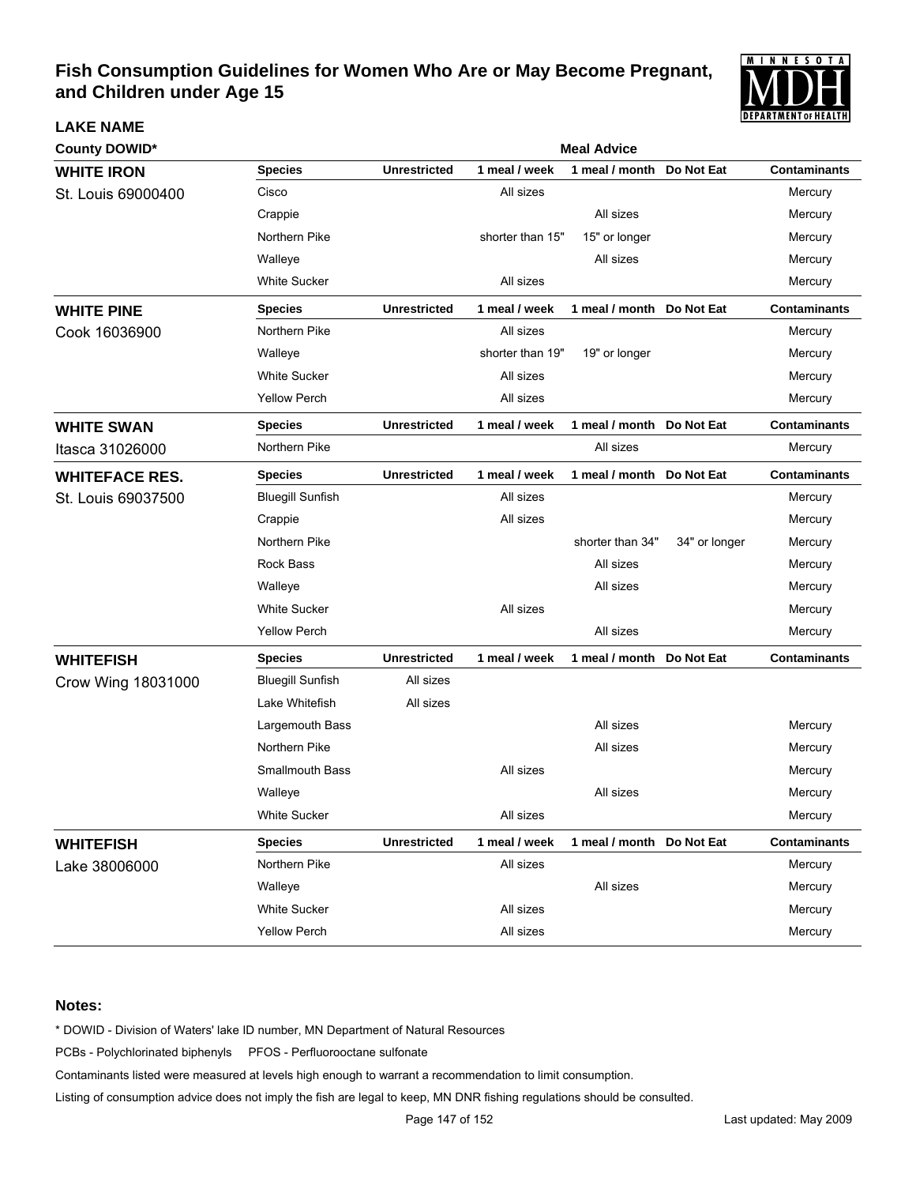# Fish Consumption Guidelines for Women Who Are or May Become Pregnant, and Children under Age 15

**LAKE NAME**

**County DOWID***

| Lake / County DOWID | Species | Unrestricted | 1 meal / week | 1 meal / month | Do Not Eat | Contaminants |
|---|---|---|---|---|---|---|
| **WHITE IRON** St. Louis 69000400 | Cisco | | All sizes | | | Mercury |
| | Crappie | | | All sizes | | Mercury |
| | Northern Pike | | shorter than 15" | 15" or longer | | Mercury |
| | Walleye | | | All sizes | | Mercury |
| | White Sucker | | All sizes | | | Mercury |
| **WHITE PINE** Cook 16036900 | Northern Pike | | All sizes | | | Mercury |
| | Walleye | | shorter than 19" | 19" or longer | | Mercury |
| | White Sucker | | All sizes | | | Mercury |
| | Yellow Perch | | All sizes | | | Mercury |
| **WHITE SWAN** Itasca 31026000 | Northern Pike | | | All sizes | | Mercury |
| **WHITEFACE RES.** St. Louis 69037500 | Bluegill Sunfish | | All sizes | | | Mercury |
| | Crappie | | All sizes | | | Mercury |
| | Northern Pike | | | shorter than 34" | 34" or longer | Mercury |
| | Rock Bass | | | All sizes | | Mercury |
| | Walleye | | | All sizes | | Mercury |
| | White Sucker | | All sizes | | | Mercury |
| | Yellow Perch | | | All sizes | | Mercury |
| **WHITEFISH** Crow Wing 18031000 | Bluegill Sunfish | All sizes | | | | |
| | Lake Whitefish | All sizes | | | | |
| | Largemouth Bass | | | All sizes | | Mercury |
| | Northern Pike | | | All sizes | | Mercury |
| | Smallmouth Bass | | All sizes | | | Mercury |
| | Walleye | | | All sizes | | Mercury |
| | White Sucker | | All sizes | | | Mercury |
| **WHITEFISH** Lake 38006000 | Northern Pike | | All sizes | | | Mercury |
| | Walleye | | | All sizes | | Mercury |
| | White Sucker | | All sizes | | | Mercury |
| | Yellow Perch | | All sizes | | | Mercury |

**Notes:**

* DOWID - Division of Waters' lake ID number, MN Department of Natural Resources

PCBs - Polychlorinated biphenyls PFOS - Perfluorooctane sulfonate

Contaminants listed were measured at levels high enough to warrant a recommendation to limit consumption.

Listing of consumption advice does not imply the fish are legal to keep, MN DNR fishing regulations should be consulted.

Last updated: May 2009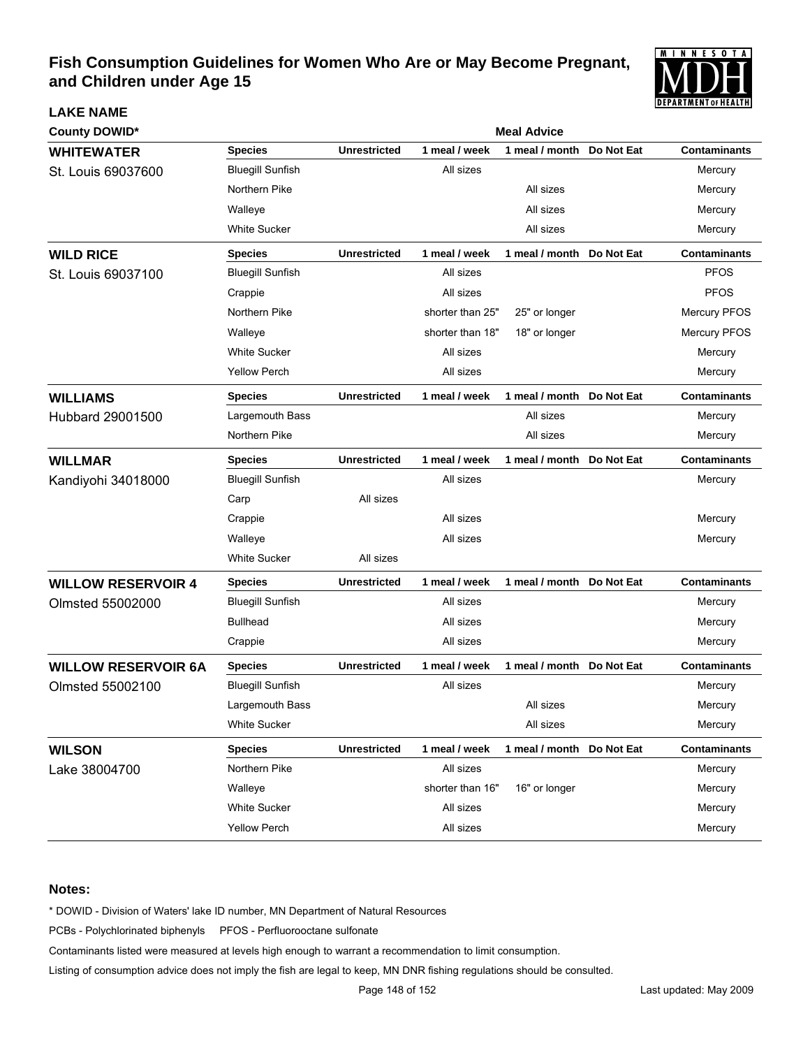# Fish Consumption Guidelines for Women Who Are or May Become Pregnant, and Children under Age 15

| LAKE NAME<br>County DOWID* | Species | Unrestricted | 1 meal / week | 1 meal / month | Do Not Eat | Contaminants |
|---|---|---|---|---|---|---|
| **WHITEWATER**<br>St. Louis 69037600 | Bluegill Sunfish | | All sizes | | | Mercury |
| | Northern Pike | | | All sizes | | Mercury |
| | Walleye | | | All sizes | | Mercury |
| | White Sucker | | | All sizes | | Mercury |
| **WILD RICE**<br>St. Louis 69037100 | Bluegill Sunfish | | All sizes | | | PFOS |
| | Crappie | | All sizes | | | PFOS |
| | Northern Pike | | shorter than 25" | 25" or longer | | Mercury PFOS |
| | Walleye | | shorter than 18" | 18" or longer | | Mercury PFOS |
| | White Sucker | | All sizes | | | Mercury |
| | Yellow Perch | | All sizes | | | Mercury |
| **WILLIAMS**<br>Hubbard 29001500 | Largemouth Bass | | | All sizes | | Mercury |
| | Northern Pike | | | All sizes | | Mercury |
| **WILLMAR**<br>Kandiyohi 34018000 | Bluegill Sunfish | | All sizes | | | Mercury |
| | Carp | All sizes | | | | |
| | Crappie | | All sizes | | | Mercury |
| | Walleye | | All sizes | | | Mercury |
| | White Sucker | All sizes | | | | |
| **WILLOW RESERVOIR 4**<br>Olmsted 55002000 | Bluegill Sunfish | | All sizes | | | Mercury |
| | Bullhead | | All sizes | | | Mercury |
| | Crappie | | All sizes | | | Mercury |
| **WILLOW RESERVOIR 6A**<br>Olmsted 55002100 | Bluegill Sunfish | | All sizes | | | Mercury |
| | Largemouth Bass | | | All sizes | | Mercury |
| | White Sucker | | | All sizes | | Mercury |
| **WILSON**<br>Lake 38004700 | Northern Pike | | All sizes | | | Mercury |
| | Walleye | | shorter than 16" | 16" or longer | | Mercury |
| | White Sucker | | All sizes | | | Mercury |
| | Yellow Perch | | All sizes | | | Mercury |

**Notes:**

* DOWID - Division of Waters' lake ID number, MN Department of Natural Resources

PCBs - Polychlorinated biphenyls    PFOS - Perfluorooctane sulfonate

Contaminants listed were measured at levels high enough to warrant a recommendation to limit consumption.

Listing of consumption advice does not imply the fish are legal to keep, MN DNR fishing regulations should be consulted.

Last updated: May 2009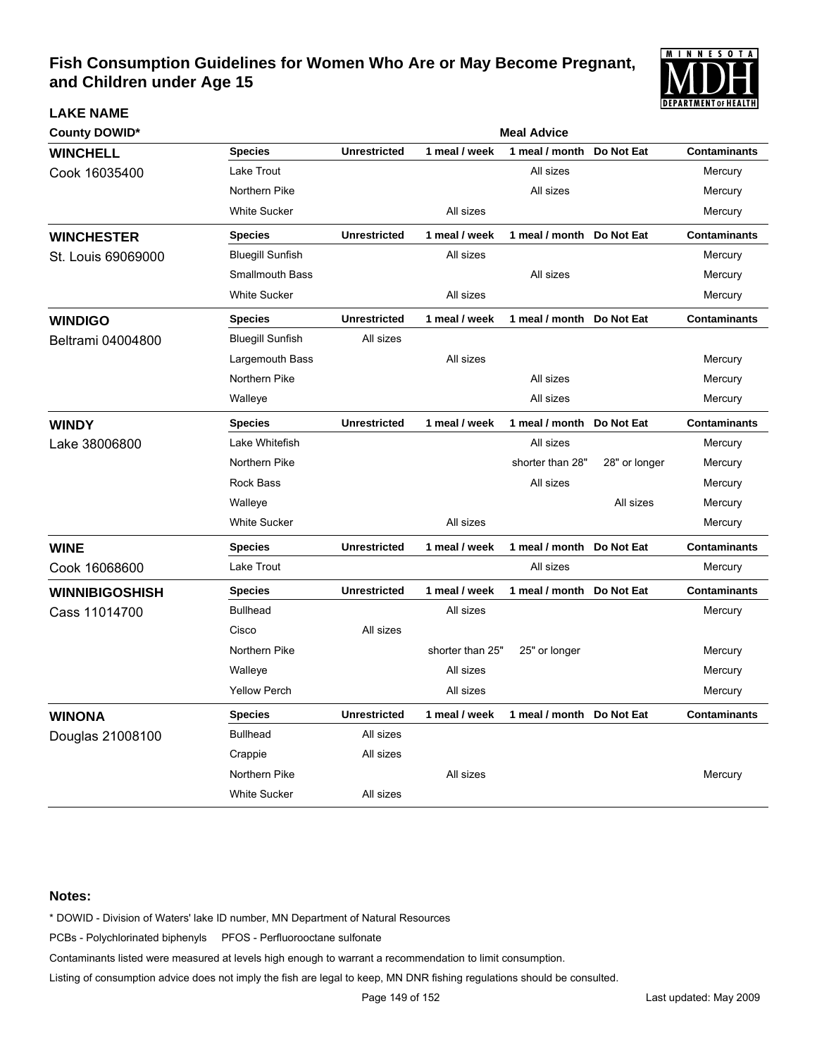# Fish Consumption Guidelines for Women Who Are or May Become Pregnant, and Children under Age 15

**LAKE NAME**

| County DOWID* | Species | Unrestricted | 1 meal / week | 1 meal / month | Do Not Eat | Contaminants |
|---|---|---|---|---|---|---|
| | | | **Meal Advice** | | | |
| **WINCHELL** | **Species** | **Unrestricted** | **1 meal / week** | **1 meal / month** | **Do Not Eat** | **Contaminants** |
| Cook 16035400 | Lake Trout | | | All sizes | | Mercury |
| | Northern Pike | | | All sizes | | Mercury |
| | White Sucker | | All sizes | | | Mercury |
| **WINCHESTER** | **Species** | **Unrestricted** | **1 meal / week** | **1 meal / month** | **Do Not Eat** | **Contaminants** |
| St. Louis 69069000 | Bluegill Sunfish | | All sizes | | | Mercury |
| | Smallmouth Bass | | | All sizes | | Mercury |
| | White Sucker | | All sizes | | | Mercury |
| **WINDIGO** | **Species** | **Unrestricted** | **1 meal / week** | **1 meal / month** | **Do Not Eat** | **Contaminants** |
| Beltrami 04004800 | Bluegill Sunfish | All sizes | | | | |
| | Largemouth Bass | | All sizes | | | Mercury |
| | Northern Pike | | | All sizes | | Mercury |
| | Walleye | | | All sizes | | Mercury |
| **WINDY** | **Species** | **Unrestricted** | **1 meal / week** | **1 meal / month** | **Do Not Eat** | **Contaminants** |
| Lake 38006800 | Lake Whitefish | | | All sizes | | Mercury |
| | Northern Pike | | | shorter than 28" | 28" or longer | Mercury |
| | Rock Bass | | | All sizes | | Mercury |
| | Walleye | | | | All sizes | Mercury |
| | White Sucker | | All sizes | | | Mercury |
| **WINE** | **Species** | **Unrestricted** | **1 meal / week** | **1 meal / month** | **Do Not Eat** | **Contaminants** |
| Cook 16068600 | Lake Trout | | | All sizes | | Mercury |
| **WINNIBIGOSHISH** | **Species** | **Unrestricted** | **1 meal / week** | **1 meal / month** | **Do Not Eat** | **Contaminants** |
| Cass 11014700 | Bullhead | | All sizes | | | Mercury |
| | Cisco | All sizes | | | | |
| | Northern Pike | | shorter than 25" | 25" or longer | | Mercury |
| | Walleye | | All sizes | | | Mercury |
| | Yellow Perch | | All sizes | | | Mercury |
| **WINONA** | **Species** | **Unrestricted** | **1 meal / week** | **1 meal / month** | **Do Not Eat** | **Contaminants** |
| Douglas 21008100 | Bullhead | All sizes | | | | |
| | Crappie | All sizes | | | | |
| | Northern Pike | | All sizes | | | Mercury |
| | White Sucker | All sizes | | | | |

**Notes:**

* DOWID - Division of Waters' lake ID number, MN Department of Natural Resources

PCBs - Polychlorinated biphenyls PFOS - Perfluorooctane sulfonate

Contaminants listed were measured at levels high enough to warrant a recommendation to limit consumption.

Listing of consumption advice does not imply the fish are legal to keep, MN DNR fishing regulations should be consulted.

Last updated: May 2009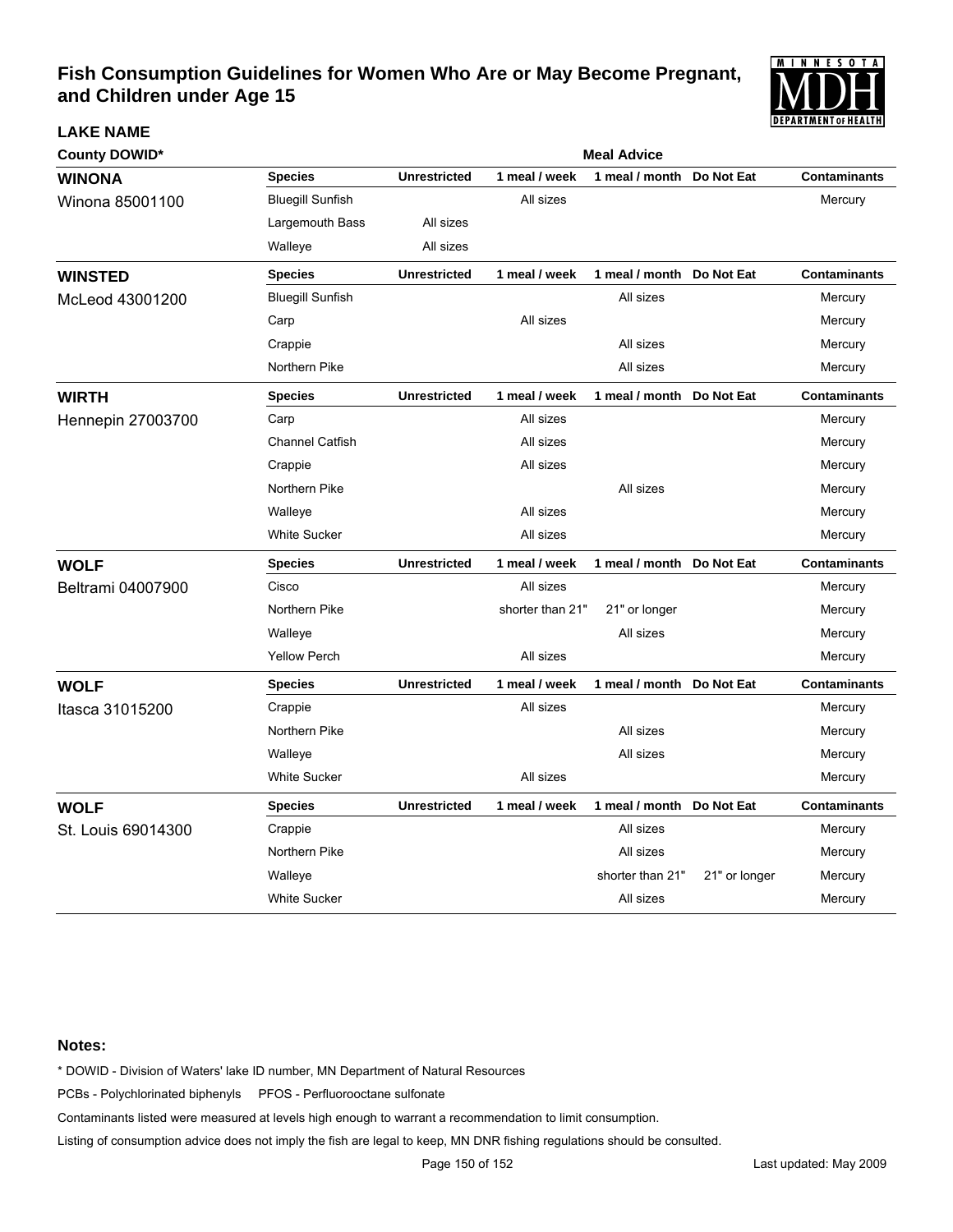# Fish Consumption Guidelines for Women Who Are or May Become Pregnant, and Children under Age 15

| LAKE NAME<br>County DOWID* | Species | Unrestricted | 1 meal / week | 1 meal / month | Do Not Eat | Contaminants |
|---|---|---|---|---|---|---|
| **WINONA**<br>Winona 85001100 | Bluegill Sunfish | | All sizes | | | Mercury |
| | Largemouth Bass | All sizes | | | | |
| | Walleye | All sizes | | | | |
| **WINSTED**<br>McLeod 43001200 | Bluegill Sunfish | | | All sizes | | Mercury |
| | Carp | | All sizes | | | Mercury |
| | Crappie | | | All sizes | | Mercury |
| | Northern Pike | | | All sizes | | Mercury |
| **WIRTH**<br>Hennepin 27003700 | Carp | | All sizes | | | Mercury |
| | Channel Catfish | | All sizes | | | Mercury |
| | Crappie | | All sizes | | | Mercury |
| | Northern Pike | | | All sizes | | Mercury |
| | Walleye | | All sizes | | | Mercury |
| | White Sucker | | All sizes | | | Mercury |
| **WOLF**<br>Beltrami 04007900 | Cisco | | All sizes | | | Mercury |
| | Northern Pike | | shorter than 21" | 21" or longer | | Mercury |
| | Walleye | | | All sizes | | Mercury |
| | Yellow Perch | | All sizes | | | Mercury |
| **WOLF**<br>Itasca 31015200 | Crappie | | All sizes | | | Mercury |
| | Northern Pike | | | All sizes | | Mercury |
| | Walleye | | | All sizes | | Mercury |
| | White Sucker | | All sizes | | | Mercury |
| **WOLF**<br>St. Louis 69014300 | Crappie | | | All sizes | | Mercury |
| | Northern Pike | | | All sizes | | Mercury |
| | Walleye | | | shorter than 21" | 21" or longer | Mercury |
| | White Sucker | | | All sizes | | Mercury |

**Notes:**

* DOWID - Division of Waters' lake ID number, MN Department of Natural Resources

PCBs - Polychlorinated biphenyls PFOS - Perfluorooctane sulfonate

Contaminants listed were measured at levels high enough to warrant a recommendation to limit consumption.

Listing of consumption advice does not imply the fish are legal to keep, MN DNR fishing regulations should be consulted.

Last updated: May 2009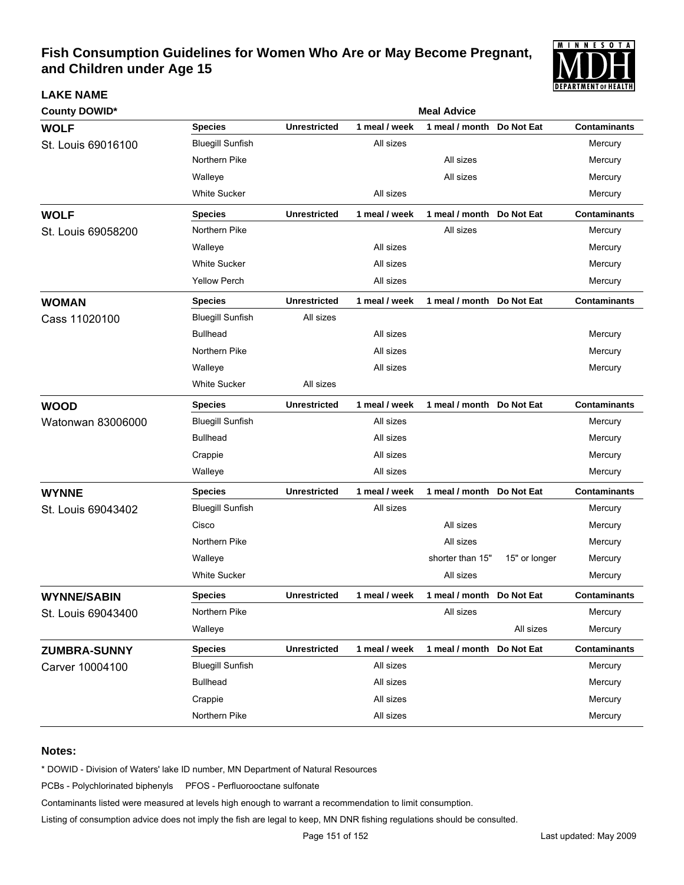# Fish Consumption Guidelines for Women Who Are or May Become Pregnant, and Children under Age 15

| LAKE NAME County DOWID* | Species | Unrestricted | 1 meal / week | 1 meal / month | Do Not Eat | Contaminants |
|---|---|---|---|---|---|---|
| **WOLF** St. Louis 69016100 | Bluegill Sunfish | | All sizes | | | Mercury |
| | Northern Pike | | | All sizes | | Mercury |
| | Walleye | | | All sizes | | Mercury |
| | White Sucker | | All sizes | | | Mercury |
| **WOLF** St. Louis 69058200 | Northern Pike | | | All sizes | | Mercury |
| | Walleye | | All sizes | | | Mercury |
| | White Sucker | | All sizes | | | Mercury |
| | Yellow Perch | | All sizes | | | Mercury |
| **WOMAN** Cass 11020100 | Bluegill Sunfish | All sizes | | | | |
| | Bullhead | | All sizes | | | Mercury |
| | Northern Pike | | All sizes | | | Mercury |
| | Walleye | | All sizes | | | Mercury |
| | White Sucker | All sizes | | | | |
| **WOOD** Watonwan 83006000 | Bluegill Sunfish | | All sizes | | | Mercury |
| | Bullhead | | All sizes | | | Mercury |
| | Crappie | | All sizes | | | Mercury |
| | Walleye | | All sizes | | | Mercury |
| **WYNNE** St. Louis 69043402 | Bluegill Sunfish | | All sizes | | | Mercury |
| | Cisco | | | All sizes | | Mercury |
| | Northern Pike | | | All sizes | | Mercury |
| | Walleye | | | shorter than 15" | 15" or longer | Mercury |
| | White Sucker | | | All sizes | | Mercury |
| **WYNNE/SABIN** St. Louis 69043400 | Northern Pike | | | All sizes | | Mercury |
| | Walleye | | | | All sizes | Mercury |
| **ZUMBRA-SUNNY** Carver 10004100 | Bluegill Sunfish | | All sizes | | | Mercury |
| | Bullhead | | All sizes | | | Mercury |
| | Crappie | | All sizes | | | Mercury |
| | Northern Pike | | All sizes | | | Mercury |

**Notes:**

* DOWID - Division of Waters' lake ID number, MN Department of Natural Resources

PCBs - Polychlorinated biphenyls PFOS - Perfluorooctane sulfonate

Contaminants listed were measured at levels high enough to warrant a recommendation to limit consumption.

Listing of consumption advice does not imply the fish are legal to keep, MN DNR fishing regulations should be consulted.

Last updated: May 2009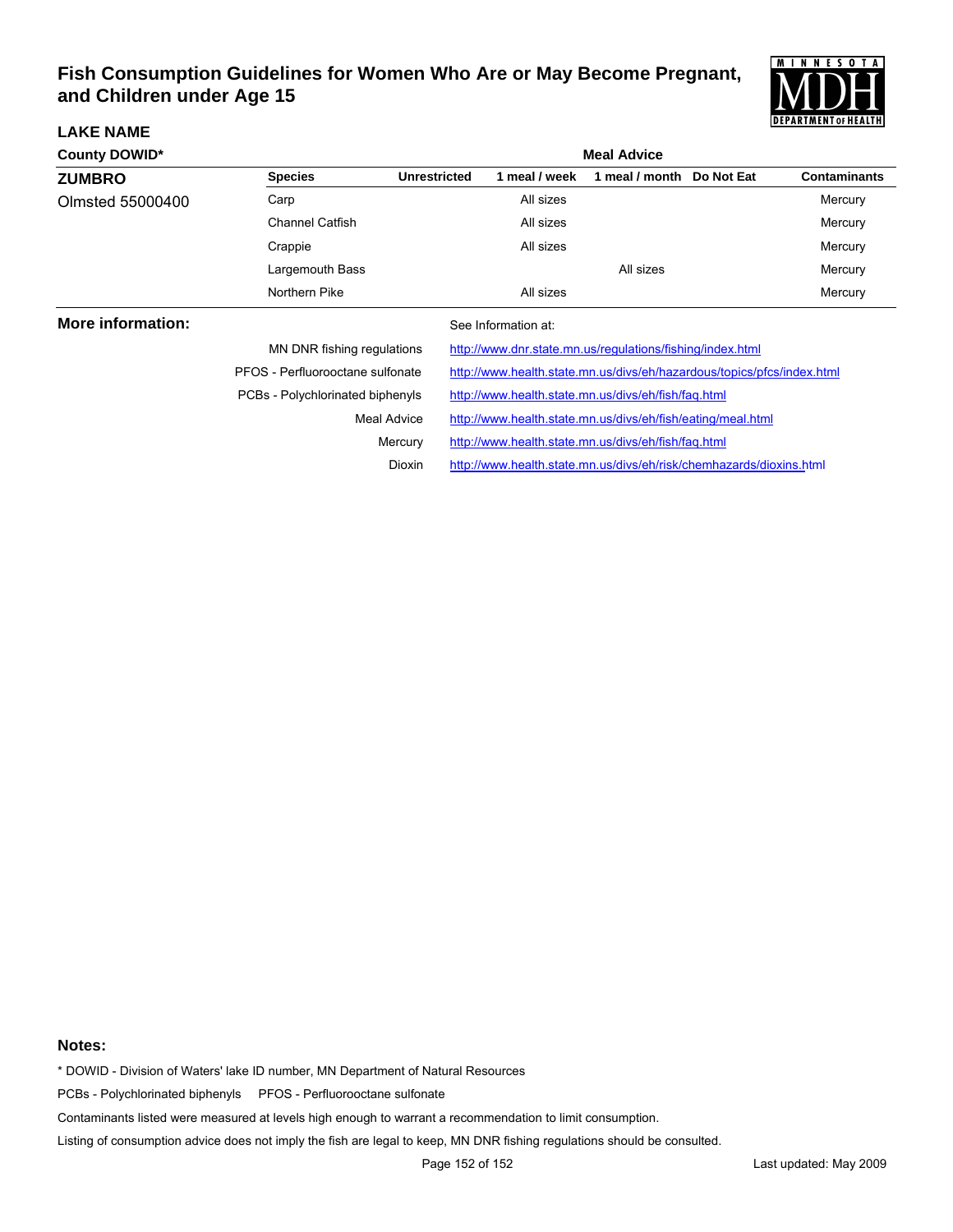# Fish Consumption Guidelines for Women Who Are or May Become Pregnant, and Children under Age 15

| LAKE NAME<br>County DOWID* | Species | Unrestricted | 1 meal / week | 1 meal / month | Do Not Eat | Contaminants |
|---|---|---|---|---|---|---|
| **ZUMBRO**<br>Olmsted 55000400 | Carp | | All sizes | | | Mercury |
| | Channel Catfish | | All sizes | | | Mercury |
| | Crappie | | All sizes | | | Mercury |
| | Largemouth Bass | | | All sizes | | Mercury |
| | Northern Pike | | All sizes | | | Mercury |

Meal Advice columns: Unrestricted, 1 meal / week, 1 meal / month, Do Not Eat

**More information:**

See Information at:

| | |
|---|---|
| MN DNR fishing regulations | http://www.dnr.state.mn.us/regulations/fishing/index.html |
| PFOS - Perfluorooctane sulfonate | http://www.health.state.mn.us/divs/eh/hazardous/topics/pfcs/index.html |
| PCBs - Polychlorinated biphenyls | http://www.health.state.mn.us/divs/eh/fish/faq.html |
| Meal Advice | http://www.health.state.mn.us/divs/eh/fish/eating/meal.html |
| Mercury | http://www.health.state.mn.us/divs/eh/fish/faq.html |
| Dioxin | http://www.health.state.mn.us/divs/eh/risk/chemhazards/dioxins.html |

**Notes:**

* DOWID - Division of Waters' lake ID number, MN Department of Natural Resources

PCBs - Polychlorinated biphenyls PFOS - Perfluorooctane sulfonate

Contaminants listed were measured at levels high enough to warrant a recommendation to limit consumption.

Listing of consumption advice does not imply the fish are legal to keep, MN DNR fishing regulations should be consulted.

Last updated: May 2009